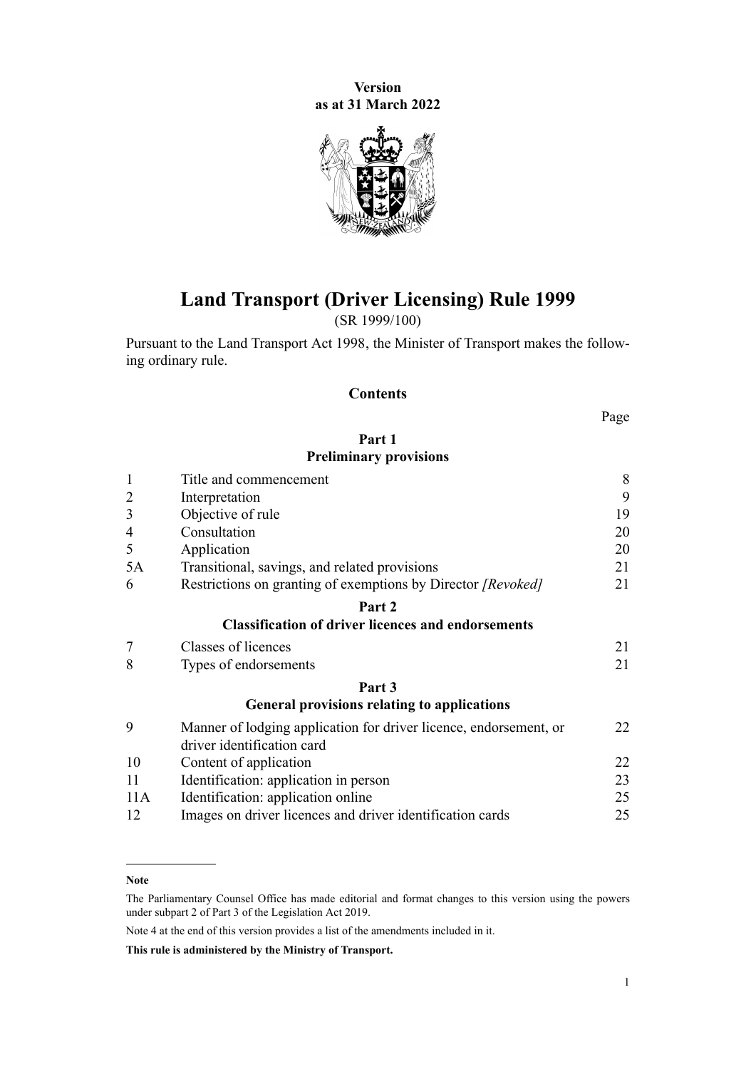**Version**
**as at 31 March 2022**

# Land Transport (Driver Licensing) Rule 1999

(SR 1999/100)

Pursuant to the Land Transport Act 1998, the Minister of Transport makes the following ordinary rule.

## Contents

| | | Page |
|---|---|---|
| | **Part 1** **Preliminary provisions** | |
| 1 | Title and commencement | 8 |
| 2 | Interpretation | 9 |
| 3 | Objective of rule | 19 |
| 4 | Consultation | 20 |
| 5 | Application | 20 |
| 5A | Transitional, savings, and related provisions | 21 |
| 6 | Restrictions on granting of exemptions by Director *[Revoked]* | 21 |
| | **Part 2** **Classification of driver licences and endorsements** | |
| 7 | Classes of licences | 21 |
| 8 | Types of endorsements | 21 |
| | **Part 3** **General provisions relating to applications** | |
| 9 | Manner of lodging application for driver licence, endorsement, or driver identification card | 22 |
| 10 | Content of application | 22 |
| 11 | Identification: application in person | 23 |
| 11A | Identification: application online | 25 |
| 12 | Images on driver licences and driver identification cards | 25 |

**Note**

The Parliamentary Counsel Office has made editorial and format changes to this version using the powers under subpart 2 of Part 3 of the Legislation Act 2019.

Note 4 at the end of this version provides a list of the amendments included in it.

**This rule is administered by the Ministry of Transport.**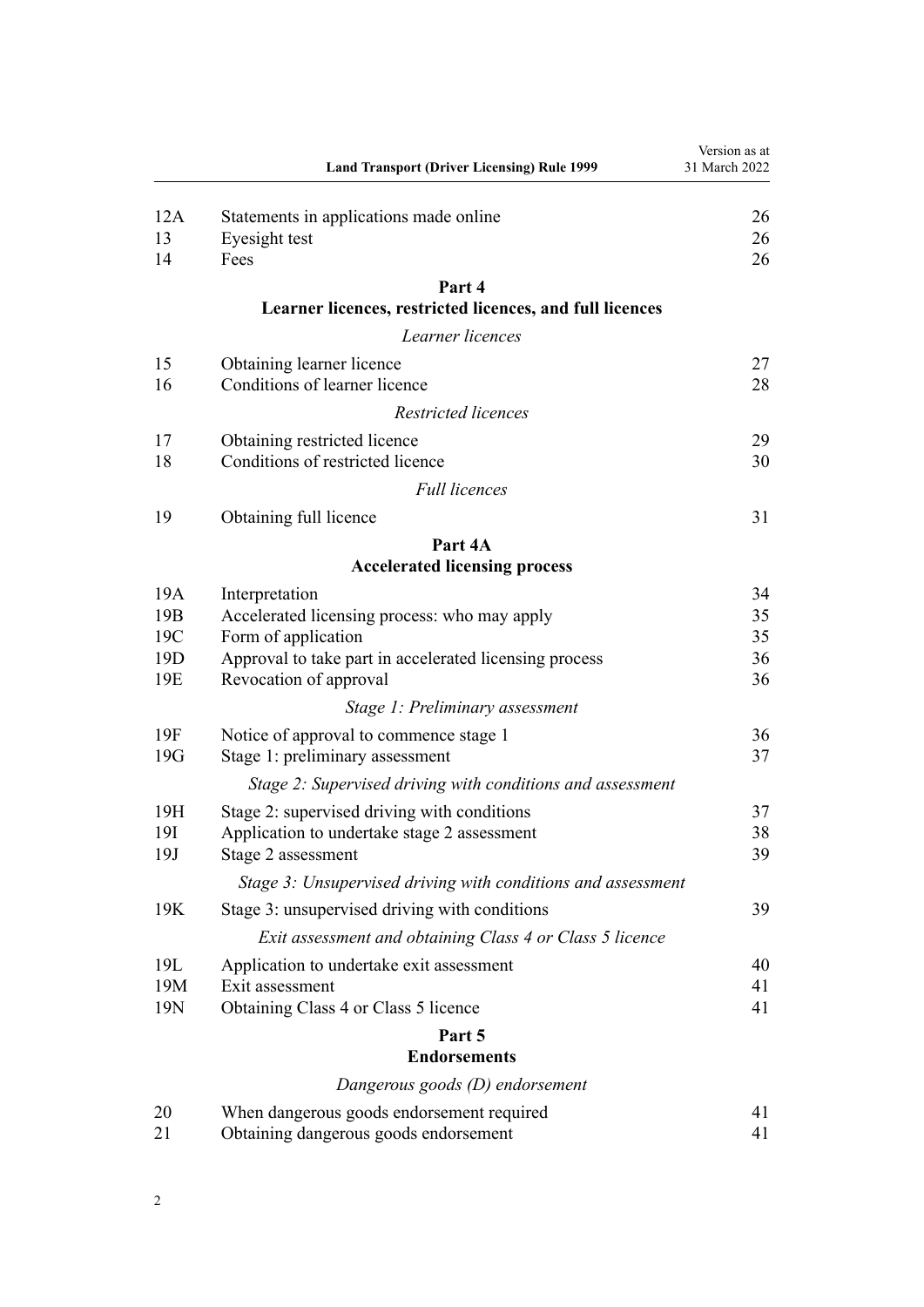| | | |
|---|---|---|
| 12A | Statements in applications made online | 26 |
| 13 | Eyesight test | 26 |
| 14 | Fees | 26 |

## Part 4
## Learner licences, restricted licences, and full licences

*Learner licences*

| | | |
|---|---|---|
| 15 | Obtaining learner licence | 27 |
| 16 | Conditions of learner licence | 28 |

*Restricted licences*

| | | |
|---|---|---|
| 17 | Obtaining restricted licence | 29 |
| 18 | Conditions of restricted licence | 30 |

*Full licences*

| | | |
|---|---|---|
| 19 | Obtaining full licence | 31 |

## Part 4A
## Accelerated licensing process

| | | |
|---|---|---|
| 19A | Interpretation | 34 |
| 19B | Accelerated licensing process: who may apply | 35 |
| 19C | Form of application | 35 |
| 19D | Approval to take part in accelerated licensing process | 36 |
| 19E | Revocation of approval | 36 |

*Stage 1: Preliminary assessment*

| | | |
|---|---|---|
| 19F | Notice of approval to commence stage 1 | 36 |
| 19G | Stage 1: preliminary assessment | 37 |

*Stage 2: Supervised driving with conditions and assessment*

| | | |
|---|---|---|
| 19H | Stage 2: supervised driving with conditions | 37 |
| 19I | Application to undertake stage 2 assessment | 38 |
| 19J | Stage 2 assessment | 39 |

*Stage 3: Unsupervised driving with conditions and assessment*

| | | |
|---|---|---|
| 19K | Stage 3: unsupervised driving with conditions | 39 |

*Exit assessment and obtaining Class 4 or Class 5 licence*

| | | |
|---|---|---|
| 19L | Application to undertake exit assessment | 40 |
| 19M | Exit assessment | 41 |
| 19N | Obtaining Class 4 or Class 5 licence | 41 |

## Part 5
## Endorsements

*Dangerous goods (D) endorsement*

| | | |
|---|---|---|
| 20 | When dangerous goods endorsement required | 41 |
| 21 | Obtaining dangerous goods endorsement | 41 |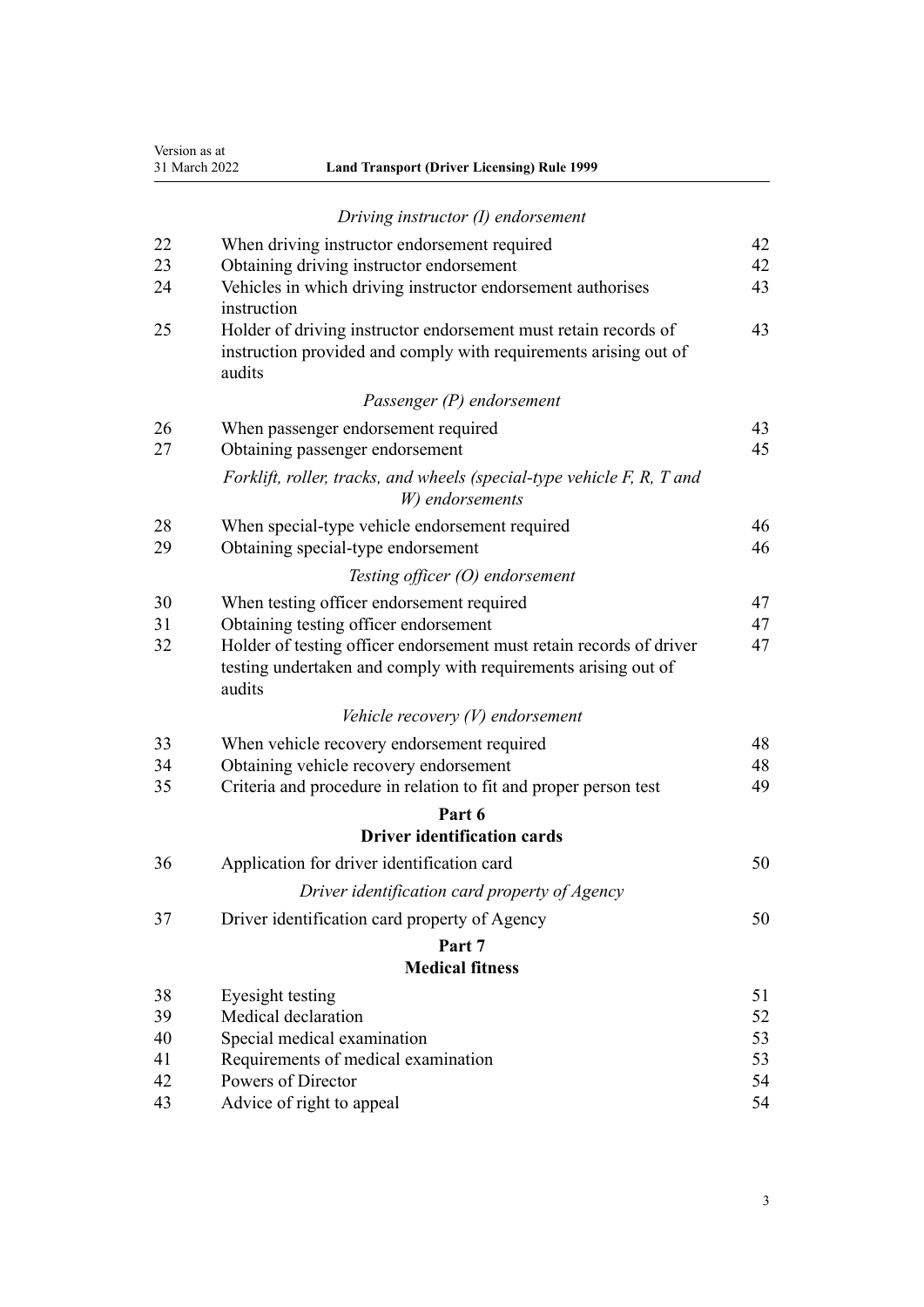*Driving instructor (I) endorsement*

| | | |
|---|---|---|
| 22 | When driving instructor endorsement required | 42 |
| 23 | Obtaining driving instructor endorsement | 42 |
| 24 | Vehicles in which driving instructor endorsement authorises instruction | 43 |
| 25 | Holder of driving instructor endorsement must retain records of instruction provided and comply with requirements arising out of audits | 43 |

*Passenger (P) endorsement*

| | | |
|---|---|---|
| 26 | When passenger endorsement required | 43 |
| 27 | Obtaining passenger endorsement | 45 |

*Forklift, roller, tracks, and wheels (special-type vehicle F, R, T and W) endorsements*

| | | |
|---|---|---|
| 28 | When special-type vehicle endorsement required | 46 |
| 29 | Obtaining special-type endorsement | 46 |

*Testing officer (O) endorsement*

| | | |
|---|---|---|
| 30 | When testing officer endorsement required | 47 |
| 31 | Obtaining testing officer endorsement | 47 |
| 32 | Holder of testing officer endorsement must retain records of driver testing undertaken and comply with requirements arising out of audits | 47 |

*Vehicle recovery (V) endorsement*

| | | |
|---|---|---|
| 33 | When vehicle recovery endorsement required | 48 |
| 34 | Obtaining vehicle recovery endorsement | 48 |
| 35 | Criteria and procedure in relation to fit and proper person test | 49 |

## Part 6
## Driver identification cards

| | | |
|---|---|---|
| 36 | Application for driver identification card | 50 |

*Driver identification card property of Agency*

| | | |
|---|---|---|
| 37 | Driver identification card property of Agency | 50 |

## Part 7
## Medical fitness

| | | |
|---|---|---|
| 38 | Eyesight testing | 51 |
| 39 | Medical declaration | 52 |
| 40 | Special medical examination | 53 |
| 41 | Requirements of medical examination | 53 |
| 42 | Powers of Director | 54 |
| 43 | Advice of right to appeal | 54 |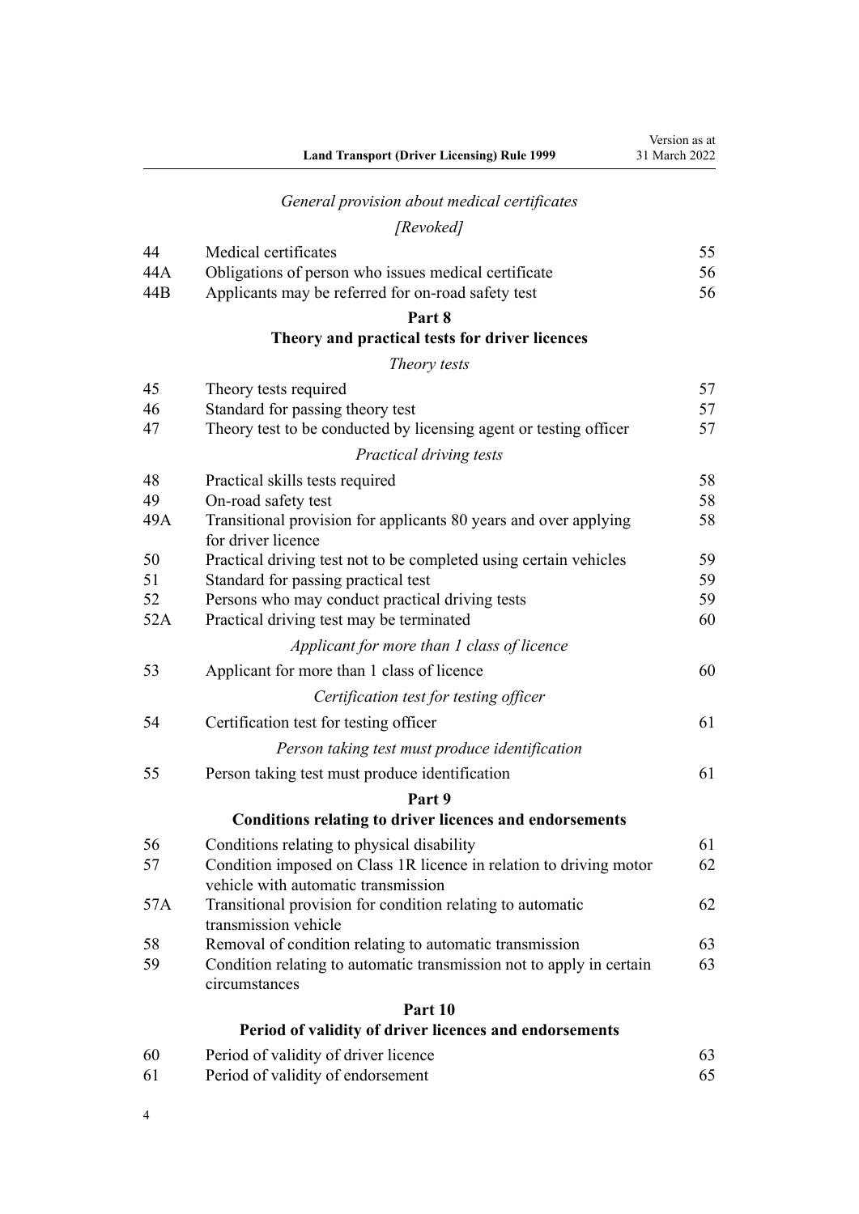*General provision about medical certificates*

*[Revoked]*

| | | |
|---|---|---|
| 44 | Medical certificates | 55 |
| 44A | Obligations of person who issues medical certificate | 56 |
| 44B | Applicants may be referred for on-road safety test | 56 |

## Part 8
## Theory and practical tests for driver licences

*Theory tests*

| | | |
|---|---|---|
| 45 | Theory tests required | 57 |
| 46 | Standard for passing theory test | 57 |
| 47 | Theory test to be conducted by licensing agent or testing officer | 57 |

*Practical driving tests*

| | | |
|---|---|---|
| 48 | Practical skills tests required | 58 |
| 49 | On-road safety test | 58 |
| 49A | Transitional provision for applicants 80 years and over applying for driver licence | 58 |
| 50 | Practical driving test not to be completed using certain vehicles | 59 |
| 51 | Standard for passing practical test | 59 |
| 52 | Persons who may conduct practical driving tests | 59 |
| 52A | Practical driving test may be terminated | 60 |

*Applicant for more than 1 class of licence*

| | | |
|---|---|---|
| 53 | Applicant for more than 1 class of licence | 60 |

*Certification test for testing officer*

| | | |
|---|---|---|
| 54 | Certification test for testing officer | 61 |

*Person taking test must produce identification*

| | | |
|---|---|---|
| 55 | Person taking test must produce identification | 61 |

## Part 9
## Conditions relating to driver licences and endorsements

| | | |
|---|---|---|
| 56 | Conditions relating to physical disability | 61 |
| 57 | Condition imposed on Class 1R licence in relation to driving motor vehicle with automatic transmission | 62 |
| 57A | Transitional provision for condition relating to automatic transmission vehicle | 62 |
| 58 | Removal of condition relating to automatic transmission | 63 |
| 59 | Condition relating to automatic transmission not to apply in certain circumstances | 63 |

## Part 10
## Period of validity of driver licences and endorsements

| | | |
|---|---|---|
| 60 | Period of validity of driver licence | 63 |
| 61 | Period of validity of endorsement | 65 |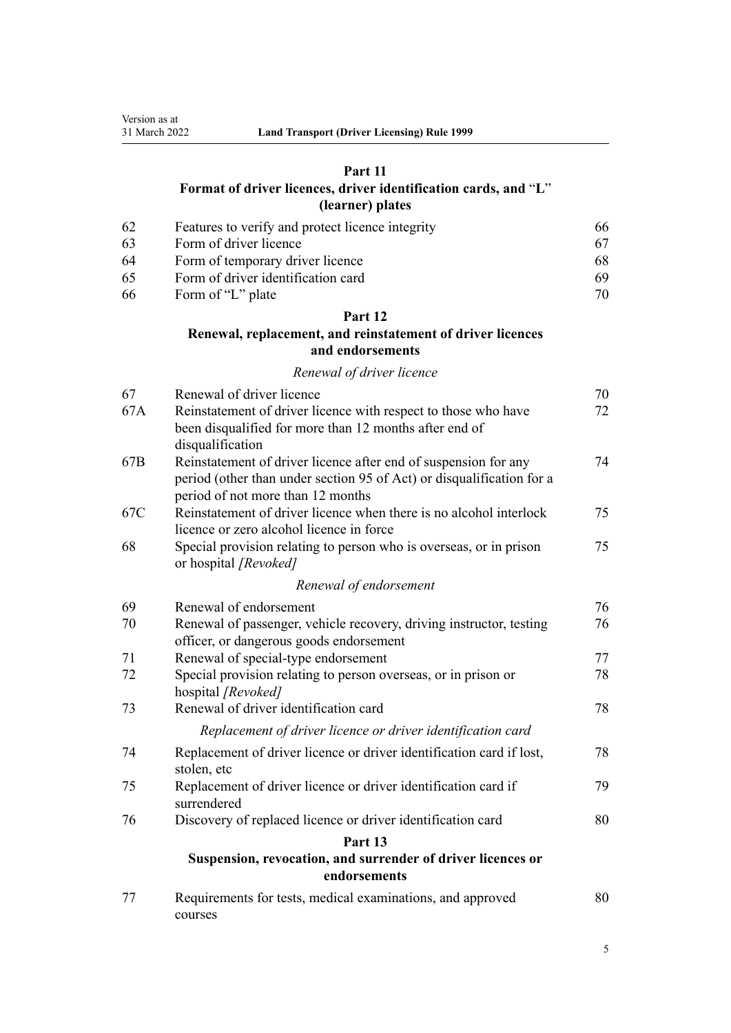## Part 11
## Format of driver licences, driver identification cards, and "L" (learner) plates

| | | |
|---|---|---|
| 62 | Features to verify and protect licence integrity | 66 |
| 63 | Form of driver licence | 67 |
| 64 | Form of temporary driver licence | 68 |
| 65 | Form of driver identification card | 69 |
| 66 | Form of "L" plate | 70 |

## Part 12
## Renewal, replacement, and reinstatement of driver licences and endorsements

*Renewal of driver licence*

| | | |
|---|---|---|
| 67 | Renewal of driver licence | 70 |
| 67A | Reinstatement of driver licence with respect to those who have been disqualified for more than 12 months after end of disqualification | 72 |
| 67B | Reinstatement of driver licence after end of suspension for any period (other than under section 95 of Act) or disqualification for a period of not more than 12 months | 74 |
| 67C | Reinstatement of driver licence when there is no alcohol interlock licence or zero alcohol licence in force | 75 |
| 68 | Special provision relating to person who is overseas, or in prison or hospital *[Revoked]* | 75 |

*Renewal of endorsement*

| | | |
|---|---|---|
| 69 | Renewal of endorsement | 76 |
| 70 | Renewal of passenger, vehicle recovery, driving instructor, testing officer, or dangerous goods endorsement | 76 |
| 71 | Renewal of special-type endorsement | 77 |
| 72 | Special provision relating to person overseas, or in prison or hospital *[Revoked]* | 78 |
| 73 | Renewal of driver identification card | 78 |

*Replacement of driver licence or driver identification card*

| | | |
|---|---|---|
| 74 | Replacement of driver licence or driver identification card if lost, stolen, etc | 78 |
| 75 | Replacement of driver licence or driver identification card if surrendered | 79 |
| 76 | Discovery of replaced licence or driver identification card | 80 |

## Part 13
## Suspension, revocation, and surrender of driver licences or endorsements

| | | |
|---|---|---|
| 77 | Requirements for tests, medical examinations, and approved courses | 80 |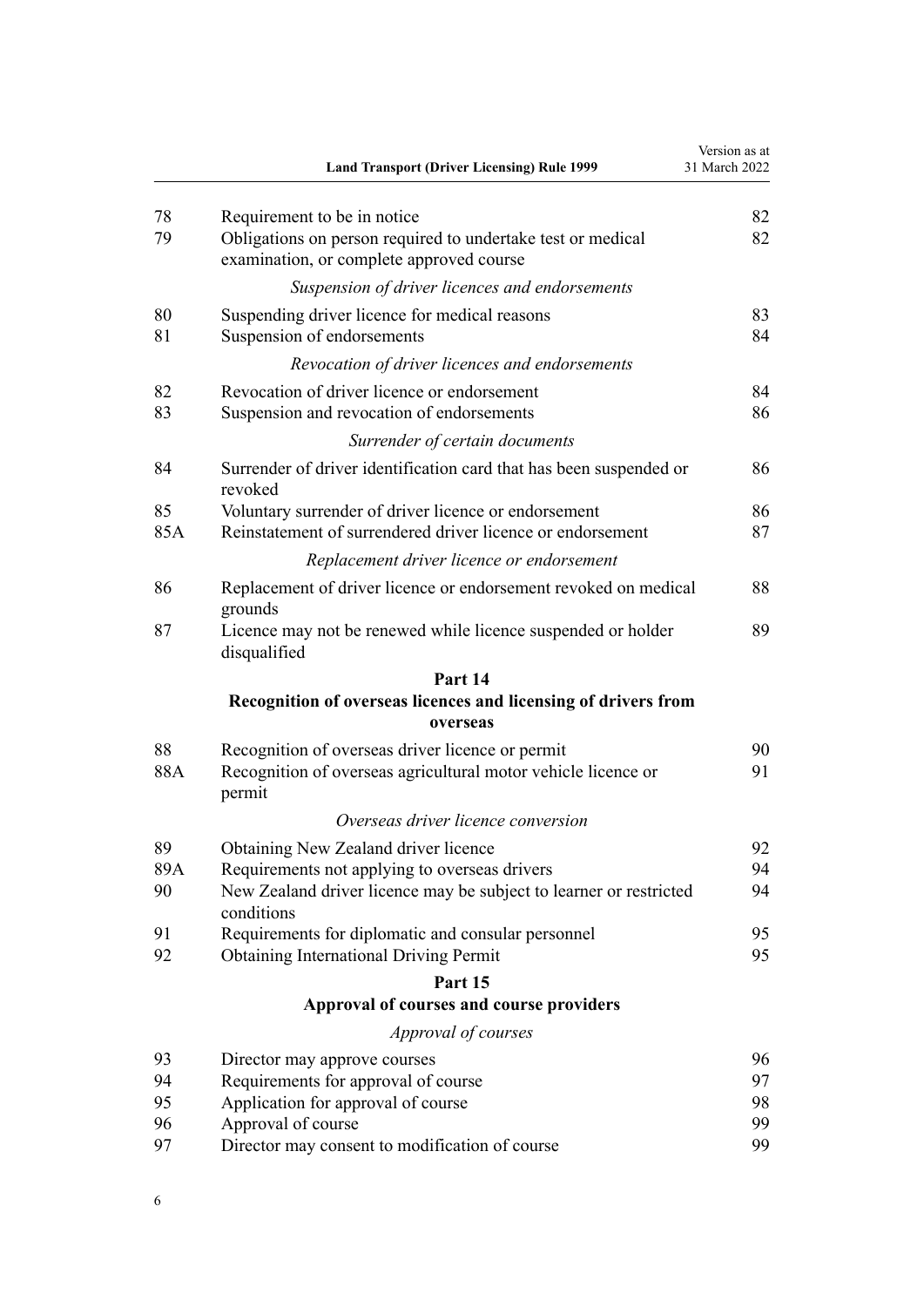| | | |
|---|---|---|
| 78 | Requirement to be in notice | 82 |
| 79 | Obligations on person required to undertake test or medical examination, or complete approved course | 82 |
| | *Suspension of driver licences and endorsements* | |
| 80 | Suspending driver licence for medical reasons | 83 |
| 81 | Suspension of endorsements | 84 |
| | *Revocation of driver licences and endorsements* | |
| 82 | Revocation of driver licence or endorsement | 84 |
| 83 | Suspension and revocation of endorsements | 86 |
| | *Surrender of certain documents* | |
| 84 | Surrender of driver identification card that has been suspended or revoked | 86 |
| 85 | Voluntary surrender of driver licence or endorsement | 86 |
| 85A | Reinstatement of surrendered driver licence or endorsement | 87 |
| | *Replacement driver licence or endorsement* | |
| 86 | Replacement of driver licence or endorsement revoked on medical grounds | 88 |
| 87 | Licence may not be renewed while licence suspended or holder disqualified | 89 |
| | **Part 14** **Recognition of overseas licences and licensing of drivers from overseas** | |
| 88 | Recognition of overseas driver licence or permit | 90 |
| 88A | Recognition of overseas agricultural motor vehicle licence or permit | 91 |
| | *Overseas driver licence conversion* | |
| 89 | Obtaining New Zealand driver licence | 92 |
| 89A | Requirements not applying to overseas drivers | 94 |
| 90 | New Zealand driver licence may be subject to learner or restricted conditions | 94 |
| 91 | Requirements for diplomatic and consular personnel | 95 |
| 92 | Obtaining International Driving Permit | 95 |
| | **Part 15** **Approval of courses and course providers** | |
| | *Approval of courses* | |
| 93 | Director may approve courses | 96 |
| 94 | Requirements for approval of course | 97 |
| 95 | Application for approval of course | 98 |
| 96 | Approval of course | 99 |
| 97 | Director may consent to modification of course | 99 |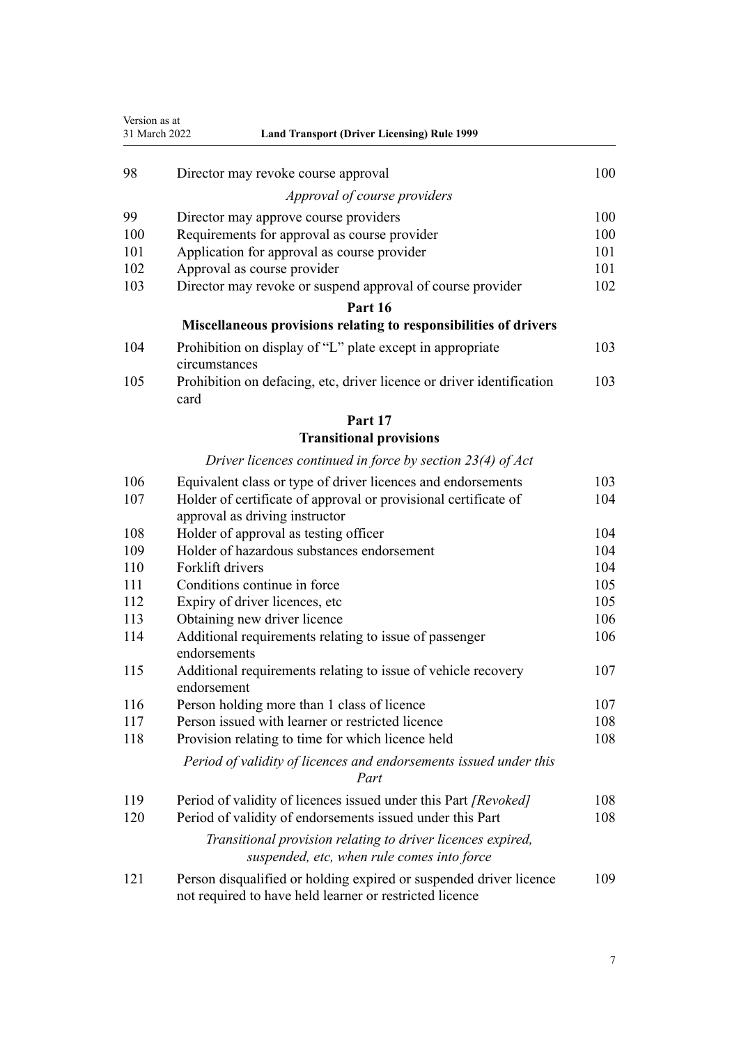| | | |
|---|---|---|
| 98 | Director may revoke course approval | 100 |
| | *Approval of course providers* | |
| 99 | Director may approve course providers | 100 |
| 100 | Requirements for approval as course provider | 100 |
| 101 | Application for approval as course provider | 101 |
| 102 | Approval as course provider | 101 |
| 103 | Director may revoke or suspend approval of course provider | 102 |

**Part 16**

**Miscellaneous provisions relating to responsibilities of drivers**

| | | |
|---|---|---|
| 104 | Prohibition on display of "L" plate except in appropriate circumstances | 103 |
| 105 | Prohibition on defacing, etc, driver licence or driver identification card | 103 |

**Part 17**

**Transitional provisions**

*Driver licences continued in force by section 23(4) of Act*

| | | |
|---|---|---|
| 106 | Equivalent class or type of driver licences and endorsements | 103 |
| 107 | Holder of certificate of approval or provisional certificate of approval as driving instructor | 104 |
| 108 | Holder of approval as testing officer | 104 |
| 109 | Holder of hazardous substances endorsement | 104 |
| 110 | Forklift drivers | 104 |
| 111 | Conditions continue in force | 105 |
| 112 | Expiry of driver licences, etc | 105 |
| 113 | Obtaining new driver licence | 106 |
| 114 | Additional requirements relating to issue of passenger endorsements | 106 |
| 115 | Additional requirements relating to issue of vehicle recovery endorsement | 107 |
| 116 | Person holding more than 1 class of licence | 107 |
| 117 | Person issued with learner or restricted licence | 108 |
| 118 | Provision relating to time for which licence held | 108 |

*Period of validity of licences and endorsements issued under this Part*

| | | |
|---|---|---|
| 119 | Period of validity of licences issued under this Part *[Revoked]* | 108 |
| 120 | Period of validity of endorsements issued under this Part | 108 |

*Transitional provision relating to driver licences expired, suspended, etc, when rule comes into force*

| | | |
|---|---|---|
| 121 | Person disqualified or holding expired or suspended driver licence not required to have held learner or restricted licence | 109 |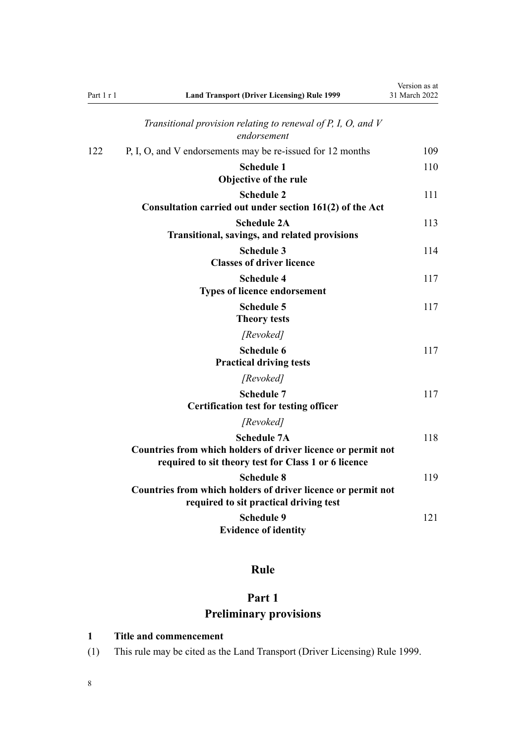*Transitional provision relating to renewal of P, I, O, and V endorsement*

122 P, I, O, and V endorsements may be re-issued for 12 months 109

**Schedule 1**
**Objective of the rule** 110

**Schedule 2**
**Consultation carried out under section 161(2) of the Act** 111

**Schedule 2A**
**Transitional, savings, and related provisions** 113

**Schedule 3**
**Classes of driver licence** 114

**Schedule 4**
**Types of licence endorsement** 117

**Schedule 5**
**Theory tests** 117

*[Revoked]*

**Schedule 6**
**Practical driving tests** 117

*[Revoked]*

**Schedule 7**
**Certification test for testing officer** 117

*[Revoked]*

**Schedule 7A**
**Countries from which holders of driver licence or permit not required to sit theory test for Class 1 or 6 licence** 118

**Schedule 8**
**Countries from which holders of driver licence or permit not required to sit practical driving test** 119

**Schedule 9**
**Evidence of identity** 121

# Rule

## Part 1
## Preliminary provisions

### 1 Title and commencement

(1) This rule may be cited as the Land Transport (Driver Licensing) Rule 1999.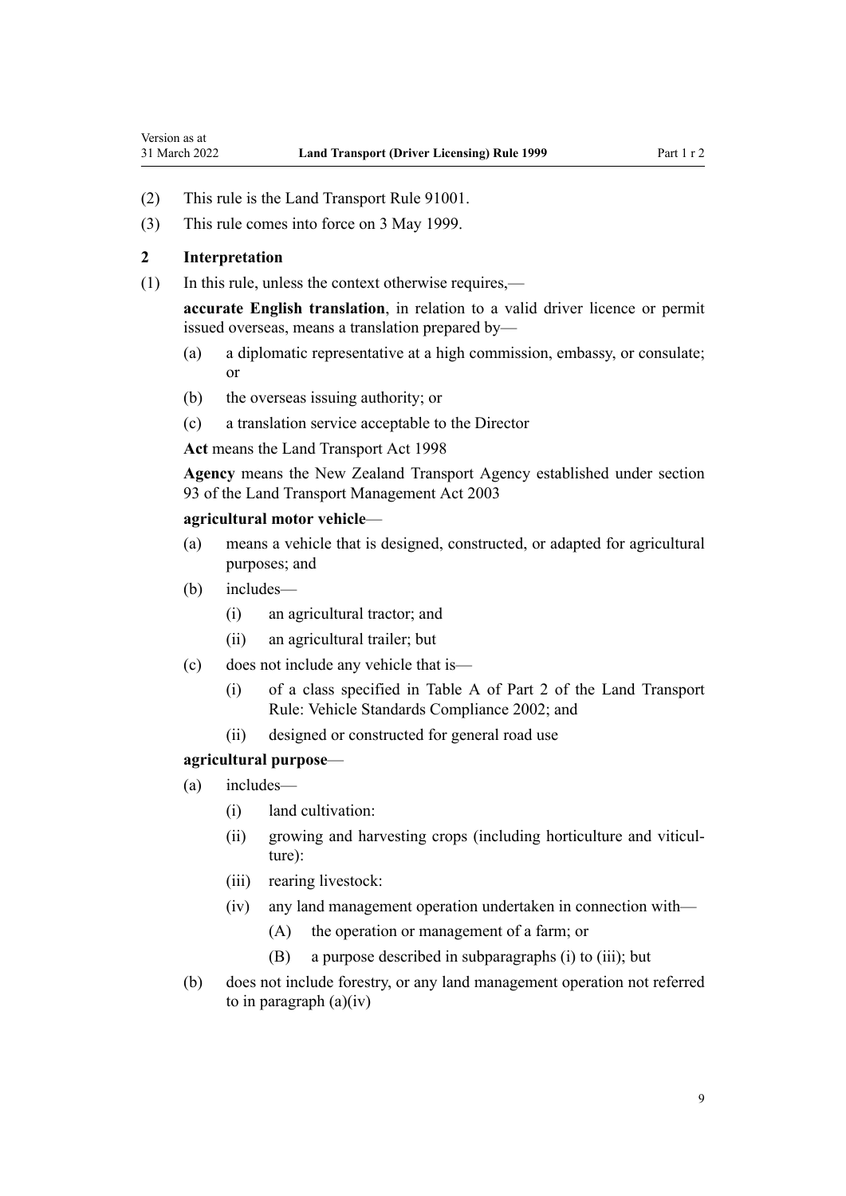(2) This rule is the Land Transport Rule 91001.

(3) This rule comes into force on 3 May 1999.

### 2 Interpretation

(1) In this rule, unless the context otherwise requires,—

**accurate English translation**, in relation to a valid driver licence or permit issued overseas, means a translation prepared by—

- (a) a diplomatic representative at a high commission, embassy, or consulate; or
- (b) the overseas issuing authority; or
- (c) a translation service acceptable to the Director

**Act** means the Land Transport Act 1998

**Agency** means the New Zealand Transport Agency established under section 93 of the Land Transport Management Act 2003

**agricultural motor vehicle**—

- (a) means a vehicle that is designed, constructed, or adapted for agricultural purposes; and
- (b) includes—
  - (i) an agricultural tractor; and
  - (ii) an agricultural trailer; but
- (c) does not include any vehicle that is—
  - (i) of a class specified in Table A of Part 2 of the Land Transport Rule: Vehicle Standards Compliance 2002; and
  - (ii) designed or constructed for general road use

**agricultural purpose**—

- (a) includes—
  - (i) land cultivation:
  - (ii) growing and harvesting crops (including horticulture and viticulture):
  - (iii) rearing livestock:
  - (iv) any land management operation undertaken in connection with—
    - (A) the operation or management of a farm; or
    - (B) a purpose described in subparagraphs (i) to (iii); but
- (b) does not include forestry, or any land management operation not referred to in paragraph (a)(iv)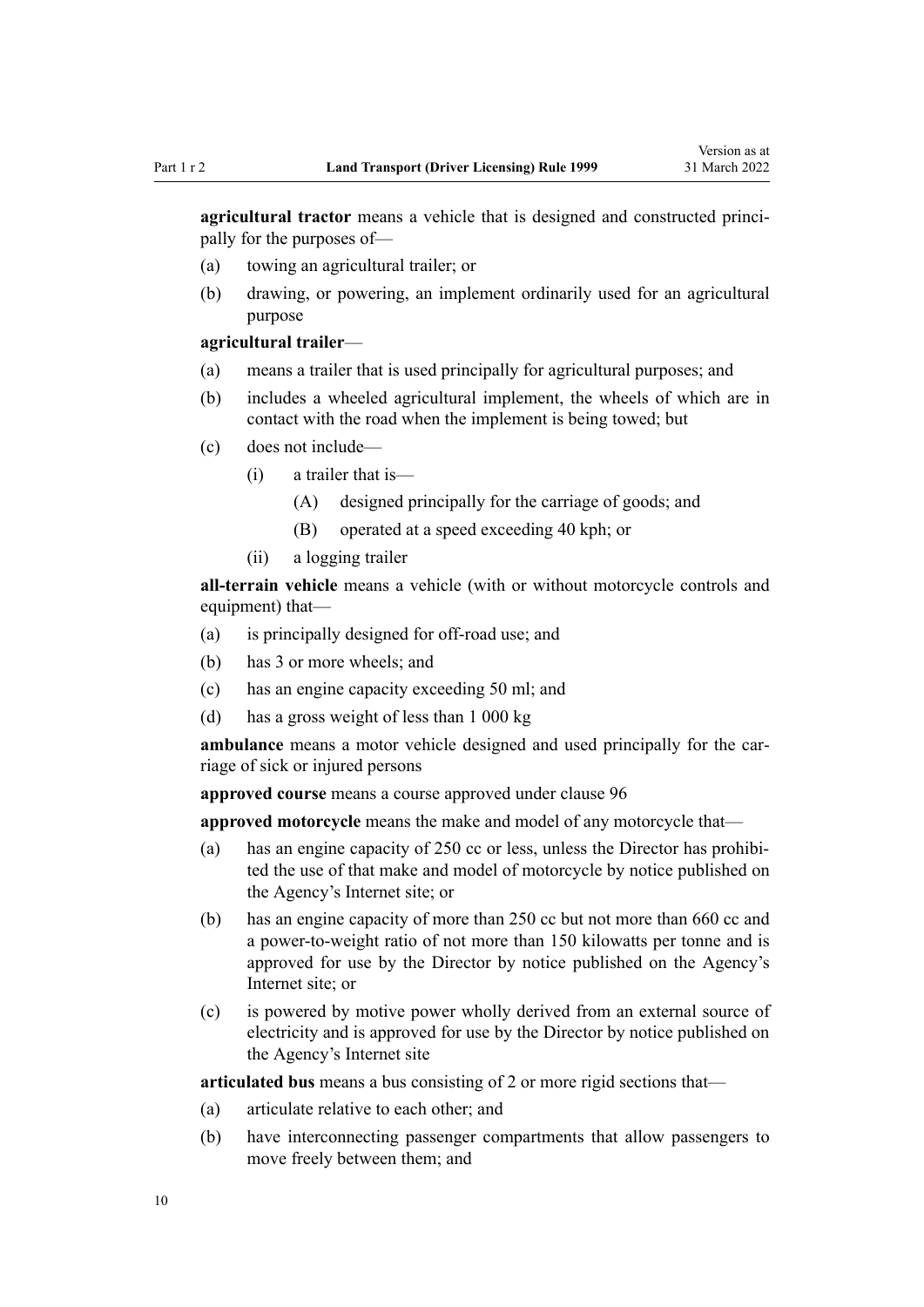**agricultural tractor** means a vehicle that is designed and constructed principally for the purposes of—

(a) towing an agricultural trailer; or

(b) drawing, or powering, an implement ordinarily used for an agricultural purpose

**agricultural trailer**—

(a) means a trailer that is used principally for agricultural purposes; and

(b) includes a wheeled agricultural implement, the wheels of which are in contact with the road when the implement is being towed; but

(c) does not include—

  (i) a trailer that is—

    (A) designed principally for the carriage of goods; and

    (B) operated at a speed exceeding 40 kph; or

  (ii) a logging trailer

**all-terrain vehicle** means a vehicle (with or without motorcycle controls and equipment) that—

(a) is principally designed for off-road use; and

(b) has 3 or more wheels; and

(c) has an engine capacity exceeding 50 ml; and

(d) has a gross weight of less than 1 000 kg

**ambulance** means a motor vehicle designed and used principally for the carriage of sick or injured persons

**approved course** means a course approved under clause 96

**approved motorcycle** means the make and model of any motorcycle that—

(a) has an engine capacity of 250 cc or less, unless the Director has prohibited the use of that make and model of motorcycle by notice published on the Agency's Internet site; or

(b) has an engine capacity of more than 250 cc but not more than 660 cc and a power-to-weight ratio of not more than 150 kilowatts per tonne and is approved for use by the Director by notice published on the Agency's Internet site; or

(c) is powered by motive power wholly derived from an external source of electricity and is approved for use by the Director by notice published on the Agency's Internet site

**articulated bus** means a bus consisting of 2 or more rigid sections that—

(a) articulate relative to each other; and

(b) have interconnecting passenger compartments that allow passengers to move freely between them; and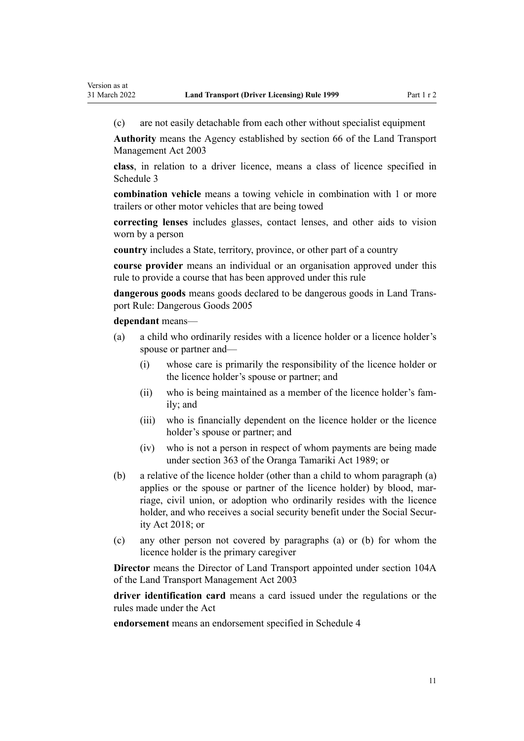(c) are not easily detachable from each other without specialist equipment

**Authority** means the Agency established by section 66 of the Land Transport Management Act 2003

**class**, in relation to a driver licence, means a class of licence specified in Schedule 3

**combination vehicle** means a towing vehicle in combination with 1 or more trailers or other motor vehicles that are being towed

**correcting lenses** includes glasses, contact lenses, and other aids to vision worn by a person

**country** includes a State, territory, province, or other part of a country

**course provider** means an individual or an organisation approved under this rule to provide a course that has been approved under this rule

**dangerous goods** means goods declared to be dangerous goods in Land Transport Rule: Dangerous Goods 2005

**dependant** means—

(a) a child who ordinarily resides with a licence holder or a licence holder's spouse or partner and—

  (i) whose care is primarily the responsibility of the licence holder or the licence holder's spouse or partner; and

  (ii) who is being maintained as a member of the licence holder's family; and

  (iii) who is financially dependent on the licence holder or the licence holder's spouse or partner; and

  (iv) who is not a person in respect of whom payments are being made under section 363 of the Oranga Tamariki Act 1989; or

(b) a relative of the licence holder (other than a child to whom paragraph (a) applies or the spouse or partner of the licence holder) by blood, marriage, civil union, or adoption who ordinarily resides with the licence holder, and who receives a social security benefit under the Social Security Act 2018; or

(c) any other person not covered by paragraphs (a) or (b) for whom the licence holder is the primary caregiver

**Director** means the Director of Land Transport appointed under section 104A of the Land Transport Management Act 2003

**driver identification card** means a card issued under the regulations or the rules made under the Act

**endorsement** means an endorsement specified in Schedule 4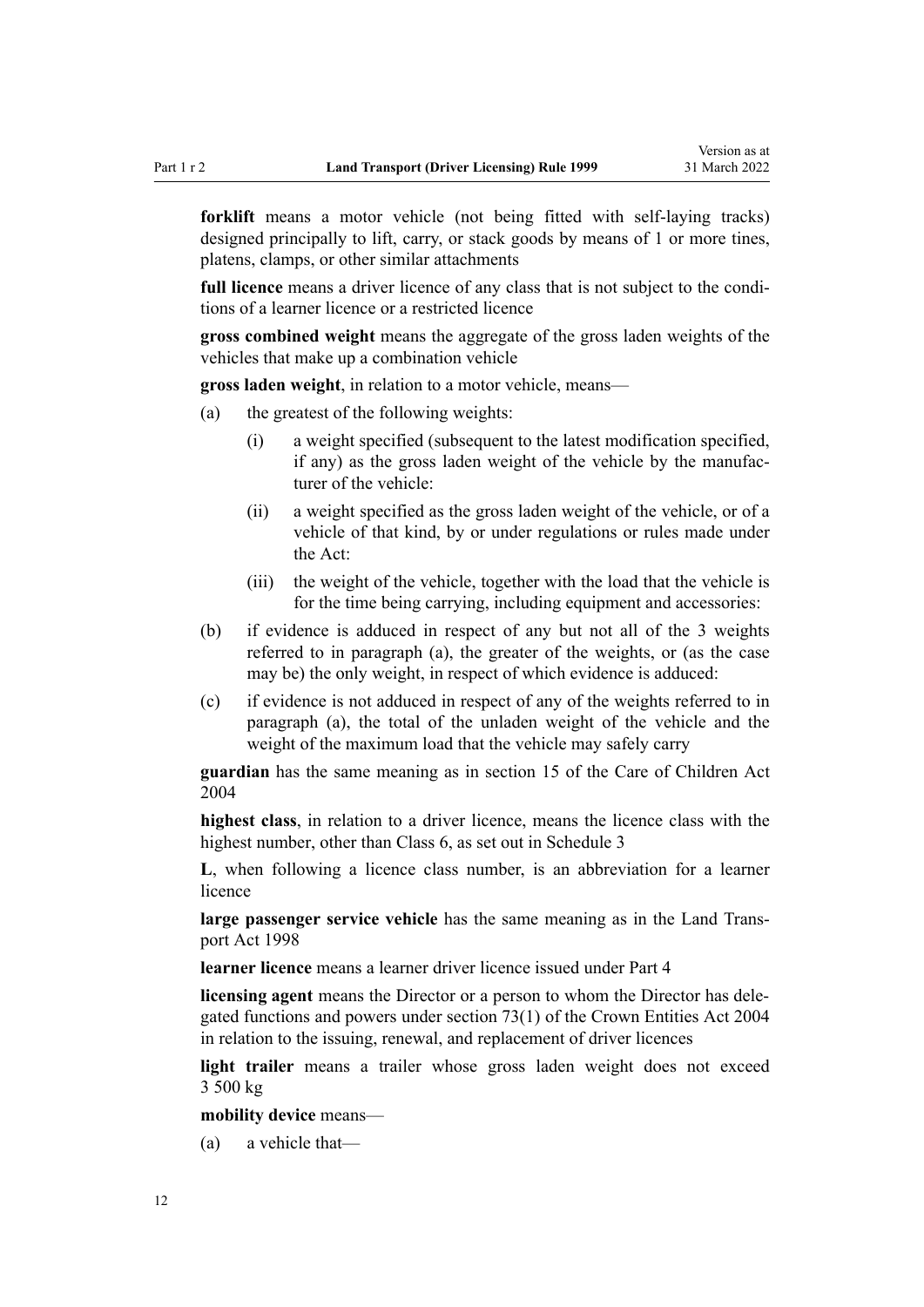**forklift** means a motor vehicle (not being fitted with self-laying tracks) designed principally to lift, carry, or stack goods by means of 1 or more tines, platens, clamps, or other similar attachments

**full licence** means a driver licence of any class that is not subject to the conditions of a learner licence or a restricted licence

**gross combined weight** means the aggregate of the gross laden weights of the vehicles that make up a combination vehicle

**gross laden weight**, in relation to a motor vehicle, means—

(a) the greatest of the following weights:

  (i) a weight specified (subsequent to the latest modification specified, if any) as the gross laden weight of the vehicle by the manufacturer of the vehicle:

  (ii) a weight specified as the gross laden weight of the vehicle, or of a vehicle of that kind, by or under regulations or rules made under the Act:

  (iii) the weight of the vehicle, together with the load that the vehicle is for the time being carrying, including equipment and accessories:

(b) if evidence is adduced in respect of any but not all of the 3 weights referred to in paragraph (a), the greater of the weights, or (as the case may be) the only weight, in respect of which evidence is adduced:

(c) if evidence is not adduced in respect of any of the weights referred to in paragraph (a), the total of the unladen weight of the vehicle and the weight of the maximum load that the vehicle may safely carry

**guardian** has the same meaning as in section 15 of the Care of Children Act 2004

**highest class**, in relation to a driver licence, means the licence class with the highest number, other than Class 6, as set out in Schedule 3

**L**, when following a licence class number, is an abbreviation for a learner licence

**large passenger service vehicle** has the same meaning as in the Land Transport Act 1998

**learner licence** means a learner driver licence issued under Part 4

**licensing agent** means the Director or a person to whom the Director has delegated functions and powers under section 73(1) of the Crown Entities Act 2004 in relation to the issuing, renewal, and replacement of driver licences

**light trailer** means a trailer whose gross laden weight does not exceed 3 500 kg

**mobility device** means—

(a) a vehicle that—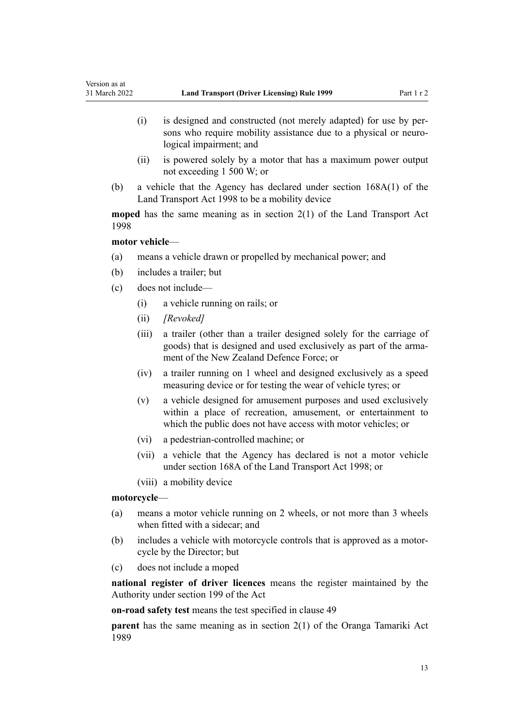(i) is designed and constructed (not merely adapted) for use by persons who require mobility assistance due to a physical or neurological impairment; and

(ii) is powered solely by a motor that has a maximum power output not exceeding 1 500 W; or

(b) a vehicle that the Agency has declared under section 168A(1) of the Land Transport Act 1998 to be a mobility device

**moped** has the same meaning as in section 2(1) of the Land Transport Act 1998

**motor vehicle**—

(a) means a vehicle drawn or propelled by mechanical power; and

(b) includes a trailer; but

(c) does not include—

(i) a vehicle running on rails; or

(ii) *[Revoked]*

(iii) a trailer (other than a trailer designed solely for the carriage of goods) that is designed and used exclusively as part of the armament of the New Zealand Defence Force; or

(iv) a trailer running on 1 wheel and designed exclusively as a speed measuring device or for testing the wear of vehicle tyres; or

(v) a vehicle designed for amusement purposes and used exclusively within a place of recreation, amusement, or entertainment to which the public does not have access with motor vehicles; or

(vi) a pedestrian-controlled machine; or

(vii) a vehicle that the Agency has declared is not a motor vehicle under section 168A of the Land Transport Act 1998; or

(viii) a mobility device

**motorcycle**—

(a) means a motor vehicle running on 2 wheels, or not more than 3 wheels when fitted with a sidecar; and

(b) includes a vehicle with motorcycle controls that is approved as a motorcycle by the Director; but

(c) does not include a moped

**national register of driver licences** means the register maintained by the Authority under section 199 of the Act

**on-road safety test** means the test specified in clause 49

**parent** has the same meaning as in section 2(1) of the Oranga Tamariki Act 1989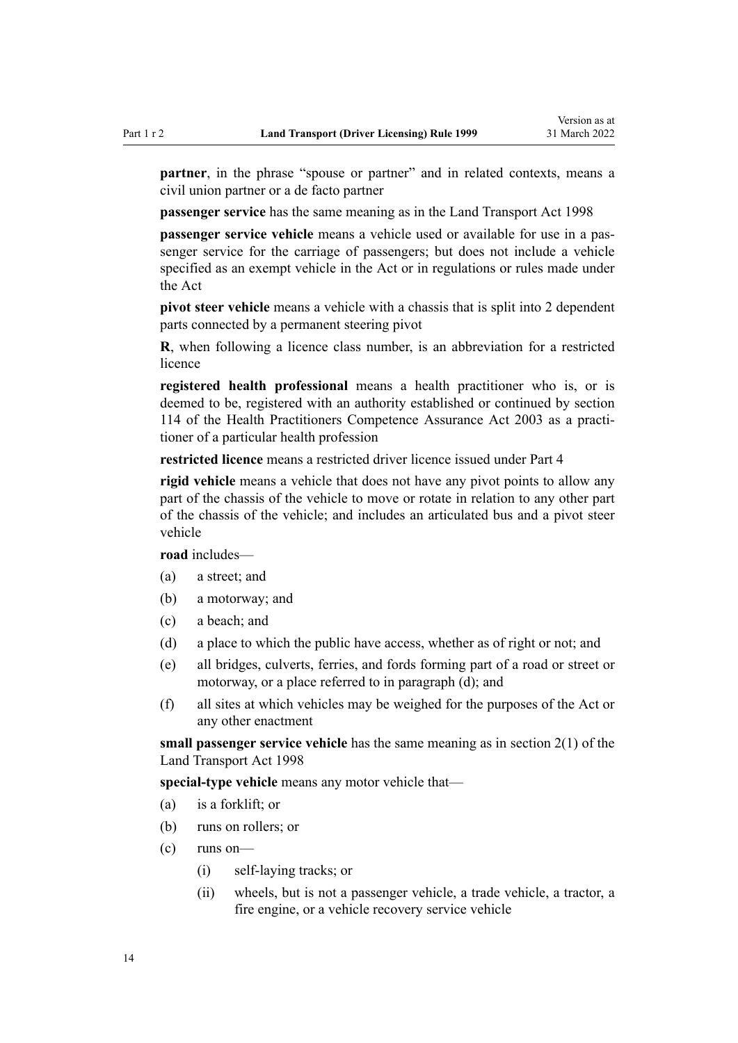**partner**, in the phrase "spouse or partner" and in related contexts, means a civil union partner or a de facto partner

**passenger service** has the same meaning as in the Land Transport Act 1998

**passenger service vehicle** means a vehicle used or available for use in a passenger service for the carriage of passengers; but does not include a vehicle specified as an exempt vehicle in the Act or in regulations or rules made under the Act

**pivot steer vehicle** means a vehicle with a chassis that is split into 2 dependent parts connected by a permanent steering pivot

**R**, when following a licence class number, is an abbreviation for a restricted licence

**registered health professional** means a health practitioner who is, or is deemed to be, registered with an authority established or continued by section 114 of the Health Practitioners Competence Assurance Act 2003 as a practitioner of a particular health profession

**restricted licence** means a restricted driver licence issued under Part 4

**rigid vehicle** means a vehicle that does not have any pivot points to allow any part of the chassis of the vehicle to move or rotate in relation to any other part of the chassis of the vehicle; and includes an articulated bus and a pivot steer vehicle

**road** includes—

(a) a street; and

(b) a motorway; and

(c) a beach; and

(d) a place to which the public have access, whether as of right or not; and

(e) all bridges, culverts, ferries, and fords forming part of a road or street or motorway, or a place referred to in paragraph (d); and

(f) all sites at which vehicles may be weighed for the purposes of the Act or any other enactment

**small passenger service vehicle** has the same meaning as in section 2(1) of the Land Transport Act 1998

**special-type vehicle** means any motor vehicle that—

(a) is a forklift; or

(b) runs on rollers; or

(c) runs on—

  (i) self-laying tracks; or

  (ii) wheels, but is not a passenger vehicle, a trade vehicle, a tractor, a fire engine, or a vehicle recovery service vehicle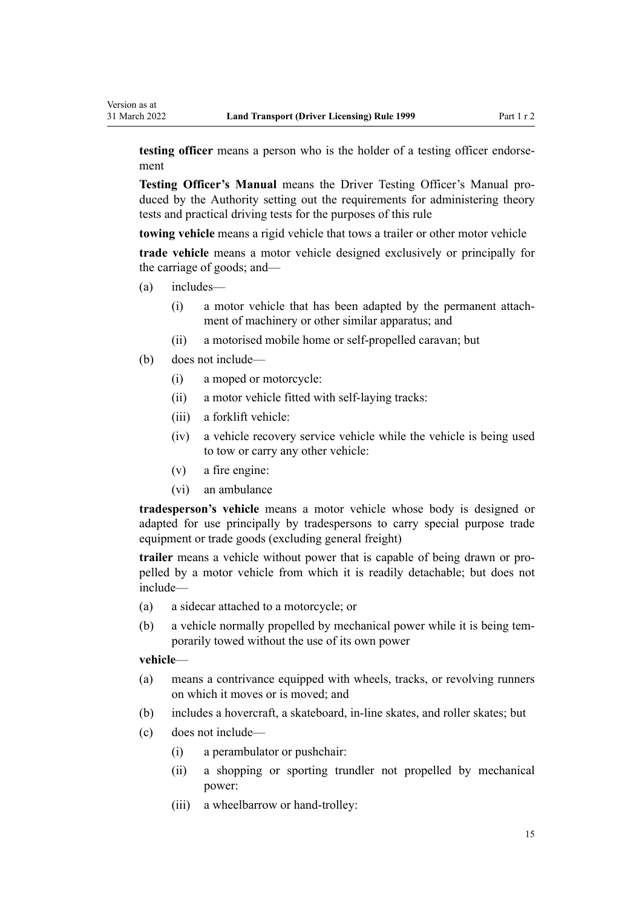**testing officer** means a person who is the holder of a testing officer endorsement

**Testing Officer's Manual** means the Driver Testing Officer's Manual produced by the Authority setting out the requirements for administering theory tests and practical driving tests for the purposes of this rule

**towing vehicle** means a rigid vehicle that tows a trailer or other motor vehicle

**trade vehicle** means a motor vehicle designed exclusively or principally for the carriage of goods; and—

- (a) includes—
  - (i) a motor vehicle that has been adapted by the permanent attachment of machinery or other similar apparatus; and
  - (ii) a motorised mobile home or self-propelled caravan; but
- (b) does not include—
  - (i) a moped or motorcycle:
  - (ii) a motor vehicle fitted with self-laying tracks:
  - (iii) a forklift vehicle:
  - (iv) a vehicle recovery service vehicle while the vehicle is being used to tow or carry any other vehicle:
  - (v) a fire engine:
  - (vi) an ambulance

**tradesperson's vehicle** means a motor vehicle whose body is designed or adapted for use principally by tradespersons to carry special purpose trade equipment or trade goods (excluding general freight)

**trailer** means a vehicle without power that is capable of being drawn or propelled by a motor vehicle from which it is readily detachable; but does not include—

- (a) a sidecar attached to a motorcycle; or
- (b) a vehicle normally propelled by mechanical power while it is being temporarily towed without the use of its own power

**vehicle**—

- (a) means a contrivance equipped with wheels, tracks, or revolving runners on which it moves or is moved; and
- (b) includes a hovercraft, a skateboard, in-line skates, and roller skates; but
- (c) does not include—
  - (i) a perambulator or pushchair:
  - (ii) a shopping or sporting trundler not propelled by mechanical power:
  - (iii) a wheelbarrow or hand-trolley: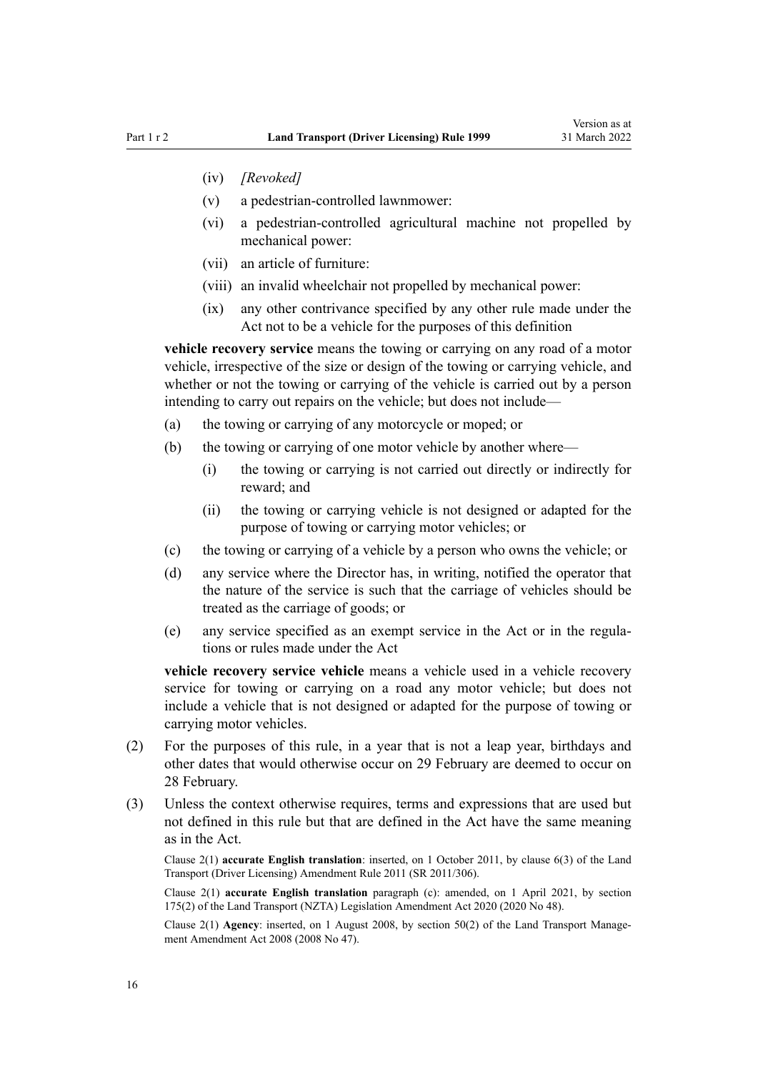- (iv) *[Revoked]*
- (v) a pedestrian-controlled lawnmower:
- (vi) a pedestrian-controlled agricultural machine not propelled by mechanical power:
- (vii) an article of furniture:
- (viii) an invalid wheelchair not propelled by mechanical power:
- (ix) any other contrivance specified by any other rule made under the Act not to be a vehicle for the purposes of this definition

**vehicle recovery service** means the towing or carrying on any road of a motor vehicle, irrespective of the size or design of the towing or carrying vehicle, and whether or not the towing or carrying of the vehicle is carried out by a person intending to carry out repairs on the vehicle; but does not include—

- (a) the towing or carrying of any motorcycle or moped; or
- (b) the towing or carrying of one motor vehicle by another where—
  - (i) the towing or carrying is not carried out directly or indirectly for reward; and
  - (ii) the towing or carrying vehicle is not designed or adapted for the purpose of towing or carrying motor vehicles; or
- (c) the towing or carrying of a vehicle by a person who owns the vehicle; or
- (d) any service where the Director has, in writing, notified the operator that the nature of the service is such that the carriage of vehicles should be treated as the carriage of goods; or
- (e) any service specified as an exempt service in the Act or in the regulations or rules made under the Act

**vehicle recovery service vehicle** means a vehicle used in a vehicle recovery service for towing or carrying on a road any motor vehicle; but does not include a vehicle that is not designed or adapted for the purpose of towing or carrying motor vehicles.

(2) For the purposes of this rule, in a year that is not a leap year, birthdays and other dates that would otherwise occur on 29 February are deemed to occur on 28 February.

(3) Unless the context otherwise requires, terms and expressions that are used but not defined in this rule but that are defined in the Act have the same meaning as in the Act.

Clause 2(1) **accurate English translation**: inserted, on 1 October 2011, by clause 6(3) of the Land Transport (Driver Licensing) Amendment Rule 2011 (SR 2011/306).

Clause 2(1) **accurate English translation** paragraph (c): amended, on 1 April 2021, by section 175(2) of the Land Transport (NZTA) Legislation Amendment Act 2020 (2020 No 48).

Clause 2(1) **Agency**: inserted, on 1 August 2008, by section 50(2) of the Land Transport Management Amendment Act 2008 (2008 No 47).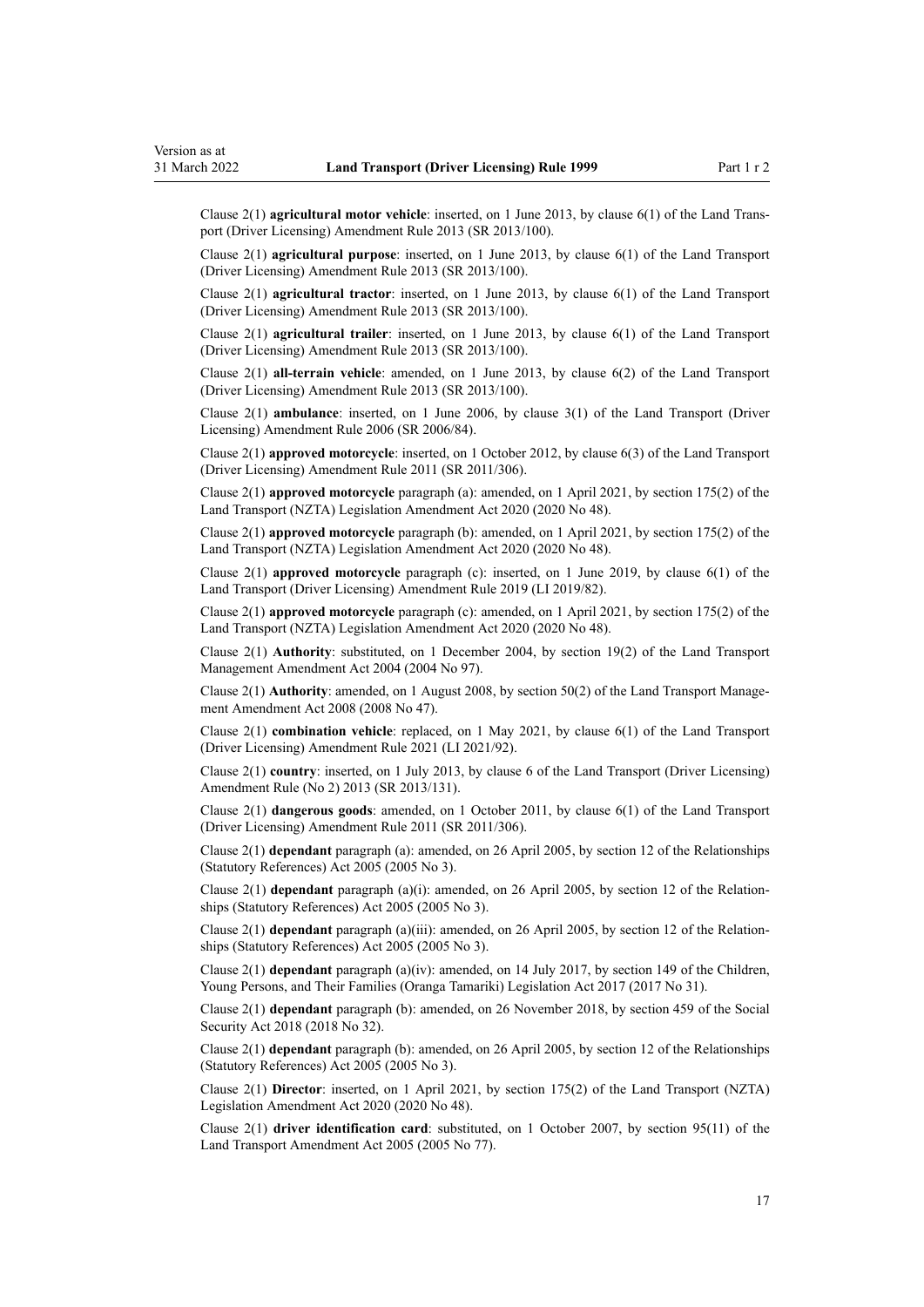Clause 2(1) **agricultural motor vehicle**: inserted, on 1 June 2013, by clause 6(1) of the Land Transport (Driver Licensing) Amendment Rule 2013 (SR 2013/100).

Clause 2(1) **agricultural purpose**: inserted, on 1 June 2013, by clause 6(1) of the Land Transport (Driver Licensing) Amendment Rule 2013 (SR 2013/100).

Clause 2(1) **agricultural tractor**: inserted, on 1 June 2013, by clause 6(1) of the Land Transport (Driver Licensing) Amendment Rule 2013 (SR 2013/100).

Clause 2(1) **agricultural trailer**: inserted, on 1 June 2013, by clause 6(1) of the Land Transport (Driver Licensing) Amendment Rule 2013 (SR 2013/100).

Clause 2(1) **all-terrain vehicle**: amended, on 1 June 2013, by clause 6(2) of the Land Transport (Driver Licensing) Amendment Rule 2013 (SR 2013/100).

Clause 2(1) **ambulance**: inserted, on 1 June 2006, by clause 3(1) of the Land Transport (Driver Licensing) Amendment Rule 2006 (SR 2006/84).

Clause 2(1) **approved motorcycle**: inserted, on 1 October 2012, by clause 6(3) of the Land Transport (Driver Licensing) Amendment Rule 2011 (SR 2011/306).

Clause 2(1) **approved motorcycle** paragraph (a): amended, on 1 April 2021, by section 175(2) of the Land Transport (NZTA) Legislation Amendment Act 2020 (2020 No 48).

Clause 2(1) **approved motorcycle** paragraph (b): amended, on 1 April 2021, by section 175(2) of the Land Transport (NZTA) Legislation Amendment Act 2020 (2020 No 48).

Clause 2(1) **approved motorcycle** paragraph (c): inserted, on 1 June 2019, by clause 6(1) of the Land Transport (Driver Licensing) Amendment Rule 2019 (LI 2019/82).

Clause 2(1) **approved motorcycle** paragraph (c): amended, on 1 April 2021, by section 175(2) of the Land Transport (NZTA) Legislation Amendment Act 2020 (2020 No 48).

Clause 2(1) **Authority**: substituted, on 1 December 2004, by section 19(2) of the Land Transport Management Amendment Act 2004 (2004 No 97).

Clause 2(1) **Authority**: amended, on 1 August 2008, by section 50(2) of the Land Transport Management Amendment Act 2008 (2008 No 47).

Clause 2(1) **combination vehicle**: replaced, on 1 May 2021, by clause 6(1) of the Land Transport (Driver Licensing) Amendment Rule 2021 (LI 2021/92).

Clause 2(1) **country**: inserted, on 1 July 2013, by clause 6 of the Land Transport (Driver Licensing) Amendment Rule (No 2) 2013 (SR 2013/131).

Clause 2(1) **dangerous goods**: amended, on 1 October 2011, by clause 6(1) of the Land Transport (Driver Licensing) Amendment Rule 2011 (SR 2011/306).

Clause 2(1) **dependant** paragraph (a): amended, on 26 April 2005, by section 12 of the Relationships (Statutory References) Act 2005 (2005 No 3).

Clause 2(1) **dependant** paragraph (a)(i): amended, on 26 April 2005, by section 12 of the Relationships (Statutory References) Act 2005 (2005 No 3).

Clause 2(1) **dependant** paragraph (a)(iii): amended, on 26 April 2005, by section 12 of the Relationships (Statutory References) Act 2005 (2005 No 3).

Clause 2(1) **dependant** paragraph (a)(iv): amended, on 14 July 2017, by section 149 of the Children, Young Persons, and Their Families (Oranga Tamariki) Legislation Act 2017 (2017 No 31).

Clause 2(1) **dependant** paragraph (b): amended, on 26 November 2018, by section 459 of the Social Security Act 2018 (2018 No 32).

Clause 2(1) **dependant** paragraph (b): amended, on 26 April 2005, by section 12 of the Relationships (Statutory References) Act 2005 (2005 No 3).

Clause 2(1) **Director**: inserted, on 1 April 2021, by section 175(2) of the Land Transport (NZTA) Legislation Amendment Act 2020 (2020 No 48).

Clause 2(1) **driver identification card**: substituted, on 1 October 2007, by section 95(11) of the Land Transport Amendment Act 2005 (2005 No 77).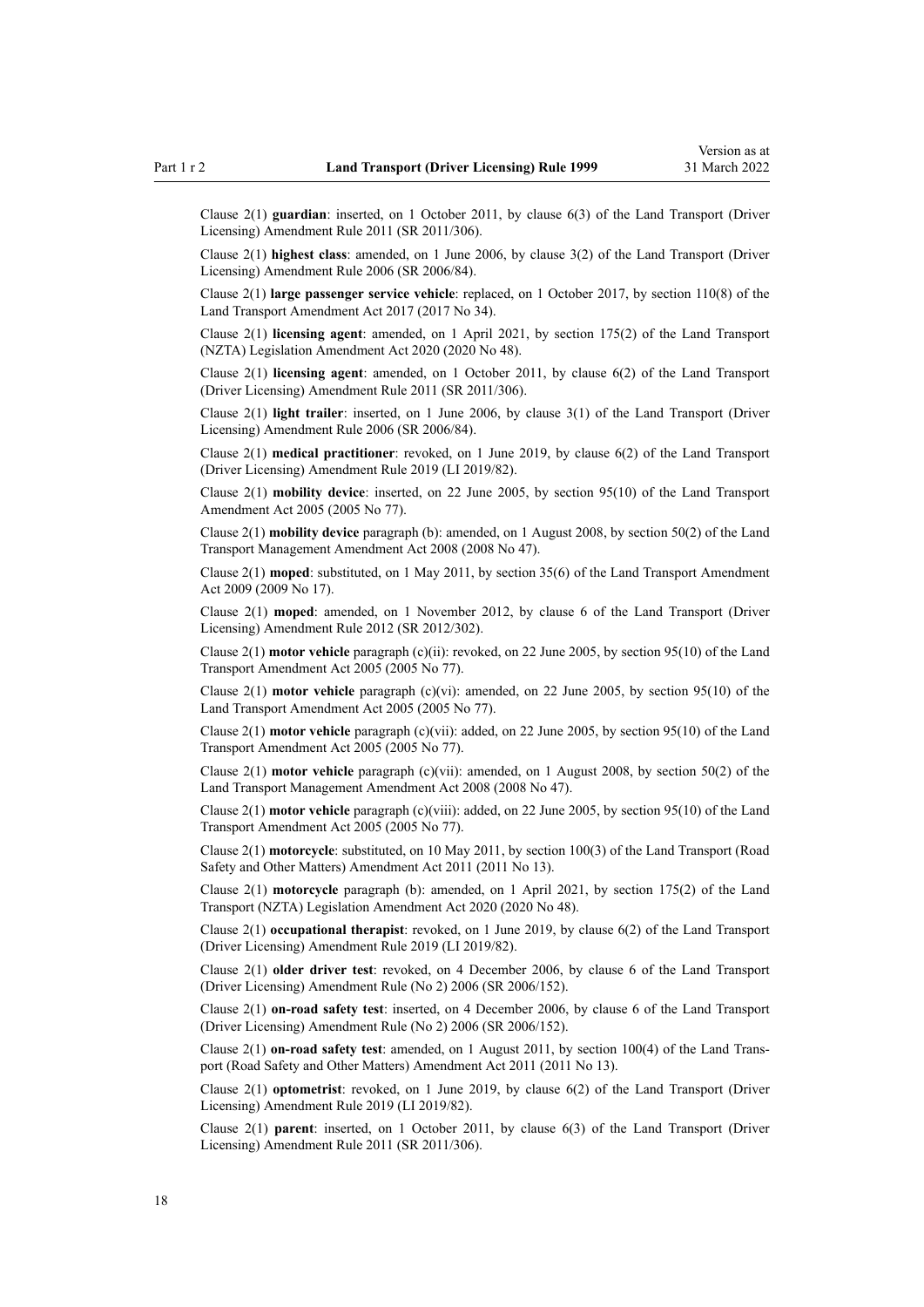Clause 2(1) **guardian**: inserted, on 1 October 2011, by clause 6(3) of the Land Transport (Driver Licensing) Amendment Rule 2011 (SR 2011/306).

Clause 2(1) **highest class**: amended, on 1 June 2006, by clause 3(2) of the Land Transport (Driver Licensing) Amendment Rule 2006 (SR 2006/84).

Clause 2(1) **large passenger service vehicle**: replaced, on 1 October 2017, by section 110(8) of the Land Transport Amendment Act 2017 (2017 No 34).

Clause 2(1) **licensing agent**: amended, on 1 April 2021, by section 175(2) of the Land Transport (NZTA) Legislation Amendment Act 2020 (2020 No 48).

Clause 2(1) **licensing agent**: amended, on 1 October 2011, by clause 6(2) of the Land Transport (Driver Licensing) Amendment Rule 2011 (SR 2011/306).

Clause 2(1) **light trailer**: inserted, on 1 June 2006, by clause 3(1) of the Land Transport (Driver Licensing) Amendment Rule 2006 (SR 2006/84).

Clause 2(1) **medical practitioner**: revoked, on 1 June 2019, by clause 6(2) of the Land Transport (Driver Licensing) Amendment Rule 2019 (LI 2019/82).

Clause 2(1) **mobility device**: inserted, on 22 June 2005, by section 95(10) of the Land Transport Amendment Act 2005 (2005 No 77).

Clause 2(1) **mobility device** paragraph (b): amended, on 1 August 2008, by section 50(2) of the Land Transport Management Amendment Act 2008 (2008 No 47).

Clause 2(1) **moped**: substituted, on 1 May 2011, by section 35(6) of the Land Transport Amendment Act 2009 (2009 No 17).

Clause 2(1) **moped**: amended, on 1 November 2012, by clause 6 of the Land Transport (Driver Licensing) Amendment Rule 2012 (SR 2012/302).

Clause 2(1) **motor vehicle** paragraph (c)(ii): revoked, on 22 June 2005, by section 95(10) of the Land Transport Amendment Act 2005 (2005 No 77).

Clause 2(1) **motor vehicle** paragraph (c)(vi): amended, on 22 June 2005, by section 95(10) of the Land Transport Amendment Act 2005 (2005 No 77).

Clause 2(1) **motor vehicle** paragraph (c)(vii): added, on 22 June 2005, by section 95(10) of the Land Transport Amendment Act 2005 (2005 No 77).

Clause 2(1) **motor vehicle** paragraph (c)(vii): amended, on 1 August 2008, by section 50(2) of the Land Transport Management Amendment Act 2008 (2008 No 47).

Clause 2(1) **motor vehicle** paragraph (c)(viii): added, on 22 June 2005, by section 95(10) of the Land Transport Amendment Act 2005 (2005 No 77).

Clause 2(1) **motorcycle**: substituted, on 10 May 2011, by section 100(3) of the Land Transport (Road Safety and Other Matters) Amendment Act 2011 (2011 No 13).

Clause 2(1) **motorcycle** paragraph (b): amended, on 1 April 2021, by section 175(2) of the Land Transport (NZTA) Legislation Amendment Act 2020 (2020 No 48).

Clause 2(1) **occupational therapist**: revoked, on 1 June 2019, by clause 6(2) of the Land Transport (Driver Licensing) Amendment Rule 2019 (LI 2019/82).

Clause 2(1) **older driver test**: revoked, on 4 December 2006, by clause 6 of the Land Transport (Driver Licensing) Amendment Rule (No 2) 2006 (SR 2006/152).

Clause 2(1) **on-road safety test**: inserted, on 4 December 2006, by clause 6 of the Land Transport (Driver Licensing) Amendment Rule (No 2) 2006 (SR 2006/152).

Clause 2(1) **on-road safety test**: amended, on 1 August 2011, by section 100(4) of the Land Transport (Road Safety and Other Matters) Amendment Act 2011 (2011 No 13).

Clause 2(1) **optometrist**: revoked, on 1 June 2019, by clause 6(2) of the Land Transport (Driver Licensing) Amendment Rule 2019 (LI 2019/82).

Clause 2(1) **parent**: inserted, on 1 October 2011, by clause 6(3) of the Land Transport (Driver Licensing) Amendment Rule 2011 (SR 2011/306).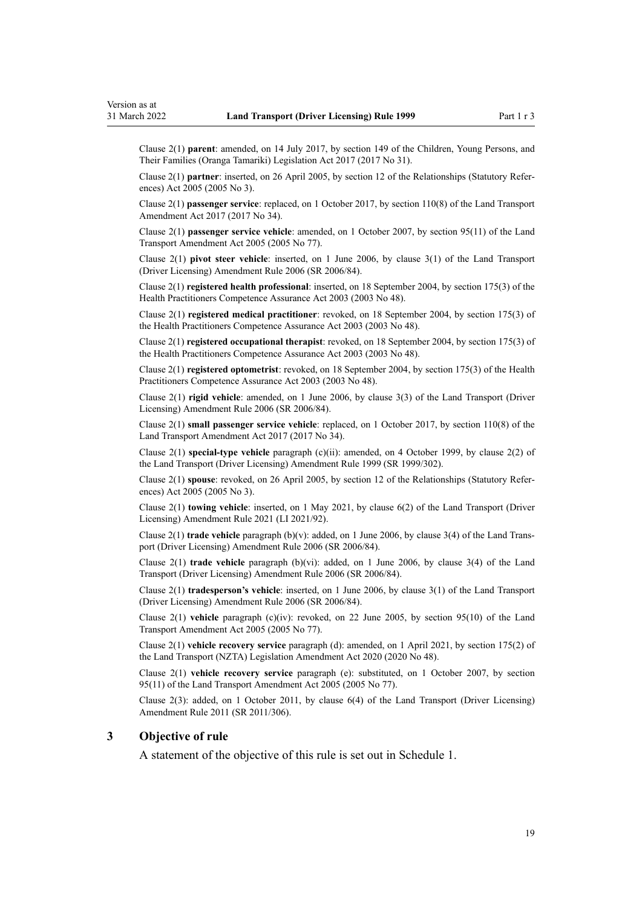Clause 2(1) **parent**: amended, on 14 July 2017, by section 149 of the Children, Young Persons, and Their Families (Oranga Tamariki) Legislation Act 2017 (2017 No 31).

Clause 2(1) **partner**: inserted, on 26 April 2005, by section 12 of the Relationships (Statutory References) Act 2005 (2005 No 3).

Clause 2(1) **passenger service**: replaced, on 1 October 2017, by section 110(8) of the Land Transport Amendment Act 2017 (2017 No 34).

Clause 2(1) **passenger service vehicle**: amended, on 1 October 2007, by section 95(11) of the Land Transport Amendment Act 2005 (2005 No 77).

Clause 2(1) **pivot steer vehicle**: inserted, on 1 June 2006, by clause 3(1) of the Land Transport (Driver Licensing) Amendment Rule 2006 (SR 2006/84).

Clause 2(1) **registered health professional**: inserted, on 18 September 2004, by section 175(3) of the Health Practitioners Competence Assurance Act 2003 (2003 No 48).

Clause 2(1) **registered medical practitioner**: revoked, on 18 September 2004, by section 175(3) of the Health Practitioners Competence Assurance Act 2003 (2003 No 48).

Clause 2(1) **registered occupational therapist**: revoked, on 18 September 2004, by section 175(3) of the Health Practitioners Competence Assurance Act 2003 (2003 No 48).

Clause 2(1) **registered optometrist**: revoked, on 18 September 2004, by section 175(3) of the Health Practitioners Competence Assurance Act 2003 (2003 No 48).

Clause 2(1) **rigid vehicle**: amended, on 1 June 2006, by clause 3(3) of the Land Transport (Driver Licensing) Amendment Rule 2006 (SR 2006/84).

Clause 2(1) **small passenger service vehicle**: replaced, on 1 October 2017, by section 110(8) of the Land Transport Amendment Act 2017 (2017 No 34).

Clause 2(1) **special-type vehicle** paragraph (c)(ii): amended, on 4 October 1999, by clause 2(2) of the Land Transport (Driver Licensing) Amendment Rule 1999 (SR 1999/302).

Clause 2(1) **spouse**: revoked, on 26 April 2005, by section 12 of the Relationships (Statutory References) Act 2005 (2005 No 3).

Clause 2(1) **towing vehicle**: inserted, on 1 May 2021, by clause 6(2) of the Land Transport (Driver Licensing) Amendment Rule 2021 (LI 2021/92).

Clause 2(1) **trade vehicle** paragraph (b)(v): added, on 1 June 2006, by clause 3(4) of the Land Transport (Driver Licensing) Amendment Rule 2006 (SR 2006/84).

Clause 2(1) **trade vehicle** paragraph (b)(vi): added, on 1 June 2006, by clause 3(4) of the Land Transport (Driver Licensing) Amendment Rule 2006 (SR 2006/84).

Clause 2(1) **tradesperson's vehicle**: inserted, on 1 June 2006, by clause 3(1) of the Land Transport (Driver Licensing) Amendment Rule 2006 (SR 2006/84).

Clause 2(1) **vehicle** paragraph (c)(iv): revoked, on 22 June 2005, by section 95(10) of the Land Transport Amendment Act 2005 (2005 No 77).

Clause 2(1) **vehicle recovery service** paragraph (d): amended, on 1 April 2021, by section 175(2) of the Land Transport (NZTA) Legislation Amendment Act 2020 (2020 No 48).

Clause 2(1) **vehicle recovery service** paragraph (e): substituted, on 1 October 2007, by section 95(11) of the Land Transport Amendment Act 2005 (2005 No 77).

Clause 2(3): added, on 1 October 2011, by clause 6(4) of the Land Transport (Driver Licensing) Amendment Rule 2011 (SR 2011/306).

## 3 Objective of rule

A statement of the objective of this rule is set out in Schedule 1.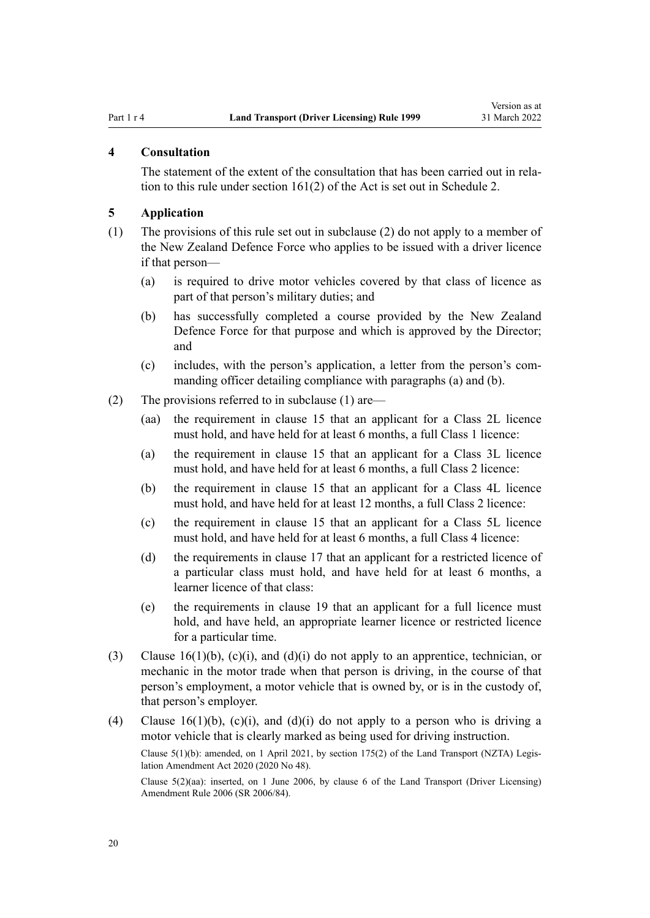## 4 Consultation

The statement of the extent of the consultation that has been carried out in relation to this rule under section 161(2) of the Act is set out in Schedule 2.

## 5 Application

(1) The provisions of this rule set out in subclause (2) do not apply to a member of the New Zealand Defence Force who applies to be issued with a driver licence if that person—

- (a) is required to drive motor vehicles covered by that class of licence as part of that person's military duties; and
- (b) has successfully completed a course provided by the New Zealand Defence Force for that purpose and which is approved by the Director; and
- (c) includes, with the person's application, a letter from the person's commanding officer detailing compliance with paragraphs (a) and (b).

(2) The provisions referred to in subclause (1) are—

- (aa) the requirement in clause 15 that an applicant for a Class 2L licence must hold, and have held for at least 6 months, a full Class 1 licence:
- (a) the requirement in clause 15 that an applicant for a Class 3L licence must hold, and have held for at least 6 months, a full Class 2 licence:
- (b) the requirement in clause 15 that an applicant for a Class 4L licence must hold, and have held for at least 12 months, a full Class 2 licence:
- (c) the requirement in clause 15 that an applicant for a Class 5L licence must hold, and have held for at least 6 months, a full Class 4 licence:
- (d) the requirements in clause 17 that an applicant for a restricted licence of a particular class must hold, and have held for at least 6 months, a learner licence of that class:
- (e) the requirements in clause 19 that an applicant for a full licence must hold, and have held, an appropriate learner licence or restricted licence for a particular time.

(3) Clause 16(1)(b), (c)(i), and (d)(i) do not apply to an apprentice, technician, or mechanic in the motor trade when that person is driving, in the course of that person's employment, a motor vehicle that is owned by, or is in the custody of, that person's employer.

(4) Clause 16(1)(b), (c)(i), and (d)(i) do not apply to a person who is driving a motor vehicle that is clearly marked as being used for driving instruction.

Clause 5(1)(b): amended, on 1 April 2021, by section 175(2) of the Land Transport (NZTA) Legislation Amendment Act 2020 (2020 No 48).

Clause 5(2)(aa): inserted, on 1 June 2006, by clause 6 of the Land Transport (Driver Licensing) Amendment Rule 2006 (SR 2006/84).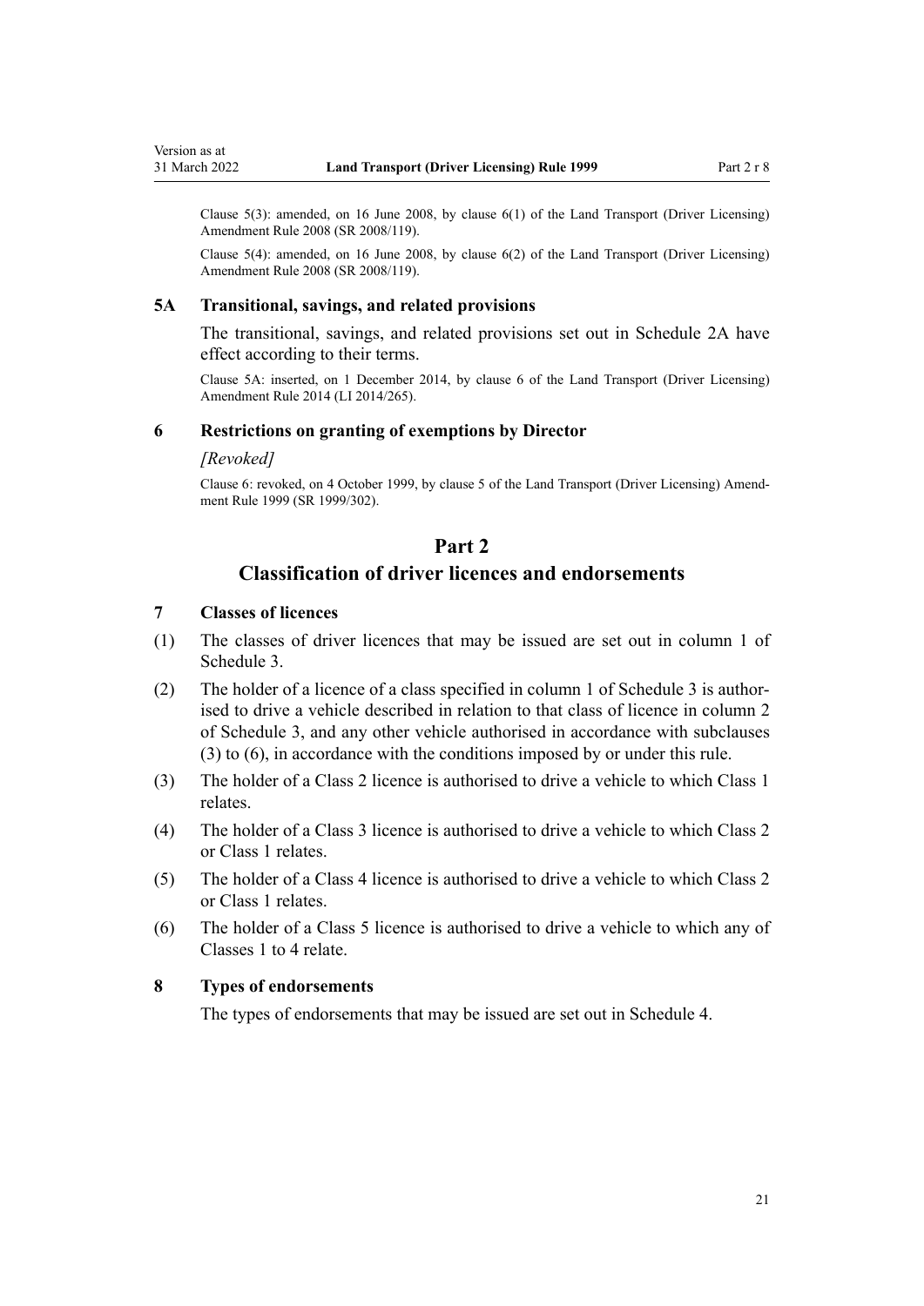Clause 5(3): amended, on 16 June 2008, by clause 6(1) of the Land Transport (Driver Licensing) Amendment Rule 2008 (SR 2008/119).

Clause 5(4): amended, on 16 June 2008, by clause 6(2) of the Land Transport (Driver Licensing) Amendment Rule 2008 (SR 2008/119).

### 5A Transitional, savings, and related provisions

The transitional, savings, and related provisions set out in Schedule 2A have effect according to their terms.

Clause 5A: inserted, on 1 December 2014, by clause 6 of the Land Transport (Driver Licensing) Amendment Rule 2014 (LI 2014/265).

### 6 Restrictions on granting of exemptions by Director

*[Revoked]*

Clause 6: revoked, on 4 October 1999, by clause 5 of the Land Transport (Driver Licensing) Amendment Rule 1999 (SR 1999/302).

## Part 2
## Classification of driver licences and endorsements

### 7 Classes of licences

(1) The classes of driver licences that may be issued are set out in column 1 of Schedule 3.

(2) The holder of a licence of a class specified in column 1 of Schedule 3 is authorised to drive a vehicle described in relation to that class of licence in column 2 of Schedule 3, and any other vehicle authorised in accordance with subclauses (3) to (6), in accordance with the conditions imposed by or under this rule.

(3) The holder of a Class 2 licence is authorised to drive a vehicle to which Class 1 relates.

(4) The holder of a Class 3 licence is authorised to drive a vehicle to which Class 2 or Class 1 relates.

(5) The holder of a Class 4 licence is authorised to drive a vehicle to which Class 2 or Class 1 relates.

(6) The holder of a Class 5 licence is authorised to drive a vehicle to which any of Classes 1 to 4 relate.

### 8 Types of endorsements

The types of endorsements that may be issued are set out in Schedule 4.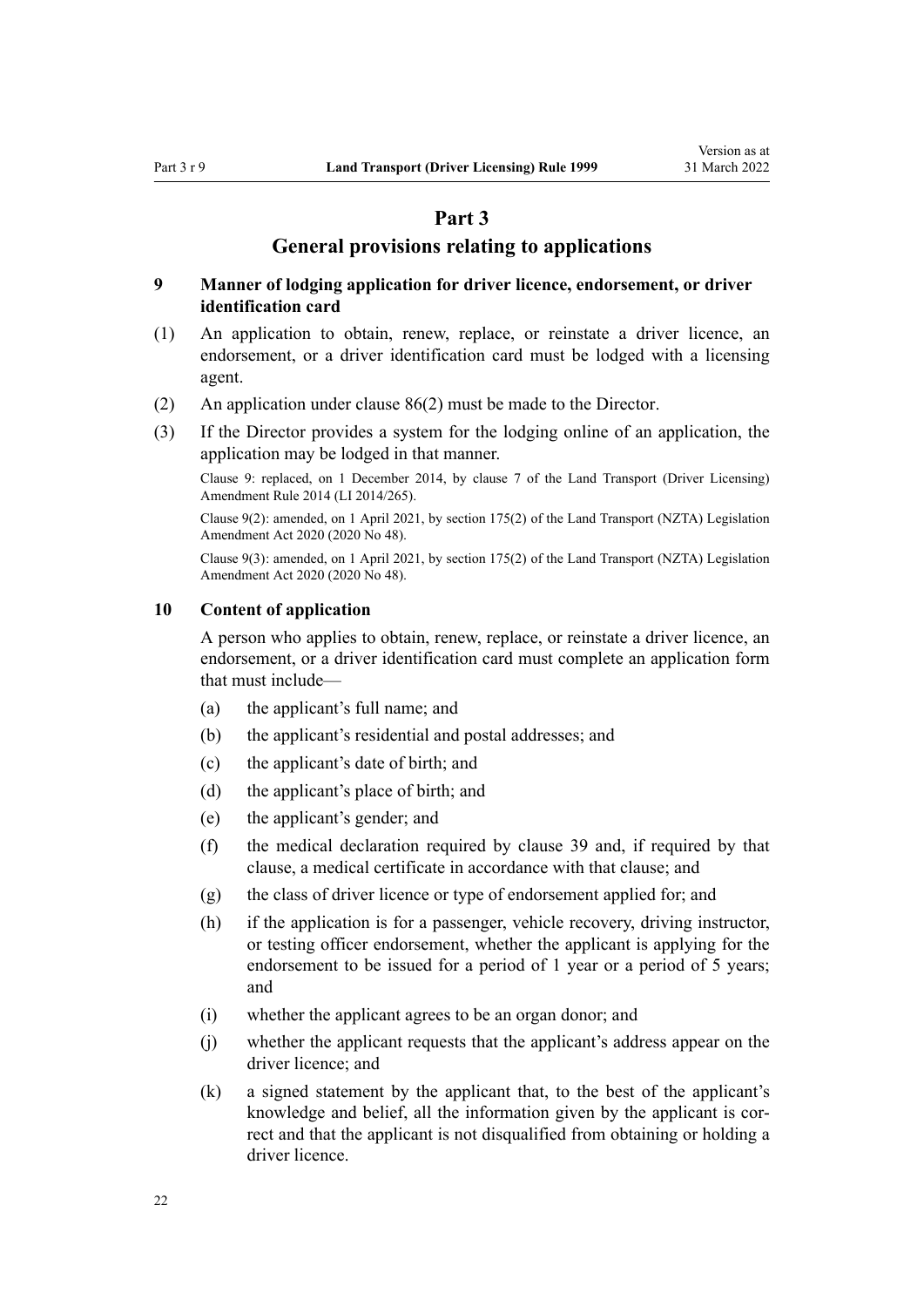# Part 3

# General provisions relating to applications

### 9 Manner of lodging application for driver licence, endorsement, or driver identification card

(1) An application to obtain, renew, replace, or reinstate a driver licence, an endorsement, or a driver identification card must be lodged with a licensing agent.

(2) An application under clause 86(2) must be made to the Director.

(3) If the Director provides a system for the lodging online of an application, the application may be lodged in that manner.

Clause 9: replaced, on 1 December 2014, by clause 7 of the Land Transport (Driver Licensing) Amendment Rule 2014 (LI 2014/265).

Clause 9(2): amended, on 1 April 2021, by section 175(2) of the Land Transport (NZTA) Legislation Amendment Act 2020 (2020 No 48).

Clause 9(3): amended, on 1 April 2021, by section 175(2) of the Land Transport (NZTA) Legislation Amendment Act 2020 (2020 No 48).

### 10 Content of application

A person who applies to obtain, renew, replace, or reinstate a driver licence, an endorsement, or a driver identification card must complete an application form that must include—

(a) the applicant's full name; and

(b) the applicant's residential and postal addresses; and

(c) the applicant's date of birth; and

(d) the applicant's place of birth; and

(e) the applicant's gender; and

(f) the medical declaration required by clause 39 and, if required by that clause, a medical certificate in accordance with that clause; and

(g) the class of driver licence or type of endorsement applied for; and

(h) if the application is for a passenger, vehicle recovery, driving instructor, or testing officer endorsement, whether the applicant is applying for the endorsement to be issued for a period of 1 year or a period of 5 years; and

(i) whether the applicant agrees to be an organ donor; and

(j) whether the applicant requests that the applicant's address appear on the driver licence; and

(k) a signed statement by the applicant that, to the best of the applicant's knowledge and belief, all the information given by the applicant is correct and that the applicant is not disqualified from obtaining or holding a driver licence.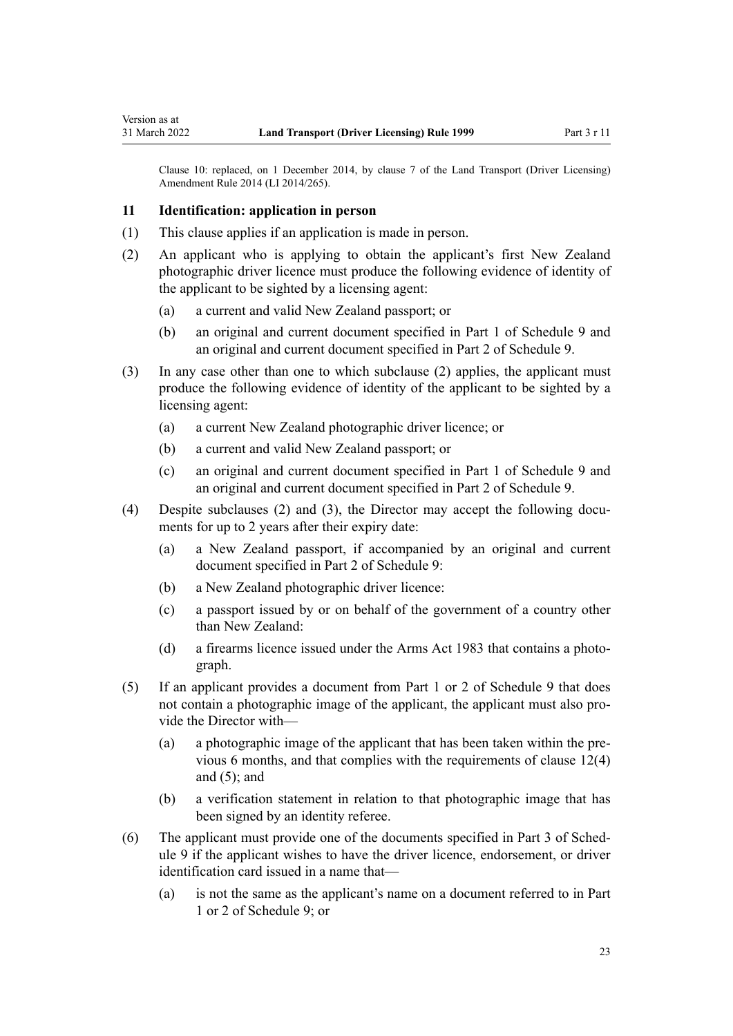Clause 10: replaced, on 1 December 2014, by clause 7 of the Land Transport (Driver Licensing) Amendment Rule 2014 (LI 2014/265).

### 11 Identification: application in person

(1) This clause applies if an application is made in person.

(2) An applicant who is applying to obtain the applicant's first New Zealand photographic driver licence must produce the following evidence of identity of the applicant to be sighted by a licensing agent:

- (a) a current and valid New Zealand passport; or
- (b) an original and current document specified in Part 1 of Schedule 9 and an original and current document specified in Part 2 of Schedule 9.

(3) In any case other than one to which subclause (2) applies, the applicant must produce the following evidence of identity of the applicant to be sighted by a licensing agent:

- (a) a current New Zealand photographic driver licence; or
- (b) a current and valid New Zealand passport; or
- (c) an original and current document specified in Part 1 of Schedule 9 and an original and current document specified in Part 2 of Schedule 9.

(4) Despite subclauses (2) and (3), the Director may accept the following documents for up to 2 years after their expiry date:

- (a) a New Zealand passport, if accompanied by an original and current document specified in Part 2 of Schedule 9:
- (b) a New Zealand photographic driver licence:
- (c) a passport issued by or on behalf of the government of a country other than New Zealand:
- (d) a firearms licence issued under the Arms Act 1983 that contains a photograph.

(5) If an applicant provides a document from Part 1 or 2 of Schedule 9 that does not contain a photographic image of the applicant, the applicant must also provide the Director with—

- (a) a photographic image of the applicant that has been taken within the previous 6 months, and that complies with the requirements of clause 12(4) and (5); and
- (b) a verification statement in relation to that photographic image that has been signed by an identity referee.

(6) The applicant must provide one of the documents specified in Part 3 of Schedule 9 if the applicant wishes to have the driver licence, endorsement, or driver identification card issued in a name that—

- (a) is not the same as the applicant's name on a document referred to in Part 1 or 2 of Schedule 9; or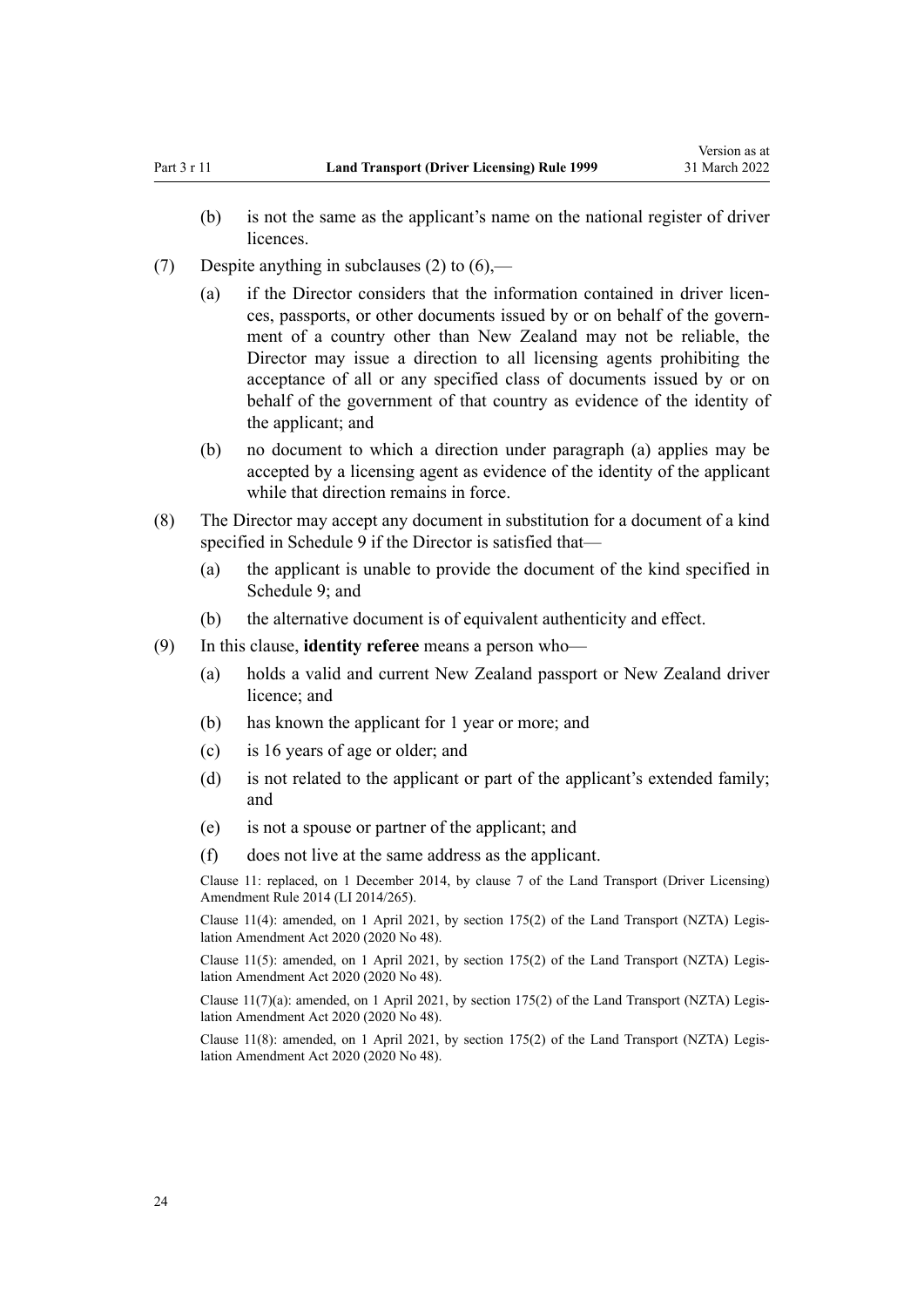(b) is not the same as the applicant's name on the national register of driver licences.

(7) Despite anything in subclauses (2) to (6),—

(a) if the Director considers that the information contained in driver licences, passports, or other documents issued by or on behalf of the government of a country other than New Zealand may not be reliable, the Director may issue a direction to all licensing agents prohibiting the acceptance of all or any specified class of documents issued by or on behalf of the government of that country as evidence of the identity of the applicant; and

(b) no document to which a direction under paragraph (a) applies may be accepted by a licensing agent as evidence of the identity of the applicant while that direction remains in force.

(8) The Director may accept any document in substitution for a document of a kind specified in Schedule 9 if the Director is satisfied that—

(a) the applicant is unable to provide the document of the kind specified in Schedule 9; and

(b) the alternative document is of equivalent authenticity and effect.

(9) In this clause, **identity referee** means a person who—

(a) holds a valid and current New Zealand passport or New Zealand driver licence; and

(b) has known the applicant for 1 year or more; and

(c) is 16 years of age or older; and

(d) is not related to the applicant or part of the applicant's extended family; and

(e) is not a spouse or partner of the applicant; and

(f) does not live at the same address as the applicant.

Clause 11: replaced, on 1 December 2014, by clause 7 of the Land Transport (Driver Licensing) Amendment Rule 2014 (LI 2014/265).

Clause 11(4): amended, on 1 April 2021, by section 175(2) of the Land Transport (NZTA) Legislation Amendment Act 2020 (2020 No 48).

Clause 11(5): amended, on 1 April 2021, by section 175(2) of the Land Transport (NZTA) Legislation Amendment Act 2020 (2020 No 48).

Clause 11(7)(a): amended, on 1 April 2021, by section 175(2) of the Land Transport (NZTA) Legislation Amendment Act 2020 (2020 No 48).

Clause 11(8): amended, on 1 April 2021, by section 175(2) of the Land Transport (NZTA) Legislation Amendment Act 2020 (2020 No 48).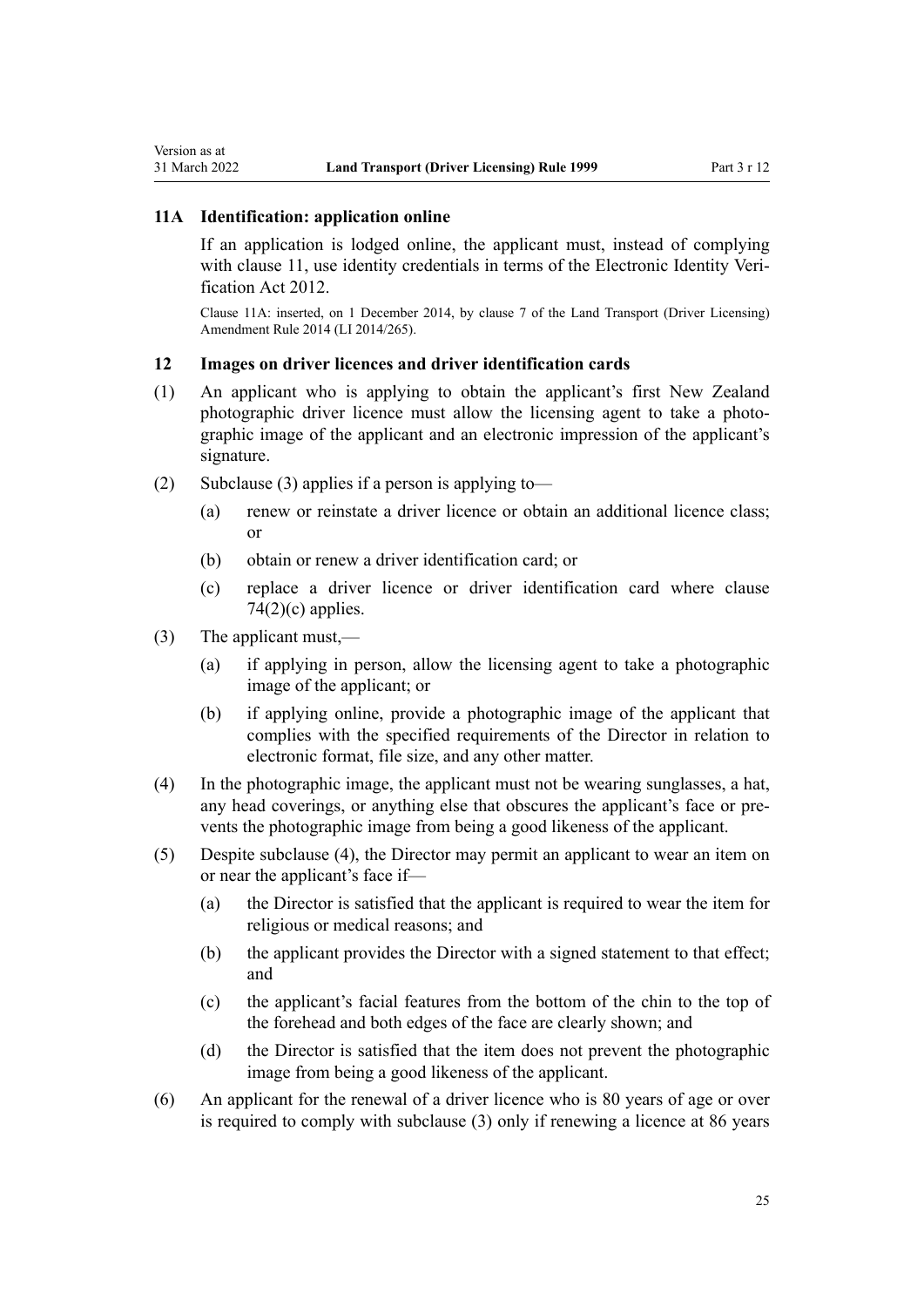### 11A Identification: application online

If an application is lodged online, the applicant must, instead of complying with clause 11, use identity credentials in terms of the Electronic Identity Verification Act 2012.

Clause 11A: inserted, on 1 December 2014, by clause 7 of the Land Transport (Driver Licensing) Amendment Rule 2014 (LI 2014/265).

### 12 Images on driver licences and driver identification cards

(1) An applicant who is applying to obtain the applicant's first New Zealand photographic driver licence must allow the licensing agent to take a photographic image of the applicant and an electronic impression of the applicant's signature.

(2) Subclause (3) applies if a person is applying to—

- (a) renew or reinstate a driver licence or obtain an additional licence class; or
- (b) obtain or renew a driver identification card; or
- (c) replace a driver licence or driver identification card where clause 74(2)(c) applies.

(3) The applicant must,—

- (a) if applying in person, allow the licensing agent to take a photographic image of the applicant; or
- (b) if applying online, provide a photographic image of the applicant that complies with the specified requirements of the Director in relation to electronic format, file size, and any other matter.

(4) In the photographic image, the applicant must not be wearing sunglasses, a hat, any head coverings, or anything else that obscures the applicant's face or prevents the photographic image from being a good likeness of the applicant.

(5) Despite subclause (4), the Director may permit an applicant to wear an item on or near the applicant's face if—

- (a) the Director is satisfied that the applicant is required to wear the item for religious or medical reasons; and
- (b) the applicant provides the Director with a signed statement to that effect; and
- (c) the applicant's facial features from the bottom of the chin to the top of the forehead and both edges of the face are clearly shown; and
- (d) the Director is satisfied that the item does not prevent the photographic image from being a good likeness of the applicant.

(6) An applicant for the renewal of a driver licence who is 80 years of age or over is required to comply with subclause (3) only if renewing a licence at 86 years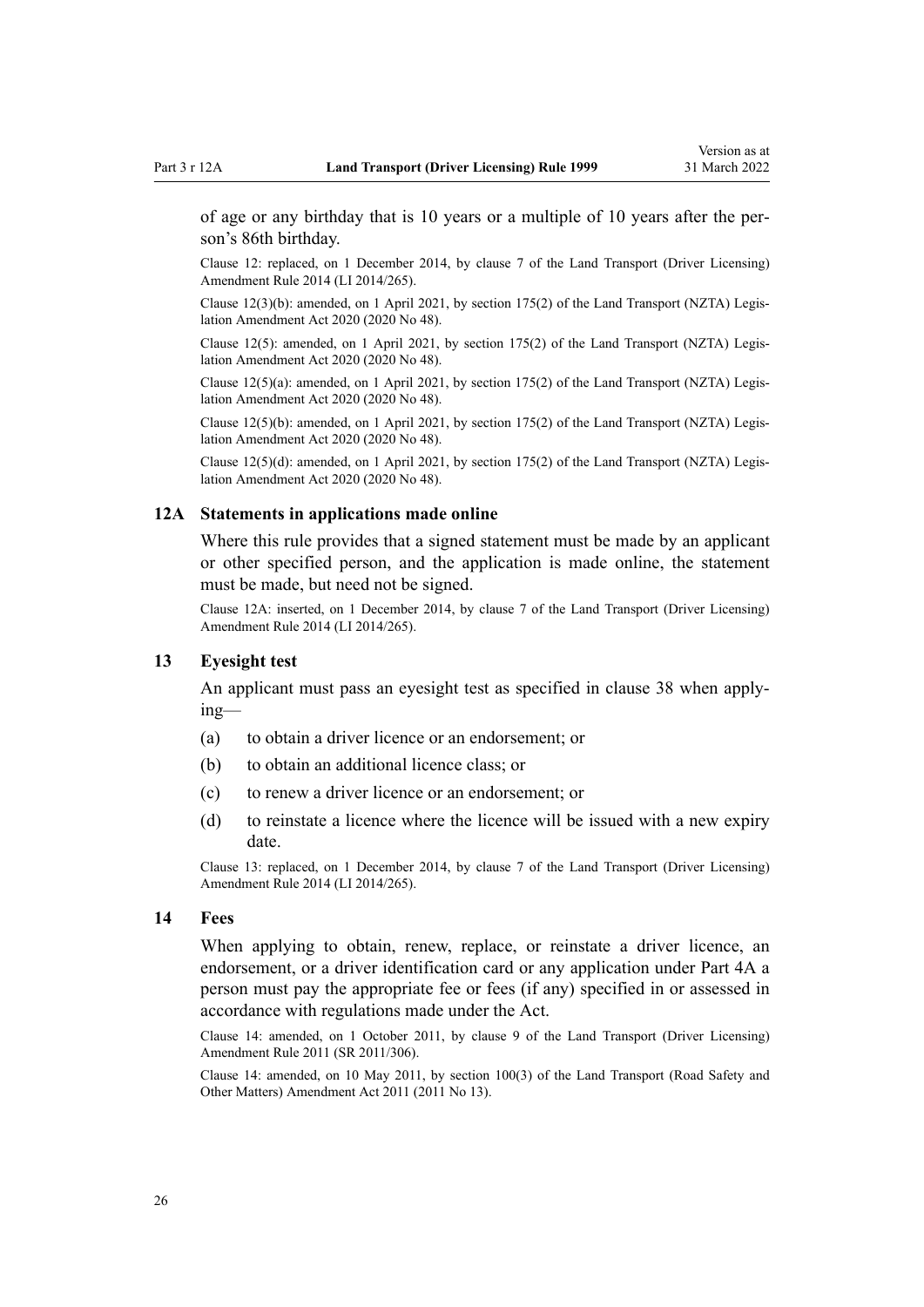of age or any birthday that is 10 years or a multiple of 10 years after the person's 86th birthday.

Clause 12: replaced, on 1 December 2014, by clause 7 of the Land Transport (Driver Licensing) Amendment Rule 2014 (LI 2014/265).

Clause 12(3)(b): amended, on 1 April 2021, by section 175(2) of the Land Transport (NZTA) Legislation Amendment Act 2020 (2020 No 48).

Clause 12(5): amended, on 1 April 2021, by section 175(2) of the Land Transport (NZTA) Legislation Amendment Act 2020 (2020 No 48).

Clause 12(5)(a): amended, on 1 April 2021, by section 175(2) of the Land Transport (NZTA) Legislation Amendment Act 2020 (2020 No 48).

Clause 12(5)(b): amended, on 1 April 2021, by section 175(2) of the Land Transport (NZTA) Legislation Amendment Act 2020 (2020 No 48).

Clause 12(5)(d): amended, on 1 April 2021, by section 175(2) of the Land Transport (NZTA) Legislation Amendment Act 2020 (2020 No 48).

### 12A Statements in applications made online

Where this rule provides that a signed statement must be made by an applicant or other specified person, and the application is made online, the statement must be made, but need not be signed.

Clause 12A: inserted, on 1 December 2014, by clause 7 of the Land Transport (Driver Licensing) Amendment Rule 2014 (LI 2014/265).

### 13 Eyesight test

An applicant must pass an eyesight test as specified in clause 38 when applying—

(a) to obtain a driver licence or an endorsement; or

(b) to obtain an additional licence class; or

(c) to renew a driver licence or an endorsement; or

(d) to reinstate a licence where the licence will be issued with a new expiry date.

Clause 13: replaced, on 1 December 2014, by clause 7 of the Land Transport (Driver Licensing) Amendment Rule 2014 (LI 2014/265).

### 14 Fees

When applying to obtain, renew, replace, or reinstate a driver licence, an endorsement, or a driver identification card or any application under Part 4A a person must pay the appropriate fee or fees (if any) specified in or assessed in accordance with regulations made under the Act.

Clause 14: amended, on 1 October 2011, by clause 9 of the Land Transport (Driver Licensing) Amendment Rule 2011 (SR 2011/306).

Clause 14: amended, on 10 May 2011, by section 100(3) of the Land Transport (Road Safety and Other Matters) Amendment Act 2011 (2011 No 13).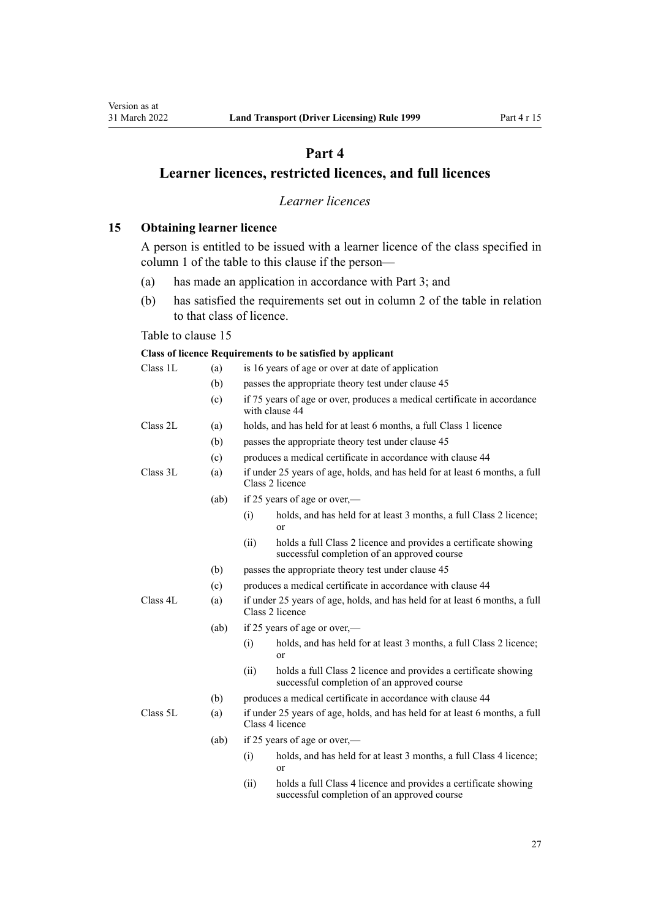# Part 4

# Learner licences, restricted licences, and full licences

*Learner licences*

## 15 Obtaining learner licence

A person is entitled to be issued with a learner licence of the class specified in column 1 of the table to this clause if the person—

(a) has made an application in accordance with Part 3; and

(b) has satisfied the requirements set out in column 2 of the table in relation to that class of licence.

Table to clause 15

| Class of licence | Requirements to be satisfied by applicant | | |
|---|---|---|---|
| Class 1L | (a) | is 16 years of age or over at date of application | |
| | (b) | passes the appropriate theory test under clause 45 | |
| | (c) | if 75 years of age or over, produces a medical certificate in accordance with clause 44 | |
| Class 2L | (a) | holds, and has held for at least 6 months, a full Class 1 licence | |
| | (b) | passes the appropriate theory test under clause 45 | |
| | (c) | produces a medical certificate in accordance with clause 44 | |
| Class 3L | (a) | if under 25 years of age, holds, and has held for at least 6 months, a full Class 2 licence | |
| | (ab) | if 25 years of age or over,— | |
| | | (i) | holds, and has held for at least 3 months, a full Class 2 licence; or |
| | | (ii) | holds a full Class 2 licence and provides a certificate showing successful completion of an approved course |
| | (b) | passes the appropriate theory test under clause 45 | |
| | (c) | produces a medical certificate in accordance with clause 44 | |
| Class 4L | (a) | if under 25 years of age, holds, and has held for at least 6 months, a full Class 2 licence | |
| | (ab) | if 25 years of age or over,— | |
| | | (i) | holds, and has held for at least 3 months, a full Class 2 licence; or |
| | | (ii) | holds a full Class 2 licence and provides a certificate showing successful completion of an approved course |
| | (b) | produces a medical certificate in accordance with clause 44 | |
| Class 5L | (a) | if under 25 years of age, holds, and has held for at least 6 months, a full Class 4 licence | |
| | (ab) | if 25 years of age or over,— | |
| | | (i) | holds, and has held for at least 3 months, a full Class 4 licence; or |
| | | (ii) | holds a full Class 4 licence and provides a certificate showing successful completion of an approved course |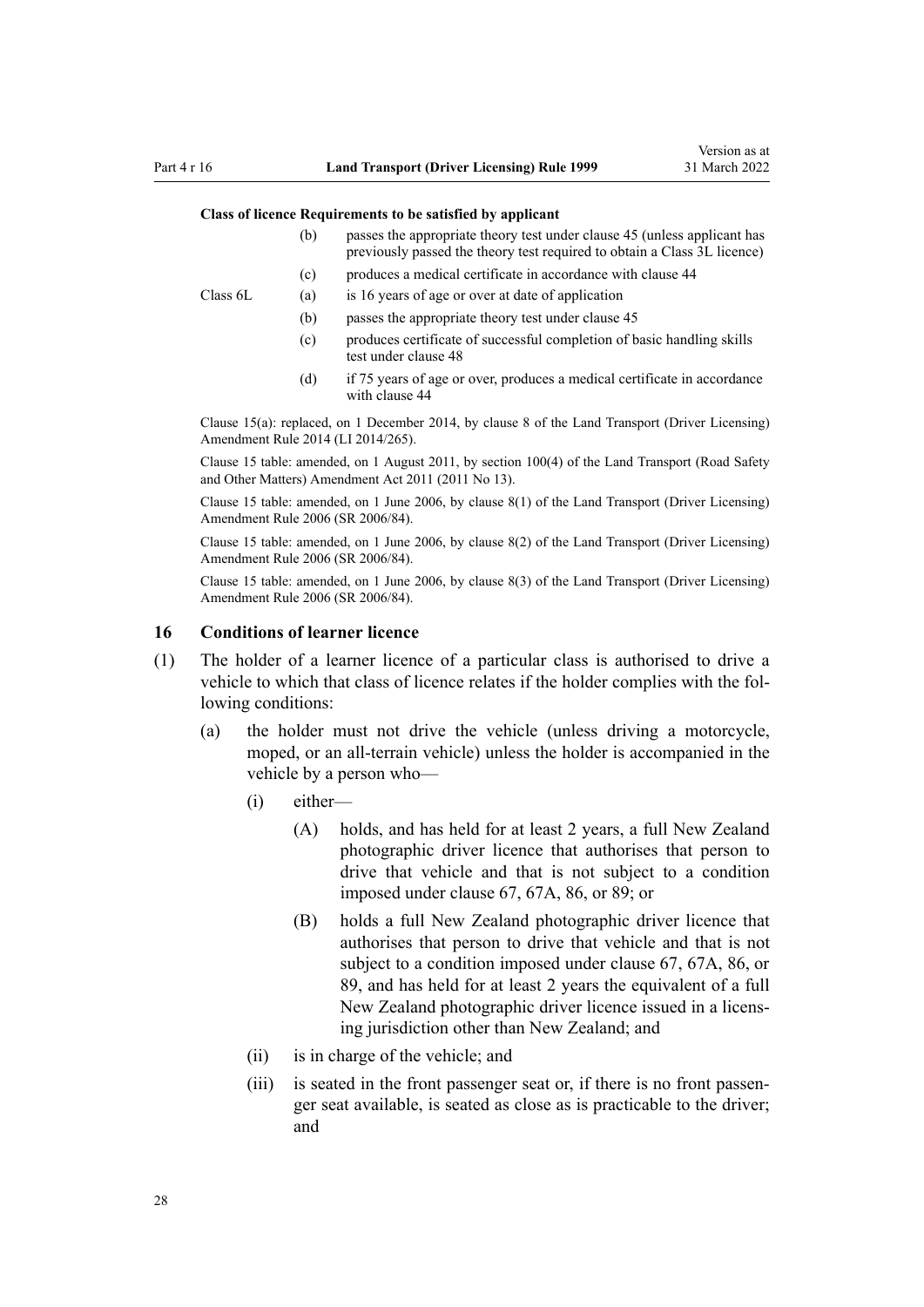| Class of licence | | Requirements to be satisfied by applicant |
|---|---|---|
| | (b) | passes the appropriate theory test under clause 45 (unless applicant has previously passed the theory test required to obtain a Class 3L licence) |
| | (c) | produces a medical certificate in accordance with clause 44 |
| Class 6L | (a) | is 16 years of age or over at date of application |
| | (b) | passes the appropriate theory test under clause 45 |
| | (c) | produces certificate of successful completion of basic handling skills test under clause 48 |
| | (d) | if 75 years of age or over, produces a medical certificate in accordance with clause 44 |

Clause 15(a): replaced, on 1 December 2014, by clause 8 of the Land Transport (Driver Licensing) Amendment Rule 2014 (LI 2014/265).

Clause 15 table: amended, on 1 August 2011, by section 100(4) of the Land Transport (Road Safety and Other Matters) Amendment Act 2011 (2011 No 13).

Clause 15 table: amended, on 1 June 2006, by clause 8(1) of the Land Transport (Driver Licensing) Amendment Rule 2006 (SR 2006/84).

Clause 15 table: amended, on 1 June 2006, by clause 8(2) of the Land Transport (Driver Licensing) Amendment Rule 2006 (SR 2006/84).

Clause 15 table: amended, on 1 June 2006, by clause 8(3) of the Land Transport (Driver Licensing) Amendment Rule 2006 (SR 2006/84).

## 16 Conditions of learner licence

(1) The holder of a learner licence of a particular class is authorised to drive a vehicle to which that class of licence relates if the holder complies with the following conditions:

- (a) the holder must not drive the vehicle (unless driving a motorcycle, moped, or an all-terrain vehicle) unless the holder is accompanied in the vehicle by a person who—
  - (i) either—
    - (A) holds, and has held for at least 2 years, a full New Zealand photographic driver licence that authorises that person to drive that vehicle and that is not subject to a condition imposed under clause 67, 67A, 86, or 89; or
    - (B) holds a full New Zealand photographic driver licence that authorises that person to drive that vehicle and that is not subject to a condition imposed under clause 67, 67A, 86, or 89, and has held for at least 2 years the equivalent of a full New Zealand photographic driver licence issued in a licensing jurisdiction other than New Zealand; and
  - (ii) is in charge of the vehicle; and
  - (iii) is seated in the front passenger seat or, if there is no front passenger seat available, is seated as close as is practicable to the driver; and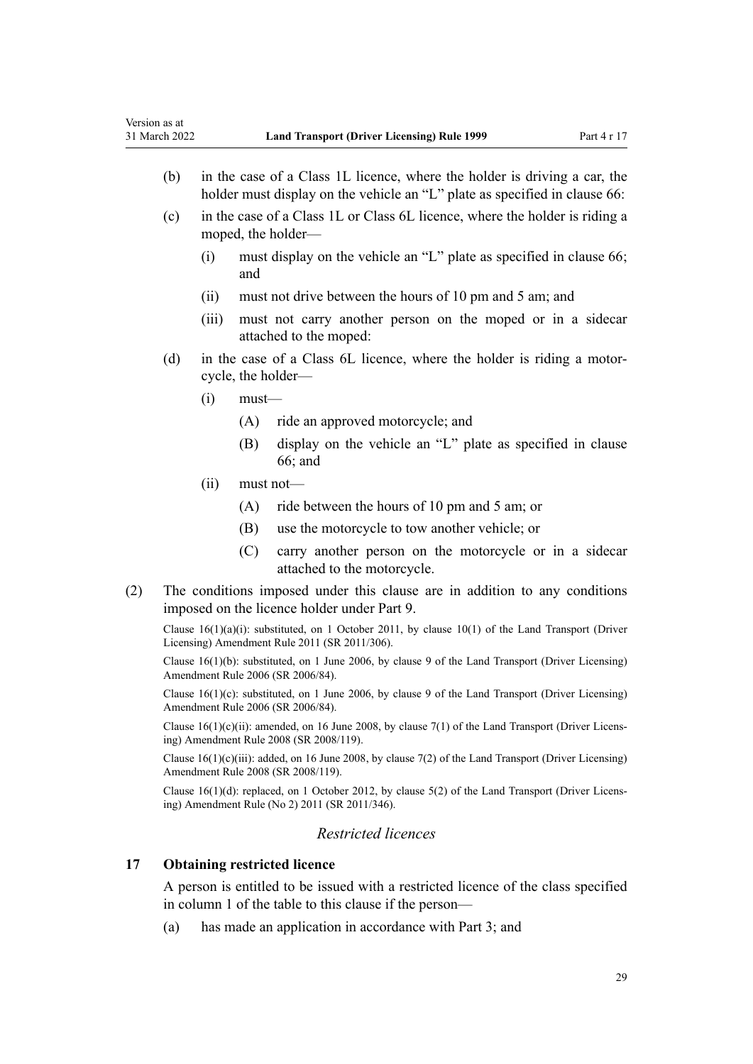(b) in the case of a Class 1L licence, where the holder is driving a car, the holder must display on the vehicle an "L" plate as specified in clause 66:

(c) in the case of a Class 1L or Class 6L licence, where the holder is riding a moped, the holder—

  (i) must display on the vehicle an "L" plate as specified in clause 66; and

  (ii) must not drive between the hours of 10 pm and 5 am; and

  (iii) must not carry another person on the moped or in a sidecar attached to the moped:

(d) in the case of a Class 6L licence, where the holder is riding a motorcycle, the holder—

  (i) must—

    (A) ride an approved motorcycle; and

    (B) display on the vehicle an "L" plate as specified in clause 66; and

  (ii) must not—

    (A) ride between the hours of 10 pm and 5 am; or

    (B) use the motorcycle to tow another vehicle; or

    (C) carry another person on the motorcycle or in a sidecar attached to the motorcycle.

(2) The conditions imposed under this clause are in addition to any conditions imposed on the licence holder under Part 9.

Clause 16(1)(a)(i): substituted, on 1 October 2011, by clause 10(1) of the Land Transport (Driver Licensing) Amendment Rule 2011 (SR 2011/306).

Clause 16(1)(b): substituted, on 1 June 2006, by clause 9 of the Land Transport (Driver Licensing) Amendment Rule 2006 (SR 2006/84).

Clause 16(1)(c): substituted, on 1 June 2006, by clause 9 of the Land Transport (Driver Licensing) Amendment Rule 2006 (SR 2006/84).

Clause 16(1)(c)(ii): amended, on 16 June 2008, by clause 7(1) of the Land Transport (Driver Licensing) Amendment Rule 2008 (SR 2008/119).

Clause 16(1)(c)(iii): added, on 16 June 2008, by clause 7(2) of the Land Transport (Driver Licensing) Amendment Rule 2008 (SR 2008/119).

Clause 16(1)(d): replaced, on 1 October 2012, by clause 5(2) of the Land Transport (Driver Licensing) Amendment Rule (No 2) 2011 (SR 2011/346).

*Restricted licences*

### 17 Obtaining restricted licence

A person is entitled to be issued with a restricted licence of the class specified in column 1 of the table to this clause if the person—

(a) has made an application in accordance with Part 3; and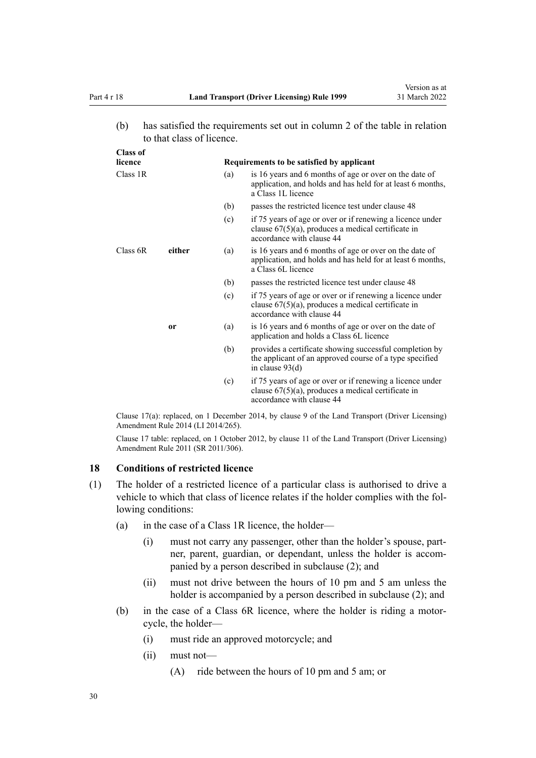(b) has satisfied the requirements set out in column 2 of the table in relation to that class of licence.

| Class of licence | | | Requirements to be satisfied by applicant |
|---|---|---|---|
| Class 1R | | (a) | is 16 years and 6 months of age or over on the date of application, and holds and has held for at least 6 months, a Class 1L licence |
| | | (b) | passes the restricted licence test under clause 48 |
| | | (c) | if 75 years of age or over or if renewing a licence under clause 67(5)(a), produces a medical certificate in accordance with clause 44 |
| Class 6R | **either** | (a) | is 16 years and 6 months of age or over on the date of application, and holds and has held for at least 6 months, a Class 6L licence |
| | | (b) | passes the restricted licence test under clause 48 |
| | | (c) | if 75 years of age or over or if renewing a licence under clause 67(5)(a), produces a medical certificate in accordance with clause 44 |
| | **or** | (a) | is 16 years and 6 months of age or over on the date of application and holds a Class 6L licence |
| | | (b) | provides a certificate showing successful completion by the applicant of an approved course of a type specified in clause 93(d) |
| | | (c) | if 75 years of age or over or if renewing a licence under clause 67(5)(a), produces a medical certificate in accordance with clause 44 |

Clause 17(a): replaced, on 1 December 2014, by clause 9 of the Land Transport (Driver Licensing) Amendment Rule 2014 (LI 2014/265).

Clause 17 table: replaced, on 1 October 2012, by clause 11 of the Land Transport (Driver Licensing) Amendment Rule 2011 (SR 2011/306).

### 18 Conditions of restricted licence

(1) The holder of a restricted licence of a particular class is authorised to drive a vehicle to which that class of licence relates if the holder complies with the following conditions:

- (a) in the case of a Class 1R licence, the holder—
  - (i) must not carry any passenger, other than the holder's spouse, partner, parent, guardian, or dependant, unless the holder is accompanied by a person described in subclause (2); and
  - (ii) must not drive between the hours of 10 pm and 5 am unless the holder is accompanied by a person described in subclause (2); and
- (b) in the case of a Class 6R licence, where the holder is riding a motorcycle, the holder—
  - (i) must ride an approved motorcycle; and
  - (ii) must not—
    - (A) ride between the hours of 10 pm and 5 am; or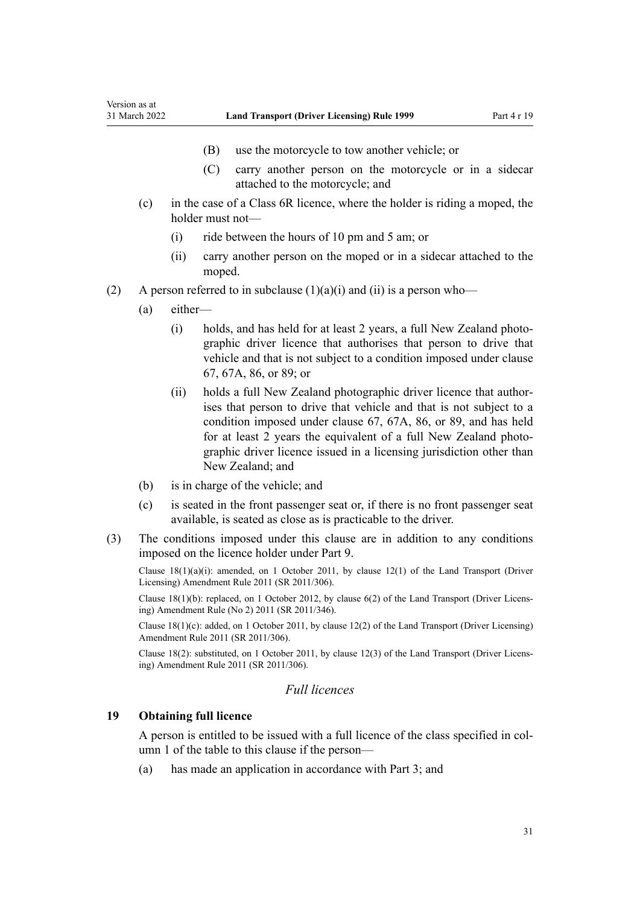(B) use the motorcycle to tow another vehicle; or

(C) carry another person on the motorcycle or in a sidecar attached to the motorcycle; and

(c) in the case of a Class 6R licence, where the holder is riding a moped, the holder must not—

(i) ride between the hours of 10 pm and 5 am; or

(ii) carry another person on the moped or in a sidecar attached to the moped.

(2) A person referred to in subclause (1)(a)(i) and (ii) is a person who—

(a) either—

(i) holds, and has held for at least 2 years, a full New Zealand photographic driver licence that authorises that person to drive that vehicle and that is not subject to a condition imposed under clause 67, 67A, 86, or 89; or

(ii) holds a full New Zealand photographic driver licence that authorises that person to drive that vehicle and that is not subject to a condition imposed under clause 67, 67A, 86, or 89, and has held for at least 2 years the equivalent of a full New Zealand photographic driver licence issued in a licensing jurisdiction other than New Zealand; and

(b) is in charge of the vehicle; and

(c) is seated in the front passenger seat or, if there is no front passenger seat available, is seated as close as is practicable to the driver.

(3) The conditions imposed under this clause are in addition to any conditions imposed on the licence holder under Part 9.

Clause 18(1)(a)(i): amended, on 1 October 2011, by clause 12(1) of the Land Transport (Driver Licensing) Amendment Rule 2011 (SR 2011/306).

Clause 18(1)(b): replaced, on 1 October 2012, by clause 6(2) of the Land Transport (Driver Licensing) Amendment Rule (No 2) 2011 (SR 2011/346).

Clause 18(1)(c): added, on 1 October 2011, by clause 12(2) of the Land Transport (Driver Licensing) Amendment Rule 2011 (SR 2011/306).

Clause 18(2): substituted, on 1 October 2011, by clause 12(3) of the Land Transport (Driver Licensing) Amendment Rule 2011 (SR 2011/306).

*Full licences*

**19 Obtaining full licence**

A person is entitled to be issued with a full licence of the class specified in column 1 of the table to this clause if the person—

(a) has made an application in accordance with Part 3; and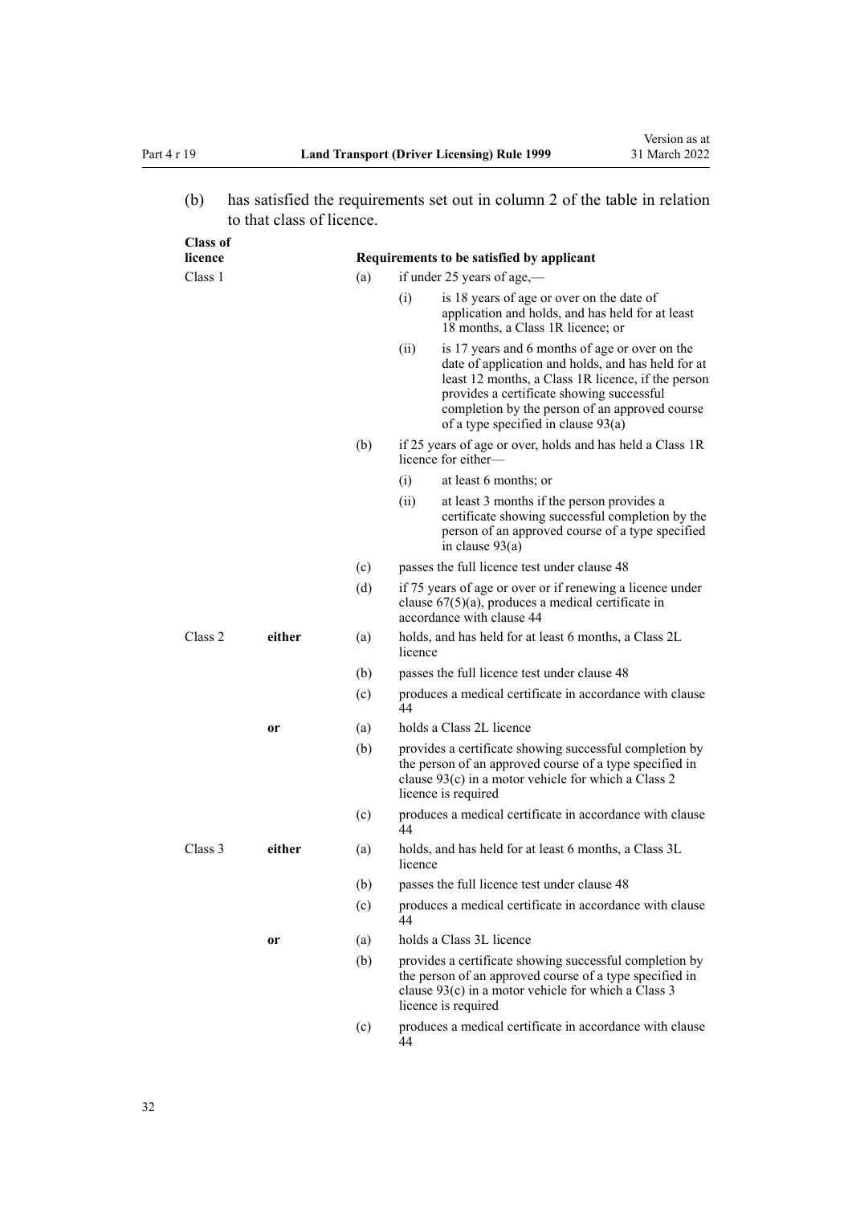(b) has satisfied the requirements set out in column 2 of the table in relation to that class of licence.

| Class of licence | | Requirements to be satisfied by applicant |
|---|---|---|
| Class 1 | | (a) if under 25 years of age,—<br>(i) is 18 years of age or over on the date of application and holds, and has held for at least 18 months, a Class 1R licence; or<br>(ii) is 17 years and 6 months of age or over on the date of application and holds, and has held for at least 12 months, a Class 1R licence, if the person provides a certificate showing successful completion by the person of an approved course of a type specified in clause 93(a) |
| | | (b) if 25 years of age or over, holds and has held a Class 1R licence for either—<br>(i) at least 6 months; or<br>(ii) at least 3 months if the person provides a certificate showing successful completion by the person of an approved course of a type specified in clause 93(a) |
| | | (c) passes the full licence test under clause 48 |
| | | (d) if 75 years of age or over or if renewing a licence under clause 67(5)(a), produces a medical certificate in accordance with clause 44 |
| Class 2 | **either** | (a) holds, and has held for at least 6 months, a Class 2L licence |
| | | (b) passes the full licence test under clause 48 |
| | | (c) produces a medical certificate in accordance with clause 44 |
| | **or** | (a) holds a Class 2L licence |
| | | (b) provides a certificate showing successful completion by the person of an approved course of a type specified in clause 93(c) in a motor vehicle for which a Class 2 licence is required |
| | | (c) produces a medical certificate in accordance with clause 44 |
| Class 3 | **either** | (a) holds, and has held for at least 6 months, a Class 3L licence |
| | | (b) passes the full licence test under clause 48 |
| | | (c) produces a medical certificate in accordance with clause 44 |
| | **or** | (a) holds a Class 3L licence |
| | | (b) provides a certificate showing successful completion by the person of an approved course of a type specified in clause 93(c) in a motor vehicle for which a Class 3 licence is required |
| | | (c) produces a medical certificate in accordance with clause 44 |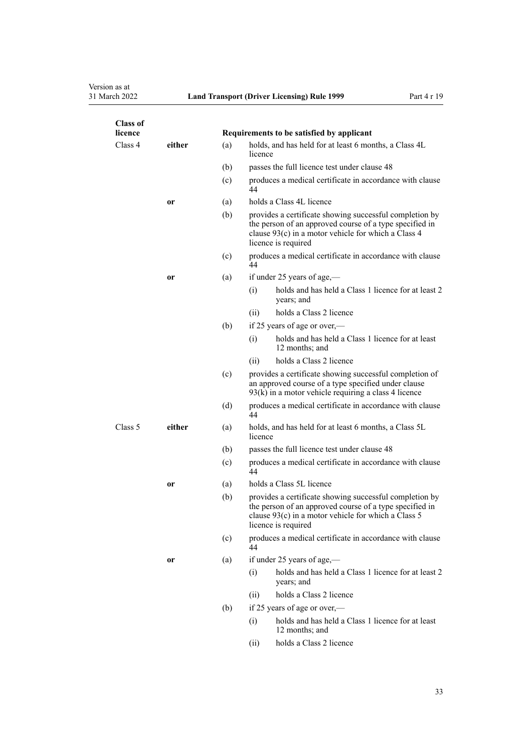| Class of licence | | | Requirements to be satisfied by applicant | |
|---|---|---|---|---|
| Class 4 | **either** | (a) | holds, and has held for at least 6 months, a Class 4L licence | |
| | | (b) | passes the full licence test under clause 48 | |
| | | (c) | produces a medical certificate in accordance with clause 44 | |
| | **or** | (a) | holds a Class 4L licence | |
| | | (b) | provides a certificate showing successful completion by the person of an approved course of a type specified in clause 93(c) in a motor vehicle for which a Class 4 licence is required | |
| | | (c) | produces a medical certificate in accordance with clause 44 | |
| | **or** | (a) | if under 25 years of age,— | |
| | | | (i) | holds and has held a Class 1 licence for at least 2 years; and |
| | | | (ii) | holds a Class 2 licence |
| | | (b) | if 25 years of age or over,— | |
| | | | (i) | holds and has held a Class 1 licence for at least 12 months; and |
| | | | (ii) | holds a Class 2 licence |
| | | (c) | provides a certificate showing successful completion of an approved course of a type specified under clause 93(k) in a motor vehicle requiring a class 4 licence | |
| | | (d) | produces a medical certificate in accordance with clause 44 | |
| Class 5 | **either** | (a) | holds, and has held for at least 6 months, a Class 5L licence | |
| | | (b) | passes the full licence test under clause 48 | |
| | | (c) | produces a medical certificate in accordance with clause 44 | |
| | **or** | (a) | holds a Class 5L licence | |
| | | (b) | provides a certificate showing successful completion by the person of an approved course of a type specified in clause 93(c) in a motor vehicle for which a Class 5 licence is required | |
| | | (c) | produces a medical certificate in accordance with clause 44 | |
| | **or** | (a) | if under 25 years of age,— | |
| | | | (i) | holds and has held a Class 1 licence for at least 2 years; and |
| | | | (ii) | holds a Class 2 licence |
| | | (b) | if 25 years of age or over,— | |
| | | | (i) | holds and has held a Class 1 licence for at least 12 months; and |
| | | | (ii) | holds a Class 2 licence |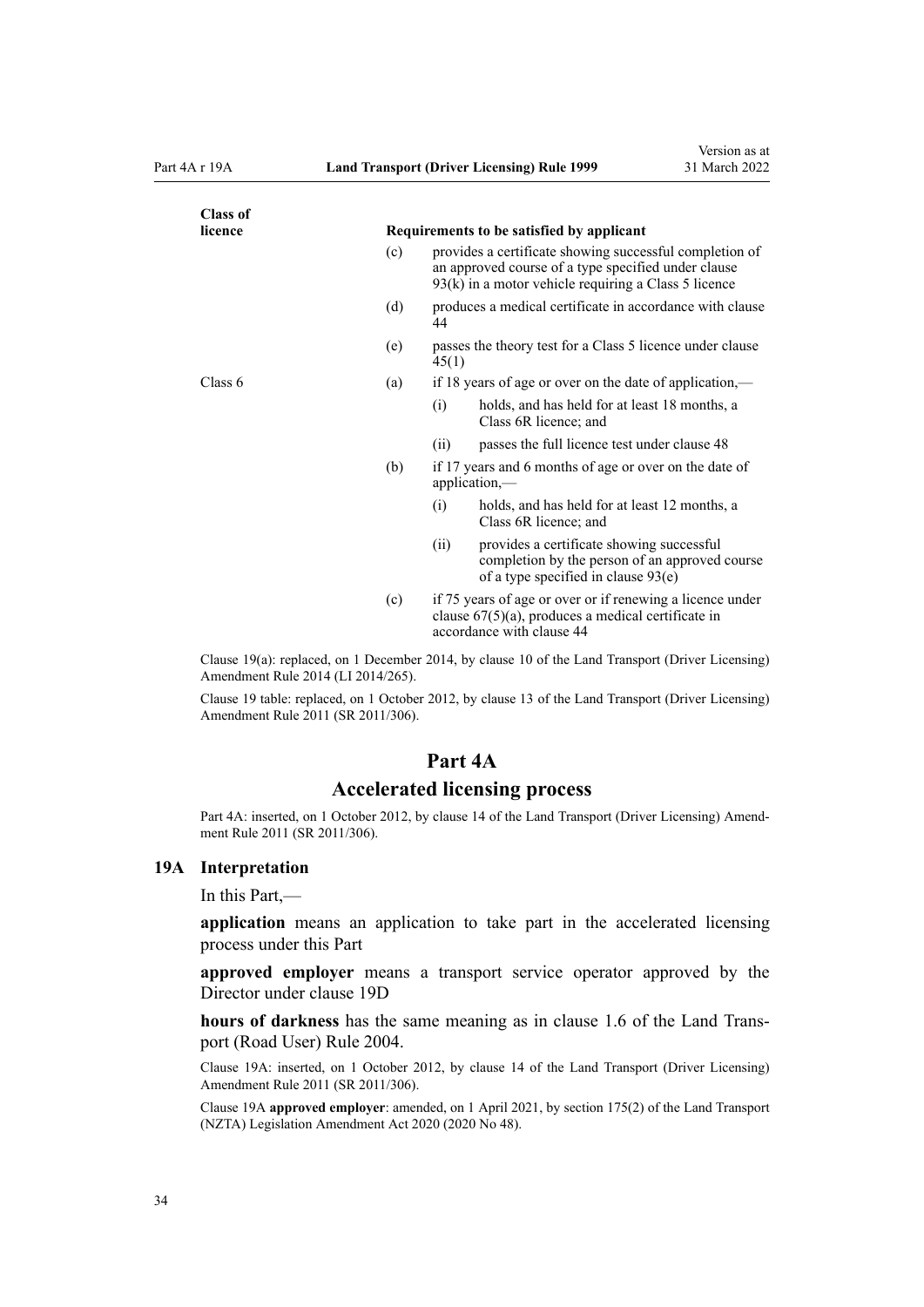| Class of licence | Requirements to be satisfied by applicant |
|---|---|
| | (c) provides a certificate showing successful completion of an approved course of a type specified under clause 93(k) in a motor vehicle requiring a Class 5 licence |
| | (d) produces a medical certificate in accordance with clause 44 |
| | (e) passes the theory test for a Class 5 licence under clause 45(1) |
| Class 6 | (a) if 18 years of age or over on the date of application,— (i) holds, and has held for at least 18 months, a Class 6R licence; and (ii) passes the full licence test under clause 48 |
| | (b) if 17 years and 6 months of age or over on the date of application,— (i) holds, and has held for at least 12 months, a Class 6R licence; and (ii) provides a certificate showing successful completion by the person of an approved course of a type specified in clause 93(e) |
| | (c) if 75 years of age or over or if renewing a licence under clause 67(5)(a), produces a medical certificate in accordance with clause 44 |

Clause 19(a): replaced, on 1 December 2014, by clause 10 of the Land Transport (Driver Licensing) Amendment Rule 2014 (LI 2014/265).

Clause 19 table: replaced, on 1 October 2012, by clause 13 of the Land Transport (Driver Licensing) Amendment Rule 2011 (SR 2011/306).

# Part 4A

## Accelerated licensing process

Part 4A: inserted, on 1 October 2012, by clause 14 of the Land Transport (Driver Licensing) Amendment Rule 2011 (SR 2011/306).

### 19A Interpretation

In this Part,—

**application** means an application to take part in the accelerated licensing process under this Part

**approved employer** means a transport service operator approved by the Director under clause 19D

**hours of darkness** has the same meaning as in clause 1.6 of the Land Transport (Road User) Rule 2004.

Clause 19A: inserted, on 1 October 2012, by clause 14 of the Land Transport (Driver Licensing) Amendment Rule 2011 (SR 2011/306).

Clause 19A **approved employer**: amended, on 1 April 2021, by section 175(2) of the Land Transport (NZTA) Legislation Amendment Act 2020 (2020 No 48).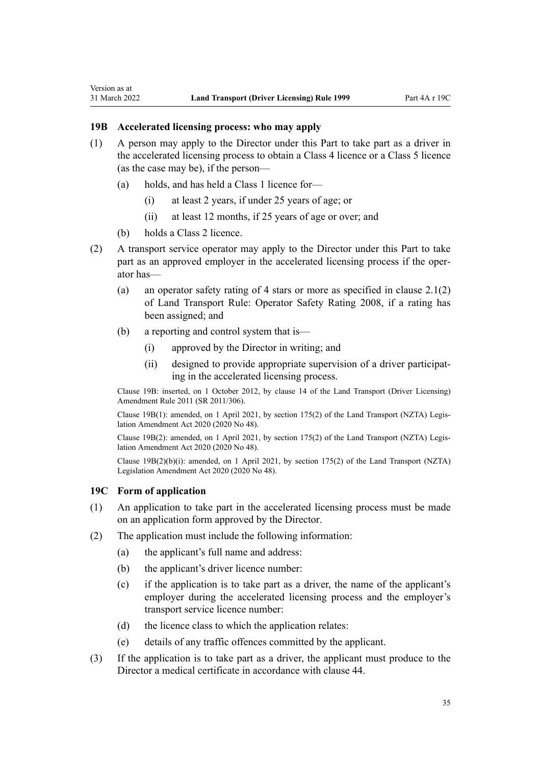### 19B Accelerated licensing process: who may apply

(1) A person may apply to the Director under this Part to take part as a driver in the accelerated licensing process to obtain a Class 4 licence or a Class 5 licence (as the case may be), if the person—

  (a) holds, and has held a Class 1 licence for—

    (i) at least 2 years, if under 25 years of age; or

    (ii) at least 12 months, if 25 years of age or over; and

  (b) holds a Class 2 licence.

(2) A transport service operator may apply to the Director under this Part to take part as an approved employer in the accelerated licensing process if the operator has—

  (a) an operator safety rating of 4 stars or more as specified in clause 2.1(2) of Land Transport Rule: Operator Safety Rating 2008, if a rating has been assigned; and

  (b) a reporting and control system that is—

    (i) approved by the Director in writing; and

    (ii) designed to provide appropriate supervision of a driver participating in the accelerated licensing process.

Clause 19B: inserted, on 1 October 2012, by clause 14 of the Land Transport (Driver Licensing) Amendment Rule 2011 (SR 2011/306).

Clause 19B(1): amended, on 1 April 2021, by section 175(2) of the Land Transport (NZTA) Legislation Amendment Act 2020 (2020 No 48).

Clause 19B(2): amended, on 1 April 2021, by section 175(2) of the Land Transport (NZTA) Legislation Amendment Act 2020 (2020 No 48).

Clause 19B(2)(b)(i): amended, on 1 April 2021, by section 175(2) of the Land Transport (NZTA) Legislation Amendment Act 2020 (2020 No 48).

### 19C Form of application

(1) An application to take part in the accelerated licensing process must be made on an application form approved by the Director.

(2) The application must include the following information:

  (a) the applicant's full name and address:

  (b) the applicant's driver licence number:

  (c) if the application is to take part as a driver, the name of the applicant's employer during the accelerated licensing process and the employer's transport service licence number:

  (d) the licence class to which the application relates:

  (e) details of any traffic offences committed by the applicant.

(3) If the application is to take part as a driver, the applicant must produce to the Director a medical certificate in accordance with clause 44.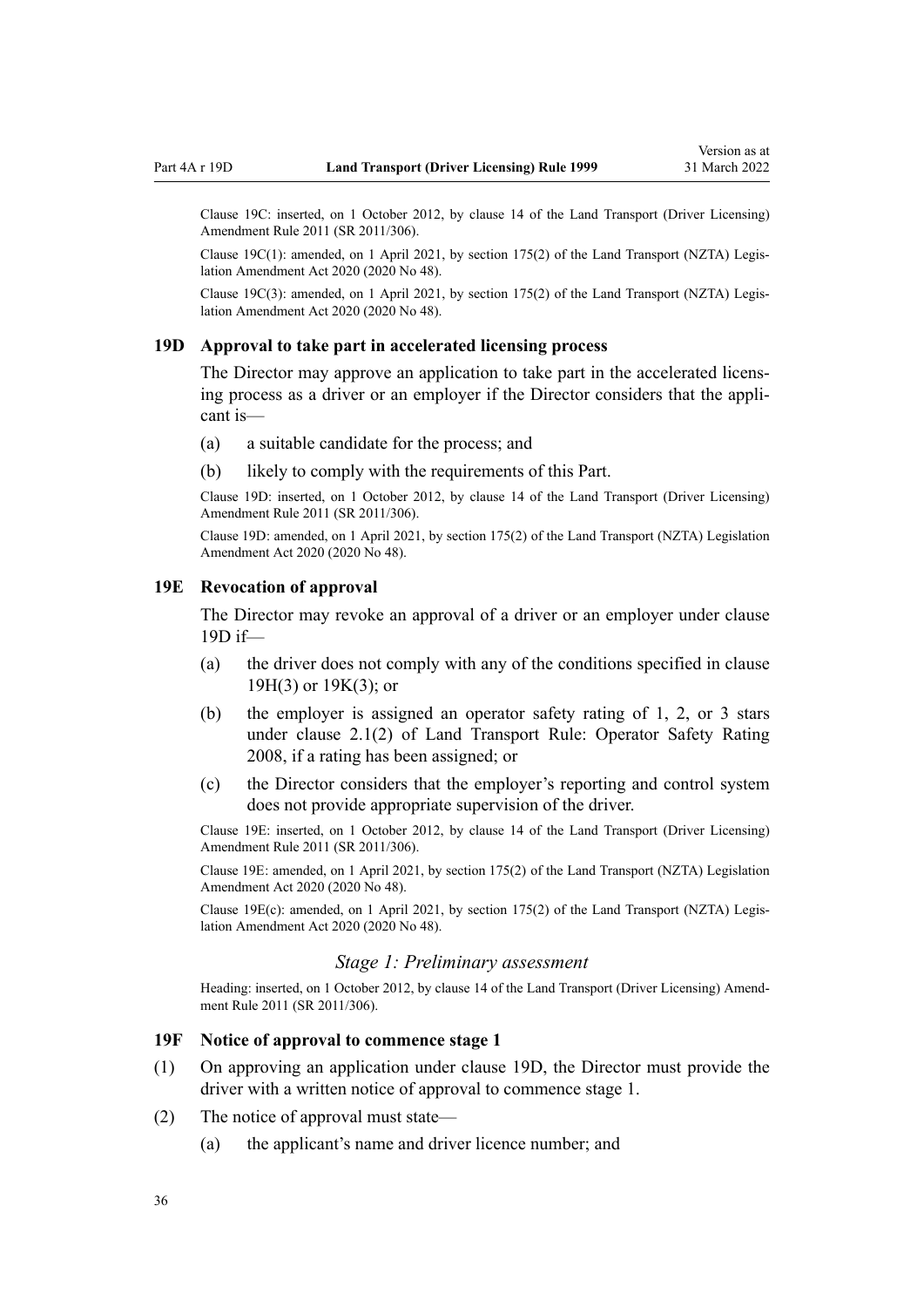Clause 19C: inserted, on 1 October 2012, by clause 14 of the Land Transport (Driver Licensing) Amendment Rule 2011 (SR 2011/306).

Clause 19C(1): amended, on 1 April 2021, by section 175(2) of the Land Transport (NZTA) Legislation Amendment Act 2020 (2020 No 48).

Clause 19C(3): amended, on 1 April 2021, by section 175(2) of the Land Transport (NZTA) Legislation Amendment Act 2020 (2020 No 48).

### 19D Approval to take part in accelerated licensing process

The Director may approve an application to take part in the accelerated licensing process as a driver or an employer if the Director considers that the applicant is—

(a) a suitable candidate for the process; and

(b) likely to comply with the requirements of this Part.

Clause 19D: inserted, on 1 October 2012, by clause 14 of the Land Transport (Driver Licensing) Amendment Rule 2011 (SR 2011/306).

Clause 19D: amended, on 1 April 2021, by section 175(2) of the Land Transport (NZTA) Legislation Amendment Act 2020 (2020 No 48).

### 19E Revocation of approval

The Director may revoke an approval of a driver or an employer under clause 19D if—

(a) the driver does not comply with any of the conditions specified in clause 19H(3) or 19K(3); or

(b) the employer is assigned an operator safety rating of 1, 2, or 3 stars under clause 2.1(2) of Land Transport Rule: Operator Safety Rating 2008, if a rating has been assigned; or

(c) the Director considers that the employer's reporting and control system does not provide appropriate supervision of the driver.

Clause 19E: inserted, on 1 October 2012, by clause 14 of the Land Transport (Driver Licensing) Amendment Rule 2011 (SR 2011/306).

Clause 19E: amended, on 1 April 2021, by section 175(2) of the Land Transport (NZTA) Legislation Amendment Act 2020 (2020 No 48).

Clause 19E(c): amended, on 1 April 2021, by section 175(2) of the Land Transport (NZTA) Legislation Amendment Act 2020 (2020 No 48).

*Stage 1: Preliminary assessment*

Heading: inserted, on 1 October 2012, by clause 14 of the Land Transport (Driver Licensing) Amendment Rule 2011 (SR 2011/306).

### 19F Notice of approval to commence stage 1

(1) On approving an application under clause 19D, the Director must provide the driver with a written notice of approval to commence stage 1.

(2) The notice of approval must state—

(a) the applicant's name and driver licence number; and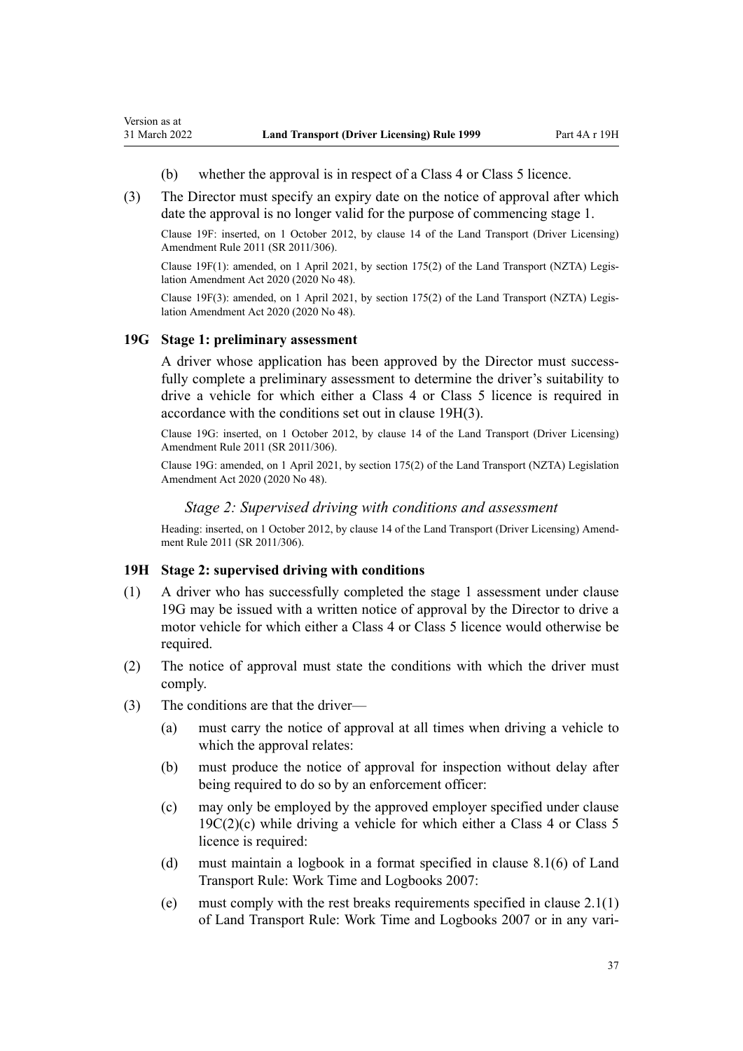(b) whether the approval is in respect of a Class 4 or Class 5 licence.

(3) The Director must specify an expiry date on the notice of approval after which date the approval is no longer valid for the purpose of commencing stage 1.

Clause 19F: inserted, on 1 October 2012, by clause 14 of the Land Transport (Driver Licensing) Amendment Rule 2011 (SR 2011/306).

Clause 19F(1): amended, on 1 April 2021, by section 175(2) of the Land Transport (NZTA) Legislation Amendment Act 2020 (2020 No 48).

Clause 19F(3): amended, on 1 April 2021, by section 175(2) of the Land Transport (NZTA) Legislation Amendment Act 2020 (2020 No 48).

### 19G Stage 1: preliminary assessment

A driver whose application has been approved by the Director must successfully complete a preliminary assessment to determine the driver's suitability to drive a vehicle for which either a Class 4 or Class 5 licence is required in accordance with the conditions set out in clause 19H(3).

Clause 19G: inserted, on 1 October 2012, by clause 14 of the Land Transport (Driver Licensing) Amendment Rule 2011 (SR 2011/306).

Clause 19G: amended, on 1 April 2021, by section 175(2) of the Land Transport (NZTA) Legislation Amendment Act 2020 (2020 No 48).

#### *Stage 2: Supervised driving with conditions and assessment*

Heading: inserted, on 1 October 2012, by clause 14 of the Land Transport (Driver Licensing) Amendment Rule 2011 (SR 2011/306).

### 19H Stage 2: supervised driving with conditions

(1) A driver who has successfully completed the stage 1 assessment under clause 19G may be issued with a written notice of approval by the Director to drive a motor vehicle for which either a Class 4 or Class 5 licence would otherwise be required.

(2) The notice of approval must state the conditions with which the driver must comply.

(3) The conditions are that the driver—

(a) must carry the notice of approval at all times when driving a vehicle to which the approval relates:

(b) must produce the notice of approval for inspection without delay after being required to do so by an enforcement officer:

(c) may only be employed by the approved employer specified under clause 19C(2)(c) while driving a vehicle for which either a Class 4 or Class 5 licence is required:

(d) must maintain a logbook in a format specified in clause 8.1(6) of Land Transport Rule: Work Time and Logbooks 2007:

(e) must comply with the rest breaks requirements specified in clause 2.1(1) of Land Transport Rule: Work Time and Logbooks 2007 or in any vari-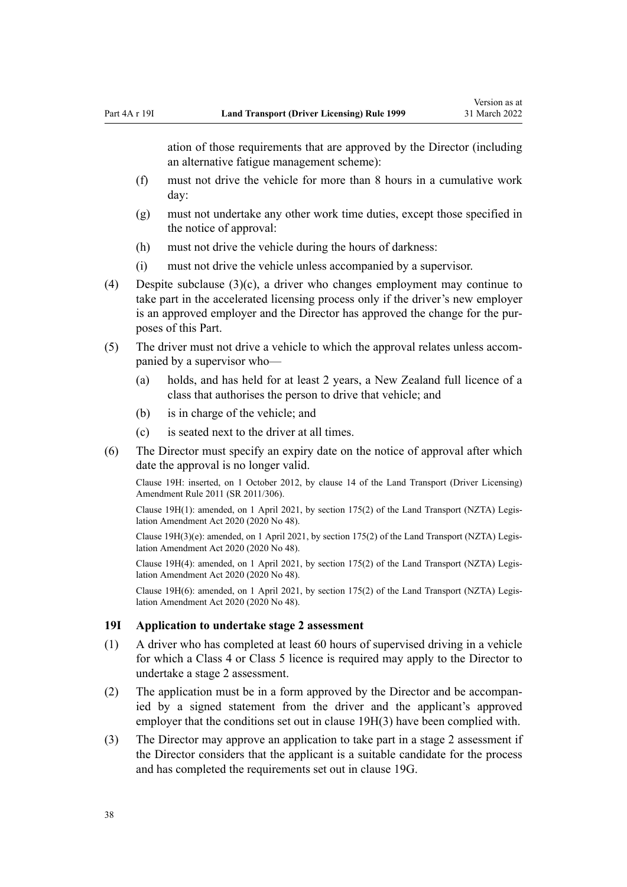ation of those requirements that are approved by the Director (including an alternative fatigue management scheme):

(f) must not drive the vehicle for more than 8 hours in a cumulative work day:

(g) must not undertake any other work time duties, except those specified in the notice of approval:

(h) must not drive the vehicle during the hours of darkness:

(i) must not drive the vehicle unless accompanied by a supervisor.

(4) Despite subclause (3)(c), a driver who changes employment may continue to take part in the accelerated licensing process only if the driver's new employer is an approved employer and the Director has approved the change for the purposes of this Part.

(5) The driver must not drive a vehicle to which the approval relates unless accompanied by a supervisor who—

(a) holds, and has held for at least 2 years, a New Zealand full licence of a class that authorises the person to drive that vehicle; and

(b) is in charge of the vehicle; and

(c) is seated next to the driver at all times.

(6) The Director must specify an expiry date on the notice of approval after which date the approval is no longer valid.

Clause 19H: inserted, on 1 October 2012, by clause 14 of the Land Transport (Driver Licensing) Amendment Rule 2011 (SR 2011/306).

Clause 19H(1): amended, on 1 April 2021, by section 175(2) of the Land Transport (NZTA) Legislation Amendment Act 2020 (2020 No 48).

Clause 19H(3)(e): amended, on 1 April 2021, by section 175(2) of the Land Transport (NZTA) Legislation Amendment Act 2020 (2020 No 48).

Clause 19H(4): amended, on 1 April 2021, by section 175(2) of the Land Transport (NZTA) Legislation Amendment Act 2020 (2020 No 48).

Clause 19H(6): amended, on 1 April 2021, by section 175(2) of the Land Transport (NZTA) Legislation Amendment Act 2020 (2020 No 48).

### 19I Application to undertake stage 2 assessment

(1) A driver who has completed at least 60 hours of supervised driving in a vehicle for which a Class 4 or Class 5 licence is required may apply to the Director to undertake a stage 2 assessment.

(2) The application must be in a form approved by the Director and be accompanied by a signed statement from the driver and the applicant's approved employer that the conditions set out in clause 19H(3) have been complied with.

(3) The Director may approve an application to take part in a stage 2 assessment if the Director considers that the applicant is a suitable candidate for the process and has completed the requirements set out in clause 19G.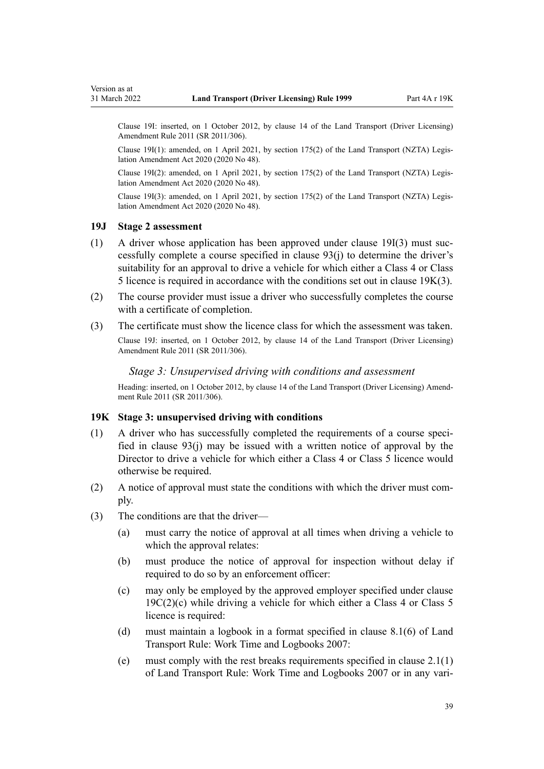Clause 19I: inserted, on 1 October 2012, by clause 14 of the Land Transport (Driver Licensing) Amendment Rule 2011 (SR 2011/306).

Clause 19I(1): amended, on 1 April 2021, by section 175(2) of the Land Transport (NZTA) Legislation Amendment Act 2020 (2020 No 48).

Clause 19I(2): amended, on 1 April 2021, by section 175(2) of the Land Transport (NZTA) Legislation Amendment Act 2020 (2020 No 48).

Clause 19I(3): amended, on 1 April 2021, by section 175(2) of the Land Transport (NZTA) Legislation Amendment Act 2020 (2020 No 48).

### 19J Stage 2 assessment

(1) A driver whose application has been approved under clause 19I(3) must successfully complete a course specified in clause 93(j) to determine the driver's suitability for an approval to drive a vehicle for which either a Class 4 or Class 5 licence is required in accordance with the conditions set out in clause 19K(3).

(2) The course provider must issue a driver who successfully completes the course with a certificate of completion.

(3) The certificate must show the licence class for which the assessment was taken.

Clause 19J: inserted, on 1 October 2012, by clause 14 of the Land Transport (Driver Licensing) Amendment Rule 2011 (SR 2011/306).

#### *Stage 3: Unsupervised driving with conditions and assessment*

Heading: inserted, on 1 October 2012, by clause 14 of the Land Transport (Driver Licensing) Amendment Rule 2011 (SR 2011/306).

### 19K Stage 3: unsupervised driving with conditions

(1) A driver who has successfully completed the requirements of a course specified in clause 93(j) may be issued with a written notice of approval by the Director to drive a vehicle for which either a Class 4 or Class 5 licence would otherwise be required.

(2) A notice of approval must state the conditions with which the driver must comply.

(3) The conditions are that the driver—

(a) must carry the notice of approval at all times when driving a vehicle to which the approval relates:

(b) must produce the notice of approval for inspection without delay if required to do so by an enforcement officer:

(c) may only be employed by the approved employer specified under clause 19C(2)(c) while driving a vehicle for which either a Class 4 or Class 5 licence is required:

(d) must maintain a logbook in a format specified in clause 8.1(6) of Land Transport Rule: Work Time and Logbooks 2007:

(e) must comply with the rest breaks requirements specified in clause 2.1(1) of Land Transport Rule: Work Time and Logbooks 2007 or in any vari-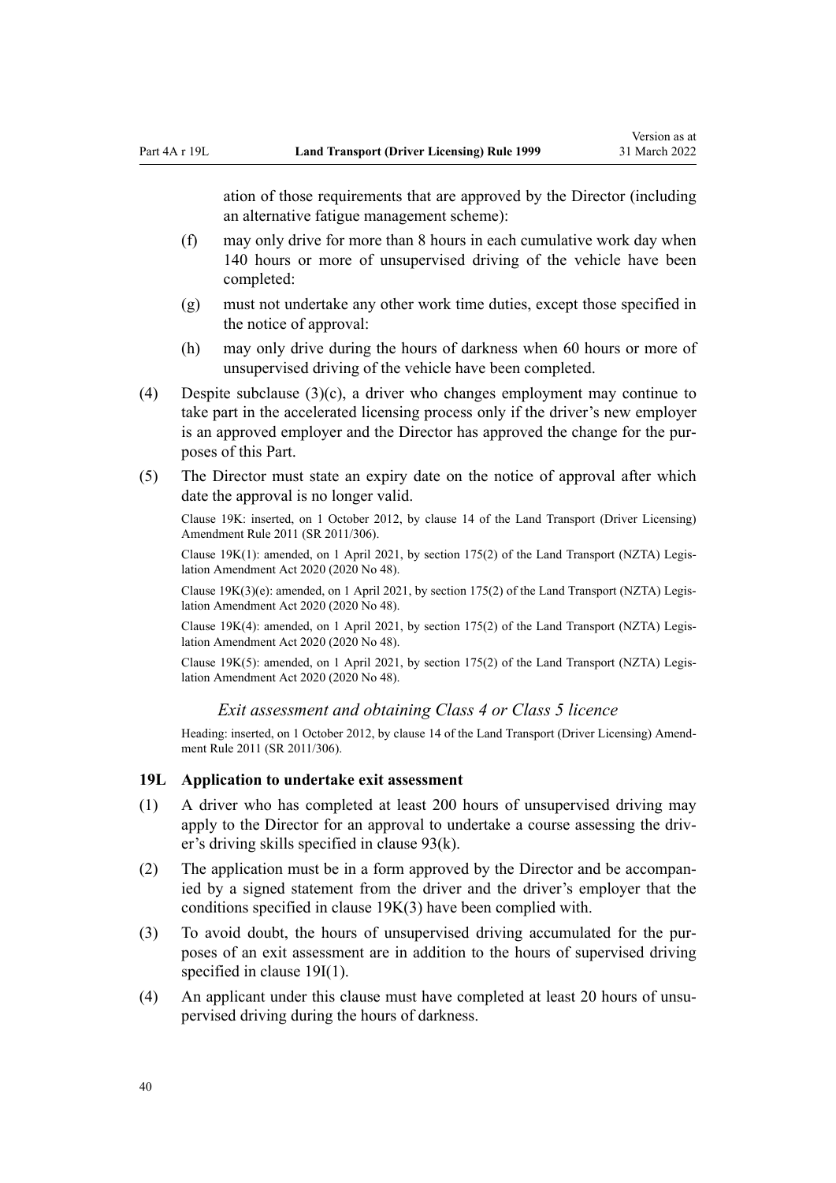ation of those requirements that are approved by the Director (including an alternative fatigue management scheme):

(f) may only drive for more than 8 hours in each cumulative work day when 140 hours or more of unsupervised driving of the vehicle have been completed:

(g) must not undertake any other work time duties, except those specified in the notice of approval:

(h) may only drive during the hours of darkness when 60 hours or more of unsupervised driving of the vehicle have been completed.

(4) Despite subclause (3)(c), a driver who changes employment may continue to take part in the accelerated licensing process only if the driver's new employer is an approved employer and the Director has approved the change for the purposes of this Part.

(5) The Director must state an expiry date on the notice of approval after which date the approval is no longer valid.

Clause 19K: inserted, on 1 October 2012, by clause 14 of the Land Transport (Driver Licensing) Amendment Rule 2011 (SR 2011/306).

Clause 19K(1): amended, on 1 April 2021, by section 175(2) of the Land Transport (NZTA) Legislation Amendment Act 2020 (2020 No 48).

Clause 19K(3)(e): amended, on 1 April 2021, by section 175(2) of the Land Transport (NZTA) Legislation Amendment Act 2020 (2020 No 48).

Clause 19K(4): amended, on 1 April 2021, by section 175(2) of the Land Transport (NZTA) Legislation Amendment Act 2020 (2020 No 48).

Clause 19K(5): amended, on 1 April 2021, by section 175(2) of the Land Transport (NZTA) Legislation Amendment Act 2020 (2020 No 48).

### *Exit assessment and obtaining Class 4 or Class 5 licence*

Heading: inserted, on 1 October 2012, by clause 14 of the Land Transport (Driver Licensing) Amendment Rule 2011 (SR 2011/306).

### 19L Application to undertake exit assessment

(1) A driver who has completed at least 200 hours of unsupervised driving may apply to the Director for an approval to undertake a course assessing the driver's driving skills specified in clause 93(k).

(2) The application must be in a form approved by the Director and be accompanied by a signed statement from the driver and the driver's employer that the conditions specified in clause 19K(3) have been complied with.

(3) To avoid doubt, the hours of unsupervised driving accumulated for the purposes of an exit assessment are in addition to the hours of supervised driving specified in clause 19I(1).

(4) An applicant under this clause must have completed at least 20 hours of unsupervised driving during the hours of darkness.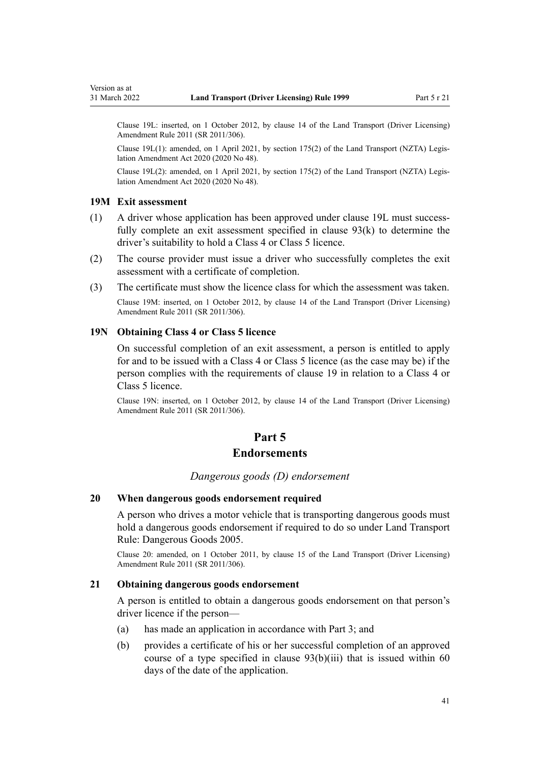Clause 19L: inserted, on 1 October 2012, by clause 14 of the Land Transport (Driver Licensing) Amendment Rule 2011 (SR 2011/306).

Clause 19L(1): amended, on 1 April 2021, by section 175(2) of the Land Transport (NZTA) Legislation Amendment Act 2020 (2020 No 48).

Clause 19L(2): amended, on 1 April 2021, by section 175(2) of the Land Transport (NZTA) Legislation Amendment Act 2020 (2020 No 48).

### 19M Exit assessment

(1) A driver whose application has been approved under clause 19L must successfully complete an exit assessment specified in clause 93(k) to determine the driver's suitability to hold a Class 4 or Class 5 licence.

(2) The course provider must issue a driver who successfully completes the exit assessment with a certificate of completion.

(3) The certificate must show the licence class for which the assessment was taken.

Clause 19M: inserted, on 1 October 2012, by clause 14 of the Land Transport (Driver Licensing) Amendment Rule 2011 (SR 2011/306).

### 19N Obtaining Class 4 or Class 5 licence

On successful completion of an exit assessment, a person is entitled to apply for and to be issued with a Class 4 or Class 5 licence (as the case may be) if the person complies with the requirements of clause 19 in relation to a Class 4 or Class 5 licence.

Clause 19N: inserted, on 1 October 2012, by clause 14 of the Land Transport (Driver Licensing) Amendment Rule 2011 (SR 2011/306).

# Part 5
# Endorsements

*Dangerous goods (D) endorsement*

### 20 When dangerous goods endorsement required

A person who drives a motor vehicle that is transporting dangerous goods must hold a dangerous goods endorsement if required to do so under Land Transport Rule: Dangerous Goods 2005.

Clause 20: amended, on 1 October 2011, by clause 15 of the Land Transport (Driver Licensing) Amendment Rule 2011 (SR 2011/306).

### 21 Obtaining dangerous goods endorsement

A person is entitled to obtain a dangerous goods endorsement on that person's driver licence if the person—

(a) has made an application in accordance with Part 3; and

(b) provides a certificate of his or her successful completion of an approved course of a type specified in clause 93(b)(iii) that is issued within 60 days of the date of the application.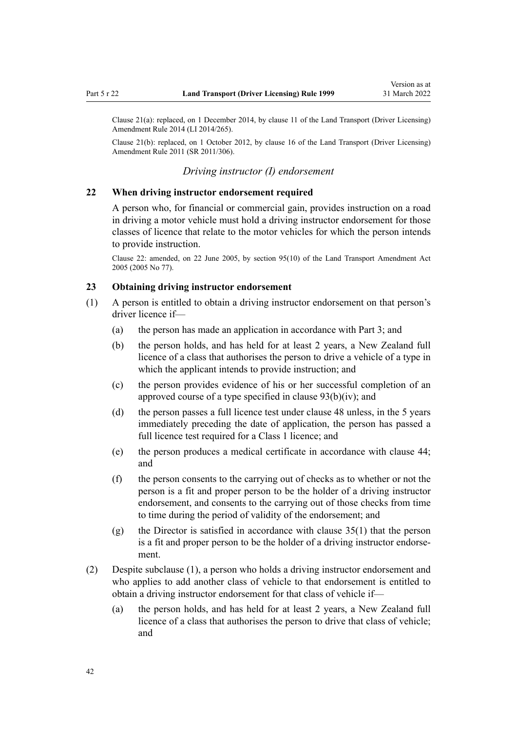Clause 21(a): replaced, on 1 December 2014, by clause 11 of the Land Transport (Driver Licensing) Amendment Rule 2014 (LI 2014/265).

Clause 21(b): replaced, on 1 October 2012, by clause 16 of the Land Transport (Driver Licensing) Amendment Rule 2011 (SR 2011/306).

### *Driving instructor (I) endorsement*

### 22 When driving instructor endorsement required

A person who, for financial or commercial gain, provides instruction on a road in driving a motor vehicle must hold a driving instructor endorsement for those classes of licence that relate to the motor vehicles for which the person intends to provide instruction.

Clause 22: amended, on 22 June 2005, by section 95(10) of the Land Transport Amendment Act 2005 (2005 No 77).

### 23 Obtaining driving instructor endorsement

(1) A person is entitled to obtain a driving instructor endorsement on that person's driver licence if—

- (a) the person has made an application in accordance with Part 3; and
- (b) the person holds, and has held for at least 2 years, a New Zealand full licence of a class that authorises the person to drive a vehicle of a type in which the applicant intends to provide instruction; and
- (c) the person provides evidence of his or her successful completion of an approved course of a type specified in clause 93(b)(iv); and
- (d) the person passes a full licence test under clause 48 unless, in the 5 years immediately preceding the date of application, the person has passed a full licence test required for a Class 1 licence; and
- (e) the person produces a medical certificate in accordance with clause 44; and
- (f) the person consents to the carrying out of checks as to whether or not the person is a fit and proper person to be the holder of a driving instructor endorsement, and consents to the carrying out of those checks from time to time during the period of validity of the endorsement; and
- (g) the Director is satisfied in accordance with clause 35(1) that the person is a fit and proper person to be the holder of a driving instructor endorsement.

(2) Despite subclause (1), a person who holds a driving instructor endorsement and who applies to add another class of vehicle to that endorsement is entitled to obtain a driving instructor endorsement for that class of vehicle if—

- (a) the person holds, and has held for at least 2 years, a New Zealand full licence of a class that authorises the person to drive that class of vehicle; and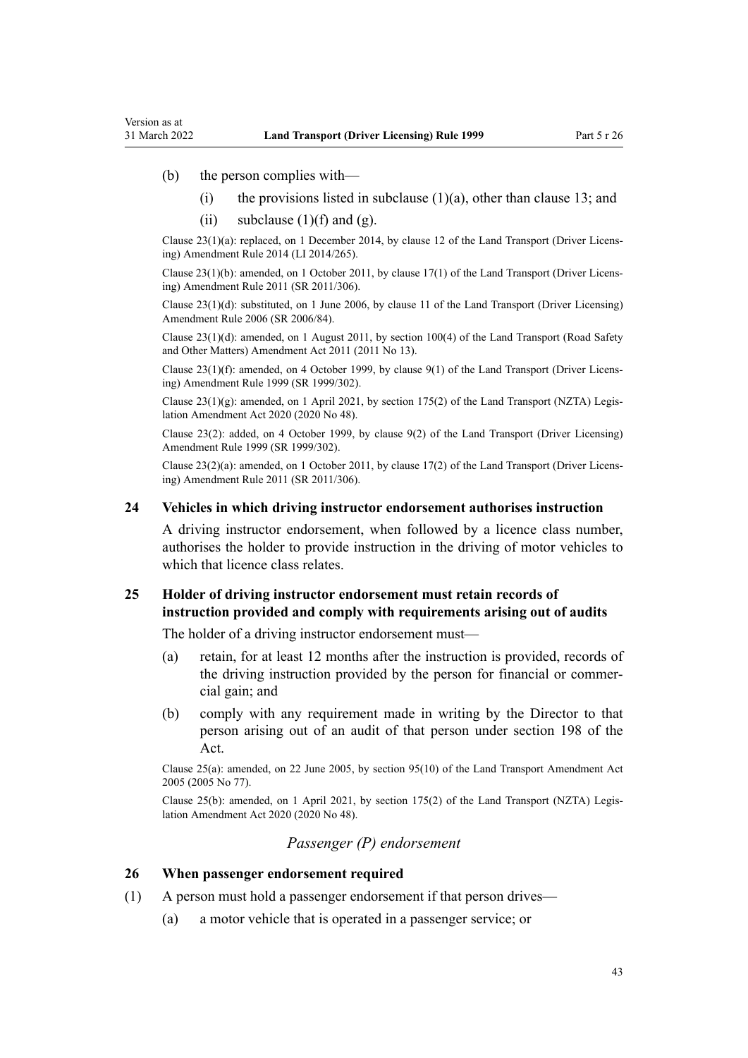(b) the person complies with—

  (i) the provisions listed in subclause (1)(a), other than clause 13; and

  (ii) subclause (1)(f) and (g).

Clause 23(1)(a): replaced, on 1 December 2014, by clause 12 of the Land Transport (Driver Licensing) Amendment Rule 2014 (LI 2014/265).

Clause 23(1)(b): amended, on 1 October 2011, by clause 17(1) of the Land Transport (Driver Licensing) Amendment Rule 2011 (SR 2011/306).

Clause 23(1)(d): substituted, on 1 June 2006, by clause 11 of the Land Transport (Driver Licensing) Amendment Rule 2006 (SR 2006/84).

Clause 23(1)(d): amended, on 1 August 2011, by section 100(4) of the Land Transport (Road Safety and Other Matters) Amendment Act 2011 (2011 No 13).

Clause 23(1)(f): amended, on 4 October 1999, by clause 9(1) of the Land Transport (Driver Licensing) Amendment Rule 1999 (SR 1999/302).

Clause 23(1)(g): amended, on 1 April 2021, by section 175(2) of the Land Transport (NZTA) Legislation Amendment Act 2020 (2020 No 48).

Clause 23(2): added, on 4 October 1999, by clause 9(2) of the Land Transport (Driver Licensing) Amendment Rule 1999 (SR 1999/302).

Clause 23(2)(a): amended, on 1 October 2011, by clause 17(2) of the Land Transport (Driver Licensing) Amendment Rule 2011 (SR 2011/306).

### 24 Vehicles in which driving instructor endorsement authorises instruction

A driving instructor endorsement, when followed by a licence class number, authorises the holder to provide instruction in the driving of motor vehicles to which that licence class relates.

### 25 Holder of driving instructor endorsement must retain records of instruction provided and comply with requirements arising out of audits

The holder of a driving instructor endorsement must—

(a) retain, for at least 12 months after the instruction is provided, records of the driving instruction provided by the person for financial or commercial gain; and

(b) comply with any requirement made in writing by the Director to that person arising out of an audit of that person under section 198 of the Act.

Clause 25(a): amended, on 22 June 2005, by section 95(10) of the Land Transport Amendment Act 2005 (2005 No 77).

Clause 25(b): amended, on 1 April 2021, by section 175(2) of the Land Transport (NZTA) Legislation Amendment Act 2020 (2020 No 48).

*Passenger (P) endorsement*

### 26 When passenger endorsement required

(1) A person must hold a passenger endorsement if that person drives—

  (a) a motor vehicle that is operated in a passenger service; or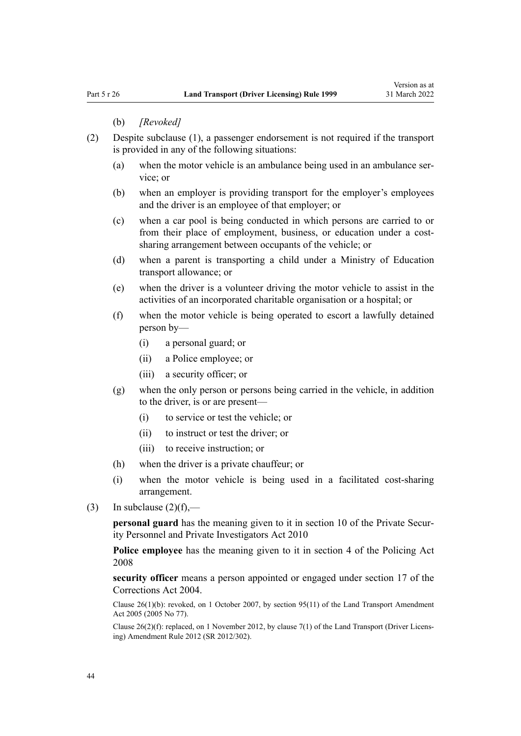(b) *[Revoked]*

(2) Despite subclause (1), a passenger endorsement is not required if the transport is provided in any of the following situations:

 (a) when the motor vehicle is an ambulance being used in an ambulance service; or

 (b) when an employer is providing transport for the employer's employees and the driver is an employee of that employer; or

 (c) when a car pool is being conducted in which persons are carried to or from their place of employment, business, or education under a cost-sharing arrangement between occupants of the vehicle; or

 (d) when a parent is transporting a child under a Ministry of Education transport allowance; or

 (e) when the driver is a volunteer driving the motor vehicle to assist in the activities of an incorporated charitable organisation or a hospital; or

 (f) when the motor vehicle is being operated to escort a lawfully detained person by—

  (i) a personal guard; or

  (ii) a Police employee; or

  (iii) a security officer; or

 (g) when the only person or persons being carried in the vehicle, in addition to the driver, is or are present—

  (i) to service or test the vehicle; or

  (ii) to instruct or test the driver; or

  (iii) to receive instruction; or

 (h) when the driver is a private chauffeur; or

 (i) when the motor vehicle is being used in a facilitated cost-sharing arrangement.

(3) In subclause (2)(f),—

**personal guard** has the meaning given to it in section 10 of the Private Security Personnel and Private Investigators Act 2010

**Police employee** has the meaning given to it in section 4 of the Policing Act 2008

**security officer** means a person appointed or engaged under section 17 of the Corrections Act 2004.

Clause 26(1)(b): revoked, on 1 October 2007, by section 95(11) of the Land Transport Amendment Act 2005 (2005 No 77).

Clause 26(2)(f): replaced, on 1 November 2012, by clause 7(1) of the Land Transport (Driver Licensing) Amendment Rule 2012 (SR 2012/302).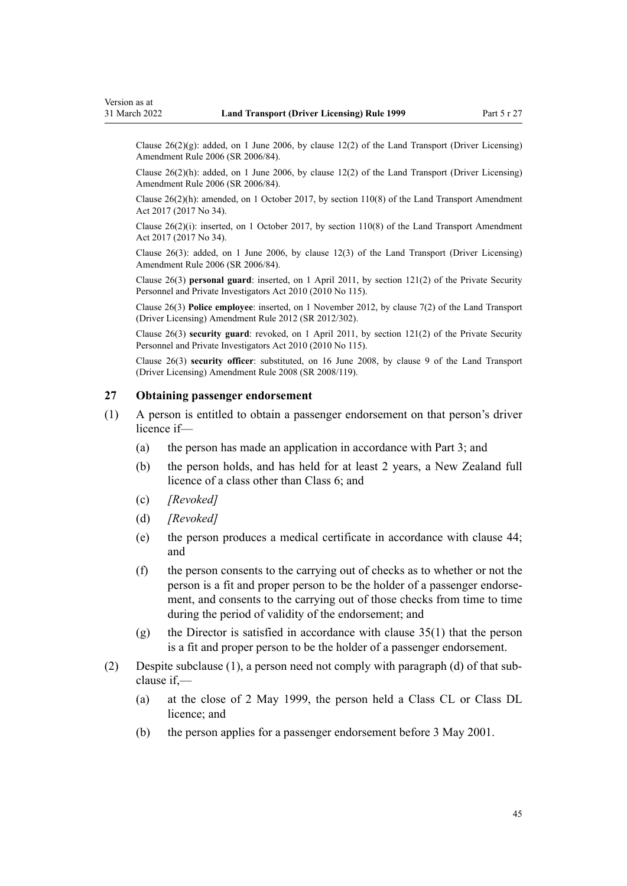Clause 26(2)(g): added, on 1 June 2006, by clause 12(2) of the Land Transport (Driver Licensing) Amendment Rule 2006 (SR 2006/84).

Clause 26(2)(h): added, on 1 June 2006, by clause 12(2) of the Land Transport (Driver Licensing) Amendment Rule 2006 (SR 2006/84).

Clause 26(2)(h): amended, on 1 October 2017, by section 110(8) of the Land Transport Amendment Act 2017 (2017 No 34).

Clause 26(2)(i): inserted, on 1 October 2017, by section 110(8) of the Land Transport Amendment Act 2017 (2017 No 34).

Clause 26(3): added, on 1 June 2006, by clause 12(3) of the Land Transport (Driver Licensing) Amendment Rule 2006 (SR 2006/84).

Clause 26(3) **personal guard**: inserted, on 1 April 2011, by section 121(2) of the Private Security Personnel and Private Investigators Act 2010 (2010 No 115).

Clause 26(3) **Police employee**: inserted, on 1 November 2012, by clause 7(2) of the Land Transport (Driver Licensing) Amendment Rule 2012 (SR 2012/302).

Clause 26(3) **security guard**: revoked, on 1 April 2011, by section 121(2) of the Private Security Personnel and Private Investigators Act 2010 (2010 No 115).

Clause 26(3) **security officer**: substituted, on 16 June 2008, by clause 9 of the Land Transport (Driver Licensing) Amendment Rule 2008 (SR 2008/119).

### 27 Obtaining passenger endorsement

(1) A person is entitled to obtain a passenger endorsement on that person's driver licence if—

  (a) the person has made an application in accordance with Part 3; and

  (b) the person holds, and has held for at least 2 years, a New Zealand full licence of a class other than Class 6; and

  (c) *[Revoked]*

  (d) *[Revoked]*

  (e) the person produces a medical certificate in accordance with clause 44; and

  (f) the person consents to the carrying out of checks as to whether or not the person is a fit and proper person to be the holder of a passenger endorsement, and consents to the carrying out of those checks from time to time during the period of validity of the endorsement; and

  (g) the Director is satisfied in accordance with clause 35(1) that the person is a fit and proper person to be the holder of a passenger endorsement.

(2) Despite subclause (1), a person need not comply with paragraph (d) of that subclause if,—

  (a) at the close of 2 May 1999, the person held a Class CL or Class DL licence; and

  (b) the person applies for a passenger endorsement before 3 May 2001.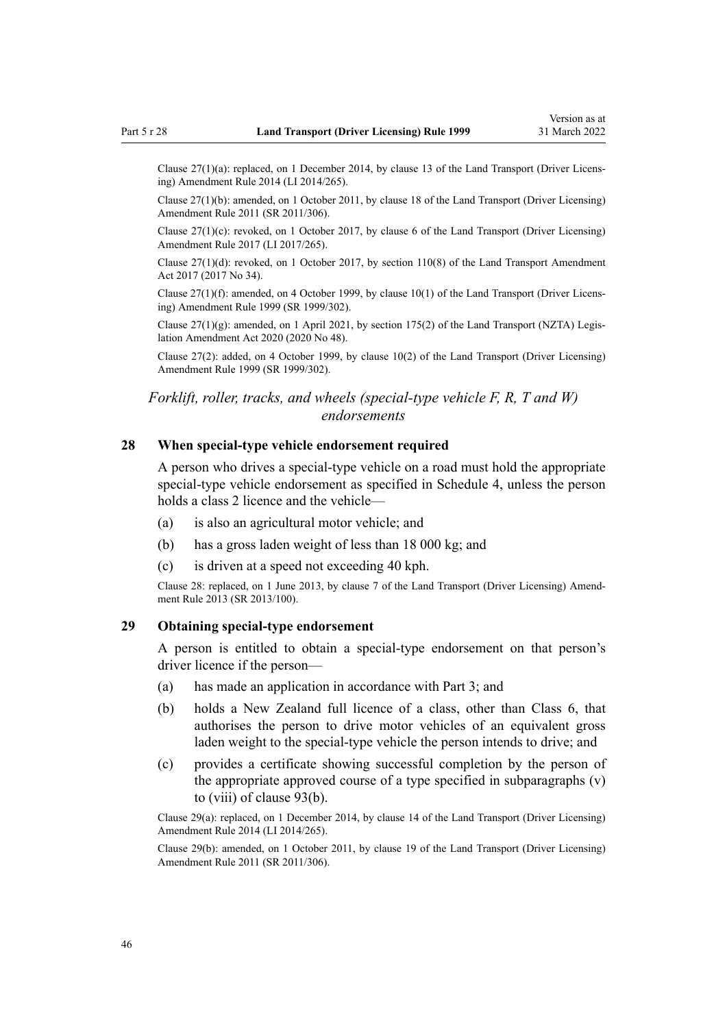Clause 27(1)(a): replaced, on 1 December 2014, by clause 13 of the Land Transport (Driver Licensing) Amendment Rule 2014 (LI 2014/265).

Clause 27(1)(b): amended, on 1 October 2011, by clause 18 of the Land Transport (Driver Licensing) Amendment Rule 2011 (SR 2011/306).

Clause 27(1)(c): revoked, on 1 October 2017, by clause 6 of the Land Transport (Driver Licensing) Amendment Rule 2017 (LI 2017/265).

Clause 27(1)(d): revoked, on 1 October 2017, by section 110(8) of the Land Transport Amendment Act 2017 (2017 No 34).

Clause 27(1)(f): amended, on 4 October 1999, by clause 10(1) of the Land Transport (Driver Licensing) Amendment Rule 1999 (SR 1999/302).

Clause 27(1)(g): amended, on 1 April 2021, by section 175(2) of the Land Transport (NZTA) Legislation Amendment Act 2020 (2020 No 48).

Clause 27(2): added, on 4 October 1999, by clause 10(2) of the Land Transport (Driver Licensing) Amendment Rule 1999 (SR 1999/302).

### *Forklift, roller, tracks, and wheels (special-type vehicle F, R, T and W) endorsements*

### 28 When special-type vehicle endorsement required

A person who drives a special-type vehicle on a road must hold the appropriate special-type vehicle endorsement as specified in Schedule 4, unless the person holds a class 2 licence and the vehicle—

(a) is also an agricultural motor vehicle; and

(b) has a gross laden weight of less than 18 000 kg; and

(c) is driven at a speed not exceeding 40 kph.

Clause 28: replaced, on 1 June 2013, by clause 7 of the Land Transport (Driver Licensing) Amendment Rule 2013 (SR 2013/100).

### 29 Obtaining special-type endorsement

A person is entitled to obtain a special-type endorsement on that person's driver licence if the person—

(a) has made an application in accordance with Part 3; and

(b) holds a New Zealand full licence of a class, other than Class 6, that authorises the person to drive motor vehicles of an equivalent gross laden weight to the special-type vehicle the person intends to drive; and

(c) provides a certificate showing successful completion by the person of the appropriate approved course of a type specified in subparagraphs (v) to (viii) of clause 93(b).

Clause 29(a): replaced, on 1 December 2014, by clause 14 of the Land Transport (Driver Licensing) Amendment Rule 2014 (LI 2014/265).

Clause 29(b): amended, on 1 October 2011, by clause 19 of the Land Transport (Driver Licensing) Amendment Rule 2011 (SR 2011/306).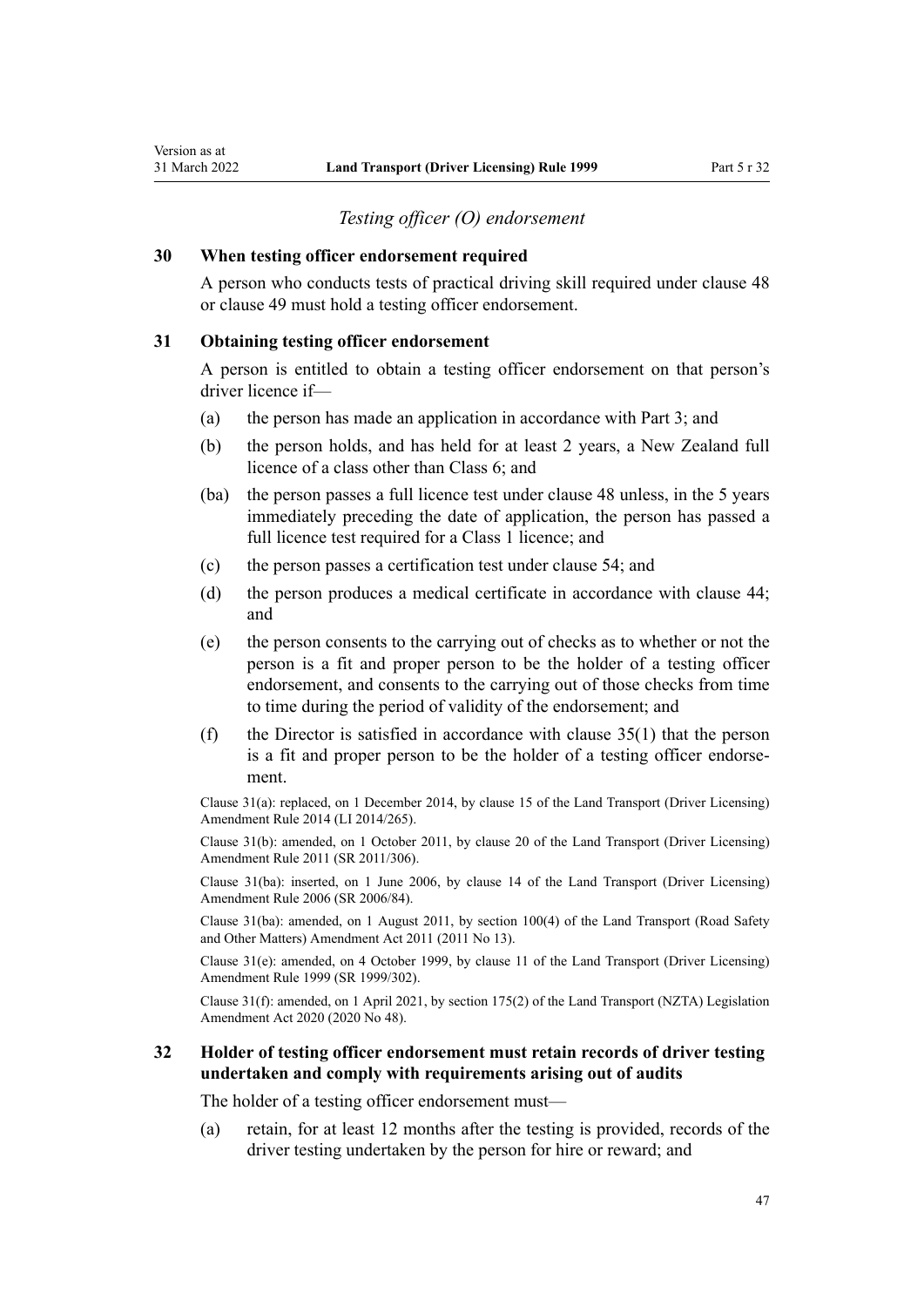*Testing officer (O) endorsement*

### 30 When testing officer endorsement required

A person who conducts tests of practical driving skill required under clause 48 or clause 49 must hold a testing officer endorsement.

### 31 Obtaining testing officer endorsement

A person is entitled to obtain a testing officer endorsement on that person's driver licence if—

(a) the person has made an application in accordance with Part 3; and

(b) the person holds, and has held for at least 2 years, a New Zealand full licence of a class other than Class 6; and

(ba) the person passes a full licence test under clause 48 unless, in the 5 years immediately preceding the date of application, the person has passed a full licence test required for a Class 1 licence; and

(c) the person passes a certification test under clause 54; and

(d) the person produces a medical certificate in accordance with clause 44; and

(e) the person consents to the carrying out of checks as to whether or not the person is a fit and proper person to be the holder of a testing officer endorsement, and consents to the carrying out of those checks from time to time during the period of validity of the endorsement; and

(f) the Director is satisfied in accordance with clause 35(1) that the person is a fit and proper person to be the holder of a testing officer endorsement.

Clause 31(a): replaced, on 1 December 2014, by clause 15 of the Land Transport (Driver Licensing) Amendment Rule 2014 (LI 2014/265).

Clause 31(b): amended, on 1 October 2011, by clause 20 of the Land Transport (Driver Licensing) Amendment Rule 2011 (SR 2011/306).

Clause 31(ba): inserted, on 1 June 2006, by clause 14 of the Land Transport (Driver Licensing) Amendment Rule 2006 (SR 2006/84).

Clause 31(ba): amended, on 1 August 2011, by section 100(4) of the Land Transport (Road Safety and Other Matters) Amendment Act 2011 (2011 No 13).

Clause 31(e): amended, on 4 October 1999, by clause 11 of the Land Transport (Driver Licensing) Amendment Rule 1999 (SR 1999/302).

Clause 31(f): amended, on 1 April 2021, by section 175(2) of the Land Transport (NZTA) Legislation Amendment Act 2020 (2020 No 48).

### 32 Holder of testing officer endorsement must retain records of driver testing undertaken and comply with requirements arising out of audits

The holder of a testing officer endorsement must—

(a) retain, for at least 12 months after the testing is provided, records of the driver testing undertaken by the person for hire or reward; and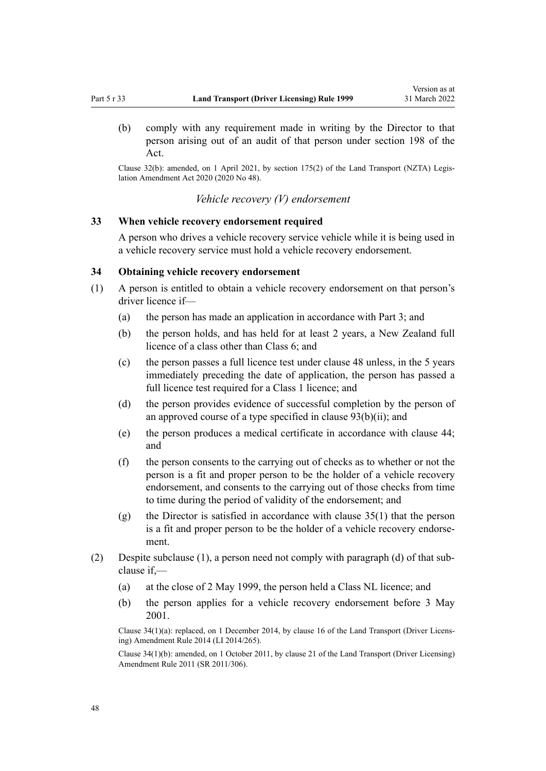(b) comply with any requirement made in writing by the Director to that person arising out of an audit of that person under section 198 of the Act.

Clause 32(b): amended, on 1 April 2021, by section 175(2) of the Land Transport (NZTA) Legislation Amendment Act 2020 (2020 No 48).

### *Vehicle recovery (V) endorsement*

### 33 When vehicle recovery endorsement required

A person who drives a vehicle recovery service vehicle while it is being used in a vehicle recovery service must hold a vehicle recovery endorsement.

### 34 Obtaining vehicle recovery endorsement

(1) A person is entitled to obtain a vehicle recovery endorsement on that person's driver licence if—

(a) the person has made an application in accordance with Part 3; and

(b) the person holds, and has held for at least 2 years, a New Zealand full licence of a class other than Class 6; and

(c) the person passes a full licence test under clause 48 unless, in the 5 years immediately preceding the date of application, the person has passed a full licence test required for a Class 1 licence; and

(d) the person provides evidence of successful completion by the person of an approved course of a type specified in clause 93(b)(ii); and

(e) the person produces a medical certificate in accordance with clause 44; and

(f) the person consents to the carrying out of checks as to whether or not the person is a fit and proper person to be the holder of a vehicle recovery endorsement, and consents to the carrying out of those checks from time to time during the period of validity of the endorsement; and

(g) the Director is satisfied in accordance with clause 35(1) that the person is a fit and proper person to be the holder of a vehicle recovery endorsement.

(2) Despite subclause (1), a person need not comply with paragraph (d) of that subclause if,—

(a) at the close of 2 May 1999, the person held a Class NL licence; and

(b) the person applies for a vehicle recovery endorsement before 3 May 2001.

Clause 34(1)(a): replaced, on 1 December 2014, by clause 16 of the Land Transport (Driver Licensing) Amendment Rule 2014 (LI 2014/265).

Clause 34(1)(b): amended, on 1 October 2011, by clause 21 of the Land Transport (Driver Licensing) Amendment Rule 2011 (SR 2011/306).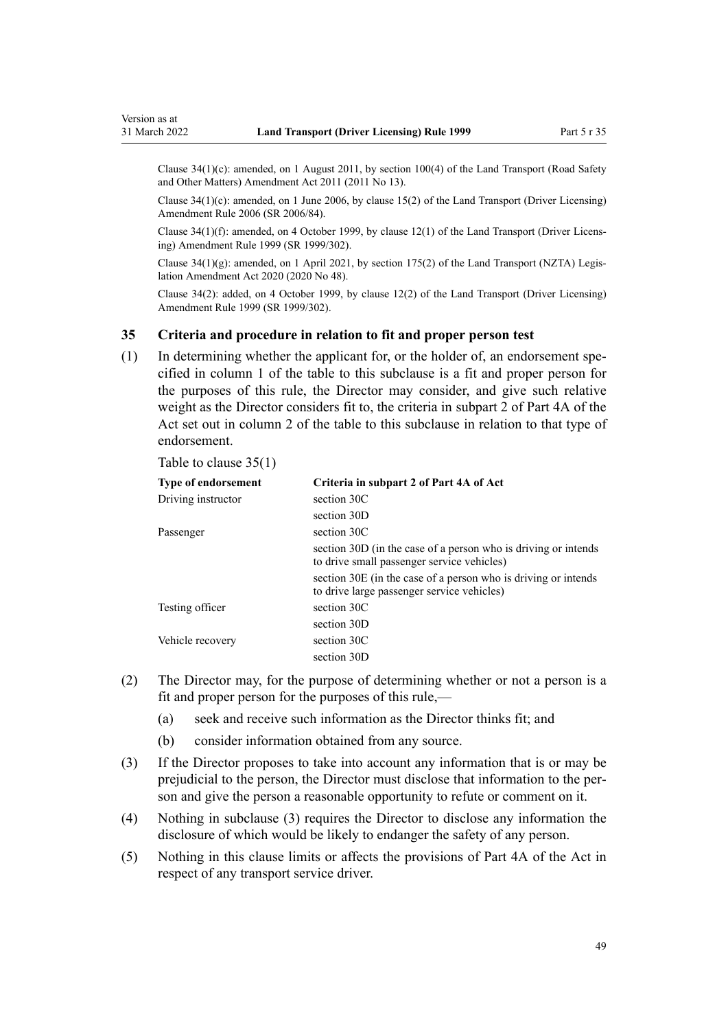Clause 34(1)(c): amended, on 1 August 2011, by section 100(4) of the Land Transport (Road Safety and Other Matters) Amendment Act 2011 (2011 No 13).

Clause 34(1)(c): amended, on 1 June 2006, by clause 15(2) of the Land Transport (Driver Licensing) Amendment Rule 2006 (SR 2006/84).

Clause 34(1)(f): amended, on 4 October 1999, by clause 12(1) of the Land Transport (Driver Licensing) Amendment Rule 1999 (SR 1999/302).

Clause 34(1)(g): amended, on 1 April 2021, by section 175(2) of the Land Transport (NZTA) Legislation Amendment Act 2020 (2020 No 48).

Clause 34(2): added, on 4 October 1999, by clause 12(2) of the Land Transport (Driver Licensing) Amendment Rule 1999 (SR 1999/302).

### 35 Criteria and procedure in relation to fit and proper person test

(1) In determining whether the applicant for, or the holder of, an endorsement specified in column 1 of the table to this subclause is a fit and proper person for the purposes of this rule, the Director may consider, and give such relative weight as the Director considers fit to, the criteria in subpart 2 of Part 4A of the Act set out in column 2 of the table to this subclause in relation to that type of endorsement.

Table to clause 35(1)

| Type of endorsement | Criteria in subpart 2 of Part 4A of Act |
|---|---|
| Driving instructor | section 30C |
| | section 30D |
| Passenger | section 30C |
| | section 30D (in the case of a person who is driving or intends to drive small passenger service vehicles) |
| | section 30E (in the case of a person who is driving or intends to drive large passenger service vehicles) |
| Testing officer | section 30C |
| | section 30D |
| Vehicle recovery | section 30C |
| | section 30D |

(2) The Director may, for the purpose of determining whether or not a person is a fit and proper person for the purposes of this rule,—

   (a) seek and receive such information as the Director thinks fit; and

   (b) consider information obtained from any source.

(3) If the Director proposes to take into account any information that is or may be prejudicial to the person, the Director must disclose that information to the person and give the person a reasonable opportunity to refute or comment on it.

(4) Nothing in subclause (3) requires the Director to disclose any information the disclosure of which would be likely to endanger the safety of any person.

(5) Nothing in this clause limits or affects the provisions of Part 4A of the Act in respect of any transport service driver.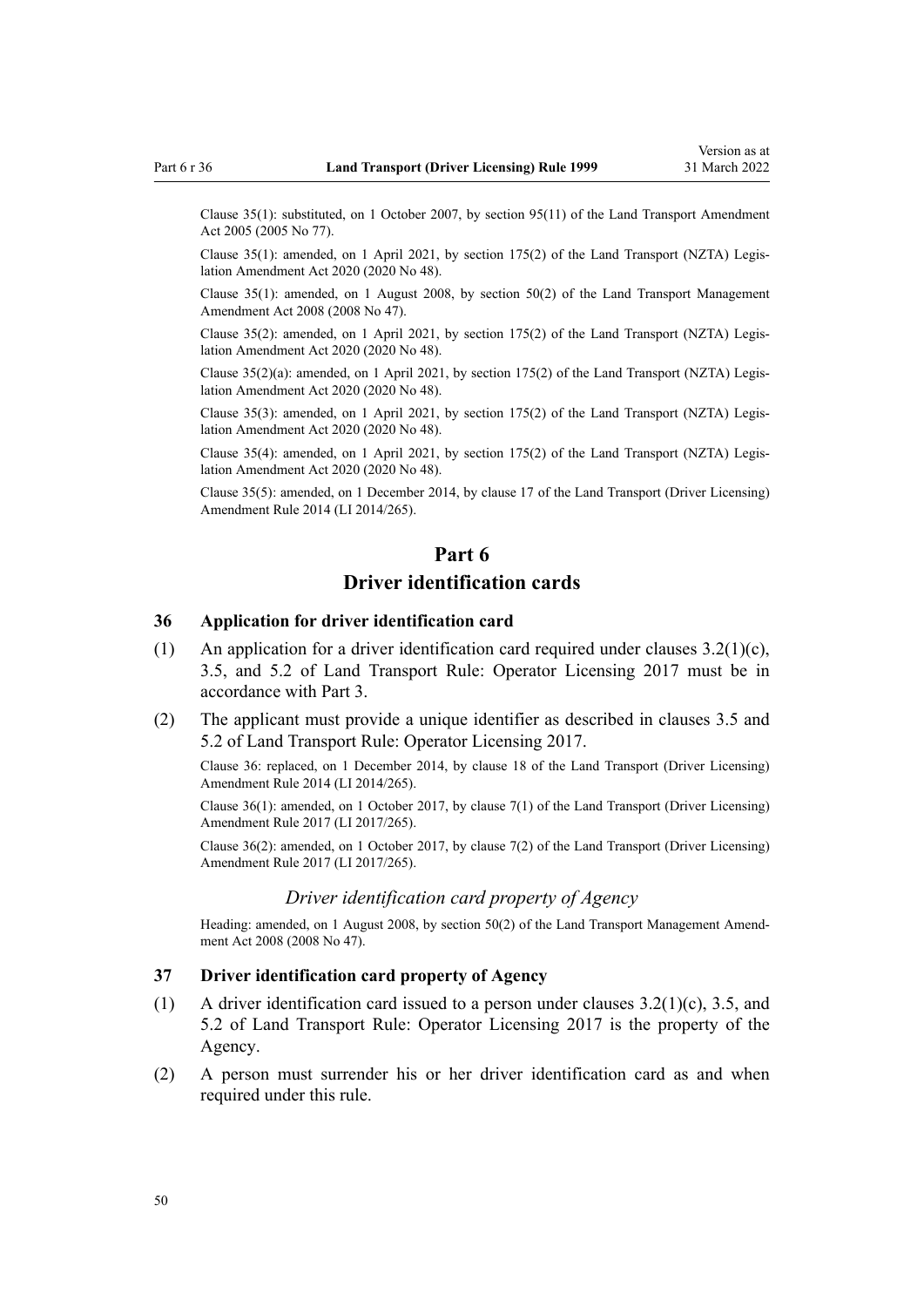Clause 35(1): substituted, on 1 October 2007, by section 95(11) of the Land Transport Amendment Act 2005 (2005 No 77).

Clause 35(1): amended, on 1 April 2021, by section 175(2) of the Land Transport (NZTA) Legislation Amendment Act 2020 (2020 No 48).

Clause 35(1): amended, on 1 August 2008, by section 50(2) of the Land Transport Management Amendment Act 2008 (2008 No 47).

Clause 35(2): amended, on 1 April 2021, by section 175(2) of the Land Transport (NZTA) Legislation Amendment Act 2020 (2020 No 48).

Clause 35(2)(a): amended, on 1 April 2021, by section 175(2) of the Land Transport (NZTA) Legislation Amendment Act 2020 (2020 No 48).

Clause 35(3): amended, on 1 April 2021, by section 175(2) of the Land Transport (NZTA) Legislation Amendment Act 2020 (2020 No 48).

Clause 35(4): amended, on 1 April 2021, by section 175(2) of the Land Transport (NZTA) Legislation Amendment Act 2020 (2020 No 48).

Clause 35(5): amended, on 1 December 2014, by clause 17 of the Land Transport (Driver Licensing) Amendment Rule 2014 (LI 2014/265).

# Part 6
# Driver identification cards

### 36 Application for driver identification card

(1) An application for a driver identification card required under clauses 3.2(1)(c), 3.5, and 5.2 of Land Transport Rule: Operator Licensing 2017 must be in accordance with Part 3.

(2) The applicant must provide a unique identifier as described in clauses 3.5 and 5.2 of Land Transport Rule: Operator Licensing 2017.

Clause 36: replaced, on 1 December 2014, by clause 18 of the Land Transport (Driver Licensing) Amendment Rule 2014 (LI 2014/265).

Clause 36(1): amended, on 1 October 2017, by clause 7(1) of the Land Transport (Driver Licensing) Amendment Rule 2017 (LI 2017/265).

Clause 36(2): amended, on 1 October 2017, by clause 7(2) of the Land Transport (Driver Licensing) Amendment Rule 2017 (LI 2017/265).

*Driver identification card property of Agency*

Heading: amended, on 1 August 2008, by section 50(2) of the Land Transport Management Amendment Act 2008 (2008 No 47).

### 37 Driver identification card property of Agency

(1) A driver identification card issued to a person under clauses 3.2(1)(c), 3.5, and 5.2 of Land Transport Rule: Operator Licensing 2017 is the property of the Agency.

(2) A person must surrender his or her driver identification card as and when required under this rule.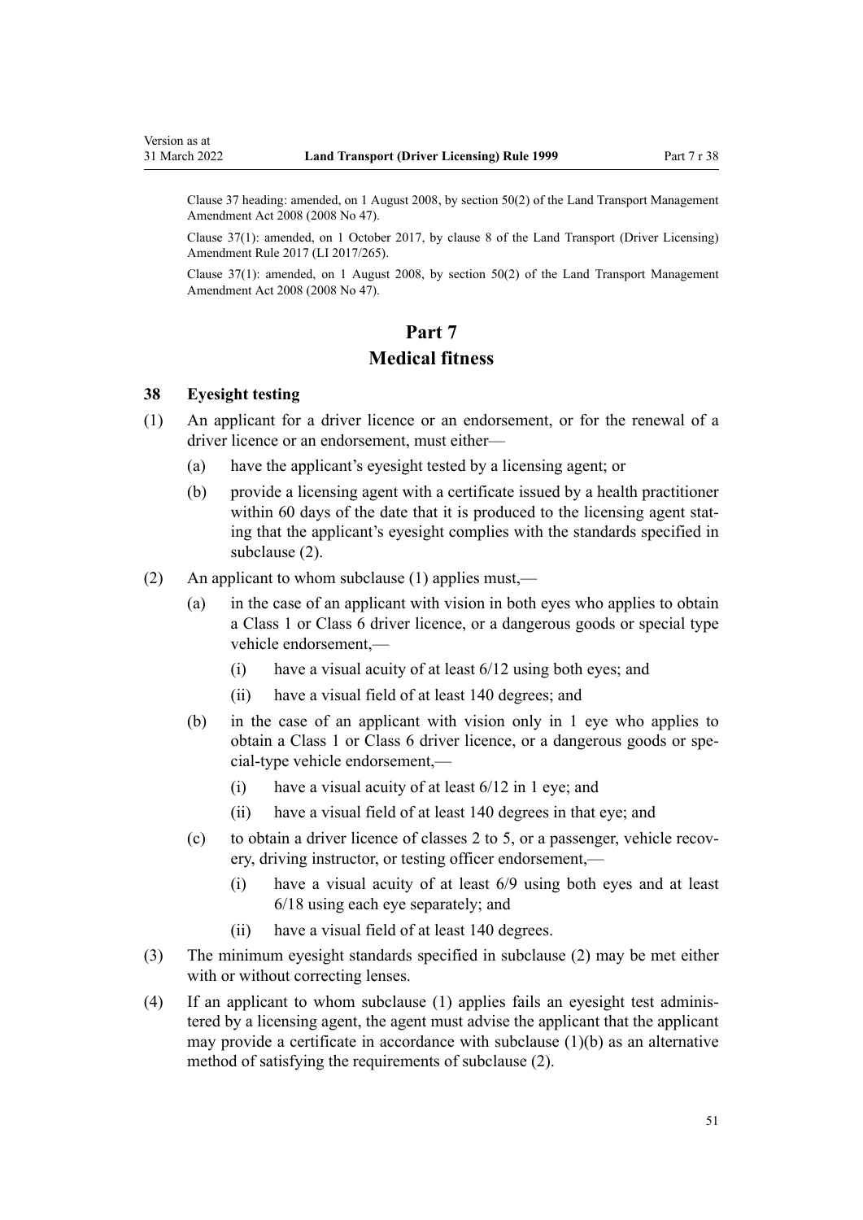Clause 37 heading: amended, on 1 August 2008, by section 50(2) of the Land Transport Management Amendment Act 2008 (2008 No 47).

Clause 37(1): amended, on 1 October 2017, by clause 8 of the Land Transport (Driver Licensing) Amendment Rule 2017 (LI 2017/265).

Clause 37(1): amended, on 1 August 2008, by section 50(2) of the Land Transport Management Amendment Act 2008 (2008 No 47).

# Part 7
# Medical fitness

### 38 Eyesight testing

(1) An applicant for a driver licence or an endorsement, or for the renewal of a driver licence or an endorsement, must either—

  (a) have the applicant's eyesight tested by a licensing agent; or

  (b) provide a licensing agent with a certificate issued by a health practitioner within 60 days of the date that it is produced to the licensing agent stating that the applicant's eyesight complies with the standards specified in subclause (2).

(2) An applicant to whom subclause (1) applies must,—

  (a) in the case of an applicant with vision in both eyes who applies to obtain a Class 1 or Class 6 driver licence, or a dangerous goods or special type vehicle endorsement,—

    (i) have a visual acuity of at least 6/12 using both eyes; and

    (ii) have a visual field of at least 140 degrees; and

  (b) in the case of an applicant with vision only in 1 eye who applies to obtain a Class 1 or Class 6 driver licence, or a dangerous goods or special-type vehicle endorsement,—

    (i) have a visual acuity of at least 6/12 in 1 eye; and

    (ii) have a visual field of at least 140 degrees in that eye; and

  (c) to obtain a driver licence of classes 2 to 5, or a passenger, vehicle recovery, driving instructor, or testing officer endorsement,—

    (i) have a visual acuity of at least 6/9 using both eyes and at least 6/18 using each eye separately; and

    (ii) have a visual field of at least 140 degrees.

(3) The minimum eyesight standards specified in subclause (2) may be met either with or without correcting lenses.

(4) If an applicant to whom subclause (1) applies fails an eyesight test administered by a licensing agent, the agent must advise the applicant that the applicant may provide a certificate in accordance with subclause (1)(b) as an alternative method of satisfying the requirements of subclause (2).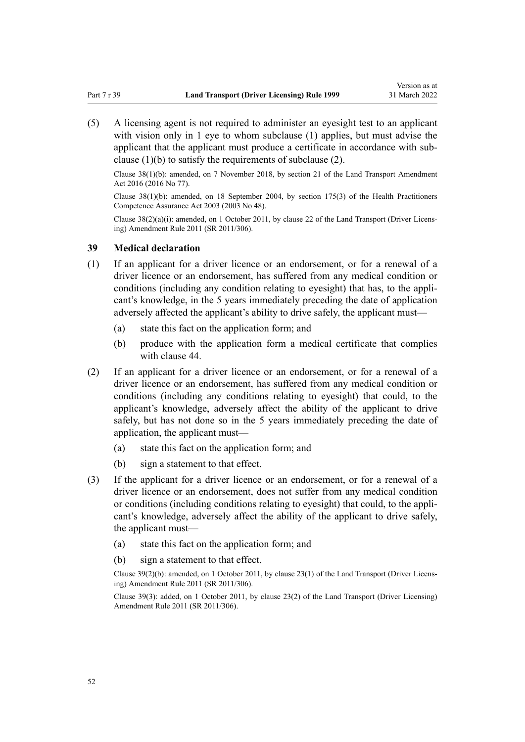(5) A licensing agent is not required to administer an eyesight test to an applicant with vision only in 1 eye to whom subclause (1) applies, but must advise the applicant that the applicant must produce a certificate in accordance with subclause (1)(b) to satisfy the requirements of subclause (2).

Clause 38(1)(b): amended, on 7 November 2018, by section 21 of the Land Transport Amendment Act 2016 (2016 No 77).

Clause 38(1)(b): amended, on 18 September 2004, by section 175(3) of the Health Practitioners Competence Assurance Act 2003 (2003 No 48).

Clause 38(2)(a)(i): amended, on 1 October 2011, by clause 22 of the Land Transport (Driver Licensing) Amendment Rule 2011 (SR 2011/306).

### 39 Medical declaration

(1) If an applicant for a driver licence or an endorsement, or for a renewal of a driver licence or an endorsement, has suffered from any medical condition or conditions (including any condition relating to eyesight) that has, to the applicant's knowledge, in the 5 years immediately preceding the date of application adversely affected the applicant's ability to drive safely, the applicant must—

  (a) state this fact on the application form; and

  (b) produce with the application form a medical certificate that complies with clause 44.

(2) If an applicant for a driver licence or an endorsement, or for a renewal of a driver licence or an endorsement, has suffered from any medical condition or conditions (including any conditions relating to eyesight) that could, to the applicant's knowledge, adversely affect the ability of the applicant to drive safely, but has not done so in the 5 years immediately preceding the date of application, the applicant must—

  (a) state this fact on the application form; and

  (b) sign a statement to that effect.

(3) If the applicant for a driver licence or an endorsement, or for a renewal of a driver licence or an endorsement, does not suffer from any medical condition or conditions (including conditions relating to eyesight) that could, to the applicant's knowledge, adversely affect the ability of the applicant to drive safely, the applicant must—

  (a) state this fact on the application form; and

  (b) sign a statement to that effect.

Clause 39(2)(b): amended, on 1 October 2011, by clause 23(1) of the Land Transport (Driver Licensing) Amendment Rule 2011 (SR 2011/306).

Clause 39(3): added, on 1 October 2011, by clause 23(2) of the Land Transport (Driver Licensing) Amendment Rule 2011 (SR 2011/306).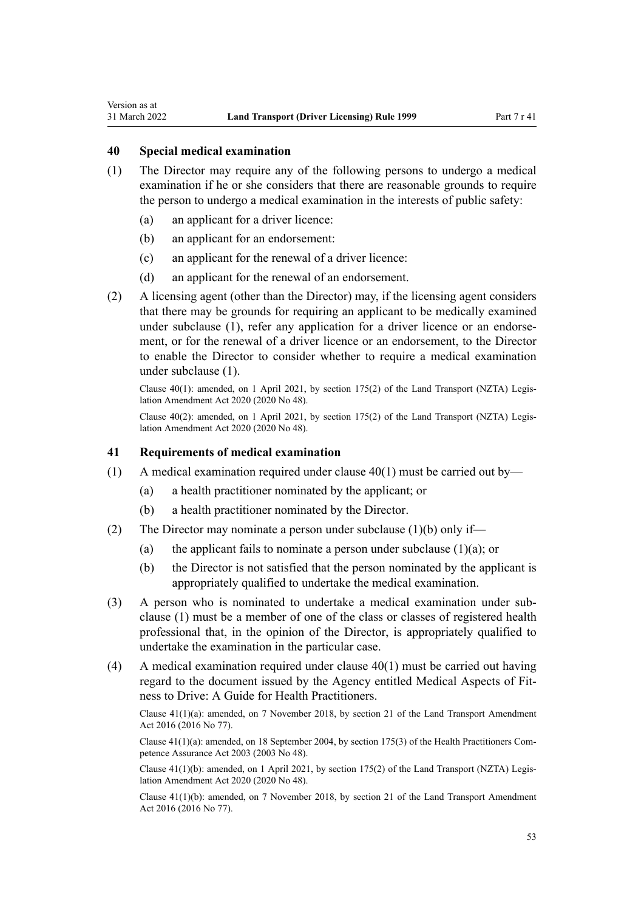## 40 Special medical examination

(1) The Director may require any of the following persons to undergo a medical examination if he or she considers that there are reasonable grounds to require the person to undergo a medical examination in the interests of public safety:

(a) an applicant for a driver licence:

(b) an applicant for an endorsement:

(c) an applicant for the renewal of a driver licence:

(d) an applicant for the renewal of an endorsement.

(2) A licensing agent (other than the Director) may, if the licensing agent considers that there may be grounds for requiring an applicant to be medically examined under subclause (1), refer any application for a driver licence or an endorsement, or for the renewal of a driver licence or an endorsement, to the Director to enable the Director to consider whether to require a medical examination under subclause (1).

Clause 40(1): amended, on 1 April 2021, by section 175(2) of the Land Transport (NZTA) Legislation Amendment Act 2020 (2020 No 48).

Clause 40(2): amended, on 1 April 2021, by section 175(2) of the Land Transport (NZTA) Legislation Amendment Act 2020 (2020 No 48).

## 41 Requirements of medical examination

(1) A medical examination required under clause 40(1) must be carried out by—

(a) a health practitioner nominated by the applicant; or

(b) a health practitioner nominated by the Director.

(2) The Director may nominate a person under subclause (1)(b) only if—

(a) the applicant fails to nominate a person under subclause (1)(a); or

(b) the Director is not satisfied that the person nominated by the applicant is appropriately qualified to undertake the medical examination.

(3) A person who is nominated to undertake a medical examination under subclause (1) must be a member of one of the class or classes of registered health professional that, in the opinion of the Director, is appropriately qualified to undertake the examination in the particular case.

(4) A medical examination required under clause 40(1) must be carried out having regard to the document issued by the Agency entitled Medical Aspects of Fitness to Drive: A Guide for Health Practitioners.

Clause 41(1)(a): amended, on 7 November 2018, by section 21 of the Land Transport Amendment Act 2016 (2016 No 77).

Clause 41(1)(a): amended, on 18 September 2004, by section 175(3) of the Health Practitioners Competence Assurance Act 2003 (2003 No 48).

Clause 41(1)(b): amended, on 1 April 2021, by section 175(2) of the Land Transport (NZTA) Legislation Amendment Act 2020 (2020 No 48).

Clause 41(1)(b): amended, on 7 November 2018, by section 21 of the Land Transport Amendment Act 2016 (2016 No 77).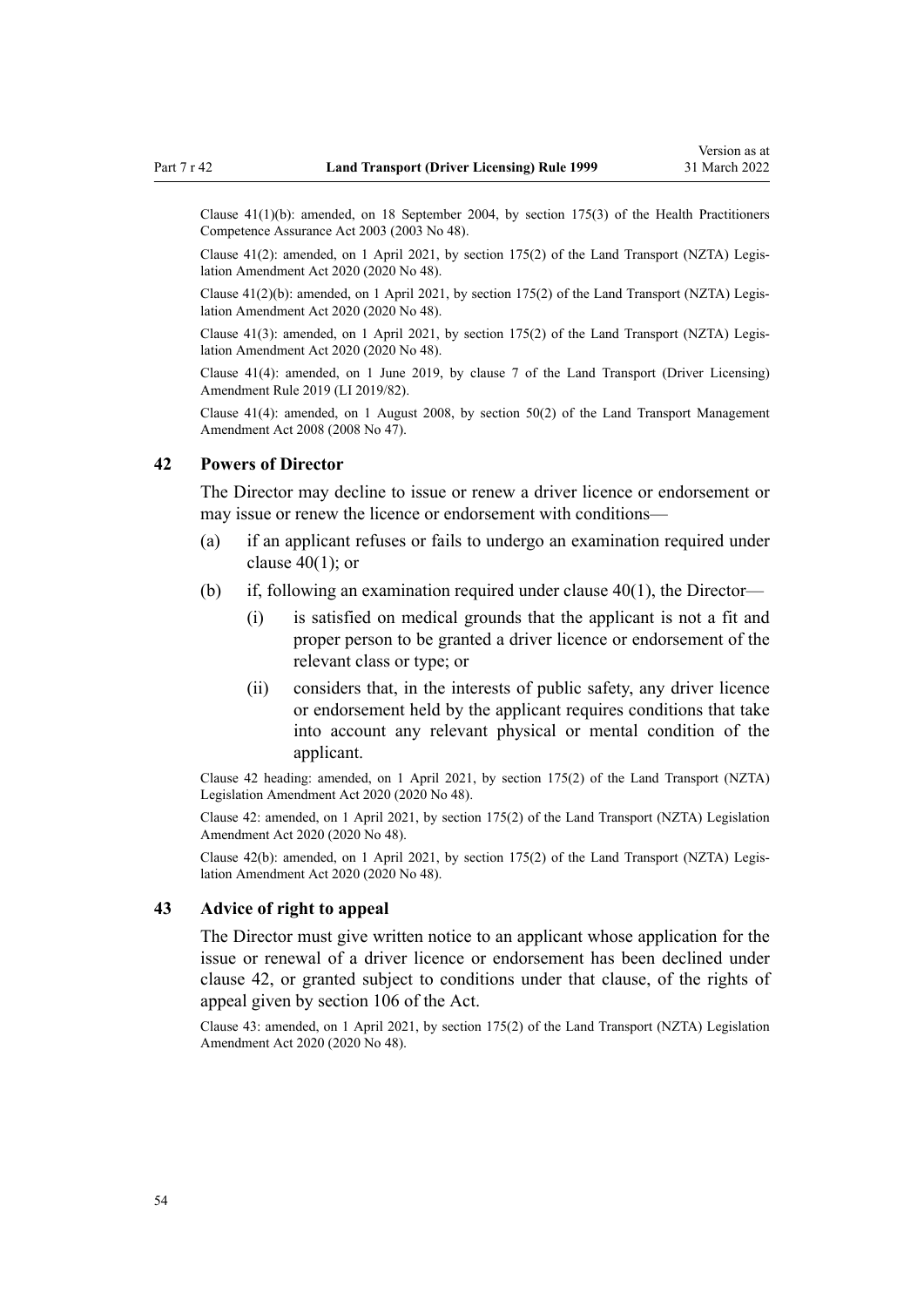Clause 41(1)(b): amended, on 18 September 2004, by section 175(3) of the Health Practitioners Competence Assurance Act 2003 (2003 No 48).

Clause 41(2): amended, on 1 April 2021, by section 175(2) of the Land Transport (NZTA) Legislation Amendment Act 2020 (2020 No 48).

Clause 41(2)(b): amended, on 1 April 2021, by section 175(2) of the Land Transport (NZTA) Legislation Amendment Act 2020 (2020 No 48).

Clause 41(3): amended, on 1 April 2021, by section 175(2) of the Land Transport (NZTA) Legislation Amendment Act 2020 (2020 No 48).

Clause 41(4): amended, on 1 June 2019, by clause 7 of the Land Transport (Driver Licensing) Amendment Rule 2019 (LI 2019/82).

Clause 41(4): amended, on 1 August 2008, by section 50(2) of the Land Transport Management Amendment Act 2008 (2008 No 47).

### 42 Powers of Director

The Director may decline to issue or renew a driver licence or endorsement or may issue or renew the licence or endorsement with conditions—

(a) if an applicant refuses or fails to undergo an examination required under clause 40(1); or

(b) if, following an examination required under clause 40(1), the Director—

  (i) is satisfied on medical grounds that the applicant is not a fit and proper person to be granted a driver licence or endorsement of the relevant class or type; or

  (ii) considers that, in the interests of public safety, any driver licence or endorsement held by the applicant requires conditions that take into account any relevant physical or mental condition of the applicant.

Clause 42 heading: amended, on 1 April 2021, by section 175(2) of the Land Transport (NZTA) Legislation Amendment Act 2020 (2020 No 48).

Clause 42: amended, on 1 April 2021, by section 175(2) of the Land Transport (NZTA) Legislation Amendment Act 2020 (2020 No 48).

Clause 42(b): amended, on 1 April 2021, by section 175(2) of the Land Transport (NZTA) Legislation Amendment Act 2020 (2020 No 48).

### 43 Advice of right to appeal

The Director must give written notice to an applicant whose application for the issue or renewal of a driver licence or endorsement has been declined under clause 42, or granted subject to conditions under that clause, of the rights of appeal given by section 106 of the Act.

Clause 43: amended, on 1 April 2021, by section 175(2) of the Land Transport (NZTA) Legislation Amendment Act 2020 (2020 No 48).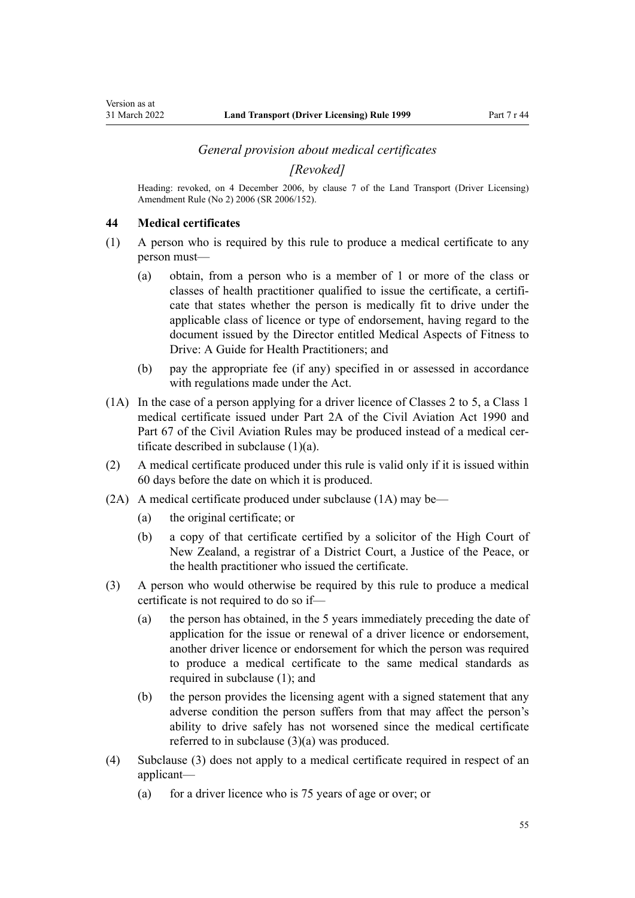*General provision about medical certificates*

*[Revoked]*

Heading: revoked, on 4 December 2006, by clause 7 of the Land Transport (Driver Licensing) Amendment Rule (No 2) 2006 (SR 2006/152).

### 44 Medical certificates

(1) A person who is required by this rule to produce a medical certificate to any person must—

  (a) obtain, from a person who is a member of 1 or more of the class or classes of health practitioner qualified to issue the certificate, a certificate that states whether the person is medically fit to drive under the applicable class of licence or type of endorsement, having regard to the document issued by the Director entitled Medical Aspects of Fitness to Drive: A Guide for Health Practitioners; and

  (b) pay the appropriate fee (if any) specified in or assessed in accordance with regulations made under the Act.

(1A) In the case of a person applying for a driver licence of Classes 2 to 5, a Class 1 medical certificate issued under Part 2A of the Civil Aviation Act 1990 and Part 67 of the Civil Aviation Rules may be produced instead of a medical certificate described in subclause (1)(a).

(2) A medical certificate produced under this rule is valid only if it is issued within 60 days before the date on which it is produced.

(2A) A medical certificate produced under subclause (1A) may be—

  (a) the original certificate; or

  (b) a copy of that certificate certified by a solicitor of the High Court of New Zealand, a registrar of a District Court, a Justice of the Peace, or the health practitioner who issued the certificate.

(3) A person who would otherwise be required by this rule to produce a medical certificate is not required to do so if—

  (a) the person has obtained, in the 5 years immediately preceding the date of application for the issue or renewal of a driver licence or endorsement, another driver licence or endorsement for which the person was required to produce a medical certificate to the same medical standards as required in subclause (1); and

  (b) the person provides the licensing agent with a signed statement that any adverse condition the person suffers from that may affect the person's ability to drive safely has not worsened since the medical certificate referred to in subclause (3)(a) was produced.

(4) Subclause (3) does not apply to a medical certificate required in respect of an applicant—

  (a) for a driver licence who is 75 years of age or over; or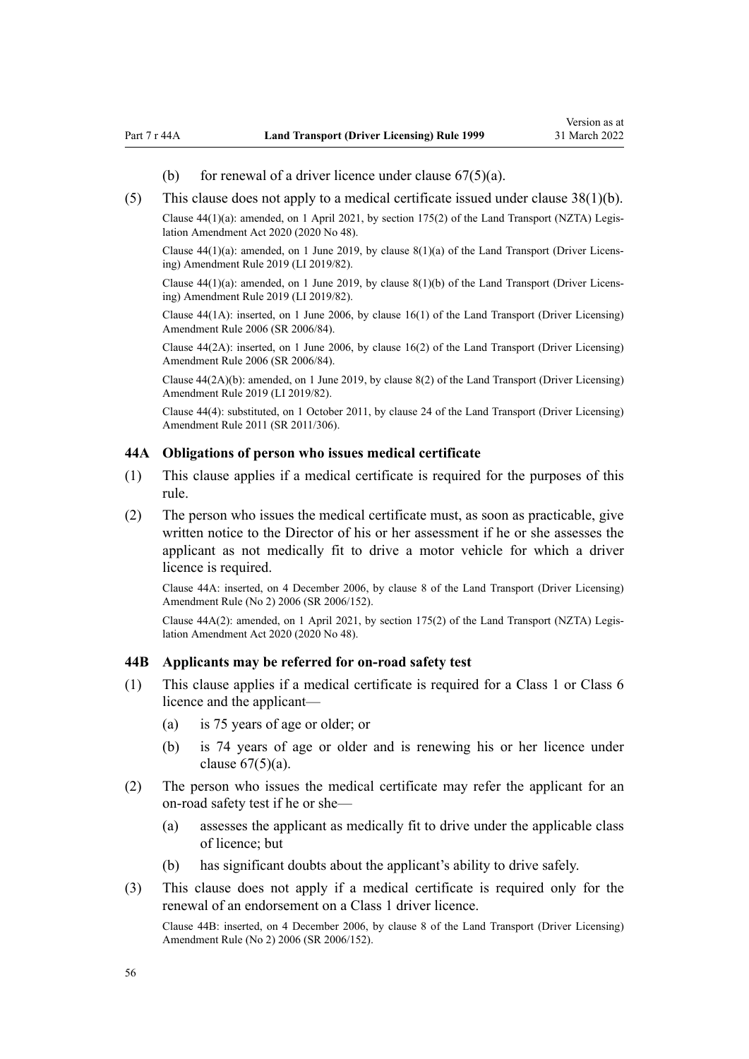(b) for renewal of a driver licence under clause 67(5)(a).

(5) This clause does not apply to a medical certificate issued under clause 38(1)(b).

Clause 44(1)(a): amended, on 1 April 2021, by section 175(2) of the Land Transport (NZTA) Legislation Amendment Act 2020 (2020 No 48).

Clause 44(1)(a): amended, on 1 June 2019, by clause 8(1)(a) of the Land Transport (Driver Licensing) Amendment Rule 2019 (LI 2019/82).

Clause 44(1)(a): amended, on 1 June 2019, by clause 8(1)(b) of the Land Transport (Driver Licensing) Amendment Rule 2019 (LI 2019/82).

Clause 44(1A): inserted, on 1 June 2006, by clause 16(1) of the Land Transport (Driver Licensing) Amendment Rule 2006 (SR 2006/84).

Clause 44(2A): inserted, on 1 June 2006, by clause 16(2) of the Land Transport (Driver Licensing) Amendment Rule 2006 (SR 2006/84).

Clause 44(2A)(b): amended, on 1 June 2019, by clause 8(2) of the Land Transport (Driver Licensing) Amendment Rule 2019 (LI 2019/82).

Clause 44(4): substituted, on 1 October 2011, by clause 24 of the Land Transport (Driver Licensing) Amendment Rule 2011 (SR 2011/306).

### 44A Obligations of person who issues medical certificate

(1) This clause applies if a medical certificate is required for the purposes of this rule.

(2) The person who issues the medical certificate must, as soon as practicable, give written notice to the Director of his or her assessment if he or she assesses the applicant as not medically fit to drive a motor vehicle for which a driver licence is required.

Clause 44A: inserted, on 4 December 2006, by clause 8 of the Land Transport (Driver Licensing) Amendment Rule (No 2) 2006 (SR 2006/152).

Clause 44A(2): amended, on 1 April 2021, by section 175(2) of the Land Transport (NZTA) Legislation Amendment Act 2020 (2020 No 48).

### 44B Applicants may be referred for on-road safety test

(1) This clause applies if a medical certificate is required for a Class 1 or Class 6 licence and the applicant—

(a) is 75 years of age or older; or

(b) is 74 years of age or older and is renewing his or her licence under clause 67(5)(a).

(2) The person who issues the medical certificate may refer the applicant for an on-road safety test if he or she—

(a) assesses the applicant as medically fit to drive under the applicable class of licence; but

(b) has significant doubts about the applicant's ability to drive safely.

(3) This clause does not apply if a medical certificate is required only for the renewal of an endorsement on a Class 1 driver licence.

Clause 44B: inserted, on 4 December 2006, by clause 8 of the Land Transport (Driver Licensing) Amendment Rule (No 2) 2006 (SR 2006/152).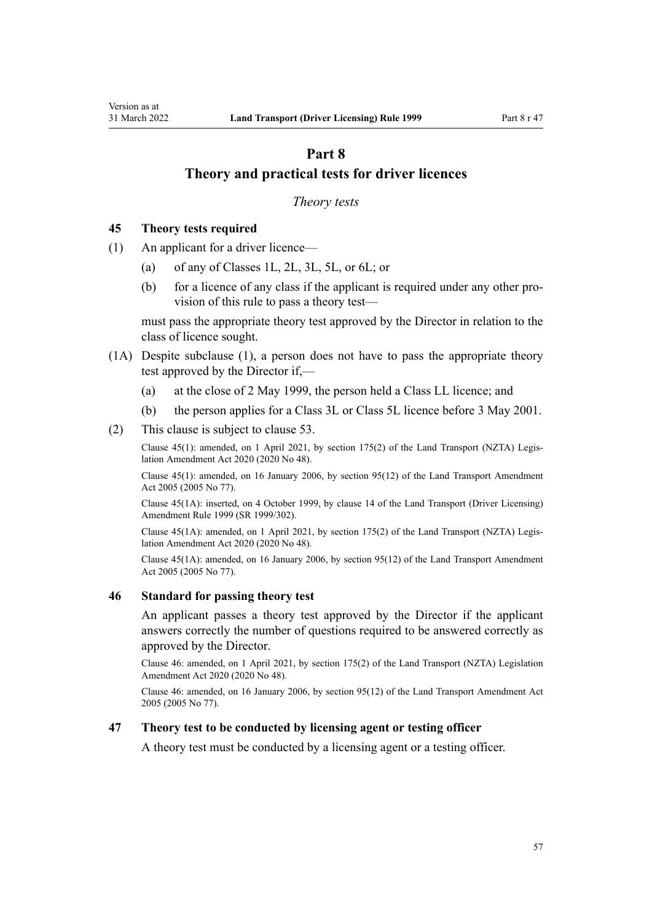# Part 8
# Theory and practical tests for driver licences

*Theory tests*

### 45 Theory tests required

(1) An applicant for a driver licence—

   (a) of any of Classes 1L, 2L, 3L, 5L, or 6L; or

   (b) for a licence of any class if the applicant is required under any other provision of this rule to pass a theory test—

   must pass the appropriate theory test approved by the Director in relation to the class of licence sought.

(1A) Despite subclause (1), a person does not have to pass the appropriate theory test approved by the Director if,—

   (a) at the close of 2 May 1999, the person held a Class LL licence; and

   (b) the person applies for a Class 3L or Class 5L licence before 3 May 2001.

(2) This clause is subject to clause 53.

Clause 45(1): amended, on 1 April 2021, by section 175(2) of the Land Transport (NZTA) Legislation Amendment Act 2020 (2020 No 48).

Clause 45(1): amended, on 16 January 2006, by section 95(12) of the Land Transport Amendment Act 2005 (2005 No 77).

Clause 45(1A): inserted, on 4 October 1999, by clause 14 of the Land Transport (Driver Licensing) Amendment Rule 1999 (SR 1999/302).

Clause 45(1A): amended, on 1 April 2021, by section 175(2) of the Land Transport (NZTA) Legislation Amendment Act 2020 (2020 No 48).

Clause 45(1A): amended, on 16 January 2006, by section 95(12) of the Land Transport Amendment Act 2005 (2005 No 77).

### 46 Standard for passing theory test

An applicant passes a theory test approved by the Director if the applicant answers correctly the number of questions required to be answered correctly as approved by the Director.

Clause 46: amended, on 1 April 2021, by section 175(2) of the Land Transport (NZTA) Legislation Amendment Act 2020 (2020 No 48).

Clause 46: amended, on 16 January 2006, by section 95(12) of the Land Transport Amendment Act 2005 (2005 No 77).

### 47 Theory test to be conducted by licensing agent or testing officer

A theory test must be conducted by a licensing agent or a testing officer.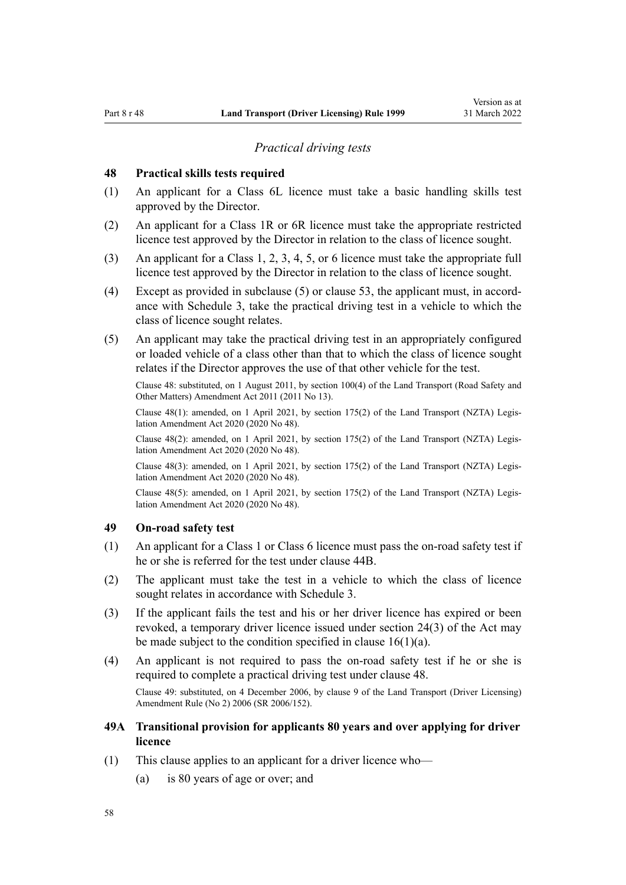*Practical driving tests*

### 48 Practical skills tests required

(1) An applicant for a Class 6L licence must take a basic handling skills test approved by the Director.

(2) An applicant for a Class 1R or 6R licence must take the appropriate restricted licence test approved by the Director in relation to the class of licence sought.

(3) An applicant for a Class 1, 2, 3, 4, 5, or 6 licence must take the appropriate full licence test approved by the Director in relation to the class of licence sought.

(4) Except as provided in subclause (5) or clause 53, the applicant must, in accordance with Schedule 3, take the practical driving test in a vehicle to which the class of licence sought relates.

(5) An applicant may take the practical driving test in an appropriately configured or loaded vehicle of a class other than that to which the class of licence sought relates if the Director approves the use of that other vehicle for the test.

Clause 48: substituted, on 1 August 2011, by section 100(4) of the Land Transport (Road Safety and Other Matters) Amendment Act 2011 (2011 No 13).

Clause 48(1): amended, on 1 April 2021, by section 175(2) of the Land Transport (NZTA) Legislation Amendment Act 2020 (2020 No 48).

Clause 48(2): amended, on 1 April 2021, by section 175(2) of the Land Transport (NZTA) Legislation Amendment Act 2020 (2020 No 48).

Clause 48(3): amended, on 1 April 2021, by section 175(2) of the Land Transport (NZTA) Legislation Amendment Act 2020 (2020 No 48).

Clause 48(5): amended, on 1 April 2021, by section 175(2) of the Land Transport (NZTA) Legislation Amendment Act 2020 (2020 No 48).

### 49 On-road safety test

(1) An applicant for a Class 1 or Class 6 licence must pass the on-road safety test if he or she is referred for the test under clause 44B.

(2) The applicant must take the test in a vehicle to which the class of licence sought relates in accordance with Schedule 3.

(3) If the applicant fails the test and his or her driver licence has expired or been revoked, a temporary driver licence issued under section 24(3) of the Act may be made subject to the condition specified in clause 16(1)(a).

(4) An applicant is not required to pass the on-road safety test if he or she is required to complete a practical driving test under clause 48.

Clause 49: substituted, on 4 December 2006, by clause 9 of the Land Transport (Driver Licensing) Amendment Rule (No 2) 2006 (SR 2006/152).

### 49A Transitional provision for applicants 80 years and over applying for driver licence

(1) This clause applies to an applicant for a driver licence who—

(a) is 80 years of age or over; and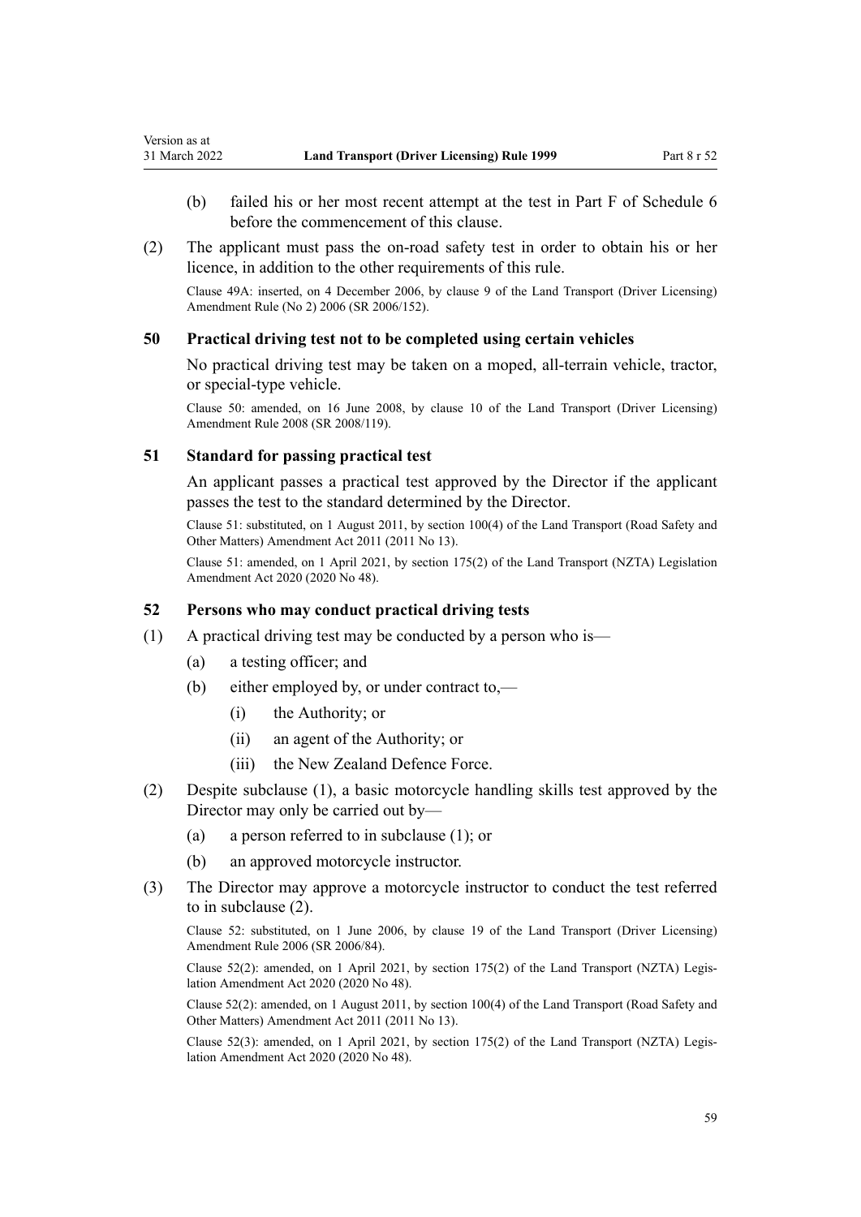(b) failed his or her most recent attempt at the test in Part F of Schedule 6 before the commencement of this clause.

(2) The applicant must pass the on-road safety test in order to obtain his or her licence, in addition to the other requirements of this rule.

Clause 49A: inserted, on 4 December 2006, by clause 9 of the Land Transport (Driver Licensing) Amendment Rule (No 2) 2006 (SR 2006/152).

### 50 Practical driving test not to be completed using certain vehicles

No practical driving test may be taken on a moped, all-terrain vehicle, tractor, or special-type vehicle.

Clause 50: amended, on 16 June 2008, by clause 10 of the Land Transport (Driver Licensing) Amendment Rule 2008 (SR 2008/119).

### 51 Standard for passing practical test

An applicant passes a practical test approved by the Director if the applicant passes the test to the standard determined by the Director.

Clause 51: substituted, on 1 August 2011, by section 100(4) of the Land Transport (Road Safety and Other Matters) Amendment Act 2011 (2011 No 13).

Clause 51: amended, on 1 April 2021, by section 175(2) of the Land Transport (NZTA) Legislation Amendment Act 2020 (2020 No 48).

### 52 Persons who may conduct practical driving tests

(1) A practical driving test may be conducted by a person who is—

- (a) a testing officer; and
- (b) either employed by, or under contract to,—
  - (i) the Authority; or
  - (ii) an agent of the Authority; or
  - (iii) the New Zealand Defence Force.

(2) Despite subclause (1), a basic motorcycle handling skills test approved by the Director may only be carried out by—

- (a) a person referred to in subclause (1); or
- (b) an approved motorcycle instructor.

(3) The Director may approve a motorcycle instructor to conduct the test referred to in subclause (2).

Clause 52: substituted, on 1 June 2006, by clause 19 of the Land Transport (Driver Licensing) Amendment Rule 2006 (SR 2006/84).

Clause 52(2): amended, on 1 April 2021, by section 175(2) of the Land Transport (NZTA) Legislation Amendment Act 2020 (2020 No 48).

Clause 52(2): amended, on 1 August 2011, by section 100(4) of the Land Transport (Road Safety and Other Matters) Amendment Act 2011 (2011 No 13).

Clause 52(3): amended, on 1 April 2021, by section 175(2) of the Land Transport (NZTA) Legislation Amendment Act 2020 (2020 No 48).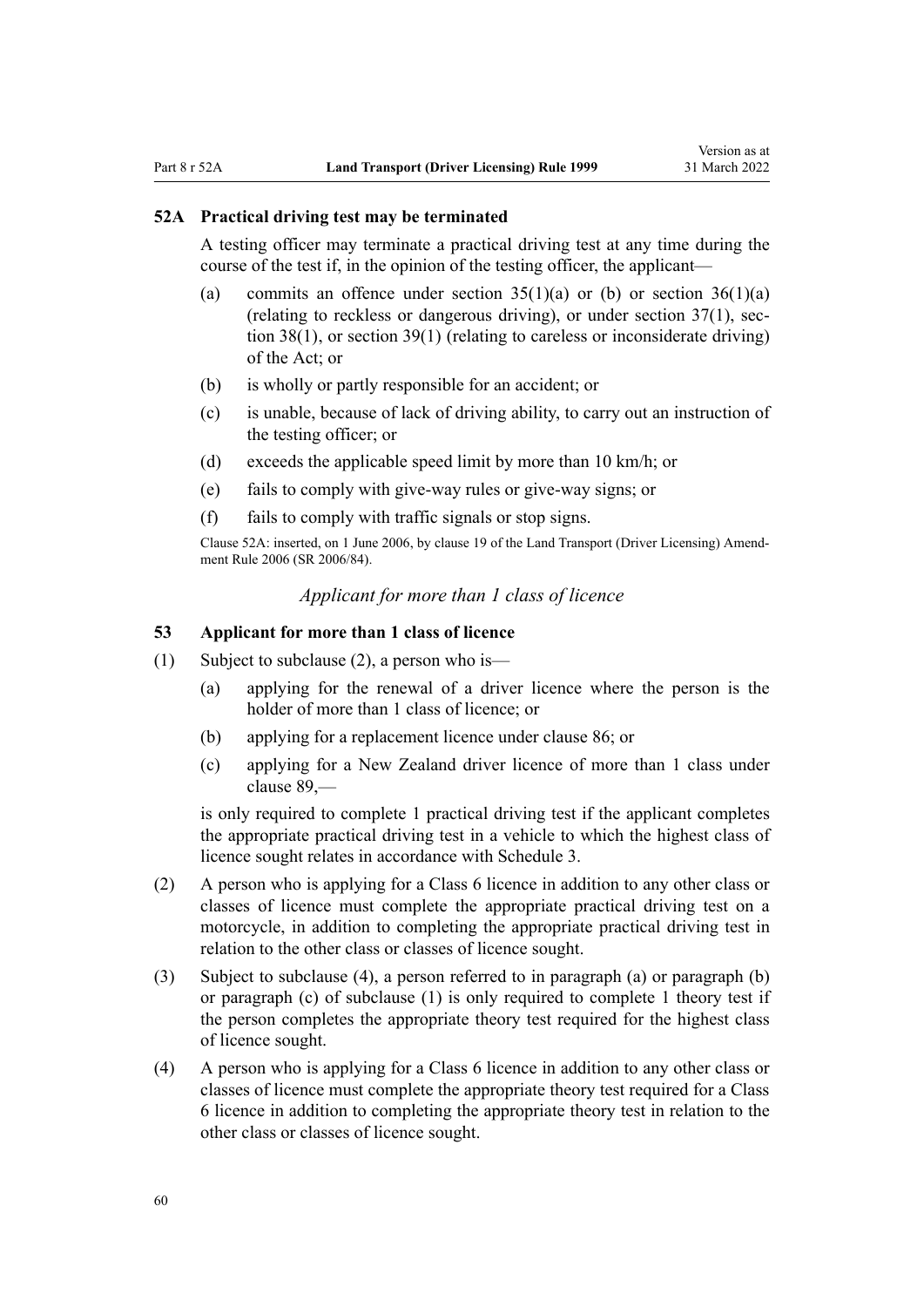### 52A Practical driving test may be terminated

A testing officer may terminate a practical driving test at any time during the course of the test if, in the opinion of the testing officer, the applicant—

(a) commits an offence under section 35(1)(a) or (b) or section 36(1)(a) (relating to reckless or dangerous driving), or under section 37(1), section 38(1), or section 39(1) (relating to careless or inconsiderate driving) of the Act; or

(b) is wholly or partly responsible for an accident; or

(c) is unable, because of lack of driving ability, to carry out an instruction of the testing officer; or

(d) exceeds the applicable speed limit by more than 10 km/h; or

(e) fails to comply with give-way rules or give-way signs; or

(f) fails to comply with traffic signals or stop signs.

Clause 52A: inserted, on 1 June 2006, by clause 19 of the Land Transport (Driver Licensing) Amendment Rule 2006 (SR 2006/84).

*Applicant for more than 1 class of licence*

### 53 Applicant for more than 1 class of licence

(1) Subject to subclause (2), a person who is—

(a) applying for the renewal of a driver licence where the person is the holder of more than 1 class of licence; or

(b) applying for a replacement licence under clause 86; or

(c) applying for a New Zealand driver licence of more than 1 class under clause 89,—

is only required to complete 1 practical driving test if the applicant completes the appropriate practical driving test in a vehicle to which the highest class of licence sought relates in accordance with Schedule 3.

(2) A person who is applying for a Class 6 licence in addition to any other class or classes of licence must complete the appropriate practical driving test on a motorcycle, in addition to completing the appropriate practical driving test in relation to the other class or classes of licence sought.

(3) Subject to subclause (4), a person referred to in paragraph (a) or paragraph (b) or paragraph (c) of subclause (1) is only required to complete 1 theory test if the person completes the appropriate theory test required for the highest class of licence sought.

(4) A person who is applying for a Class 6 licence in addition to any other class or classes of licence must complete the appropriate theory test required for a Class 6 licence in addition to completing the appropriate theory test in relation to the other class or classes of licence sought.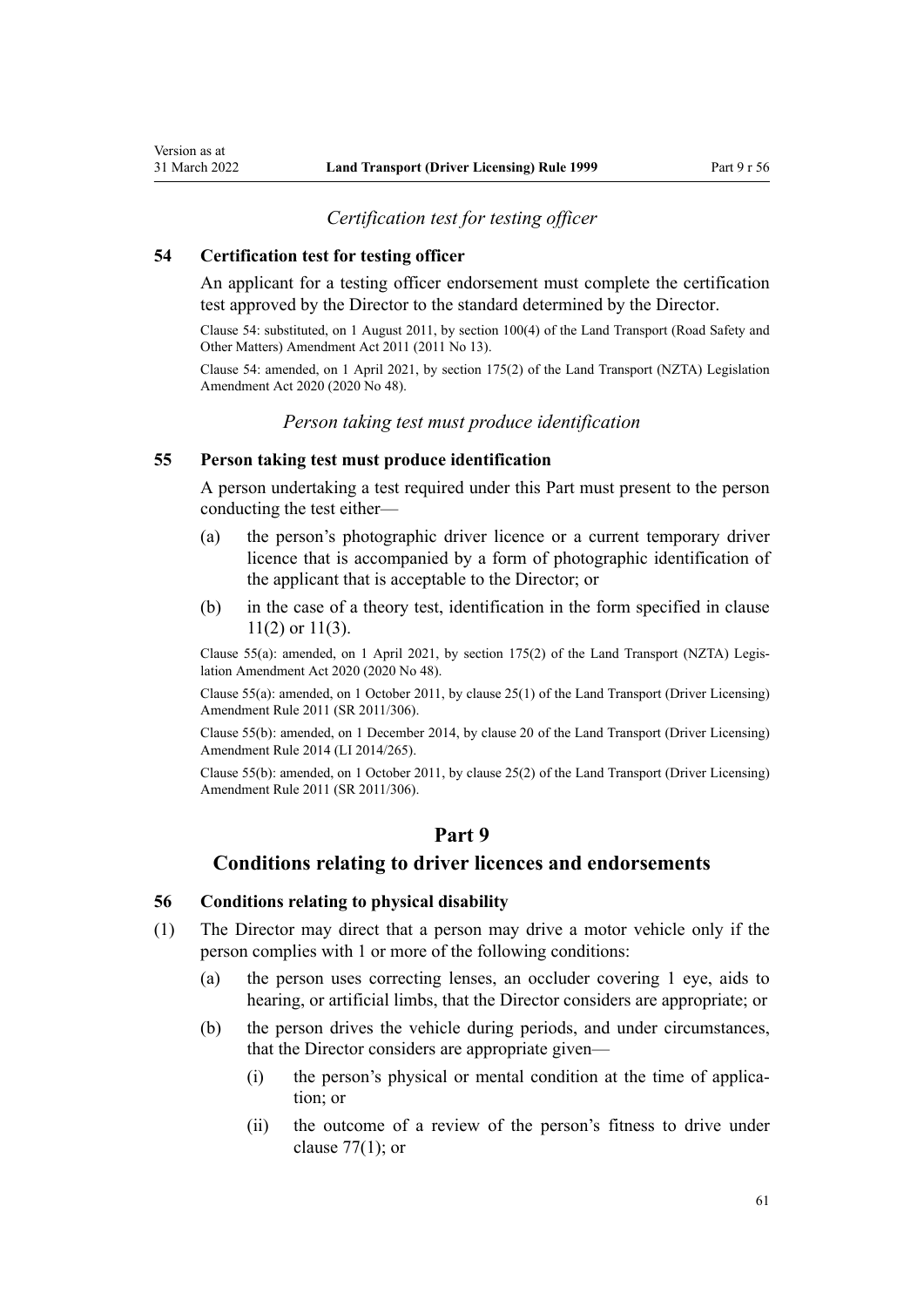*Certification test for testing officer*

### 54 Certification test for testing officer

An applicant for a testing officer endorsement must complete the certification test approved by the Director to the standard determined by the Director.

Clause 54: substituted, on 1 August 2011, by section 100(4) of the Land Transport (Road Safety and Other Matters) Amendment Act 2011 (2011 No 13).

Clause 54: amended, on 1 April 2021, by section 175(2) of the Land Transport (NZTA) Legislation Amendment Act 2020 (2020 No 48).

*Person taking test must produce identification*

### 55 Person taking test must produce identification

A person undertaking a test required under this Part must present to the person conducting the test either—

(a) the person's photographic driver licence or a current temporary driver licence that is accompanied by a form of photographic identification of the applicant that is acceptable to the Director; or

(b) in the case of a theory test, identification in the form specified in clause 11(2) or 11(3).

Clause 55(a): amended, on 1 April 2021, by section 175(2) of the Land Transport (NZTA) Legislation Amendment Act 2020 (2020 No 48).

Clause 55(a): amended, on 1 October 2011, by clause 25(1) of the Land Transport (Driver Licensing) Amendment Rule 2011 (SR 2011/306).

Clause 55(b): amended, on 1 December 2014, by clause 20 of the Land Transport (Driver Licensing) Amendment Rule 2014 (LI 2014/265).

Clause 55(b): amended, on 1 October 2011, by clause 25(2) of the Land Transport (Driver Licensing) Amendment Rule 2011 (SR 2011/306).

## Part 9
## Conditions relating to driver licences and endorsements

### 56 Conditions relating to physical disability

(1) The Director may direct that a person may drive a motor vehicle only if the person complies with 1 or more of the following conditions:

(a) the person uses correcting lenses, an occluder covering 1 eye, aids to hearing, or artificial limbs, that the Director considers are appropriate; or

(b) the person drives the vehicle during periods, and under circumstances, that the Director considers are appropriate given—

(i) the person's physical or mental condition at the time of application; or

(ii) the outcome of a review of the person's fitness to drive under clause 77(1); or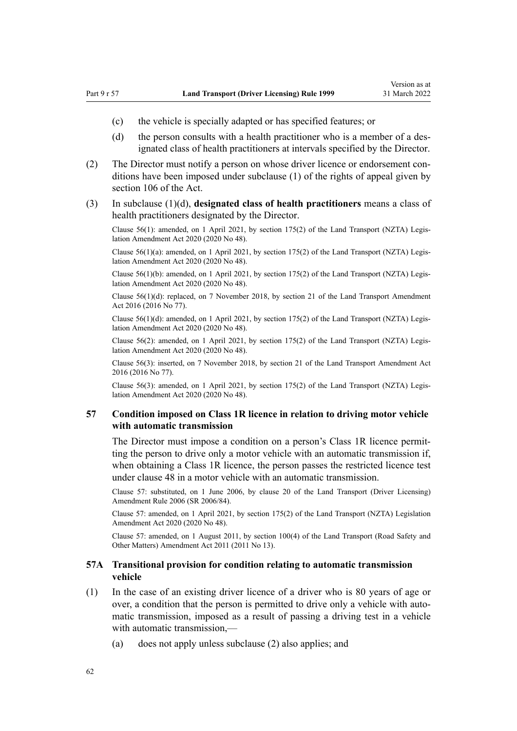(c) the vehicle is specially adapted or has specified features; or

(d) the person consults with a health practitioner who is a member of a designated class of health practitioners at intervals specified by the Director.

(2) The Director must notify a person on whose driver licence or endorsement conditions have been imposed under subclause (1) of the rights of appeal given by section 106 of the Act.

(3) In subclause (1)(d), **designated class of health practitioners** means a class of health practitioners designated by the Director.

Clause 56(1): amended, on 1 April 2021, by section 175(2) of the Land Transport (NZTA) Legislation Amendment Act 2020 (2020 No 48).

Clause 56(1)(a): amended, on 1 April 2021, by section 175(2) of the Land Transport (NZTA) Legislation Amendment Act 2020 (2020 No 48).

Clause 56(1)(b): amended, on 1 April 2021, by section 175(2) of the Land Transport (NZTA) Legislation Amendment Act 2020 (2020 No 48).

Clause 56(1)(d): replaced, on 7 November 2018, by section 21 of the Land Transport Amendment Act 2016 (2016 No 77).

Clause 56(1)(d): amended, on 1 April 2021, by section 175(2) of the Land Transport (NZTA) Legislation Amendment Act 2020 (2020 No 48).

Clause 56(2): amended, on 1 April 2021, by section 175(2) of the Land Transport (NZTA) Legislation Amendment Act 2020 (2020 No 48).

Clause 56(3): inserted, on 7 November 2018, by section 21 of the Land Transport Amendment Act 2016 (2016 No 77).

Clause 56(3): amended, on 1 April 2021, by section 175(2) of the Land Transport (NZTA) Legislation Amendment Act 2020 (2020 No 48).

### 57 Condition imposed on Class 1R licence in relation to driving motor vehicle with automatic transmission

The Director must impose a condition on a person's Class 1R licence permitting the person to drive only a motor vehicle with an automatic transmission if, when obtaining a Class 1R licence, the person passes the restricted licence test under clause 48 in a motor vehicle with an automatic transmission.

Clause 57: substituted, on 1 June 2006, by clause 20 of the Land Transport (Driver Licensing) Amendment Rule 2006 (SR 2006/84).

Clause 57: amended, on 1 April 2021, by section 175(2) of the Land Transport (NZTA) Legislation Amendment Act 2020 (2020 No 48).

Clause 57: amended, on 1 August 2011, by section 100(4) of the Land Transport (Road Safety and Other Matters) Amendment Act 2011 (2011 No 13).

### 57A Transitional provision for condition relating to automatic transmission vehicle

(1) In the case of an existing driver licence of a driver who is 80 years of age or over, a condition that the person is permitted to drive only a vehicle with automatic transmission, imposed as a result of passing a driving test in a vehicle with automatic transmission,—

(a) does not apply unless subclause (2) also applies; and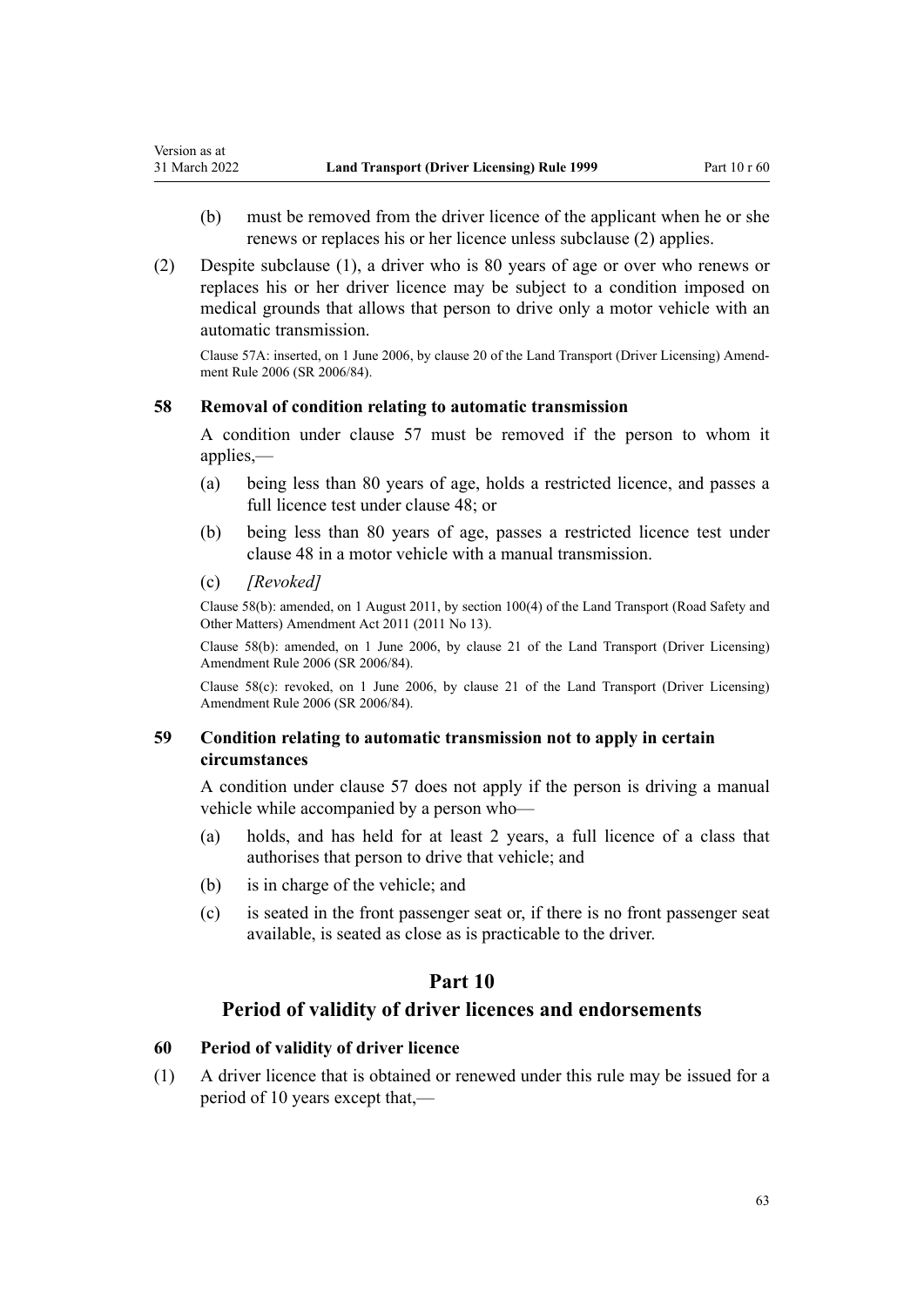(b) must be removed from the driver licence of the applicant when he or she renews or replaces his or her licence unless subclause (2) applies.

(2) Despite subclause (1), a driver who is 80 years of age or over who renews or replaces his or her driver licence may be subject to a condition imposed on medical grounds that allows that person to drive only a motor vehicle with an automatic transmission.

Clause 57A: inserted, on 1 June 2006, by clause 20 of the Land Transport (Driver Licensing) Amendment Rule 2006 (SR 2006/84).

### 58 Removal of condition relating to automatic transmission

A condition under clause 57 must be removed if the person to whom it applies,—

(a) being less than 80 years of age, holds a restricted licence, and passes a full licence test under clause 48; or

(b) being less than 80 years of age, passes a restricted licence test under clause 48 in a motor vehicle with a manual transmission.

(c) *[Revoked]*

Clause 58(b): amended, on 1 August 2011, by section 100(4) of the Land Transport (Road Safety and Other Matters) Amendment Act 2011 (2011 No 13).

Clause 58(b): amended, on 1 June 2006, by clause 21 of the Land Transport (Driver Licensing) Amendment Rule 2006 (SR 2006/84).

Clause 58(c): revoked, on 1 June 2006, by clause 21 of the Land Transport (Driver Licensing) Amendment Rule 2006 (SR 2006/84).

### 59 Condition relating to automatic transmission not to apply in certain circumstances

A condition under clause 57 does not apply if the person is driving a manual vehicle while accompanied by a person who—

(a) holds, and has held for at least 2 years, a full licence of a class that authorises that person to drive that vehicle; and

(b) is in charge of the vehicle; and

(c) is seated in the front passenger seat or, if there is no front passenger seat available, is seated as close as is practicable to the driver.

## Part 10

## Period of validity of driver licences and endorsements

### 60 Period of validity of driver licence

(1) A driver licence that is obtained or renewed under this rule may be issued for a period of 10 years except that,—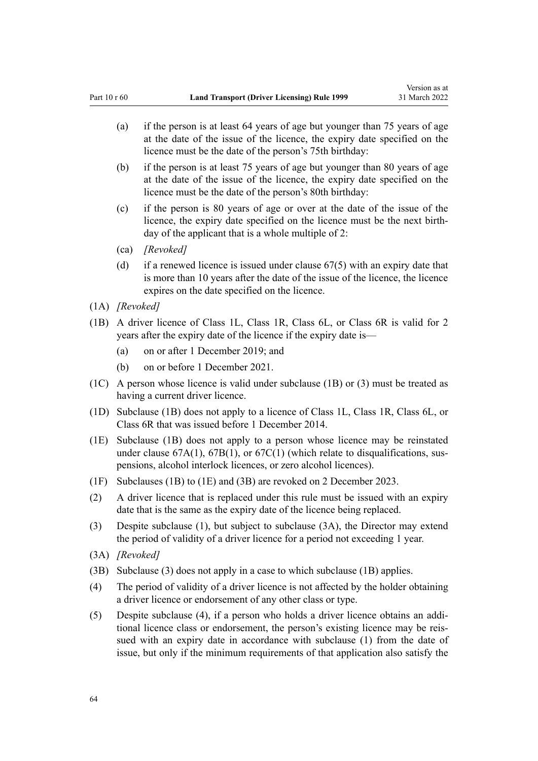(a) if the person is at least 64 years of age but younger than 75 years of age at the date of the issue of the licence, the expiry date specified on the licence must be the date of the person's 75th birthday:

(b) if the person is at least 75 years of age but younger than 80 years of age at the date of the issue of the licence, the expiry date specified on the licence must be the date of the person's 80th birthday:

(c) if the person is 80 years of age or over at the date of the issue of the licence, the expiry date specified on the licence must be the next birthday of the applicant that is a whole multiple of 2:

(ca) *[Revoked]*

(d) if a renewed licence is issued under clause 67(5) with an expiry date that is more than 10 years after the date of the issue of the licence, the licence expires on the date specified on the licence.

(1A) *[Revoked]*

(1B) A driver licence of Class 1L, Class 1R, Class 6L, or Class 6R is valid for 2 years after the expiry date of the licence if the expiry date is—

(a) on or after 1 December 2019; and

(b) on or before 1 December 2021.

(1C) A person whose licence is valid under subclause (1B) or (3) must be treated as having a current driver licence.

(1D) Subclause (1B) does not apply to a licence of Class 1L, Class 1R, Class 6L, or Class 6R that was issued before 1 December 2014.

(1E) Subclause (1B) does not apply to a person whose licence may be reinstated under clause 67A(1), 67B(1), or 67C(1) (which relate to disqualifications, suspensions, alcohol interlock licences, or zero alcohol licences).

(1F) Subclauses (1B) to (1E) and (3B) are revoked on 2 December 2023.

(2) A driver licence that is replaced under this rule must be issued with an expiry date that is the same as the expiry date of the licence being replaced.

(3) Despite subclause (1), but subject to subclause (3A), the Director may extend the period of validity of a driver licence for a period not exceeding 1 year.

(3A) *[Revoked]*

(3B) Subclause (3) does not apply in a case to which subclause (1B) applies.

(4) The period of validity of a driver licence is not affected by the holder obtaining a driver licence or endorsement of any other class or type.

(5) Despite subclause (4), if a person who holds a driver licence obtains an additional licence class or endorsement, the person's existing licence may be reissued with an expiry date in accordance with subclause (1) from the date of issue, but only if the minimum requirements of that application also satisfy the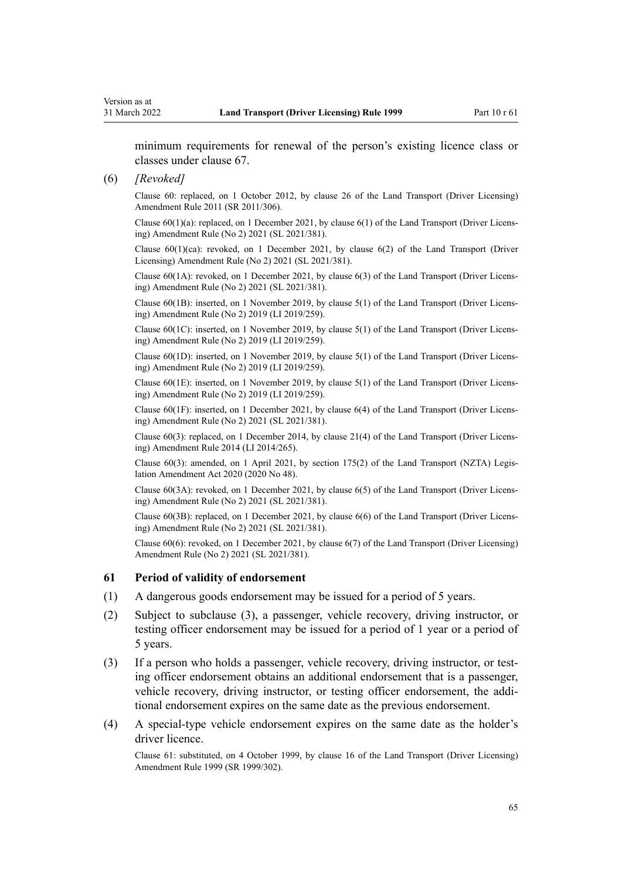minimum requirements for renewal of the person's existing licence class or classes under clause 67.

(6) *[Revoked]*

Clause 60: replaced, on 1 October 2012, by clause 26 of the Land Transport (Driver Licensing) Amendment Rule 2011 (SR 2011/306).

Clause 60(1)(a): replaced, on 1 December 2021, by clause 6(1) of the Land Transport (Driver Licensing) Amendment Rule (No 2) 2021 (SL 2021/381).

Clause 60(1)(ca): revoked, on 1 December 2021, by clause 6(2) of the Land Transport (Driver Licensing) Amendment Rule (No 2) 2021 (SL 2021/381).

Clause 60(1A): revoked, on 1 December 2021, by clause 6(3) of the Land Transport (Driver Licensing) Amendment Rule (No 2) 2021 (SL 2021/381).

Clause 60(1B): inserted, on 1 November 2019, by clause 5(1) of the Land Transport (Driver Licensing) Amendment Rule (No 2) 2019 (LI 2019/259).

Clause 60(1C): inserted, on 1 November 2019, by clause 5(1) of the Land Transport (Driver Licensing) Amendment Rule (No 2) 2019 (LI 2019/259).

Clause 60(1D): inserted, on 1 November 2019, by clause 5(1) of the Land Transport (Driver Licensing) Amendment Rule (No 2) 2019 (LI 2019/259).

Clause 60(1E): inserted, on 1 November 2019, by clause 5(1) of the Land Transport (Driver Licensing) Amendment Rule (No 2) 2019 (LI 2019/259).

Clause 60(1F): inserted, on 1 December 2021, by clause 6(4) of the Land Transport (Driver Licensing) Amendment Rule (No 2) 2021 (SL 2021/381).

Clause 60(3): replaced, on 1 December 2014, by clause 21(4) of the Land Transport (Driver Licensing) Amendment Rule 2014 (LI 2014/265).

Clause 60(3): amended, on 1 April 2021, by section 175(2) of the Land Transport (NZTA) Legislation Amendment Act 2020 (2020 No 48).

Clause 60(3A): revoked, on 1 December 2021, by clause 6(5) of the Land Transport (Driver Licensing) Amendment Rule (No 2) 2021 (SL 2021/381).

Clause 60(3B): replaced, on 1 December 2021, by clause 6(6) of the Land Transport (Driver Licensing) Amendment Rule (No 2) 2021 (SL 2021/381).

Clause 60(6): revoked, on 1 December 2021, by clause 6(7) of the Land Transport (Driver Licensing) Amendment Rule (No 2) 2021 (SL 2021/381).

### 61 Period of validity of endorsement

(1) A dangerous goods endorsement may be issued for a period of 5 years.

(2) Subject to subclause (3), a passenger, vehicle recovery, driving instructor, or testing officer endorsement may be issued for a period of 1 year or a period of 5 years.

(3) If a person who holds a passenger, vehicle recovery, driving instructor, or testing officer endorsement obtains an additional endorsement that is a passenger, vehicle recovery, driving instructor, or testing officer endorsement, the additional endorsement expires on the same date as the previous endorsement.

(4) A special-type vehicle endorsement expires on the same date as the holder's driver licence.

Clause 61: substituted, on 4 October 1999, by clause 16 of the Land Transport (Driver Licensing) Amendment Rule 1999 (SR 1999/302).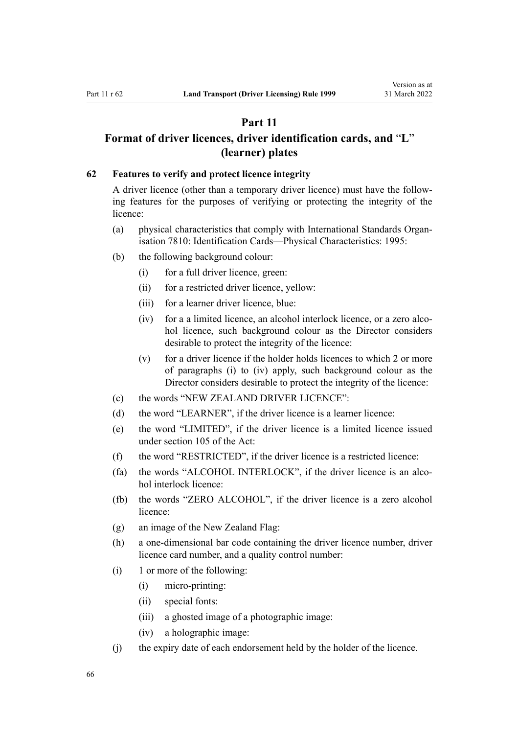# Part 11

# Format of driver licences, driver identification cards, and "L" (learner) plates

## 62 Features to verify and protect licence integrity

A driver licence (other than a temporary driver licence) must have the following features for the purposes of verifying or protecting the integrity of the licence:

(a) physical characteristics that comply with International Standards Organisation 7810: Identification Cards—Physical Characteristics: 1995:

(b) the following background colour:

  (i) for a full driver licence, green:

  (ii) for a restricted driver licence, yellow:

  (iii) for a learner driver licence, blue:

  (iv) for a a limited licence, an alcohol interlock licence, or a zero alcohol licence, such background colour as the Director considers desirable to protect the integrity of the licence:

  (v) for a driver licence if the holder holds licences to which 2 or more of paragraphs (i) to (iv) apply, such background colour as the Director considers desirable to protect the integrity of the licence:

(c) the words "NEW ZEALAND DRIVER LICENCE":

(d) the word "LEARNER", if the driver licence is a learner licence:

(e) the word "LIMITED", if the driver licence is a limited licence issued under section 105 of the Act:

(f) the word "RESTRICTED", if the driver licence is a restricted licence:

(fa) the words "ALCOHOL INTERLOCK", if the driver licence is an alcohol interlock licence:

(fb) the words "ZERO ALCOHOL", if the driver licence is a zero alcohol licence:

(g) an image of the New Zealand Flag:

(h) a one-dimensional bar code containing the driver licence number, driver licence card number, and a quality control number:

(i) 1 or more of the following:

  (i) micro-printing:

  (ii) special fonts:

  (iii) a ghosted image of a photographic image:

  (iv) a holographic image:

(j) the expiry date of each endorsement held by the holder of the licence.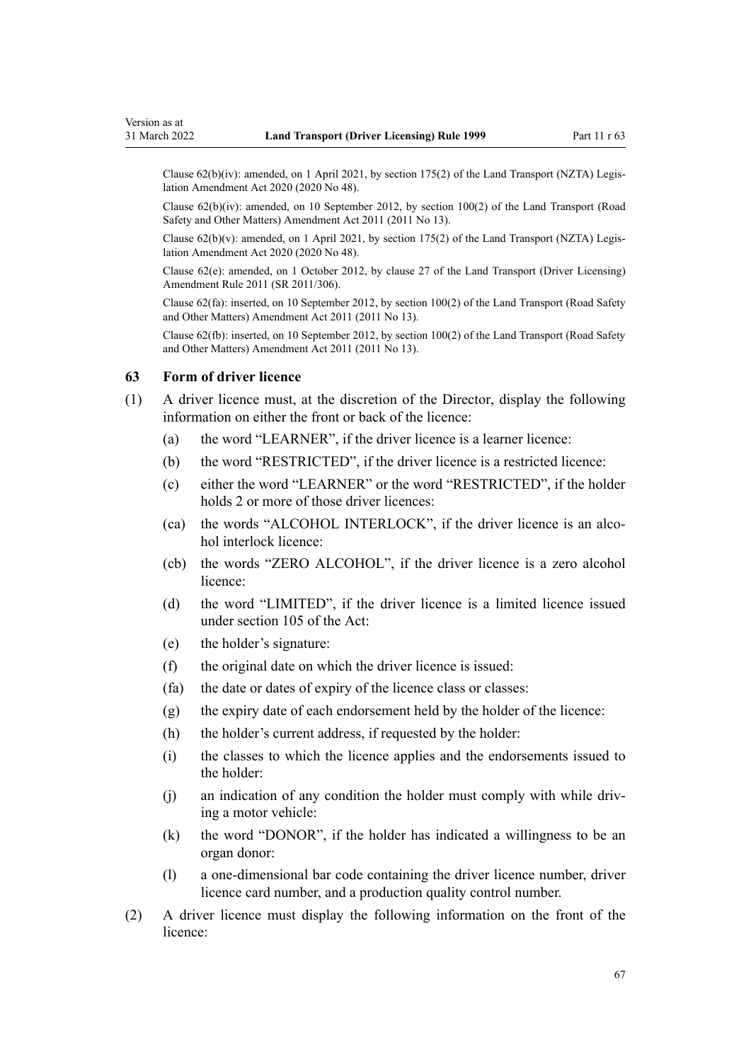Clause 62(b)(iv): amended, on 1 April 2021, by section 175(2) of the Land Transport (NZTA) Legislation Amendment Act 2020 (2020 No 48).

Clause 62(b)(iv): amended, on 10 September 2012, by section 100(2) of the Land Transport (Road Safety and Other Matters) Amendment Act 2011 (2011 No 13).

Clause 62(b)(v): amended, on 1 April 2021, by section 175(2) of the Land Transport (NZTA) Legislation Amendment Act 2020 (2020 No 48).

Clause 62(e): amended, on 1 October 2012, by clause 27 of the Land Transport (Driver Licensing) Amendment Rule 2011 (SR 2011/306).

Clause 62(fa): inserted, on 10 September 2012, by section 100(2) of the Land Transport (Road Safety and Other Matters) Amendment Act 2011 (2011 No 13).

Clause 62(fb): inserted, on 10 September 2012, by section 100(2) of the Land Transport (Road Safety and Other Matters) Amendment Act 2011 (2011 No 13).

### 63 Form of driver licence

(1) A driver licence must, at the discretion of the Director, display the following information on either the front or back of the licence:

- (a) the word "LEARNER", if the driver licence is a learner licence:
- (b) the word "RESTRICTED", if the driver licence is a restricted licence:
- (c) either the word "LEARNER" or the word "RESTRICTED", if the holder holds 2 or more of those driver licences:
- (ca) the words "ALCOHOL INTERLOCK", if the driver licence is an alcohol interlock licence:
- (cb) the words "ZERO ALCOHOL", if the driver licence is a zero alcohol licence:
- (d) the word "LIMITED", if the driver licence is a limited licence issued under section 105 of the Act:
- (e) the holder's signature:
- (f) the original date on which the driver licence is issued:
- (fa) the date or dates of expiry of the licence class or classes:
- (g) the expiry date of each endorsement held by the holder of the licence:
- (h) the holder's current address, if requested by the holder:
- (i) the classes to which the licence applies and the endorsements issued to the holder:
- (j) an indication of any condition the holder must comply with while driving a motor vehicle:
- (k) the word "DONOR", if the holder has indicated a willingness to be an organ donor:
- (l) a one-dimensional bar code containing the driver licence number, driver licence card number, and a production quality control number.

(2) A driver licence must display the following information on the front of the licence: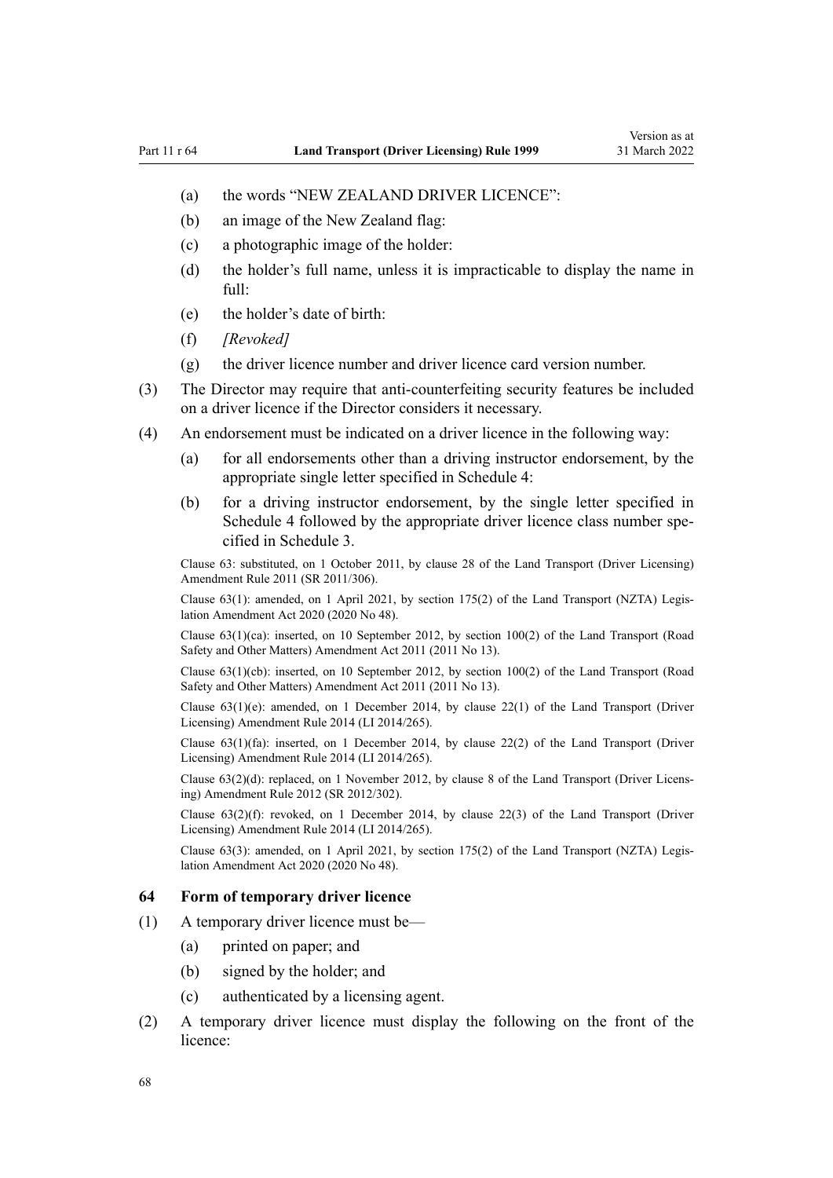- (a) the words "NEW ZEALAND DRIVER LICENCE":
- (b) an image of the New Zealand flag:
- (c) a photographic image of the holder:
- (d) the holder's full name, unless it is impracticable to display the name in full:
- (e) the holder's date of birth:
- (f) *[Revoked]*
- (g) the driver licence number and driver licence card version number.

(3) The Director may require that anti-counterfeiting security features be included on a driver licence if the Director considers it necessary.

(4) An endorsement must be indicated on a driver licence in the following way:

- (a) for all endorsements other than a driving instructor endorsement, by the appropriate single letter specified in Schedule 4:
- (b) for a driving instructor endorsement, by the single letter specified in Schedule 4 followed by the appropriate driver licence class number specified in Schedule 3.

Clause 63: substituted, on 1 October 2011, by clause 28 of the Land Transport (Driver Licensing) Amendment Rule 2011 (SR 2011/306).

Clause 63(1): amended, on 1 April 2021, by section 175(2) of the Land Transport (NZTA) Legislation Amendment Act 2020 (2020 No 48).

Clause 63(1)(ca): inserted, on 10 September 2012, by section 100(2) of the Land Transport (Road Safety and Other Matters) Amendment Act 2011 (2011 No 13).

Clause 63(1)(cb): inserted, on 10 September 2012, by section 100(2) of the Land Transport (Road Safety and Other Matters) Amendment Act 2011 (2011 No 13).

Clause 63(1)(e): amended, on 1 December 2014, by clause 22(1) of the Land Transport (Driver Licensing) Amendment Rule 2014 (LI 2014/265).

Clause 63(1)(fa): inserted, on 1 December 2014, by clause 22(2) of the Land Transport (Driver Licensing) Amendment Rule 2014 (LI 2014/265).

Clause 63(2)(d): replaced, on 1 November 2012, by clause 8 of the Land Transport (Driver Licensing) Amendment Rule 2012 (SR 2012/302).

Clause 63(2)(f): revoked, on 1 December 2014, by clause 22(3) of the Land Transport (Driver Licensing) Amendment Rule 2014 (LI 2014/265).

Clause 63(3): amended, on 1 April 2021, by section 175(2) of the Land Transport (NZTA) Legislation Amendment Act 2020 (2020 No 48).

### 64 Form of temporary driver licence

(1) A temporary driver licence must be—

- (a) printed on paper; and
- (b) signed by the holder; and
- (c) authenticated by a licensing agent.

(2) A temporary driver licence must display the following on the front of the licence: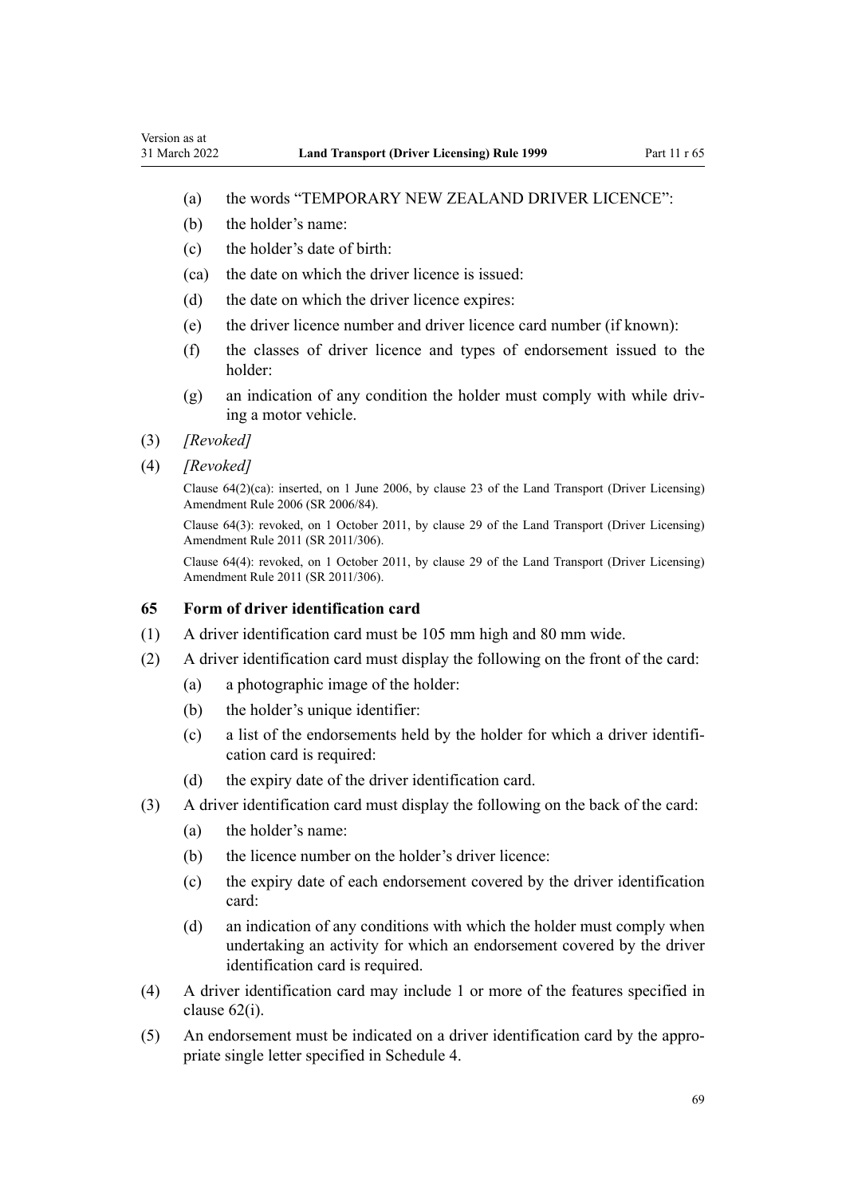(a) the words "TEMPORARY NEW ZEALAND DRIVER LICENCE":

(b) the holder's name:

(c) the holder's date of birth:

(ca) the date on which the driver licence is issued:

(d) the date on which the driver licence expires:

(e) the driver licence number and driver licence card number (if known):

(f) the classes of driver licence and types of endorsement issued to the holder:

(g) an indication of any condition the holder must comply with while driving a motor vehicle.

(3) *[Revoked]*

(4) *[Revoked]*

Clause 64(2)(ca): inserted, on 1 June 2006, by clause 23 of the Land Transport (Driver Licensing) Amendment Rule 2006 (SR 2006/84).

Clause 64(3): revoked, on 1 October 2011, by clause 29 of the Land Transport (Driver Licensing) Amendment Rule 2011 (SR 2011/306).

Clause 64(4): revoked, on 1 October 2011, by clause 29 of the Land Transport (Driver Licensing) Amendment Rule 2011 (SR 2011/306).

### 65 Form of driver identification card

(1) A driver identification card must be 105 mm high and 80 mm wide.

(2) A driver identification card must display the following on the front of the card:

(a) a photographic image of the holder:

(b) the holder's unique identifier:

(c) a list of the endorsements held by the holder for which a driver identification card is required:

(d) the expiry date of the driver identification card.

(3) A driver identification card must display the following on the back of the card:

(a) the holder's name:

(b) the licence number on the holder's driver licence:

(c) the expiry date of each endorsement covered by the driver identification card:

(d) an indication of any conditions with which the holder must comply when undertaking an activity for which an endorsement covered by the driver identification card is required.

(4) A driver identification card may include 1 or more of the features specified in clause 62(i).

(5) An endorsement must be indicated on a driver identification card by the appropriate single letter specified in Schedule 4.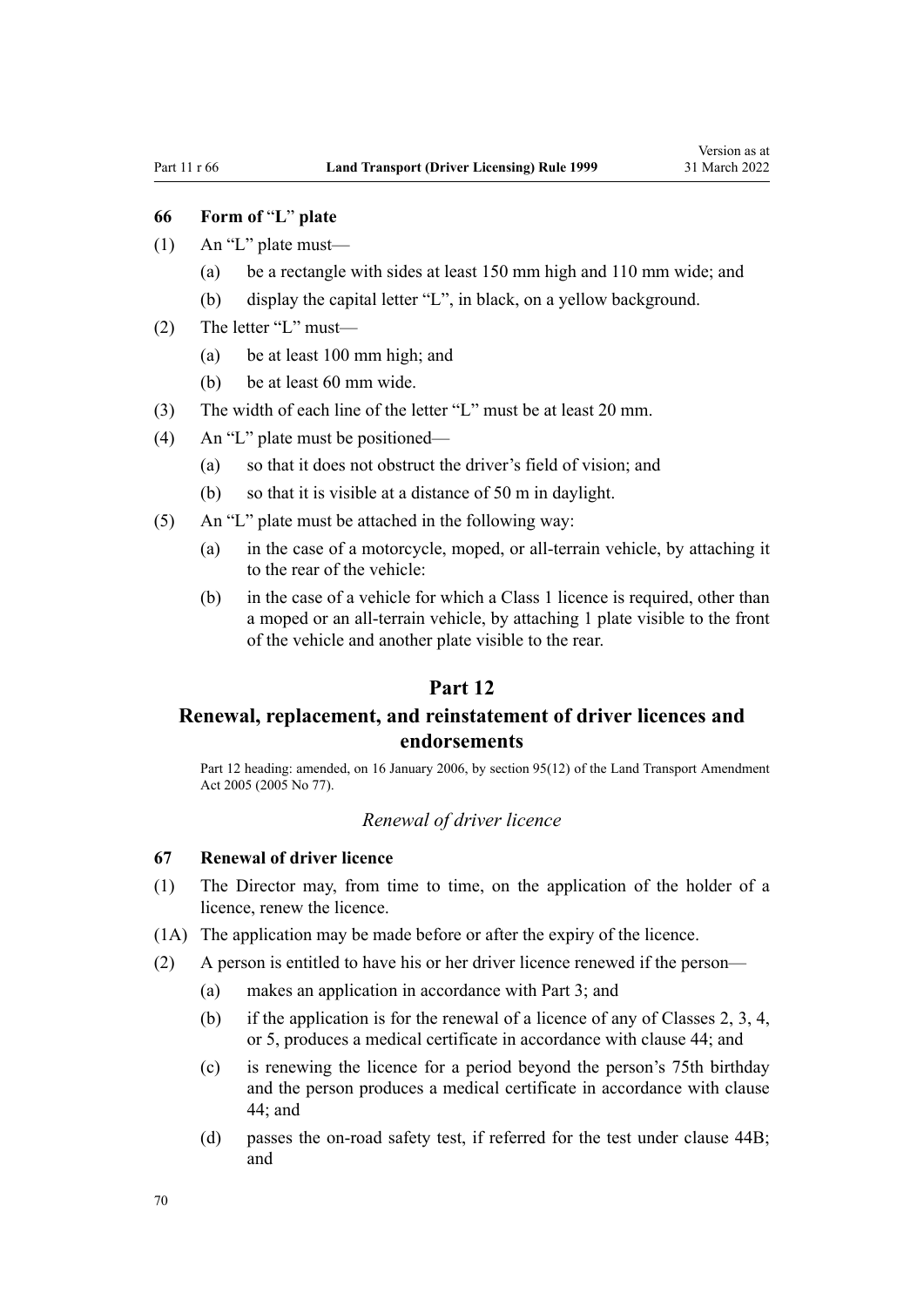### 66 Form of "L" plate

(1) An "L" plate must—

  (a) be a rectangle with sides at least 150 mm high and 110 mm wide; and

  (b) display the capital letter "L", in black, on a yellow background.

(2) The letter "L" must—

  (a) be at least 100 mm high; and

  (b) be at least 60 mm wide.

(3) The width of each line of the letter "L" must be at least 20 mm.

(4) An "L" plate must be positioned—

  (a) so that it does not obstruct the driver's field of vision; and

  (b) so that it is visible at a distance of 50 m in daylight.

(5) An "L" plate must be attached in the following way:

  (a) in the case of a motorcycle, moped, or all-terrain vehicle, by attaching it to the rear of the vehicle:

  (b) in the case of a vehicle for which a Class 1 licence is required, other than a moped or an all-terrain vehicle, by attaching 1 plate visible to the front of the vehicle and another plate visible to the rear.

## Part 12
## Renewal, replacement, and reinstatement of driver licences and endorsements

Part 12 heading: amended, on 16 January 2006, by section 95(12) of the Land Transport Amendment Act 2005 (2005 No 77).

*Renewal of driver licence*

### 67 Renewal of driver licence

(1) The Director may, from time to time, on the application of the holder of a licence, renew the licence.

(1A) The application may be made before or after the expiry of the licence.

(2) A person is entitled to have his or her driver licence renewed if the person—

  (a) makes an application in accordance with Part 3; and

  (b) if the application is for the renewal of a licence of any of Classes 2, 3, 4, or 5, produces a medical certificate in accordance with clause 44; and

  (c) is renewing the licence for a period beyond the person's 75th birthday and the person produces a medical certificate in accordance with clause 44; and

  (d) passes the on-road safety test, if referred for the test under clause 44B; and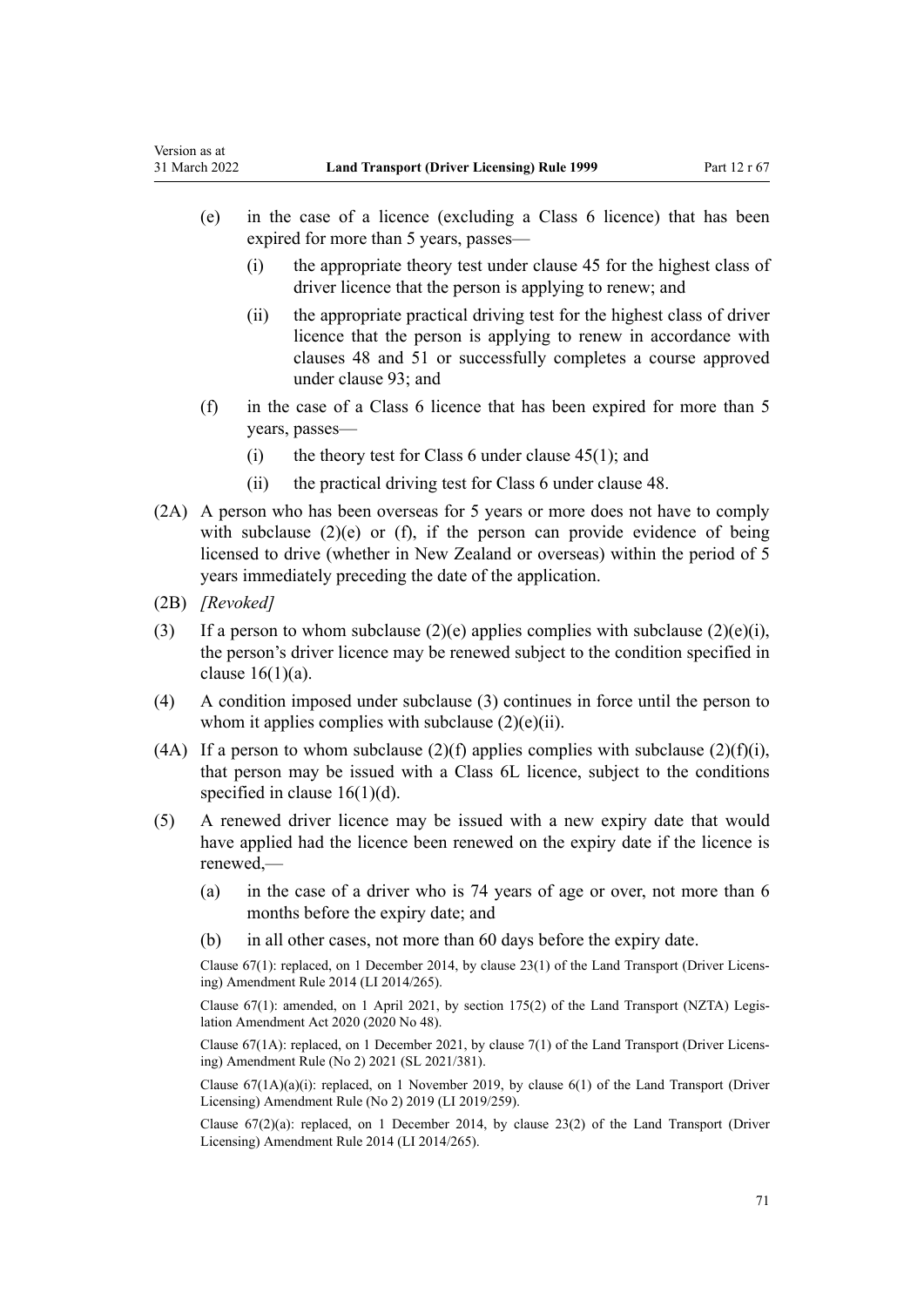(e) in the case of a licence (excluding a Class 6 licence) that has been expired for more than 5 years, passes—

  (i) the appropriate theory test under clause 45 for the highest class of driver licence that the person is applying to renew; and

  (ii) the appropriate practical driving test for the highest class of driver licence that the person is applying to renew in accordance with clauses 48 and 51 or successfully completes a course approved under clause 93; and

(f) in the case of a Class 6 licence that has been expired for more than 5 years, passes—

  (i) the theory test for Class 6 under clause 45(1); and

  (ii) the practical driving test for Class 6 under clause 48.

(2A) A person who has been overseas for 5 years or more does not have to comply with subclause (2)(e) or (f), if the person can provide evidence of being licensed to drive (whether in New Zealand or overseas) within the period of 5 years immediately preceding the date of the application.

(2B) *[Revoked]*

(3) If a person to whom subclause (2)(e) applies complies with subclause (2)(e)(i), the person's driver licence may be renewed subject to the condition specified in clause 16(1)(a).

(4) A condition imposed under subclause (3) continues in force until the person to whom it applies complies with subclause (2)(e)(ii).

(4A) If a person to whom subclause (2)(f) applies complies with subclause (2)(f)(i), that person may be issued with a Class 6L licence, subject to the conditions specified in clause 16(1)(d).

(5) A renewed driver licence may be issued with a new expiry date that would have applied had the licence been renewed on the expiry date if the licence is renewed,—

  (a) in the case of a driver who is 74 years of age or over, not more than 6 months before the expiry date; and

  (b) in all other cases, not more than 60 days before the expiry date.

Clause 67(1): replaced, on 1 December 2014, by clause 23(1) of the Land Transport (Driver Licensing) Amendment Rule 2014 (LI 2014/265).

Clause 67(1): amended, on 1 April 2021, by section 175(2) of the Land Transport (NZTA) Legislation Amendment Act 2020 (2020 No 48).

Clause 67(1A): replaced, on 1 December 2021, by clause 7(1) of the Land Transport (Driver Licensing) Amendment Rule (No 2) 2021 (SL 2021/381).

Clause 67(1A)(a)(i): replaced, on 1 November 2019, by clause 6(1) of the Land Transport (Driver Licensing) Amendment Rule (No 2) 2019 (LI 2019/259).

Clause 67(2)(a): replaced, on 1 December 2014, by clause 23(2) of the Land Transport (Driver Licensing) Amendment Rule 2014 (LI 2014/265).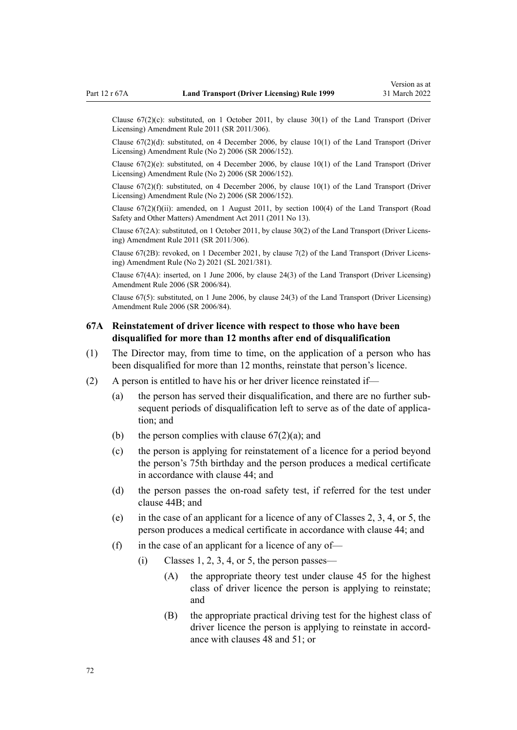Clause 67(2)(c): substituted, on 1 October 2011, by clause 30(1) of the Land Transport (Driver Licensing) Amendment Rule 2011 (SR 2011/306).

Clause 67(2)(d): substituted, on 4 December 2006, by clause 10(1) of the Land Transport (Driver Licensing) Amendment Rule (No 2) 2006 (SR 2006/152).

Clause 67(2)(e): substituted, on 4 December 2006, by clause 10(1) of the Land Transport (Driver Licensing) Amendment Rule (No 2) 2006 (SR 2006/152).

Clause 67(2)(f): substituted, on 4 December 2006, by clause 10(1) of the Land Transport (Driver Licensing) Amendment Rule (No 2) 2006 (SR 2006/152).

Clause 67(2)(f)(ii): amended, on 1 August 2011, by section 100(4) of the Land Transport (Road Safety and Other Matters) Amendment Act 2011 (2011 No 13).

Clause 67(2A): substituted, on 1 October 2011, by clause 30(2) of the Land Transport (Driver Licensing) Amendment Rule 2011 (SR 2011/306).

Clause 67(2B): revoked, on 1 December 2021, by clause 7(2) of the Land Transport (Driver Licensing) Amendment Rule (No 2) 2021 (SL 2021/381).

Clause 67(4A): inserted, on 1 June 2006, by clause 24(3) of the Land Transport (Driver Licensing) Amendment Rule 2006 (SR 2006/84).

Clause 67(5): substituted, on 1 June 2006, by clause 24(3) of the Land Transport (Driver Licensing) Amendment Rule 2006 (SR 2006/84).

### 67A Reinstatement of driver licence with respect to those who have been disqualified for more than 12 months after end of disqualification

(1) The Director may, from time to time, on the application of a person who has been disqualified for more than 12 months, reinstate that person's licence.

(2) A person is entitled to have his or her driver licence reinstated if—

  (a) the person has served their disqualification, and there are no further subsequent periods of disqualification left to serve as of the date of application; and

  (b) the person complies with clause 67(2)(a); and

  (c) the person is applying for reinstatement of a licence for a period beyond the person's 75th birthday and the person produces a medical certificate in accordance with clause 44; and

  (d) the person passes the on-road safety test, if referred for the test under clause 44B; and

  (e) in the case of an applicant for a licence of any of Classes 2, 3, 4, or 5, the person produces a medical certificate in accordance with clause 44; and

  (f) in the case of an applicant for a licence of any of—

    (i) Classes 1, 2, 3, 4, or 5, the person passes—

      (A) the appropriate theory test under clause 45 for the highest class of driver licence the person is applying to reinstate; and

      (B) the appropriate practical driving test for the highest class of driver licence the person is applying to reinstate in accordance with clauses 48 and 51; or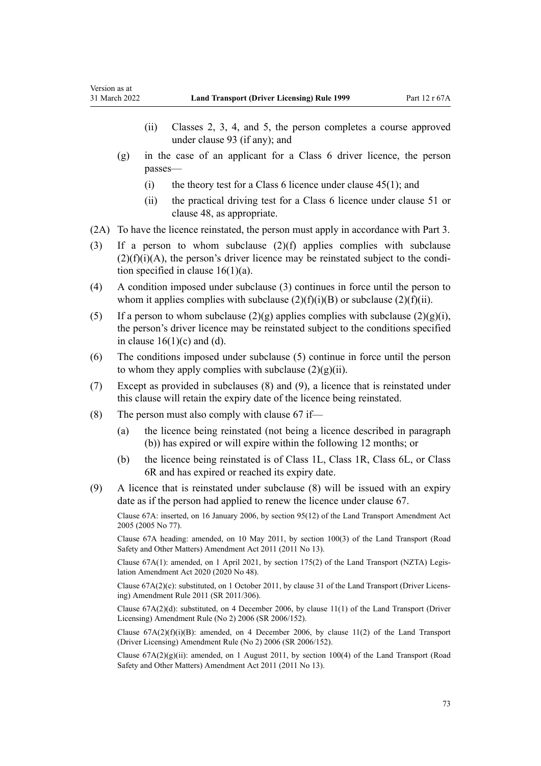(ii) Classes 2, 3, 4, and 5, the person completes a course approved under clause 93 (if any); and

(g) in the case of an applicant for a Class 6 driver licence, the person passes—

(i) the theory test for a Class 6 licence under clause 45(1); and

(ii) the practical driving test for a Class 6 licence under clause 51 or clause 48, as appropriate.

(2A) To have the licence reinstated, the person must apply in accordance with Part 3.

(3) If a person to whom subclause (2)(f) applies complies with subclause (2)(f)(i)(A), the person's driver licence may be reinstated subject to the condition specified in clause 16(1)(a).

(4) A condition imposed under subclause (3) continues in force until the person to whom it applies complies with subclause (2)(f)(i)(B) or subclause (2)(f)(ii).

(5) If a person to whom subclause (2)(g) applies complies with subclause (2)(g)(i), the person's driver licence may be reinstated subject to the conditions specified in clause 16(1)(c) and (d).

(6) The conditions imposed under subclause (5) continue in force until the person to whom they apply complies with subclause (2)(g)(ii).

(7) Except as provided in subclauses (8) and (9), a licence that is reinstated under this clause will retain the expiry date of the licence being reinstated.

(8) The person must also comply with clause 67 if—

(a) the licence being reinstated (not being a licence described in paragraph (b)) has expired or will expire within the following 12 months; or

(b) the licence being reinstated is of Class 1L, Class 1R, Class 6L, or Class 6R and has expired or reached its expiry date.

(9) A licence that is reinstated under subclause (8) will be issued with an expiry date as if the person had applied to renew the licence under clause 67.

Clause 67A: inserted, on 16 January 2006, by section 95(12) of the Land Transport Amendment Act 2005 (2005 No 77).

Clause 67A heading: amended, on 10 May 2011, by section 100(3) of the Land Transport (Road Safety and Other Matters) Amendment Act 2011 (2011 No 13).

Clause 67A(1): amended, on 1 April 2021, by section 175(2) of the Land Transport (NZTA) Legislation Amendment Act 2020 (2020 No 48).

Clause 67A(2)(c): substituted, on 1 October 2011, by clause 31 of the Land Transport (Driver Licensing) Amendment Rule 2011 (SR 2011/306).

Clause 67A(2)(d): substituted, on 4 December 2006, by clause 11(1) of the Land Transport (Driver Licensing) Amendment Rule (No 2) 2006 (SR 2006/152).

Clause 67A(2)(f)(i)(B): amended, on 4 December 2006, by clause 11(2) of the Land Transport (Driver Licensing) Amendment Rule (No 2) 2006 (SR 2006/152).

Clause 67A(2)(g)(ii): amended, on 1 August 2011, by section 100(4) of the Land Transport (Road Safety and Other Matters) Amendment Act 2011 (2011 No 13).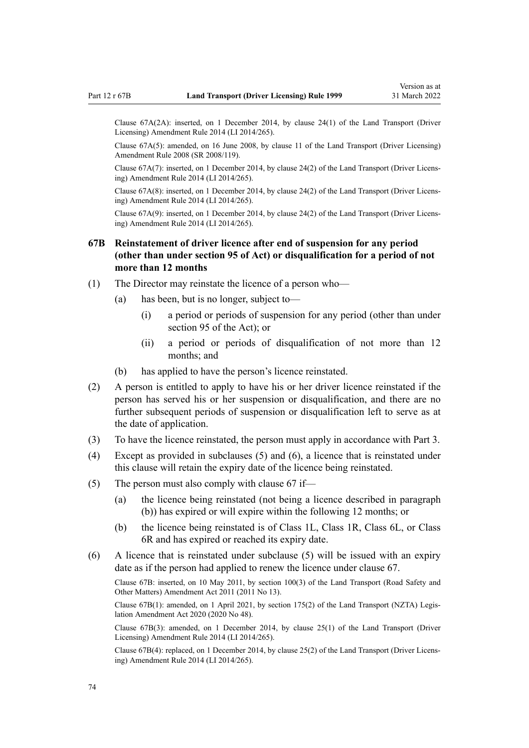Clause 67A(2A): inserted, on 1 December 2014, by clause 24(1) of the Land Transport (Driver Licensing) Amendment Rule 2014 (LI 2014/265).

Clause 67A(5): amended, on 16 June 2008, by clause 11 of the Land Transport (Driver Licensing) Amendment Rule 2008 (SR 2008/119).

Clause 67A(7): inserted, on 1 December 2014, by clause 24(2) of the Land Transport (Driver Licensing) Amendment Rule 2014 (LI 2014/265).

Clause 67A(8): inserted, on 1 December 2014, by clause 24(2) of the Land Transport (Driver Licensing) Amendment Rule 2014 (LI 2014/265).

Clause 67A(9): inserted, on 1 December 2014, by clause 24(2) of the Land Transport (Driver Licensing) Amendment Rule 2014 (LI 2014/265).

### 67B Reinstatement of driver licence after end of suspension for any period (other than under section 95 of Act) or disqualification for a period of not more than 12 months

(1) The Director may reinstate the licence of a person who—

- (a) has been, but is no longer, subject to—
  - (i) a period or periods of suspension for any period (other than under section 95 of the Act); or
  - (ii) a period or periods of disqualification of not more than 12 months; and
- (b) has applied to have the person's licence reinstated.

(2) A person is entitled to apply to have his or her driver licence reinstated if the person has served his or her suspension or disqualification, and there are no further subsequent periods of suspension or disqualification left to serve as at the date of application.

(3) To have the licence reinstated, the person must apply in accordance with Part 3.

(4) Except as provided in subclauses (5) and (6), a licence that is reinstated under this clause will retain the expiry date of the licence being reinstated.

(5) The person must also comply with clause 67 if—

- (a) the licence being reinstated (not being a licence described in paragraph (b)) has expired or will expire within the following 12 months; or
- (b) the licence being reinstated is of Class 1L, Class 1R, Class 6L, or Class 6R and has expired or reached its expiry date.

(6) A licence that is reinstated under subclause (5) will be issued with an expiry date as if the person had applied to renew the licence under clause 67.

Clause 67B: inserted, on 10 May 2011, by section 100(3) of the Land Transport (Road Safety and Other Matters) Amendment Act 2011 (2011 No 13).

Clause 67B(1): amended, on 1 April 2021, by section 175(2) of the Land Transport (NZTA) Legislation Amendment Act 2020 (2020 No 48).

Clause 67B(3): amended, on 1 December 2014, by clause 25(1) of the Land Transport (Driver Licensing) Amendment Rule 2014 (LI 2014/265).

Clause 67B(4): replaced, on 1 December 2014, by clause 25(2) of the Land Transport (Driver Licensing) Amendment Rule 2014 (LI 2014/265).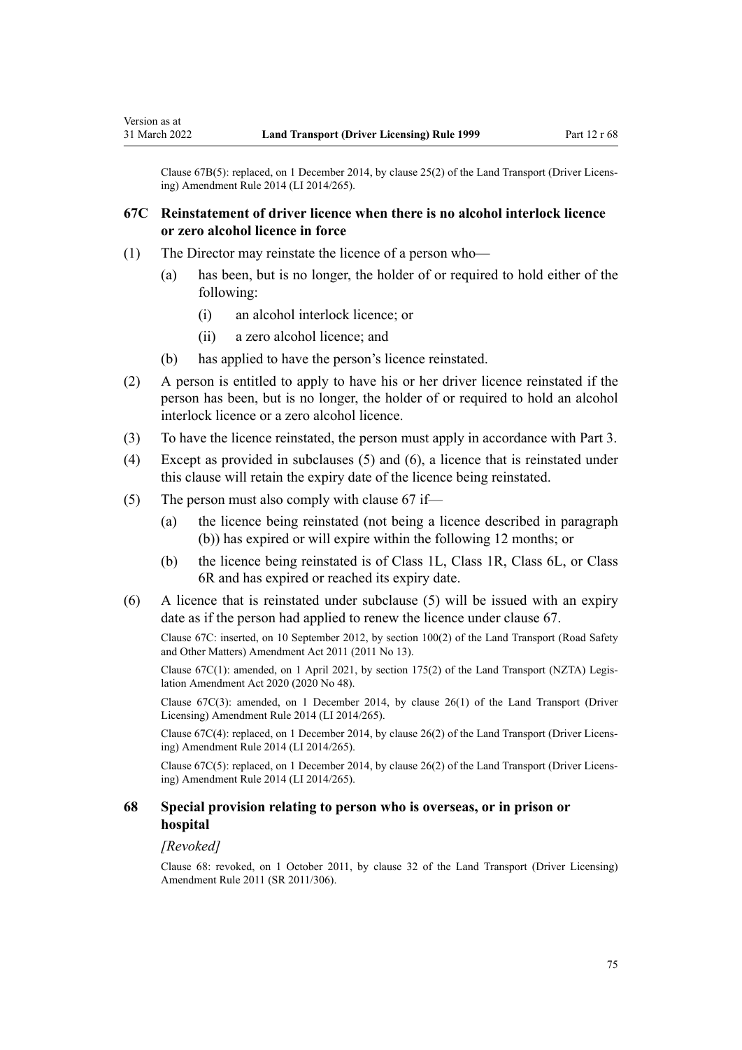Clause 67B(5): replaced, on 1 December 2014, by clause 25(2) of the Land Transport (Driver Licensing) Amendment Rule 2014 (LI 2014/265).

### 67C Reinstatement of driver licence when there is no alcohol interlock licence or zero alcohol licence in force

(1) The Director may reinstate the licence of a person who—

  (a) has been, but is no longer, the holder of or required to hold either of the following:

    (i) an alcohol interlock licence; or

    (ii) a zero alcohol licence; and

  (b) has applied to have the person's licence reinstated.

(2) A person is entitled to apply to have his or her driver licence reinstated if the person has been, but is no longer, the holder of or required to hold an alcohol interlock licence or a zero alcohol licence.

(3) To have the licence reinstated, the person must apply in accordance with Part 3.

(4) Except as provided in subclauses (5) and (6), a licence that is reinstated under this clause will retain the expiry date of the licence being reinstated.

(5) The person must also comply with clause 67 if—

  (a) the licence being reinstated (not being a licence described in paragraph (b)) has expired or will expire within the following 12 months; or

  (b) the licence being reinstated is of Class 1L, Class 1R, Class 6L, or Class 6R and has expired or reached its expiry date.

(6) A licence that is reinstated under subclause (5) will be issued with an expiry date as if the person had applied to renew the licence under clause 67.

Clause 67C: inserted, on 10 September 2012, by section 100(2) of the Land Transport (Road Safety and Other Matters) Amendment Act 2011 (2011 No 13).

Clause 67C(1): amended, on 1 April 2021, by section 175(2) of the Land Transport (NZTA) Legislation Amendment Act 2020 (2020 No 48).

Clause 67C(3): amended, on 1 December 2014, by clause 26(1) of the Land Transport (Driver Licensing) Amendment Rule 2014 (LI 2014/265).

Clause 67C(4): replaced, on 1 December 2014, by clause 26(2) of the Land Transport (Driver Licensing) Amendment Rule 2014 (LI 2014/265).

Clause 67C(5): replaced, on 1 December 2014, by clause 26(2) of the Land Transport (Driver Licensing) Amendment Rule 2014 (LI 2014/265).

### 68 Special provision relating to person who is overseas, or in prison or hospital

*[Revoked]*

Clause 68: revoked, on 1 October 2011, by clause 32 of the Land Transport (Driver Licensing) Amendment Rule 2011 (SR 2011/306).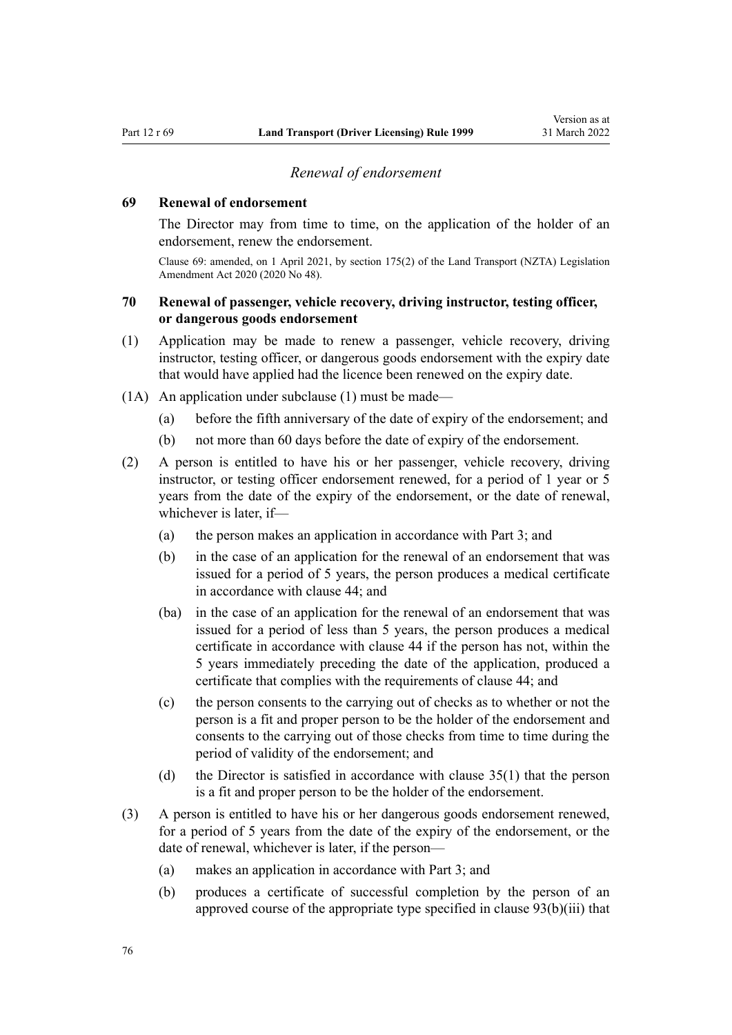*Renewal of endorsement*

### 69 Renewal of endorsement

The Director may from time to time, on the application of the holder of an endorsement, renew the endorsement.

Clause 69: amended, on 1 April 2021, by section 175(2) of the Land Transport (NZTA) Legislation Amendment Act 2020 (2020 No 48).

### 70 Renewal of passenger, vehicle recovery, driving instructor, testing officer, or dangerous goods endorsement

(1) Application may be made to renew a passenger, vehicle recovery, driving instructor, testing officer, or dangerous goods endorsement with the expiry date that would have applied had the licence been renewed on the expiry date.

(1A) An application under subclause (1) must be made—

- (a) before the fifth anniversary of the date of expiry of the endorsement; and
- (b) not more than 60 days before the date of expiry of the endorsement.

(2) A person is entitled to have his or her passenger, vehicle recovery, driving instructor, or testing officer endorsement renewed, for a period of 1 year or 5 years from the date of the expiry of the endorsement, or the date of renewal, whichever is later, if—

- (a) the person makes an application in accordance with Part 3; and
- (b) in the case of an application for the renewal of an endorsement that was issued for a period of 5 years, the person produces a medical certificate in accordance with clause 44; and
- (ba) in the case of an application for the renewal of an endorsement that was issued for a period of less than 5 years, the person produces a medical certificate in accordance with clause 44 if the person has not, within the 5 years immediately preceding the date of the application, produced a certificate that complies with the requirements of clause 44; and
- (c) the person consents to the carrying out of checks as to whether or not the person is a fit and proper person to be the holder of the endorsement and consents to the carrying out of those checks from time to time during the period of validity of the endorsement; and
- (d) the Director is satisfied in accordance with clause 35(1) that the person is a fit and proper person to be the holder of the endorsement.

(3) A person is entitled to have his or her dangerous goods endorsement renewed, for a period of 5 years from the date of the expiry of the endorsement, or the date of renewal, whichever is later, if the person—

- (a) makes an application in accordance with Part 3; and
- (b) produces a certificate of successful completion by the person of an approved course of the appropriate type specified in clause 93(b)(iii) that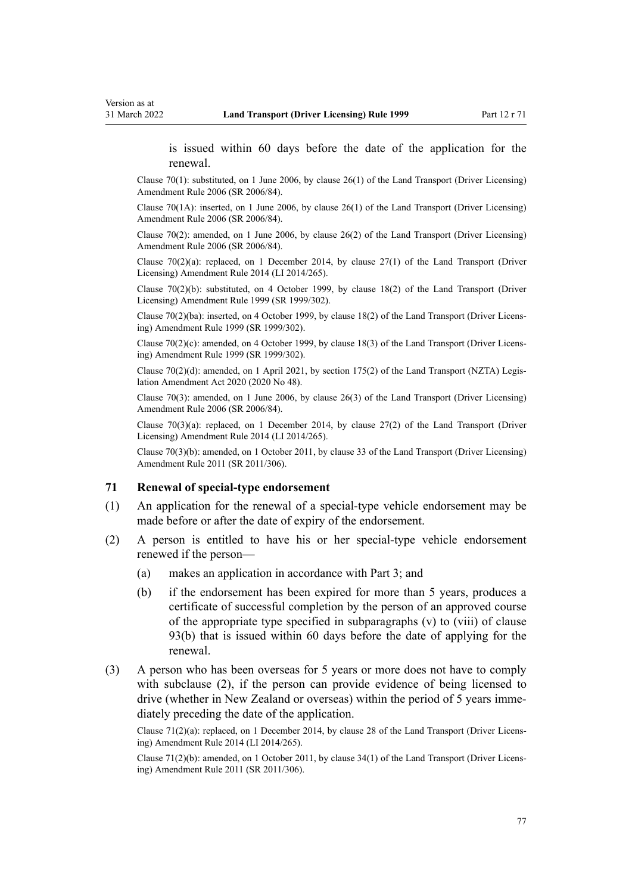is issued within 60 days before the date of the application for the renewal.

Clause 70(1): substituted, on 1 June 2006, by clause 26(1) of the Land Transport (Driver Licensing) Amendment Rule 2006 (SR 2006/84).

Clause 70(1A): inserted, on 1 June 2006, by clause 26(1) of the Land Transport (Driver Licensing) Amendment Rule 2006 (SR 2006/84).

Clause 70(2): amended, on 1 June 2006, by clause 26(2) of the Land Transport (Driver Licensing) Amendment Rule 2006 (SR 2006/84).

Clause 70(2)(a): replaced, on 1 December 2014, by clause 27(1) of the Land Transport (Driver Licensing) Amendment Rule 2014 (LI 2014/265).

Clause 70(2)(b): substituted, on 4 October 1999, by clause 18(2) of the Land Transport (Driver Licensing) Amendment Rule 1999 (SR 1999/302).

Clause 70(2)(ba): inserted, on 4 October 1999, by clause 18(2) of the Land Transport (Driver Licensing) Amendment Rule 1999 (SR 1999/302).

Clause 70(2)(c): amended, on 4 October 1999, by clause 18(3) of the Land Transport (Driver Licensing) Amendment Rule 1999 (SR 1999/302).

Clause 70(2)(d): amended, on 1 April 2021, by section 175(2) of the Land Transport (NZTA) Legislation Amendment Act 2020 (2020 No 48).

Clause 70(3): amended, on 1 June 2006, by clause 26(3) of the Land Transport (Driver Licensing) Amendment Rule 2006 (SR 2006/84).

Clause 70(3)(a): replaced, on 1 December 2014, by clause 27(2) of the Land Transport (Driver Licensing) Amendment Rule 2014 (LI 2014/265).

Clause 70(3)(b): amended, on 1 October 2011, by clause 33 of the Land Transport (Driver Licensing) Amendment Rule 2011 (SR 2011/306).

## 71 Renewal of special-type endorsement

(1) An application for the renewal of a special-type vehicle endorsement may be made before or after the date of expiry of the endorsement.

(2) A person is entitled to have his or her special-type vehicle endorsement renewed if the person—

- (a) makes an application in accordance with Part 3; and
- (b) if the endorsement has been expired for more than 5 years, produces a certificate of successful completion by the person of an approved course of the appropriate type specified in subparagraphs (v) to (viii) of clause 93(b) that is issued within 60 days before the date of applying for the renewal.

(3) A person who has been overseas for 5 years or more does not have to comply with subclause (2), if the person can provide evidence of being licensed to drive (whether in New Zealand or overseas) within the period of 5 years immediately preceding the date of the application.

Clause 71(2)(a): replaced, on 1 December 2014, by clause 28 of the Land Transport (Driver Licensing) Amendment Rule 2014 (LI 2014/265).

Clause 71(2)(b): amended, on 1 October 2011, by clause 34(1) of the Land Transport (Driver Licensing) Amendment Rule 2011 (SR 2011/306).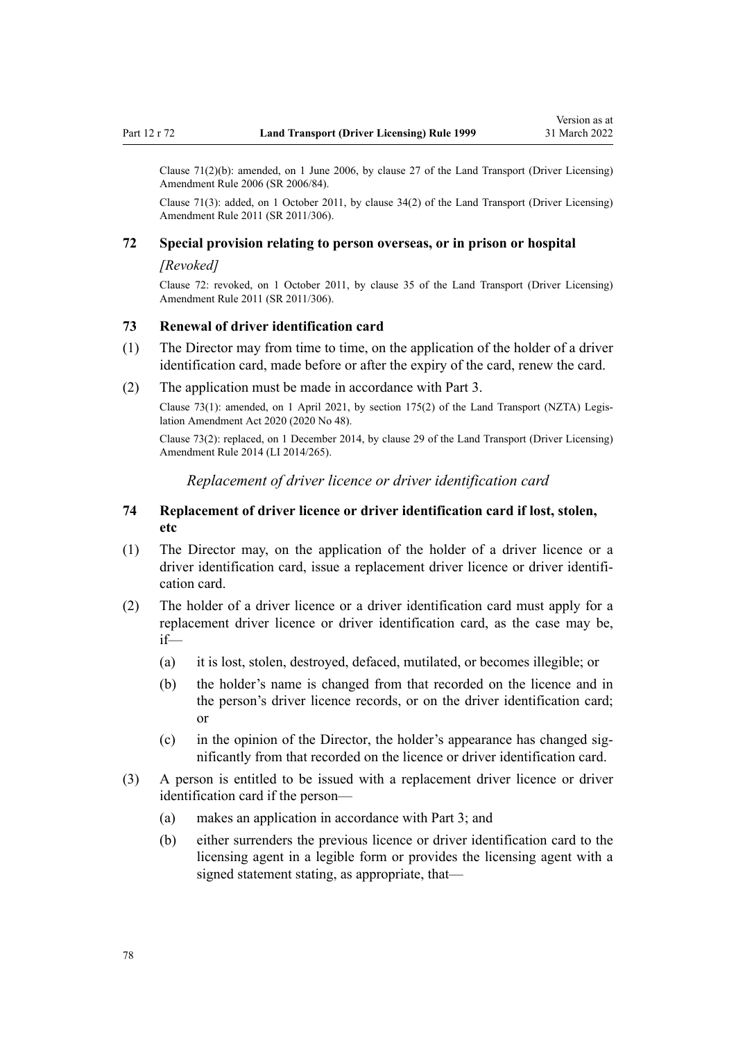Clause 71(2)(b): amended, on 1 June 2006, by clause 27 of the Land Transport (Driver Licensing) Amendment Rule 2006 (SR 2006/84).

Clause 71(3): added, on 1 October 2011, by clause 34(2) of the Land Transport (Driver Licensing) Amendment Rule 2011 (SR 2011/306).

### 72 Special provision relating to person overseas, or in prison or hospital

*[Revoked]*

Clause 72: revoked, on 1 October 2011, by clause 35 of the Land Transport (Driver Licensing) Amendment Rule 2011 (SR 2011/306).

### 73 Renewal of driver identification card

(1) The Director may from time to time, on the application of the holder of a driver identification card, made before or after the expiry of the card, renew the card.

(2) The application must be made in accordance with Part 3.

Clause 73(1): amended, on 1 April 2021, by section 175(2) of the Land Transport (NZTA) Legislation Amendment Act 2020 (2020 No 48).

Clause 73(2): replaced, on 1 December 2014, by clause 29 of the Land Transport (Driver Licensing) Amendment Rule 2014 (LI 2014/265).

*Replacement of driver licence or driver identification card*

### 74 Replacement of driver licence or driver identification card if lost, stolen, etc

(1) The Director may, on the application of the holder of a driver licence or a driver identification card, issue a replacement driver licence or driver identification card.

(2) The holder of a driver licence or a driver identification card must apply for a replacement driver licence or driver identification card, as the case may be, if—

- (a) it is lost, stolen, destroyed, defaced, mutilated, or becomes illegible; or
- (b) the holder's name is changed from that recorded on the licence and in the person's driver licence records, or on the driver identification card; or
- (c) in the opinion of the Director, the holder's appearance has changed significantly from that recorded on the licence or driver identification card.

(3) A person is entitled to be issued with a replacement driver licence or driver identification card if the person—

- (a) makes an application in accordance with Part 3; and
- (b) either surrenders the previous licence or driver identification card to the licensing agent in a legible form or provides the licensing agent with a signed statement stating, as appropriate, that—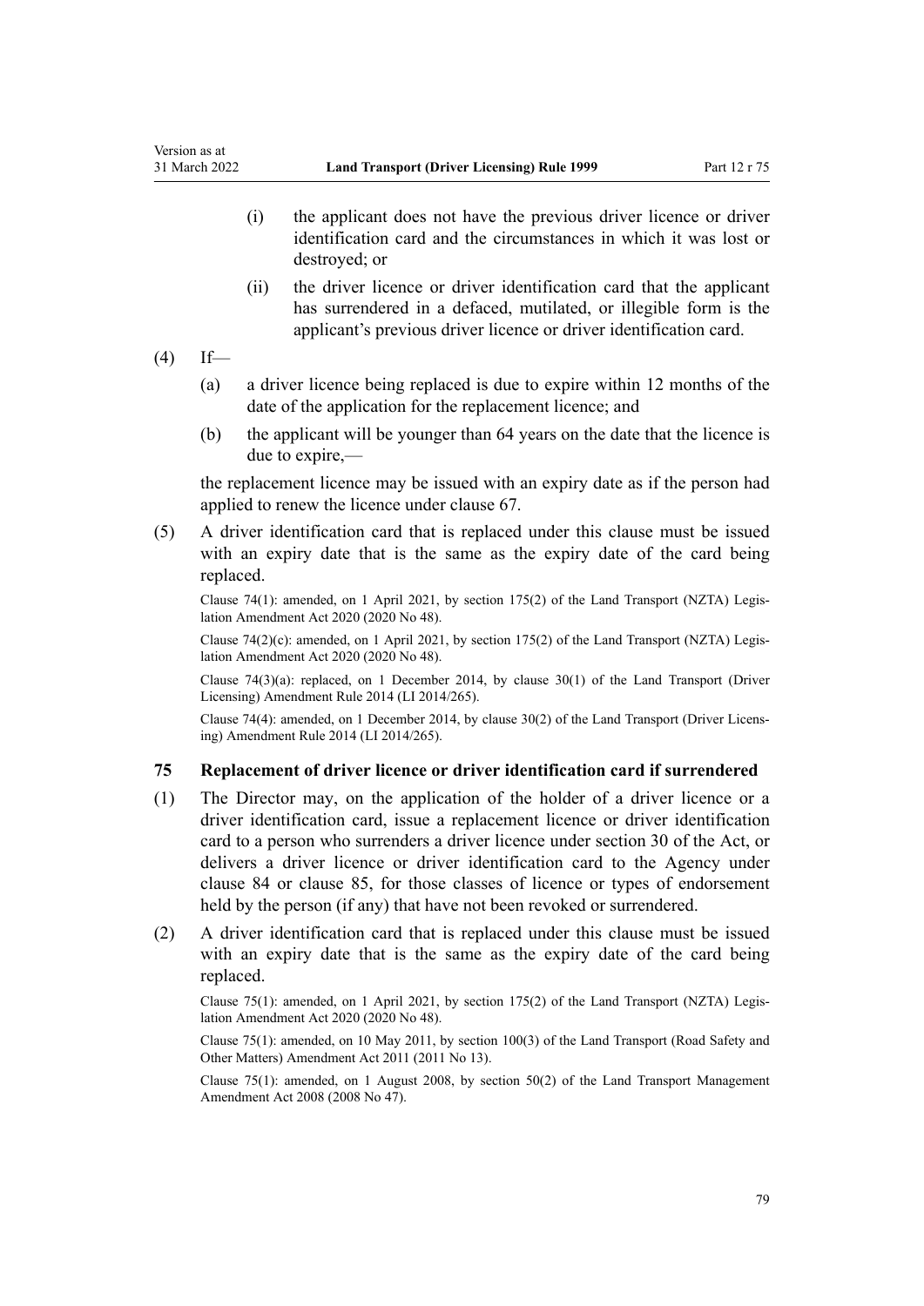(i) the applicant does not have the previous driver licence or driver identification card and the circumstances in which it was lost or destroyed; or

(ii) the driver licence or driver identification card that the applicant has surrendered in a defaced, mutilated, or illegible form is the applicant's previous driver licence or driver identification card.

(4) If—

(a) a driver licence being replaced is due to expire within 12 months of the date of the application for the replacement licence; and

(b) the applicant will be younger than 64 years on the date that the licence is due to expire,—

the replacement licence may be issued with an expiry date as if the person had applied to renew the licence under clause 67.

(5) A driver identification card that is replaced under this clause must be issued with an expiry date that is the same as the expiry date of the card being replaced.

Clause 74(1): amended, on 1 April 2021, by section 175(2) of the Land Transport (NZTA) Legislation Amendment Act 2020 (2020 No 48).

Clause 74(2)(c): amended, on 1 April 2021, by section 175(2) of the Land Transport (NZTA) Legislation Amendment Act 2020 (2020 No 48).

Clause 74(3)(a): replaced, on 1 December 2014, by clause 30(1) of the Land Transport (Driver Licensing) Amendment Rule 2014 (LI 2014/265).

Clause 74(4): amended, on 1 December 2014, by clause 30(2) of the Land Transport (Driver Licensing) Amendment Rule 2014 (LI 2014/265).

### 75 Replacement of driver licence or driver identification card if surrendered

(1) The Director may, on the application of the holder of a driver licence or a driver identification card, issue a replacement licence or driver identification card to a person who surrenders a driver licence under section 30 of the Act, or delivers a driver licence or driver identification card to the Agency under clause 84 or clause 85, for those classes of licence or types of endorsement held by the person (if any) that have not been revoked or surrendered.

(2) A driver identification card that is replaced under this clause must be issued with an expiry date that is the same as the expiry date of the card being replaced.

Clause 75(1): amended, on 1 April 2021, by section 175(2) of the Land Transport (NZTA) Legislation Amendment Act 2020 (2020 No 48).

Clause 75(1): amended, on 10 May 2011, by section 100(3) of the Land Transport (Road Safety and Other Matters) Amendment Act 2011 (2011 No 13).

Clause 75(1): amended, on 1 August 2008, by section 50(2) of the Land Transport Management Amendment Act 2008 (2008 No 47).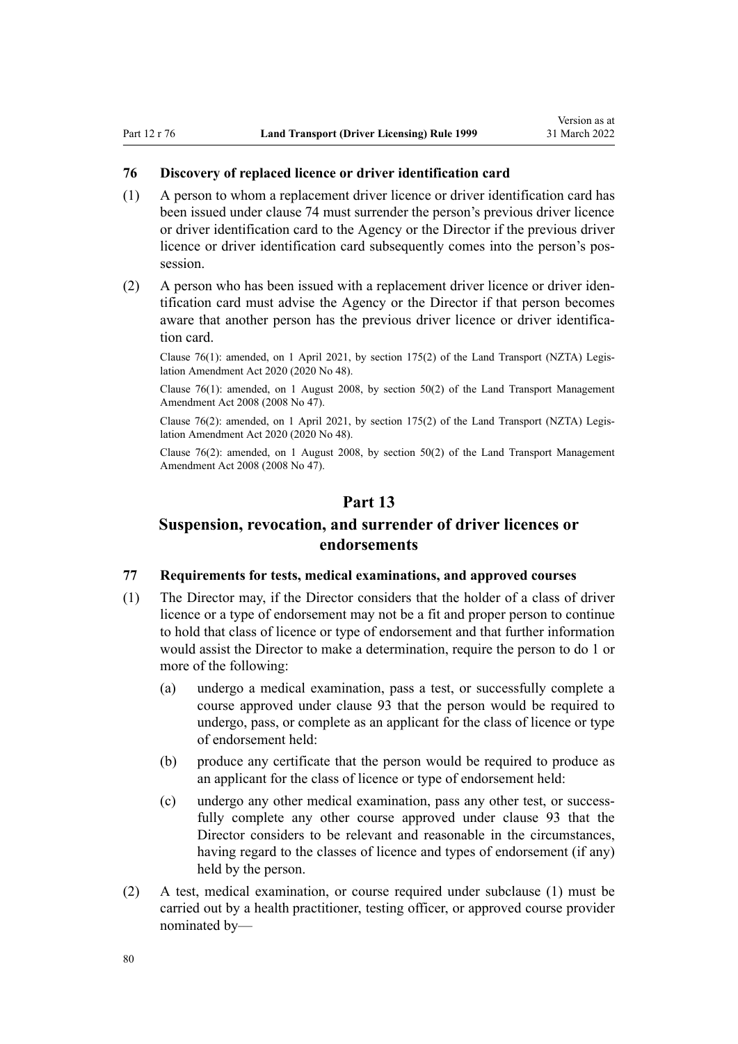### 76 Discovery of replaced licence or driver identification card

(1) A person to whom a replacement driver licence or driver identification card has been issued under clause 74 must surrender the person's previous driver licence or driver identification card to the Agency or the Director if the previous driver licence or driver identification card subsequently comes into the person's possession.

(2) A person who has been issued with a replacement driver licence or driver identification card must advise the Agency or the Director if that person becomes aware that another person has the previous driver licence or driver identification card.

Clause 76(1): amended, on 1 April 2021, by section 175(2) of the Land Transport (NZTA) Legislation Amendment Act 2020 (2020 No 48).

Clause 76(1): amended, on 1 August 2008, by section 50(2) of the Land Transport Management Amendment Act 2008 (2008 No 47).

Clause 76(2): amended, on 1 April 2021, by section 175(2) of the Land Transport (NZTA) Legislation Amendment Act 2020 (2020 No 48).

Clause 76(2): amended, on 1 August 2008, by section 50(2) of the Land Transport Management Amendment Act 2008 (2008 No 47).

## Part 13
## Suspension, revocation, and surrender of driver licences or endorsements

### 77 Requirements for tests, medical examinations, and approved courses

(1) The Director may, if the Director considers that the holder of a class of driver licence or a type of endorsement may not be a fit and proper person to continue to hold that class of licence or type of endorsement and that further information would assist the Director to make a determination, require the person to do 1 or more of the following:

(a) undergo a medical examination, pass a test, or successfully complete a course approved under clause 93 that the person would be required to undergo, pass, or complete as an applicant for the class of licence or type of endorsement held:

(b) produce any certificate that the person would be required to produce as an applicant for the class of licence or type of endorsement held:

(c) undergo any other medical examination, pass any other test, or successfully complete any other course approved under clause 93 that the Director considers to be relevant and reasonable in the circumstances, having regard to the classes of licence and types of endorsement (if any) held by the person.

(2) A test, medical examination, or course required under subclause (1) must be carried out by a health practitioner, testing officer, or approved course provider nominated by—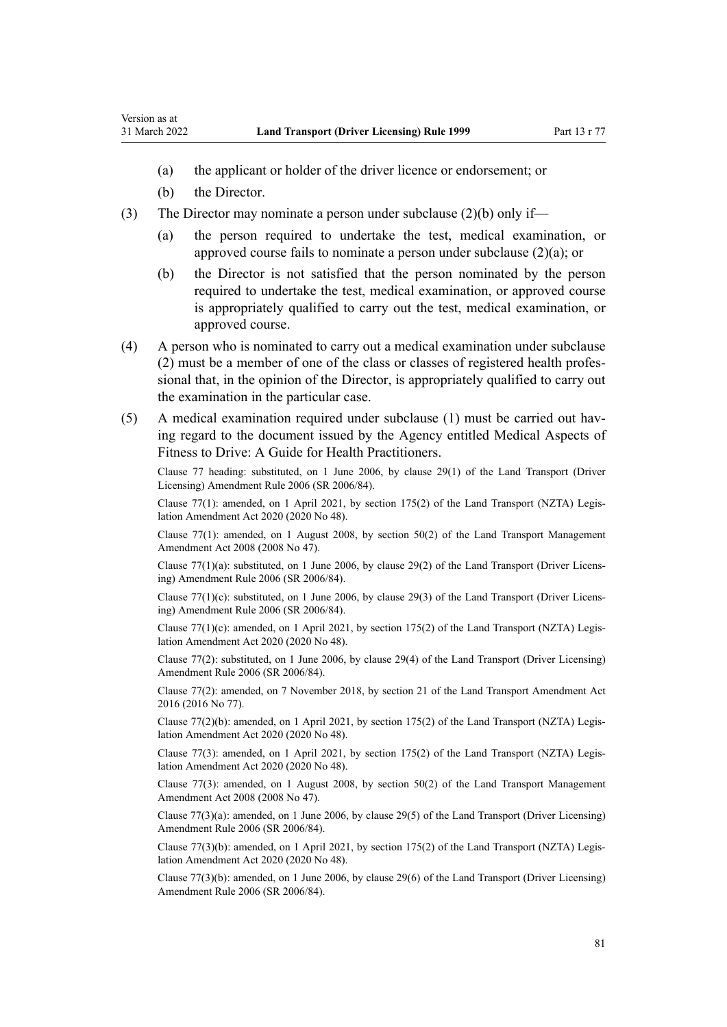(a) the applicant or holder of the driver licence or endorsement; or

(b) the Director.

(3) The Director may nominate a person under subclause (2)(b) only if—

(a) the person required to undertake the test, medical examination, or approved course fails to nominate a person under subclause (2)(a); or

(b) the Director is not satisfied that the person nominated by the person required to undertake the test, medical examination, or approved course is appropriately qualified to carry out the test, medical examination, or approved course.

(4) A person who is nominated to carry out a medical examination under subclause (2) must be a member of one of the class or classes of registered health professional that, in the opinion of the Director, is appropriately qualified to carry out the examination in the particular case.

(5) A medical examination required under subclause (1) must be carried out having regard to the document issued by the Agency entitled Medical Aspects of Fitness to Drive: A Guide for Health Practitioners.

Clause 77 heading: substituted, on 1 June 2006, by clause 29(1) of the Land Transport (Driver Licensing) Amendment Rule 2006 (SR 2006/84).

Clause 77(1): amended, on 1 April 2021, by section 175(2) of the Land Transport (NZTA) Legislation Amendment Act 2020 (2020 No 48).

Clause 77(1): amended, on 1 August 2008, by section 50(2) of the Land Transport Management Amendment Act 2008 (2008 No 47).

Clause 77(1)(a): substituted, on 1 June 2006, by clause 29(2) of the Land Transport (Driver Licensing) Amendment Rule 2006 (SR 2006/84).

Clause 77(1)(c): substituted, on 1 June 2006, by clause 29(3) of the Land Transport (Driver Licensing) Amendment Rule 2006 (SR 2006/84).

Clause 77(1)(c): amended, on 1 April 2021, by section 175(2) of the Land Transport (NZTA) Legislation Amendment Act 2020 (2020 No 48).

Clause 77(2): substituted, on 1 June 2006, by clause 29(4) of the Land Transport (Driver Licensing) Amendment Rule 2006 (SR 2006/84).

Clause 77(2): amended, on 7 November 2018, by section 21 of the Land Transport Amendment Act 2016 (2016 No 77).

Clause 77(2)(b): amended, on 1 April 2021, by section 175(2) of the Land Transport (NZTA) Legislation Amendment Act 2020 (2020 No 48).

Clause 77(3): amended, on 1 April 2021, by section 175(2) of the Land Transport (NZTA) Legislation Amendment Act 2020 (2020 No 48).

Clause 77(3): amended, on 1 August 2008, by section 50(2) of the Land Transport Management Amendment Act 2008 (2008 No 47).

Clause 77(3)(a): amended, on 1 June 2006, by clause 29(5) of the Land Transport (Driver Licensing) Amendment Rule 2006 (SR 2006/84).

Clause 77(3)(b): amended, on 1 April 2021, by section 175(2) of the Land Transport (NZTA) Legislation Amendment Act 2020 (2020 No 48).

Clause 77(3)(b): amended, on 1 June 2006, by clause 29(6) of the Land Transport (Driver Licensing) Amendment Rule 2006 (SR 2006/84).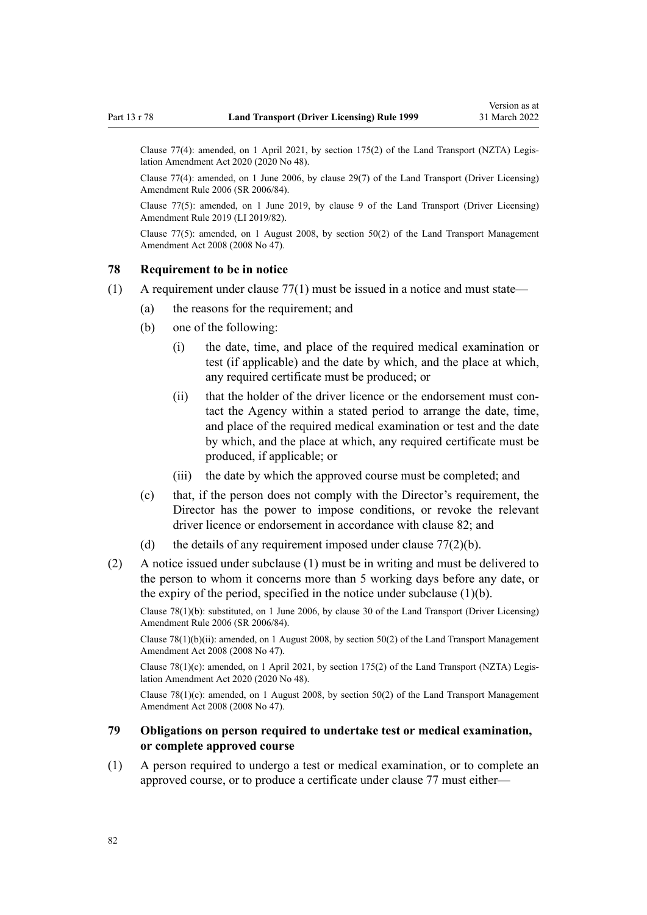Clause 77(4): amended, on 1 April 2021, by section 175(2) of the Land Transport (NZTA) Legislation Amendment Act 2020 (2020 No 48).

Clause 77(4): amended, on 1 June 2006, by clause 29(7) of the Land Transport (Driver Licensing) Amendment Rule 2006 (SR 2006/84).

Clause 77(5): amended, on 1 June 2019, by clause 9 of the Land Transport (Driver Licensing) Amendment Rule 2019 (LI 2019/82).

Clause 77(5): amended, on 1 August 2008, by section 50(2) of the Land Transport Management Amendment Act 2008 (2008 No 47).

### 78 Requirement to be in notice

(1) A requirement under clause 77(1) must be issued in a notice and must state—

- (a) the reasons for the requirement; and
- (b) one of the following:
  - (i) the date, time, and place of the required medical examination or test (if applicable) and the date by which, and the place at which, any required certificate must be produced; or
  - (ii) that the holder of the driver licence or the endorsement must contact the Agency within a stated period to arrange the date, time, and place of the required medical examination or test and the date by which, and the place at which, any required certificate must be produced, if applicable; or
  - (iii) the date by which the approved course must be completed; and
- (c) that, if the person does not comply with the Director's requirement, the Director has the power to impose conditions, or revoke the relevant driver licence or endorsement in accordance with clause 82; and
- (d) the details of any requirement imposed under clause 77(2)(b).

(2) A notice issued under subclause (1) must be in writing and must be delivered to the person to whom it concerns more than 5 working days before any date, or the expiry of the period, specified in the notice under subclause (1)(b).

Clause 78(1)(b): substituted, on 1 June 2006, by clause 30 of the Land Transport (Driver Licensing) Amendment Rule 2006 (SR 2006/84).

Clause 78(1)(b)(ii): amended, on 1 August 2008, by section 50(2) of the Land Transport Management Amendment Act 2008 (2008 No 47).

Clause 78(1)(c): amended, on 1 April 2021, by section 175(2) of the Land Transport (NZTA) Legislation Amendment Act 2020 (2020 No 48).

Clause 78(1)(c): amended, on 1 August 2008, by section 50(2) of the Land Transport Management Amendment Act 2008 (2008 No 47).

### 79 Obligations on person required to undertake test or medical examination, or complete approved course

(1) A person required to undergo a test or medical examination, or to complete an approved course, or to produce a certificate under clause 77 must either—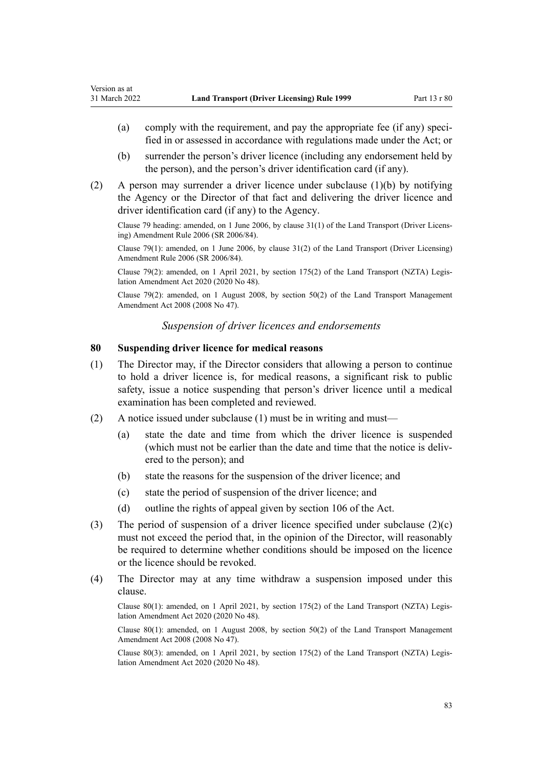(a) comply with the requirement, and pay the appropriate fee (if any) specified in or assessed in accordance with regulations made under the Act; or

(b) surrender the person's driver licence (including any endorsement held by the person), and the person's driver identification card (if any).

(2) A person may surrender a driver licence under subclause (1)(b) by notifying the Agency or the Director of that fact and delivering the driver licence and driver identification card (if any) to the Agency.

Clause 79 heading: amended, on 1 June 2006, by clause 31(1) of the Land Transport (Driver Licensing) Amendment Rule 2006 (SR 2006/84).

Clause 79(1): amended, on 1 June 2006, by clause 31(2) of the Land Transport (Driver Licensing) Amendment Rule 2006 (SR 2006/84).

Clause 79(2): amended, on 1 April 2021, by section 175(2) of the Land Transport (NZTA) Legislation Amendment Act 2020 (2020 No 48).

Clause 79(2): amended, on 1 August 2008, by section 50(2) of the Land Transport Management Amendment Act 2008 (2008 No 47).

*Suspension of driver licences and endorsements*

### 80 Suspending driver licence for medical reasons

(1) The Director may, if the Director considers that allowing a person to continue to hold a driver licence is, for medical reasons, a significant risk to public safety, issue a notice suspending that person's driver licence until a medical examination has been completed and reviewed.

(2) A notice issued under subclause (1) must be in writing and must—

(a) state the date and time from which the driver licence is suspended (which must not be earlier than the date and time that the notice is delivered to the person); and

(b) state the reasons for the suspension of the driver licence; and

(c) state the period of suspension of the driver licence; and

(d) outline the rights of appeal given by section 106 of the Act.

(3) The period of suspension of a driver licence specified under subclause (2)(c) must not exceed the period that, in the opinion of the Director, will reasonably be required to determine whether conditions should be imposed on the licence or the licence should be revoked.

(4) The Director may at any time withdraw a suspension imposed under this clause.

Clause 80(1): amended, on 1 April 2021, by section 175(2) of the Land Transport (NZTA) Legislation Amendment Act 2020 (2020 No 48).

Clause 80(1): amended, on 1 August 2008, by section 50(2) of the Land Transport Management Amendment Act 2008 (2008 No 47).

Clause 80(3): amended, on 1 April 2021, by section 175(2) of the Land Transport (NZTA) Legislation Amendment Act 2020 (2020 No 48).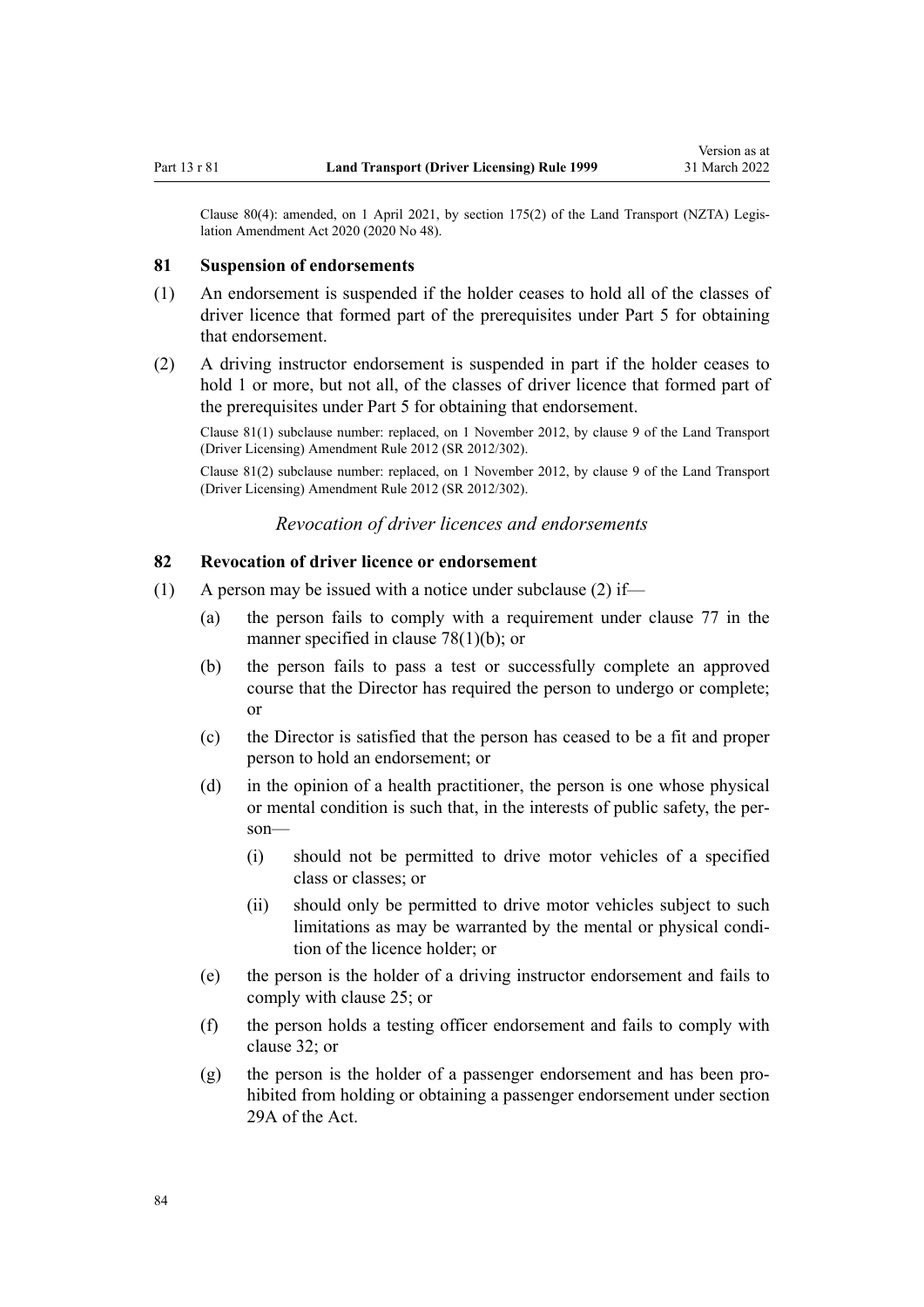Clause 80(4): amended, on 1 April 2021, by section 175(2) of the Land Transport (NZTA) Legislation Amendment Act 2020 (2020 No 48).

### 81 Suspension of endorsements

(1) An endorsement is suspended if the holder ceases to hold all of the classes of driver licence that formed part of the prerequisites under Part 5 for obtaining that endorsement.

(2) A driving instructor endorsement is suspended in part if the holder ceases to hold 1 or more, but not all, of the classes of driver licence that formed part of the prerequisites under Part 5 for obtaining that endorsement.

Clause 81(1) subclause number: replaced, on 1 November 2012, by clause 9 of the Land Transport (Driver Licensing) Amendment Rule 2012 (SR 2012/302).

Clause 81(2) subclause number: replaced, on 1 November 2012, by clause 9 of the Land Transport (Driver Licensing) Amendment Rule 2012 (SR 2012/302).

*Revocation of driver licences and endorsements*

### 82 Revocation of driver licence or endorsement

(1) A person may be issued with a notice under subclause (2) if—

  (a) the person fails to comply with a requirement under clause 77 in the manner specified in clause 78(1)(b); or

  (b) the person fails to pass a test or successfully complete an approved course that the Director has required the person to undergo or complete; or

  (c) the Director is satisfied that the person has ceased to be a fit and proper person to hold an endorsement; or

  (d) in the opinion of a health practitioner, the person is one whose physical or mental condition is such that, in the interests of public safety, the person—

    (i) should not be permitted to drive motor vehicles of a specified class or classes; or

    (ii) should only be permitted to drive motor vehicles subject to such limitations as may be warranted by the mental or physical condition of the licence holder; or

  (e) the person is the holder of a driving instructor endorsement and fails to comply with clause 25; or

  (f) the person holds a testing officer endorsement and fails to comply with clause 32; or

  (g) the person is the holder of a passenger endorsement and has been prohibited from holding or obtaining a passenger endorsement under section 29A of the Act.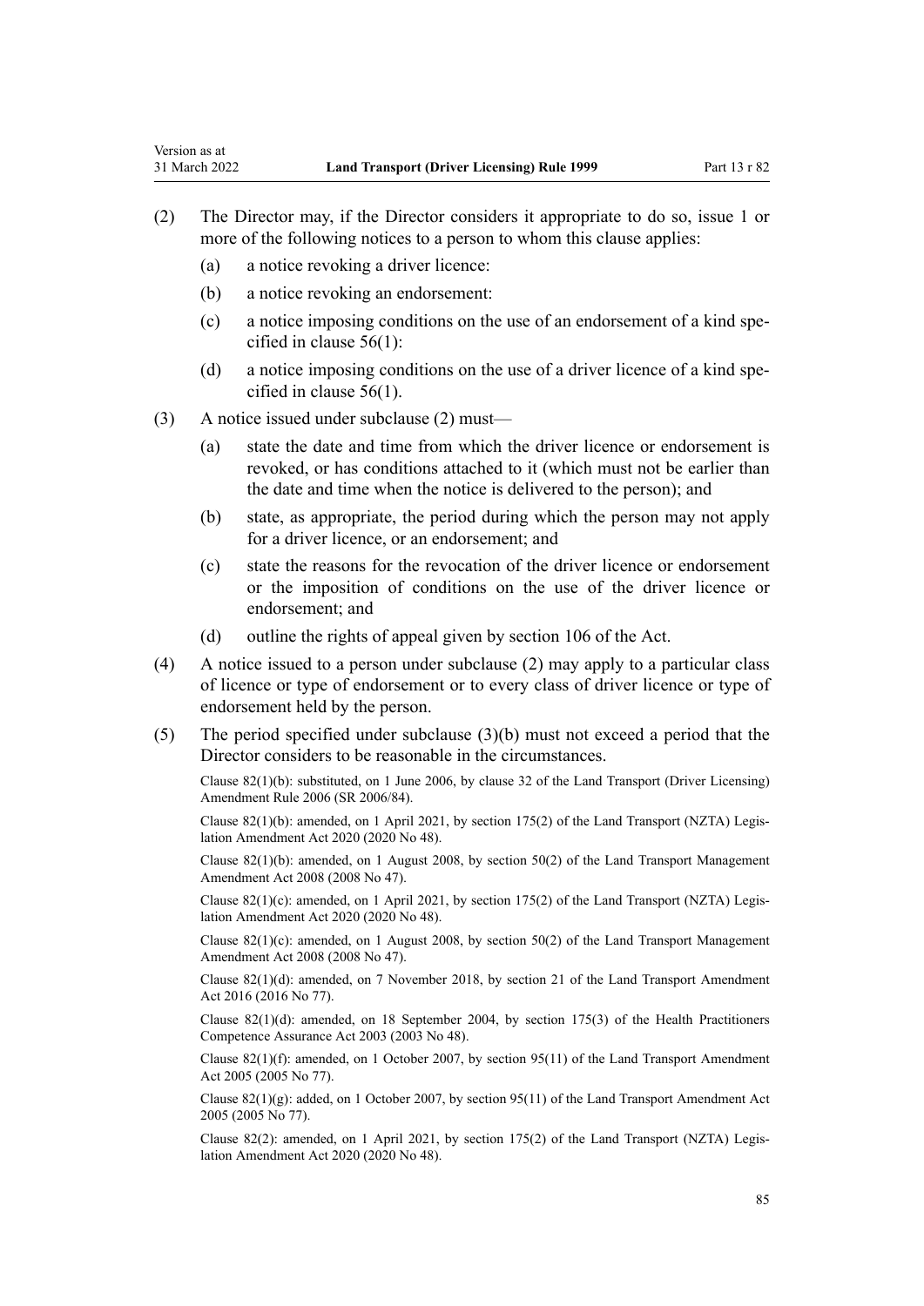(2) The Director may, if the Director considers it appropriate to do so, issue 1 or more of the following notices to a person to whom this clause applies:

(a) a notice revoking a driver licence:

(b) a notice revoking an endorsement:

(c) a notice imposing conditions on the use of an endorsement of a kind specified in clause 56(1):

(d) a notice imposing conditions on the use of a driver licence of a kind specified in clause 56(1).

(3) A notice issued under subclause (2) must—

(a) state the date and time from which the driver licence or endorsement is revoked, or has conditions attached to it (which must not be earlier than the date and time when the notice is delivered to the person); and

(b) state, as appropriate, the period during which the person may not apply for a driver licence, or an endorsement; and

(c) state the reasons for the revocation of the driver licence or endorsement or the imposition of conditions on the use of the driver licence or endorsement; and

(d) outline the rights of appeal given by section 106 of the Act.

(4) A notice issued to a person under subclause (2) may apply to a particular class of licence or type of endorsement or to every class of driver licence or type of endorsement held by the person.

(5) The period specified under subclause (3)(b) must not exceed a period that the Director considers to be reasonable in the circumstances.

Clause 82(1)(b): substituted, on 1 June 2006, by clause 32 of the Land Transport (Driver Licensing) Amendment Rule 2006 (SR 2006/84).

Clause 82(1)(b): amended, on 1 April 2021, by section 175(2) of the Land Transport (NZTA) Legislation Amendment Act 2020 (2020 No 48).

Clause 82(1)(b): amended, on 1 August 2008, by section 50(2) of the Land Transport Management Amendment Act 2008 (2008 No 47).

Clause 82(1)(c): amended, on 1 April 2021, by section 175(2) of the Land Transport (NZTA) Legislation Amendment Act 2020 (2020 No 48).

Clause 82(1)(c): amended, on 1 August 2008, by section 50(2) of the Land Transport Management Amendment Act 2008 (2008 No 47).

Clause 82(1)(d): amended, on 7 November 2018, by section 21 of the Land Transport Amendment Act 2016 (2016 No 77).

Clause 82(1)(d): amended, on 18 September 2004, by section 175(3) of the Health Practitioners Competence Assurance Act 2003 (2003 No 48).

Clause 82(1)(f): amended, on 1 October 2007, by section 95(11) of the Land Transport Amendment Act 2005 (2005 No 77).

Clause 82(1)(g): added, on 1 October 2007, by section 95(11) of the Land Transport Amendment Act 2005 (2005 No 77).

Clause 82(2): amended, on 1 April 2021, by section 175(2) of the Land Transport (NZTA) Legislation Amendment Act 2020 (2020 No 48).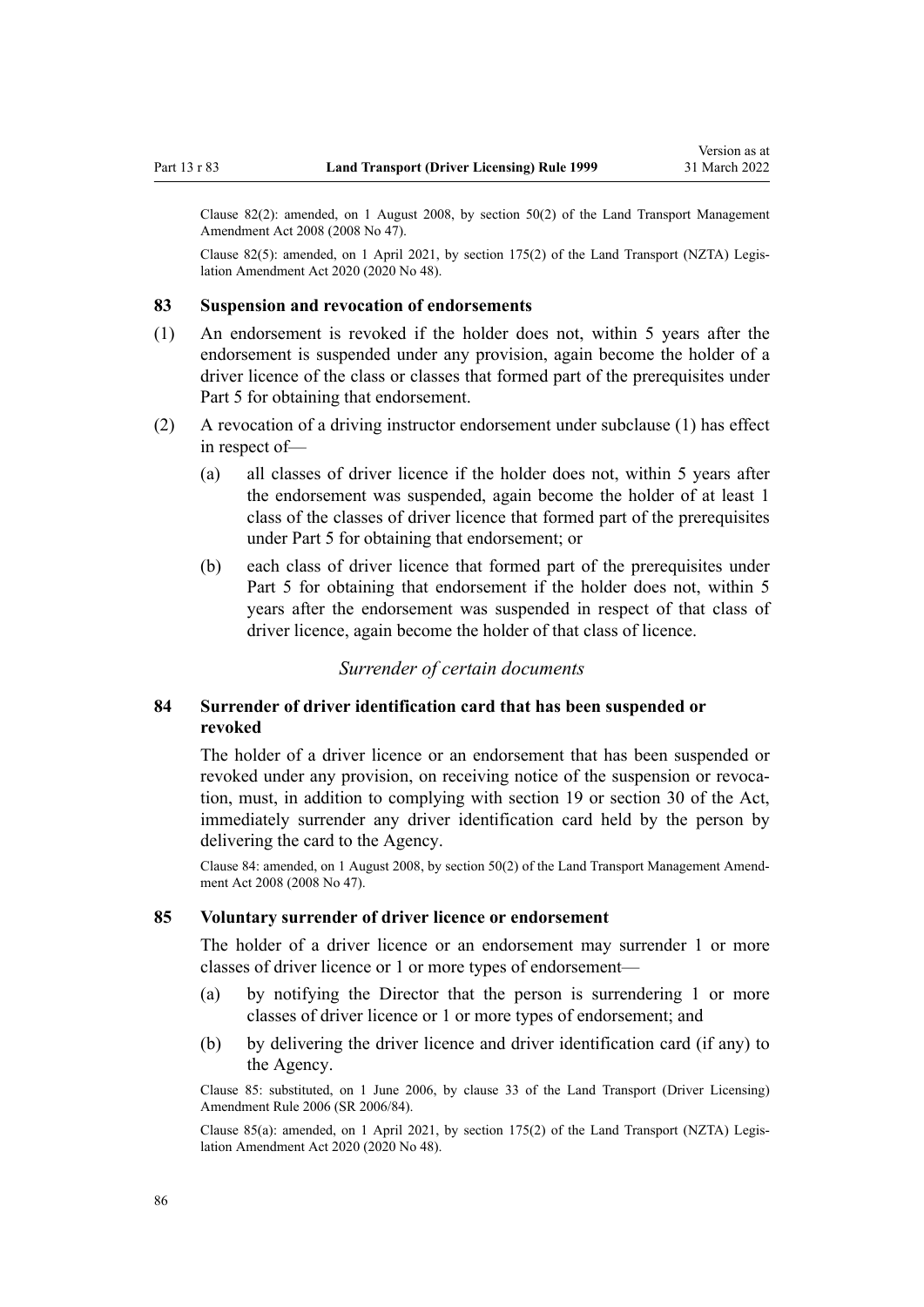Clause 82(2): amended, on 1 August 2008, by section 50(2) of the Land Transport Management Amendment Act 2008 (2008 No 47).

Clause 82(5): amended, on 1 April 2021, by section 175(2) of the Land Transport (NZTA) Legislation Amendment Act 2020 (2020 No 48).

### 83 Suspension and revocation of endorsements

(1) An endorsement is revoked if the holder does not, within 5 years after the endorsement is suspended under any provision, again become the holder of a driver licence of the class or classes that formed part of the prerequisites under Part 5 for obtaining that endorsement.

(2) A revocation of a driving instructor endorsement under subclause (1) has effect in respect of—

- (a) all classes of driver licence if the holder does not, within 5 years after the endorsement was suspended, again become the holder of at least 1 class of the classes of driver licence that formed part of the prerequisites under Part 5 for obtaining that endorsement; or
- (b) each class of driver licence that formed part of the prerequisites under Part 5 for obtaining that endorsement if the holder does not, within 5 years after the endorsement was suspended in respect of that class of driver licence, again become the holder of that class of licence.

*Surrender of certain documents*

### 84 Surrender of driver identification card that has been suspended or revoked

The holder of a driver licence or an endorsement that has been suspended or revoked under any provision, on receiving notice of the suspension or revocation, must, in addition to complying with section 19 or section 30 of the Act, immediately surrender any driver identification card held by the person by delivering the card to the Agency.

Clause 84: amended, on 1 August 2008, by section 50(2) of the Land Transport Management Amendment Act 2008 (2008 No 47).

### 85 Voluntary surrender of driver licence or endorsement

The holder of a driver licence or an endorsement may surrender 1 or more classes of driver licence or 1 or more types of endorsement—

- (a) by notifying the Director that the person is surrendering 1 or more classes of driver licence or 1 or more types of endorsement; and
- (b) by delivering the driver licence and driver identification card (if any) to the Agency.

Clause 85: substituted, on 1 June 2006, by clause 33 of the Land Transport (Driver Licensing) Amendment Rule 2006 (SR 2006/84).

Clause 85(a): amended, on 1 April 2021, by section 175(2) of the Land Transport (NZTA) Legislation Amendment Act 2020 (2020 No 48).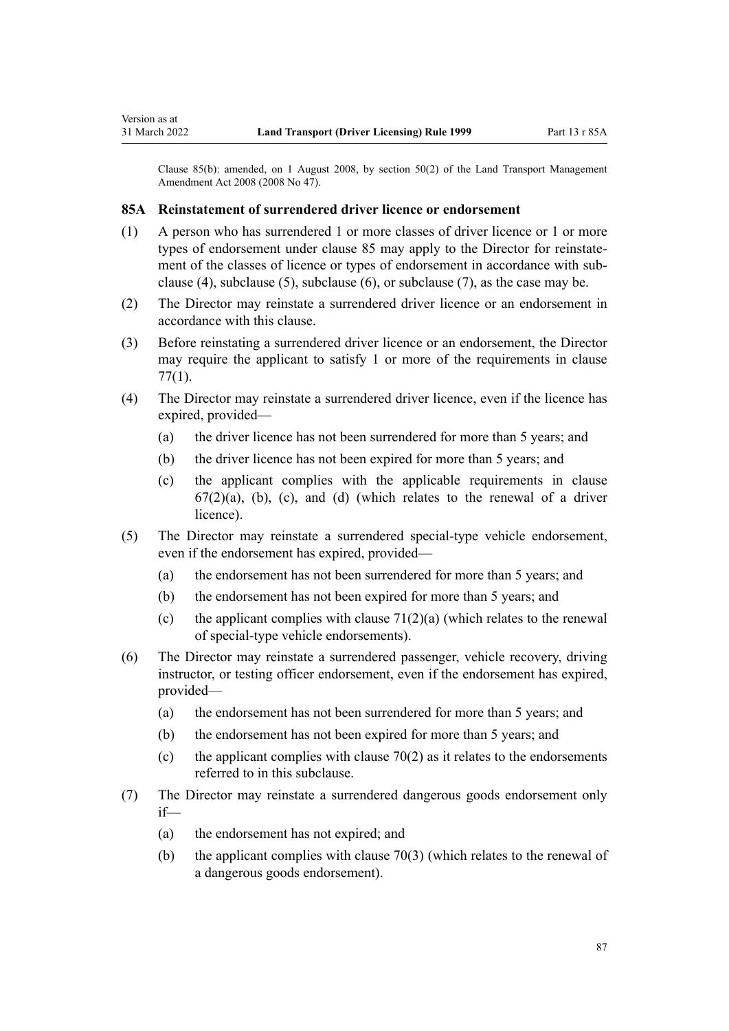Clause 85(b): amended, on 1 August 2008, by section 50(2) of the Land Transport Management Amendment Act 2008 (2008 No 47).

### 85A Reinstatement of surrendered driver licence or endorsement

(1) A person who has surrendered 1 or more classes of driver licence or 1 or more types of endorsement under clause 85 may apply to the Director for reinstatement of the classes of licence or types of endorsement in accordance with subclause (4), subclause (5), subclause (6), or subclause (7), as the case may be.

(2) The Director may reinstate a surrendered driver licence or an endorsement in accordance with this clause.

(3) Before reinstating a surrendered driver licence or an endorsement, the Director may require the applicant to satisfy 1 or more of the requirements in clause 77(1).

(4) The Director may reinstate a surrendered driver licence, even if the licence has expired, provided—

- (a) the driver licence has not been surrendered for more than 5 years; and
- (b) the driver licence has not been expired for more than 5 years; and
- (c) the applicant complies with the applicable requirements in clause 67(2)(a), (b), (c), and (d) (which relates to the renewal of a driver licence).

(5) The Director may reinstate a surrendered special-type vehicle endorsement, even if the endorsement has expired, provided—

- (a) the endorsement has not been surrendered for more than 5 years; and
- (b) the endorsement has not been expired for more than 5 years; and
- (c) the applicant complies with clause 71(2)(a) (which relates to the renewal of special-type vehicle endorsements).

(6) The Director may reinstate a surrendered passenger, vehicle recovery, driving instructor, or testing officer endorsement, even if the endorsement has expired, provided—

- (a) the endorsement has not been surrendered for more than 5 years; and
- (b) the endorsement has not been expired for more than 5 years; and
- (c) the applicant complies with clause 70(2) as it relates to the endorsements referred to in this subclause.

(7) The Director may reinstate a surrendered dangerous goods endorsement only if—

- (a) the endorsement has not expired; and
- (b) the applicant complies with clause 70(3) (which relates to the renewal of a dangerous goods endorsement).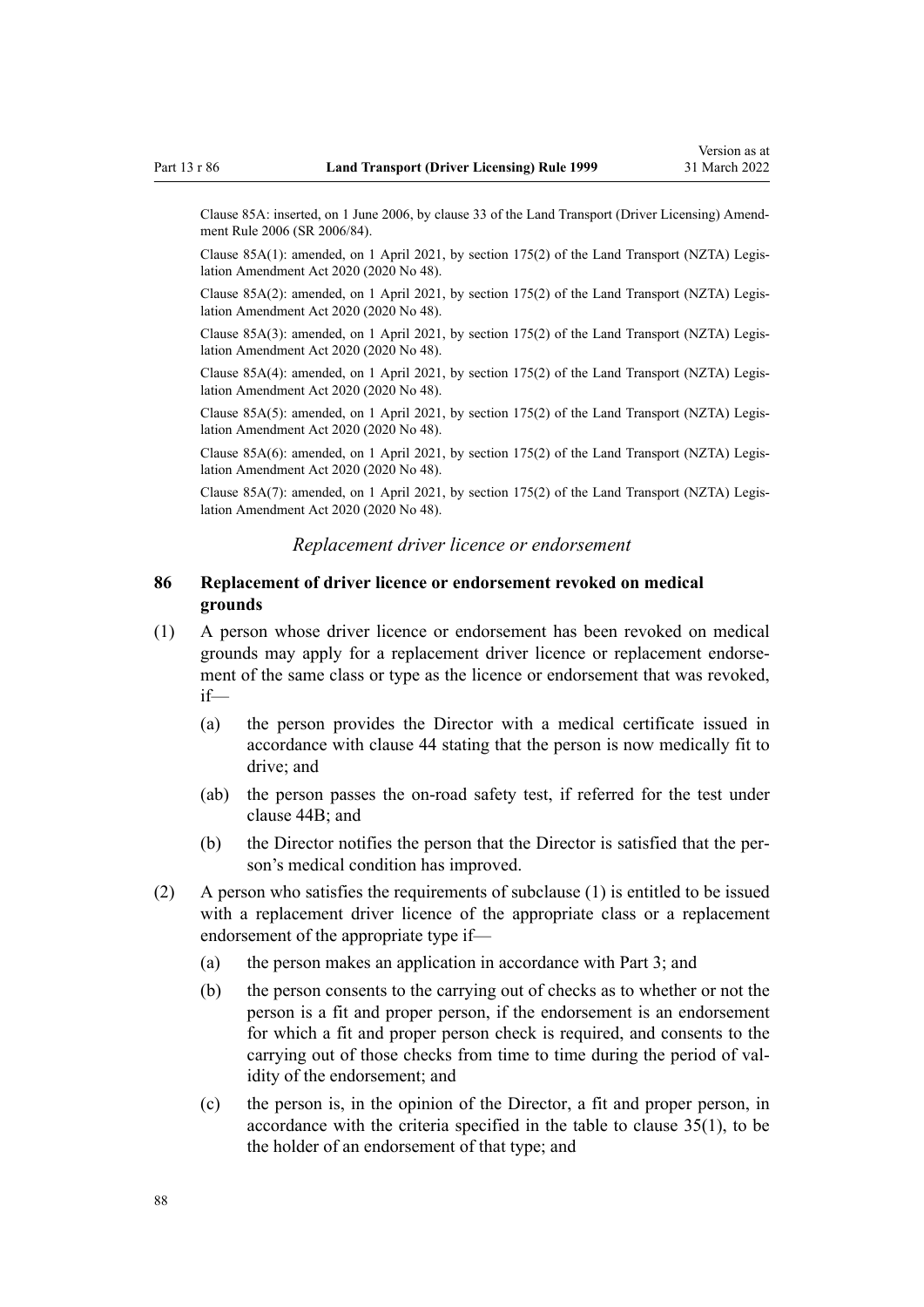Clause 85A: inserted, on 1 June 2006, by clause 33 of the Land Transport (Driver Licensing) Amendment Rule 2006 (SR 2006/84).

Clause 85A(1): amended, on 1 April 2021, by section 175(2) of the Land Transport (NZTA) Legislation Amendment Act 2020 (2020 No 48).

Clause 85A(2): amended, on 1 April 2021, by section 175(2) of the Land Transport (NZTA) Legislation Amendment Act 2020 (2020 No 48).

Clause 85A(3): amended, on 1 April 2021, by section 175(2) of the Land Transport (NZTA) Legislation Amendment Act 2020 (2020 No 48).

Clause 85A(4): amended, on 1 April 2021, by section 175(2) of the Land Transport (NZTA) Legislation Amendment Act 2020 (2020 No 48).

Clause 85A(5): amended, on 1 April 2021, by section 175(2) of the Land Transport (NZTA) Legislation Amendment Act 2020 (2020 No 48).

Clause 85A(6): amended, on 1 April 2021, by section 175(2) of the Land Transport (NZTA) Legislation Amendment Act 2020 (2020 No 48).

Clause 85A(7): amended, on 1 April 2021, by section 175(2) of the Land Transport (NZTA) Legislation Amendment Act 2020 (2020 No 48).

*Replacement driver licence or endorsement*

### 86 Replacement of driver licence or endorsement revoked on medical grounds

(1) A person whose driver licence or endorsement has been revoked on medical grounds may apply for a replacement driver licence or replacement endorsement of the same class or type as the licence or endorsement that was revoked, if—

- (a) the person provides the Director with a medical certificate issued in accordance with clause 44 stating that the person is now medically fit to drive; and
- (ab) the person passes the on-road safety test, if referred for the test under clause 44B; and
- (b) the Director notifies the person that the Director is satisfied that the person's medical condition has improved.

(2) A person who satisfies the requirements of subclause (1) is entitled to be issued with a replacement driver licence of the appropriate class or a replacement endorsement of the appropriate type if—

- (a) the person makes an application in accordance with Part 3; and
- (b) the person consents to the carrying out of checks as to whether or not the person is a fit and proper person, if the endorsement is an endorsement for which a fit and proper person check is required, and consents to the carrying out of those checks from time to time during the period of validity of the endorsement; and
- (c) the person is, in the opinion of the Director, a fit and proper person, in accordance with the criteria specified in the table to clause 35(1), to be the holder of an endorsement of that type; and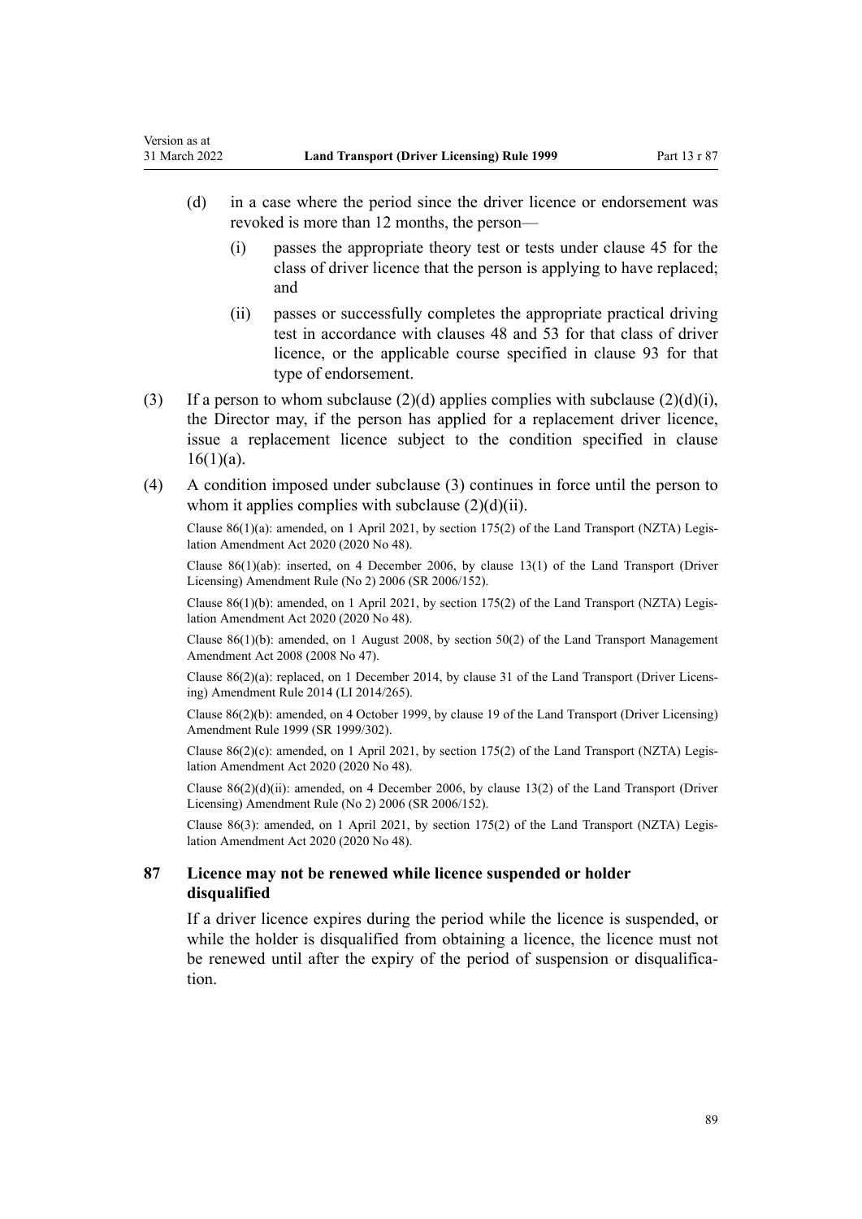(d) in a case where the period since the driver licence or endorsement was revoked is more than 12 months, the person—

  (i) passes the appropriate theory test or tests under clause 45 for the class of driver licence that the person is applying to have replaced; and

  (ii) passes or successfully completes the appropriate practical driving test in accordance with clauses 48 and 53 for that class of driver licence, or the applicable course specified in clause 93 for that type of endorsement.

(3) If a person to whom subclause (2)(d) applies complies with subclause (2)(d)(i), the Director may, if the person has applied for a replacement driver licence, issue a replacement licence subject to the condition specified in clause 16(1)(a).

(4) A condition imposed under subclause (3) continues in force until the person to whom it applies complies with subclause (2)(d)(ii).

Clause 86(1)(a): amended, on 1 April 2021, by section 175(2) of the Land Transport (NZTA) Legislation Amendment Act 2020 (2020 No 48).

Clause 86(1)(ab): inserted, on 4 December 2006, by clause 13(1) of the Land Transport (Driver Licensing) Amendment Rule (No 2) 2006 (SR 2006/152).

Clause 86(1)(b): amended, on 1 April 2021, by section 175(2) of the Land Transport (NZTA) Legislation Amendment Act 2020 (2020 No 48).

Clause 86(1)(b): amended, on 1 August 2008, by section 50(2) of the Land Transport Management Amendment Act 2008 (2008 No 47).

Clause 86(2)(a): replaced, on 1 December 2014, by clause 31 of the Land Transport (Driver Licensing) Amendment Rule 2014 (LI 2014/265).

Clause 86(2)(b): amended, on 4 October 1999, by clause 19 of the Land Transport (Driver Licensing) Amendment Rule 1999 (SR 1999/302).

Clause 86(2)(c): amended, on 1 April 2021, by section 175(2) of the Land Transport (NZTA) Legislation Amendment Act 2020 (2020 No 48).

Clause 86(2)(d)(ii): amended, on 4 December 2006, by clause 13(2) of the Land Transport (Driver Licensing) Amendment Rule (No 2) 2006 (SR 2006/152).

Clause 86(3): amended, on 1 April 2021, by section 175(2) of the Land Transport (NZTA) Legislation Amendment Act 2020 (2020 No 48).

### 87 Licence may not be renewed while licence suspended or holder disqualified

If a driver licence expires during the period while the licence is suspended, or while the holder is disqualified from obtaining a licence, the licence must not be renewed until after the expiry of the period of suspension or disqualification.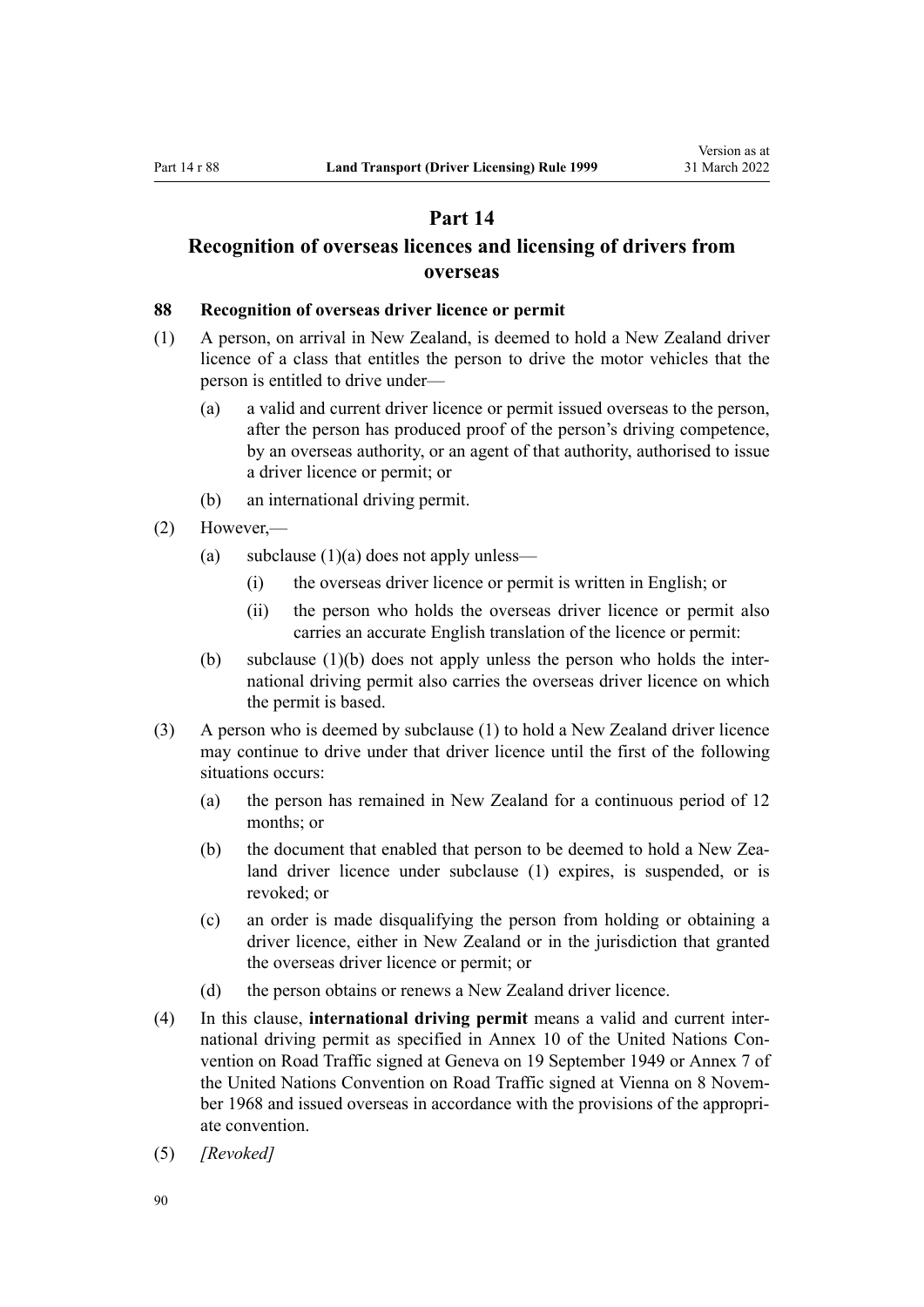## Part 14

## Recognition of overseas licences and licensing of drivers from overseas

### 88 Recognition of overseas driver licence or permit

(1) A person, on arrival in New Zealand, is deemed to hold a New Zealand driver licence of a class that entitles the person to drive the motor vehicles that the person is entitled to drive under—

- (a) a valid and current driver licence or permit issued overseas to the person, after the person has produced proof of the person's driving competence, by an overseas authority, or an agent of that authority, authorised to issue a driver licence or permit; or
- (b) an international driving permit.

(2) However,—

- (a) subclause (1)(a) does not apply unless—
  - (i) the overseas driver licence or permit is written in English; or
  - (ii) the person who holds the overseas driver licence or permit also carries an accurate English translation of the licence or permit:
- (b) subclause (1)(b) does not apply unless the person who holds the international driving permit also carries the overseas driver licence on which the permit is based.

(3) A person who is deemed by subclause (1) to hold a New Zealand driver licence may continue to drive under that driver licence until the first of the following situations occurs:

- (a) the person has remained in New Zealand for a continuous period of 12 months; or
- (b) the document that enabled that person to be deemed to hold a New Zealand driver licence under subclause (1) expires, is suspended, or is revoked; or
- (c) an order is made disqualifying the person from holding or obtaining a driver licence, either in New Zealand or in the jurisdiction that granted the overseas driver licence or permit; or
- (d) the person obtains or renews a New Zealand driver licence.

(4) In this clause, **international driving permit** means a valid and current international driving permit as specified in Annex 10 of the United Nations Convention on Road Traffic signed at Geneva on 19 September 1949 or Annex 7 of the United Nations Convention on Road Traffic signed at Vienna on 8 November 1968 and issued overseas in accordance with the provisions of the appropriate convention.

(5) *[Revoked]*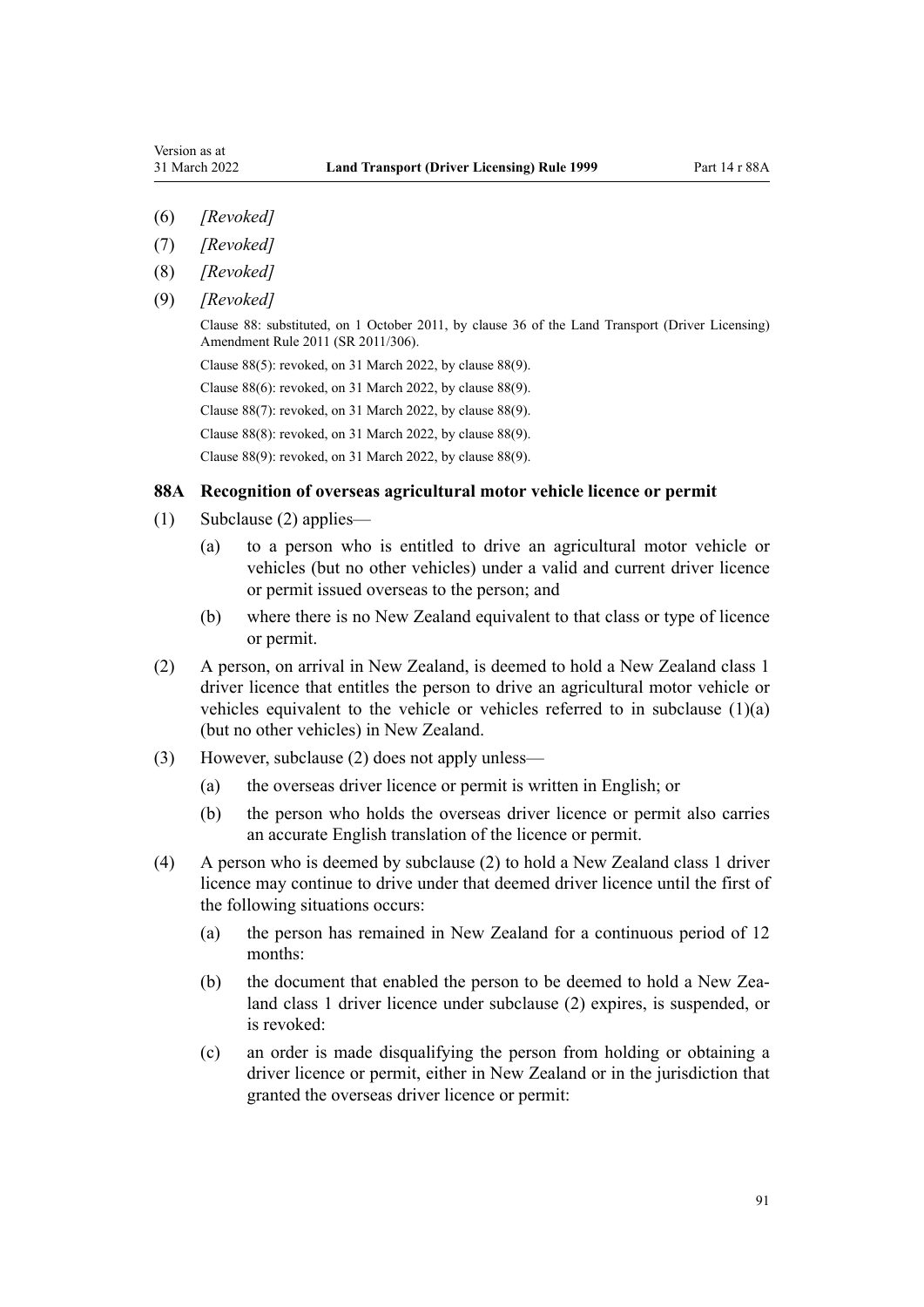(6) *[Revoked]*

(7) *[Revoked]*

(8) *[Revoked]*

(9) *[Revoked]*

Clause 88: substituted, on 1 October 2011, by clause 36 of the Land Transport (Driver Licensing) Amendment Rule 2011 (SR 2011/306).

Clause 88(5): revoked, on 31 March 2022, by clause 88(9).

Clause 88(6): revoked, on 31 March 2022, by clause 88(9).

Clause 88(7): revoked, on 31 March 2022, by clause 88(9).

Clause 88(8): revoked, on 31 March 2022, by clause 88(9).

Clause 88(9): revoked, on 31 March 2022, by clause 88(9).

### 88A Recognition of overseas agricultural motor vehicle licence or permit

(1) Subclause (2) applies—

(a) to a person who is entitled to drive an agricultural motor vehicle or vehicles (but no other vehicles) under a valid and current driver licence or permit issued overseas to the person; and

(b) where there is no New Zealand equivalent to that class or type of licence or permit.

(2) A person, on arrival in New Zealand, is deemed to hold a New Zealand class 1 driver licence that entitles the person to drive an agricultural motor vehicle or vehicles equivalent to the vehicle or vehicles referred to in subclause (1)(a) (but no other vehicles) in New Zealand.

(3) However, subclause (2) does not apply unless—

(a) the overseas driver licence or permit is written in English; or

(b) the person who holds the overseas driver licence or permit also carries an accurate English translation of the licence or permit.

(4) A person who is deemed by subclause (2) to hold a New Zealand class 1 driver licence may continue to drive under that deemed driver licence until the first of the following situations occurs:

(a) the person has remained in New Zealand for a continuous period of 12 months:

(b) the document that enabled the person to be deemed to hold a New Zealand class 1 driver licence under subclause (2) expires, is suspended, or is revoked:

(c) an order is made disqualifying the person from holding or obtaining a driver licence or permit, either in New Zealand or in the jurisdiction that granted the overseas driver licence or permit: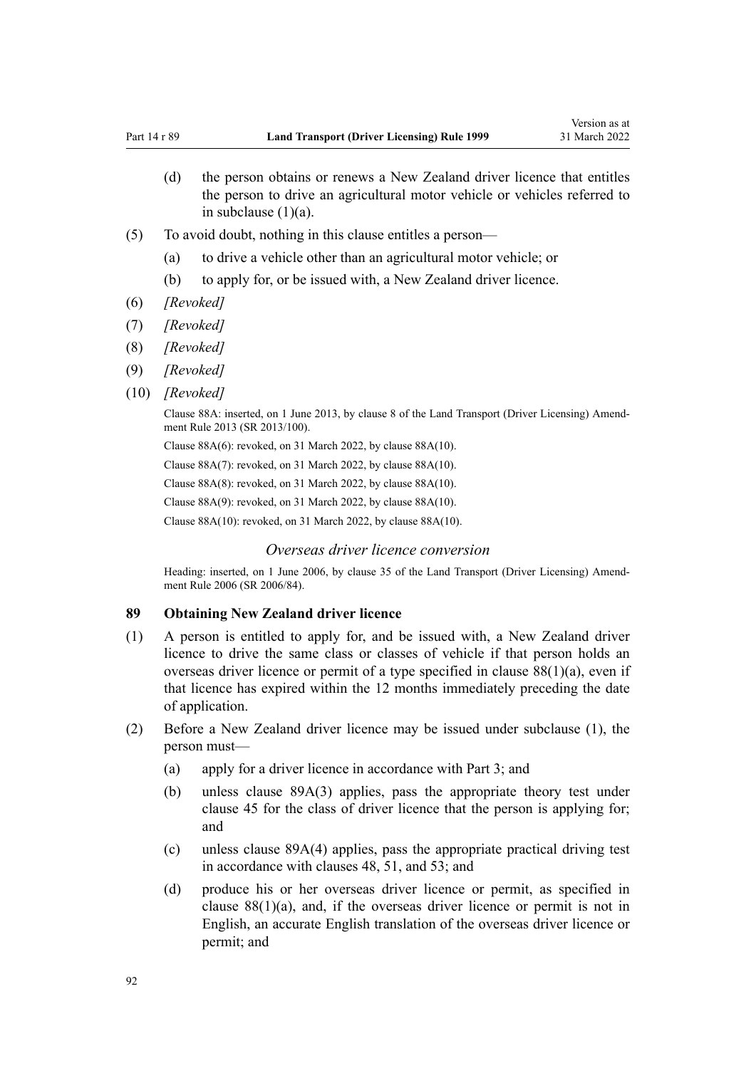(d) the person obtains or renews a New Zealand driver licence that entitles the person to drive an agricultural motor vehicle or vehicles referred to in subclause (1)(a).

(5) To avoid doubt, nothing in this clause entitles a person—

(a) to drive a vehicle other than an agricultural motor vehicle; or

(b) to apply for, or be issued with, a New Zealand driver licence.

(6) *[Revoked]*

(7) *[Revoked]*

(8) *[Revoked]*

(9) *[Revoked]*

(10) *[Revoked]*

Clause 88A: inserted, on 1 June 2013, by clause 8 of the Land Transport (Driver Licensing) Amendment Rule 2013 (SR 2013/100).

Clause 88A(6): revoked, on 31 March 2022, by clause 88A(10).

Clause 88A(7): revoked, on 31 March 2022, by clause 88A(10).

Clause 88A(8): revoked, on 31 March 2022, by clause 88A(10).

Clause 88A(9): revoked, on 31 March 2022, by clause 88A(10).

Clause 88A(10): revoked, on 31 March 2022, by clause 88A(10).

*Overseas driver licence conversion*

Heading: inserted, on 1 June 2006, by clause 35 of the Land Transport (Driver Licensing) Amendment Rule 2006 (SR 2006/84).

### 89 Obtaining New Zealand driver licence

(1) A person is entitled to apply for, and be issued with, a New Zealand driver licence to drive the same class or classes of vehicle if that person holds an overseas driver licence or permit of a type specified in clause 88(1)(a), even if that licence has expired within the 12 months immediately preceding the date of application.

(2) Before a New Zealand driver licence may be issued under subclause (1), the person must—

(a) apply for a driver licence in accordance with Part 3; and

(b) unless clause 89A(3) applies, pass the appropriate theory test under clause 45 for the class of driver licence that the person is applying for; and

(c) unless clause 89A(4) applies, pass the appropriate practical driving test in accordance with clauses 48, 51, and 53; and

(d) produce his or her overseas driver licence or permit, as specified in clause 88(1)(a), and, if the overseas driver licence or permit is not in English, an accurate English translation of the overseas driver licence or permit; and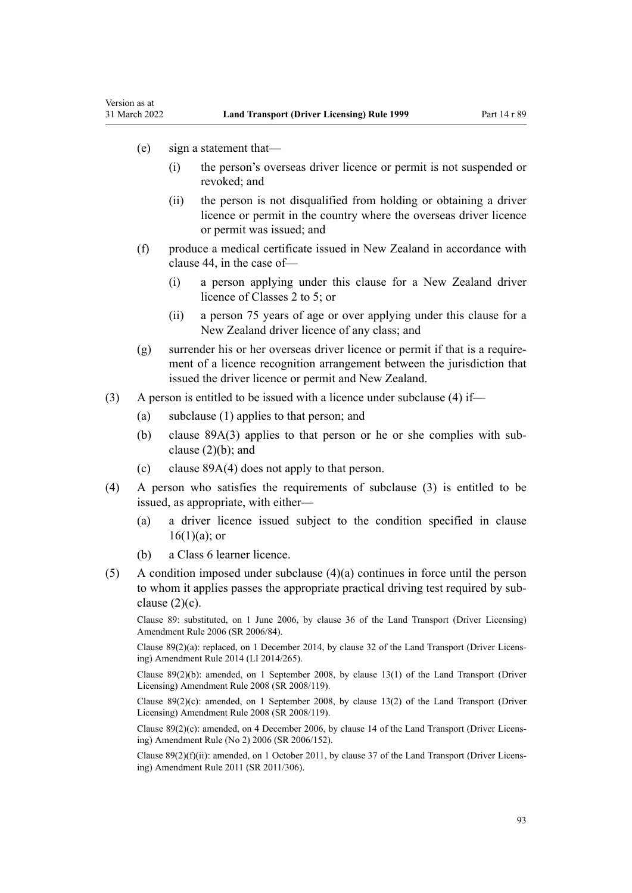(e) sign a statement that—

  (i) the person's overseas driver licence or permit is not suspended or revoked; and

  (ii) the person is not disqualified from holding or obtaining a driver licence or permit in the country where the overseas driver licence or permit was issued; and

(f) produce a medical certificate issued in New Zealand in accordance with clause 44, in the case of—

  (i) a person applying under this clause for a New Zealand driver licence of Classes 2 to 5; or

  (ii) a person 75 years of age or over applying under this clause for a New Zealand driver licence of any class; and

(g) surrender his or her overseas driver licence or permit if that is a requirement of a licence recognition arrangement between the jurisdiction that issued the driver licence or permit and New Zealand.

(3) A person is entitled to be issued with a licence under subclause (4) if—

  (a) subclause (1) applies to that person; and

  (b) clause 89A(3) applies to that person or he or she complies with subclause (2)(b); and

  (c) clause 89A(4) does not apply to that person.

(4) A person who satisfies the requirements of subclause (3) is entitled to be issued, as appropriate, with either—

  (a) a driver licence issued subject to the condition specified in clause 16(1)(a); or

  (b) a Class 6 learner licence.

(5) A condition imposed under subclause (4)(a) continues in force until the person to whom it applies passes the appropriate practical driving test required by subclause (2)(c).

Clause 89: substituted, on 1 June 2006, by clause 36 of the Land Transport (Driver Licensing) Amendment Rule 2006 (SR 2006/84).

Clause 89(2)(a): replaced, on 1 December 2014, by clause 32 of the Land Transport (Driver Licensing) Amendment Rule 2014 (LI 2014/265).

Clause 89(2)(b): amended, on 1 September 2008, by clause 13(1) of the Land Transport (Driver Licensing) Amendment Rule 2008 (SR 2008/119).

Clause 89(2)(c): amended, on 1 September 2008, by clause 13(2) of the Land Transport (Driver Licensing) Amendment Rule 2008 (SR 2008/119).

Clause 89(2)(c): amended, on 4 December 2006, by clause 14 of the Land Transport (Driver Licensing) Amendment Rule (No 2) 2006 (SR 2006/152).

Clause 89(2)(f)(ii): amended, on 1 October 2011, by clause 37 of the Land Transport (Driver Licensing) Amendment Rule 2011 (SR 2011/306).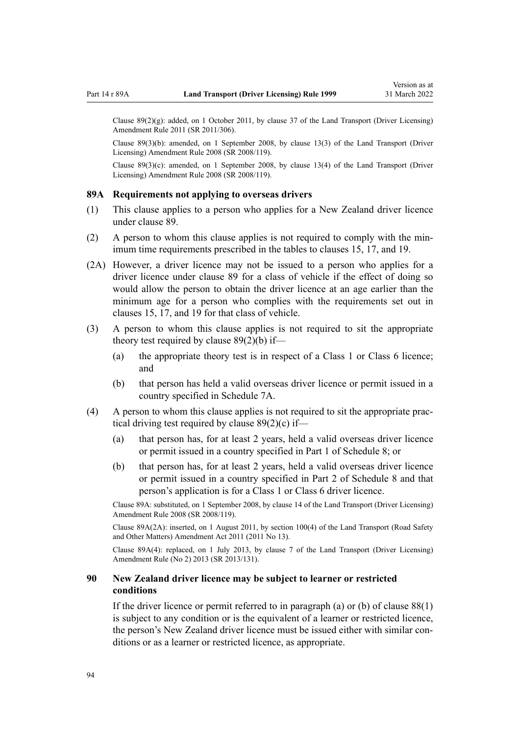Clause 89(2)(g): added, on 1 October 2011, by clause 37 of the Land Transport (Driver Licensing) Amendment Rule 2011 (SR 2011/306).

Clause 89(3)(b): amended, on 1 September 2008, by clause 13(3) of the Land Transport (Driver Licensing) Amendment Rule 2008 (SR 2008/119).

Clause 89(3)(c): amended, on 1 September 2008, by clause 13(4) of the Land Transport (Driver Licensing) Amendment Rule 2008 (SR 2008/119).

### 89A Requirements not applying to overseas drivers

(1) This clause applies to a person who applies for a New Zealand driver licence under clause 89.

(2) A person to whom this clause applies is not required to comply with the minimum time requirements prescribed in the tables to clauses 15, 17, and 19.

(2A) However, a driver licence may not be issued to a person who applies for a driver licence under clause 89 for a class of vehicle if the effect of doing so would allow the person to obtain the driver licence at an age earlier than the minimum age for a person who complies with the requirements set out in clauses 15, 17, and 19 for that class of vehicle.

(3) A person to whom this clause applies is not required to sit the appropriate theory test required by clause 89(2)(b) if—

- (a) the appropriate theory test is in respect of a Class 1 or Class 6 licence; and
- (b) that person has held a valid overseas driver licence or permit issued in a country specified in Schedule 7A.

(4) A person to whom this clause applies is not required to sit the appropriate practical driving test required by clause 89(2)(c) if—

- (a) that person has, for at least 2 years, held a valid overseas driver licence or permit issued in a country specified in Part 1 of Schedule 8; or
- (b) that person has, for at least 2 years, held a valid overseas driver licence or permit issued in a country specified in Part 2 of Schedule 8 and that person's application is for a Class 1 or Class 6 driver licence.

Clause 89A: substituted, on 1 September 2008, by clause 14 of the Land Transport (Driver Licensing) Amendment Rule 2008 (SR 2008/119).

Clause 89A(2A): inserted, on 1 August 2011, by section 100(4) of the Land Transport (Road Safety and Other Matters) Amendment Act 2011 (2011 No 13).

Clause 89A(4): replaced, on 1 July 2013, by clause 7 of the Land Transport (Driver Licensing) Amendment Rule (No 2) 2013 (SR 2013/131).

### 90 New Zealand driver licence may be subject to learner or restricted conditions

If the driver licence or permit referred to in paragraph (a) or (b) of clause 88(1) is subject to any condition or is the equivalent of a learner or restricted licence, the person's New Zealand driver licence must be issued either with similar conditions or as a learner or restricted licence, as appropriate.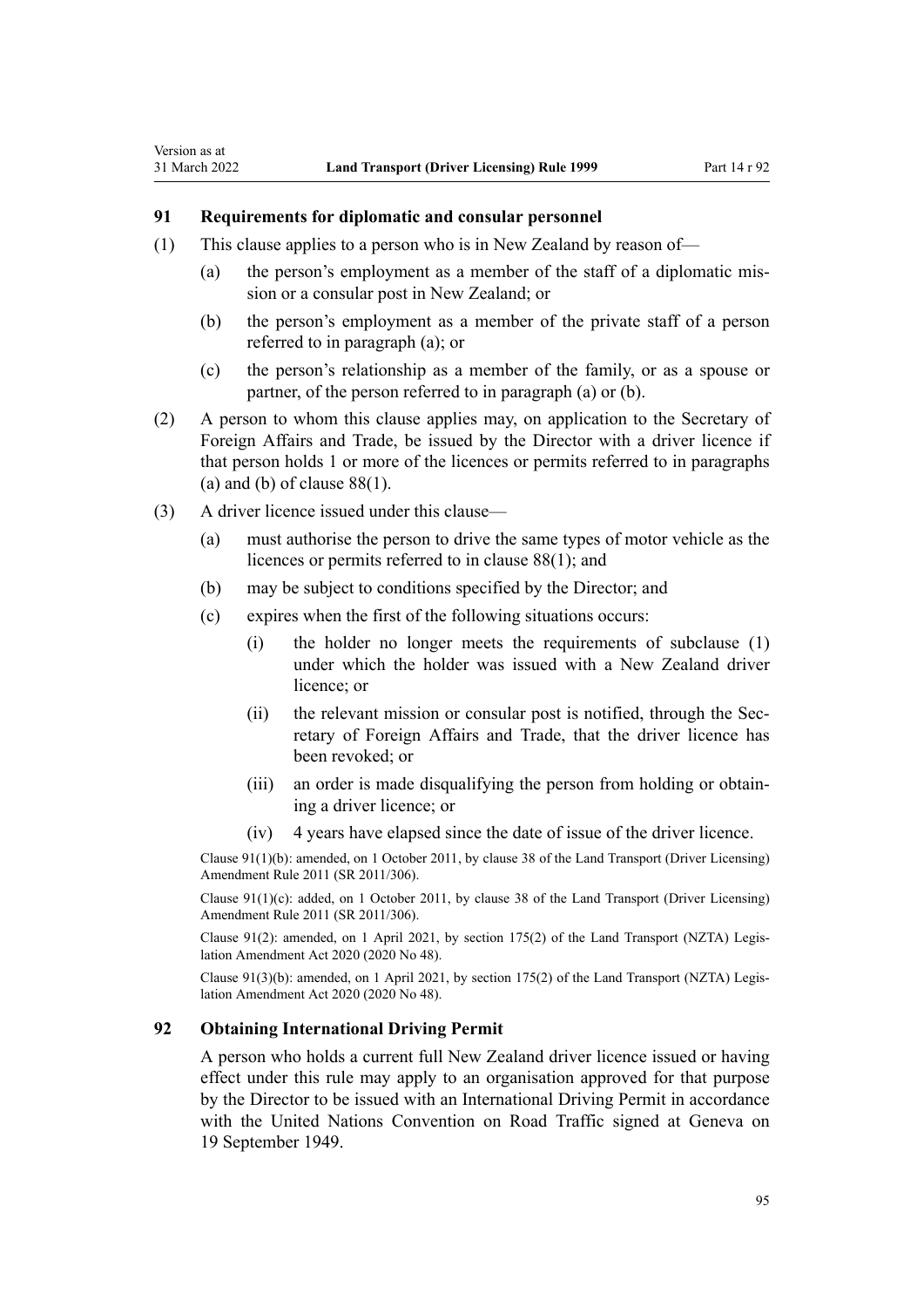### 91 Requirements for diplomatic and consular personnel

(1) This clause applies to a person who is in New Zealand by reason of—

(a) the person's employment as a member of the staff of a diplomatic mission or a consular post in New Zealand; or

(b) the person's employment as a member of the private staff of a person referred to in paragraph (a); or

(c) the person's relationship as a member of the family, or as a spouse or partner, of the person referred to in paragraph (a) or (b).

(2) A person to whom this clause applies may, on application to the Secretary of Foreign Affairs and Trade, be issued by the Director with a driver licence if that person holds 1 or more of the licences or permits referred to in paragraphs (a) and (b) of clause 88(1).

(3) A driver licence issued under this clause—

(a) must authorise the person to drive the same types of motor vehicle as the licences or permits referred to in clause 88(1); and

(b) may be subject to conditions specified by the Director; and

(c) expires when the first of the following situations occurs:

(i) the holder no longer meets the requirements of subclause (1) under which the holder was issued with a New Zealand driver licence; or

(ii) the relevant mission or consular post is notified, through the Secretary of Foreign Affairs and Trade, that the driver licence has been revoked; or

(iii) an order is made disqualifying the person from holding or obtaining a driver licence; or

(iv) 4 years have elapsed since the date of issue of the driver licence.

Clause 91(1)(b): amended, on 1 October 2011, by clause 38 of the Land Transport (Driver Licensing) Amendment Rule 2011 (SR 2011/306).

Clause 91(1)(c): added, on 1 October 2011, by clause 38 of the Land Transport (Driver Licensing) Amendment Rule 2011 (SR 2011/306).

Clause 91(2): amended, on 1 April 2021, by section 175(2) of the Land Transport (NZTA) Legislation Amendment Act 2020 (2020 No 48).

Clause 91(3)(b): amended, on 1 April 2021, by section 175(2) of the Land Transport (NZTA) Legislation Amendment Act 2020 (2020 No 48).

### 92 Obtaining International Driving Permit

A person who holds a current full New Zealand driver licence issued or having effect under this rule may apply to an organisation approved for that purpose by the Director to be issued with an International Driving Permit in accordance with the United Nations Convention on Road Traffic signed at Geneva on 19 September 1949.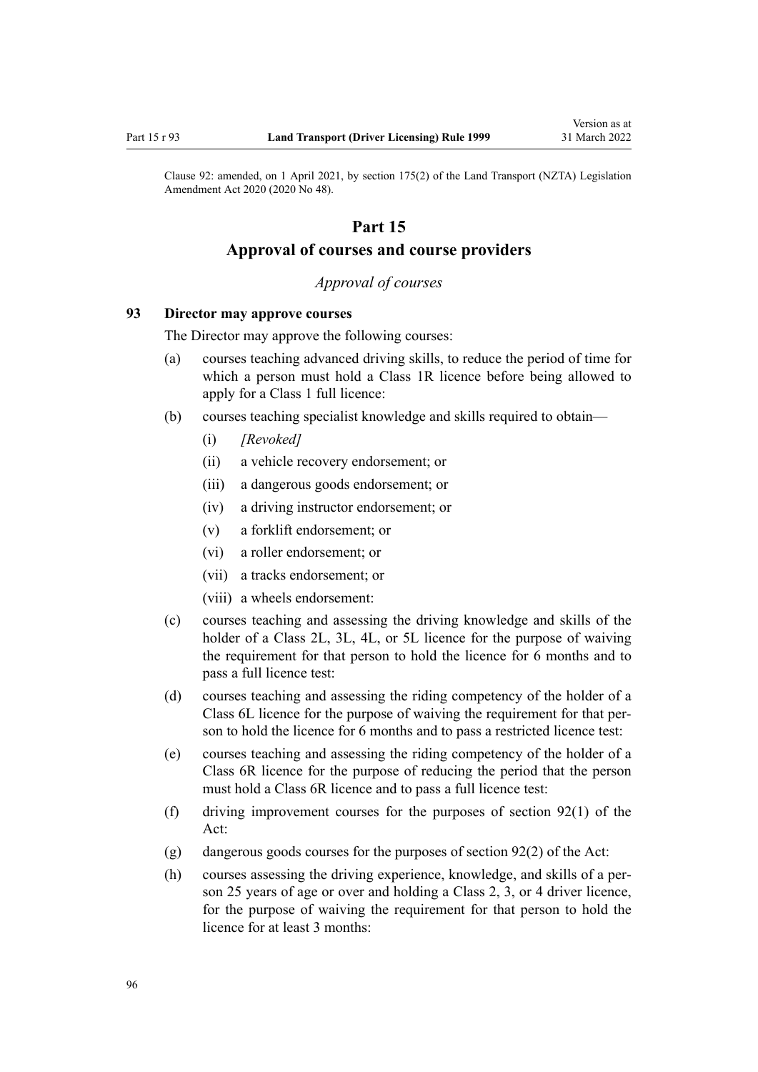Clause 92: amended, on 1 April 2021, by section 175(2) of the Land Transport (NZTA) Legislation Amendment Act 2020 (2020 No 48).

# Part 15

# Approval of courses and course providers

## *Approval of courses*

### 93 Director may approve courses

The Director may approve the following courses:

(a) courses teaching advanced driving skills, to reduce the period of time for which a person must hold a Class 1R licence before being allowed to apply for a Class 1 full licence:

(b) courses teaching specialist knowledge and skills required to obtain—

  (i) *[Revoked]*

  (ii) a vehicle recovery endorsement; or

  (iii) a dangerous goods endorsement; or

  (iv) a driving instructor endorsement; or

  (v) a forklift endorsement; or

  (vi) a roller endorsement; or

  (vii) a tracks endorsement; or

  (viii) a wheels endorsement:

(c) courses teaching and assessing the driving knowledge and skills of the holder of a Class 2L, 3L, 4L, or 5L licence for the purpose of waiving the requirement for that person to hold the licence for 6 months and to pass a full licence test:

(d) courses teaching and assessing the riding competency of the holder of a Class 6L licence for the purpose of waiving the requirement for that person to hold the licence for 6 months and to pass a restricted licence test:

(e) courses teaching and assessing the riding competency of the holder of a Class 6R licence for the purpose of reducing the period that the person must hold a Class 6R licence and to pass a full licence test:

(f) driving improvement courses for the purposes of section 92(1) of the Act:

(g) dangerous goods courses for the purposes of section 92(2) of the Act:

(h) courses assessing the driving experience, knowledge, and skills of a person 25 years of age or over and holding a Class 2, 3, or 4 driver licence, for the purpose of waiving the requirement for that person to hold the licence for at least 3 months: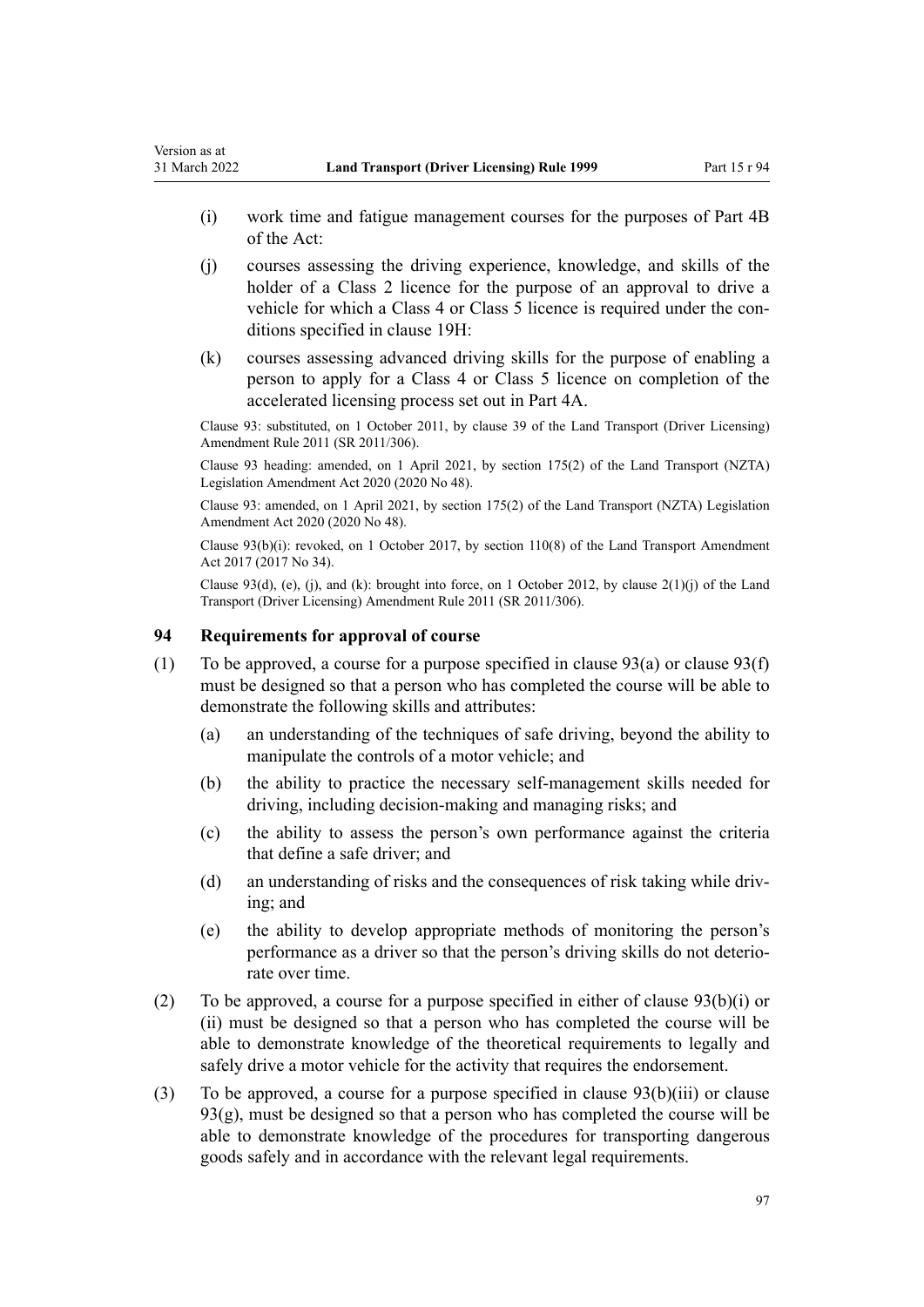(i) work time and fatigue management courses for the purposes of Part 4B of the Act:

(j) courses assessing the driving experience, knowledge, and skills of the holder of a Class 2 licence for the purpose of an approval to drive a vehicle for which a Class 4 or Class 5 licence is required under the conditions specified in clause 19H:

(k) courses assessing advanced driving skills for the purpose of enabling a person to apply for a Class 4 or Class 5 licence on completion of the accelerated licensing process set out in Part 4A.

Clause 93: substituted, on 1 October 2011, by clause 39 of the Land Transport (Driver Licensing) Amendment Rule 2011 (SR 2011/306).

Clause 93 heading: amended, on 1 April 2021, by section 175(2) of the Land Transport (NZTA) Legislation Amendment Act 2020 (2020 No 48).

Clause 93: amended, on 1 April 2021, by section 175(2) of the Land Transport (NZTA) Legislation Amendment Act 2020 (2020 No 48).

Clause 93(b)(i): revoked, on 1 October 2017, by section 110(8) of the Land Transport Amendment Act 2017 (2017 No 34).

Clause 93(d), (e), (j), and (k): brought into force, on 1 October 2012, by clause 2(1)(j) of the Land Transport (Driver Licensing) Amendment Rule 2011 (SR 2011/306).

### 94 Requirements for approval of course

(1) To be approved, a course for a purpose specified in clause 93(a) or clause 93(f) must be designed so that a person who has completed the course will be able to demonstrate the following skills and attributes:

(a) an understanding of the techniques of safe driving, beyond the ability to manipulate the controls of a motor vehicle; and

(b) the ability to practice the necessary self-management skills needed for driving, including decision-making and managing risks; and

(c) the ability to assess the person's own performance against the criteria that define a safe driver; and

(d) an understanding of risks and the consequences of risk taking while driving; and

(e) the ability to develop appropriate methods of monitoring the person's performance as a driver so that the person's driving skills do not deteriorate over time.

(2) To be approved, a course for a purpose specified in either of clause 93(b)(i) or (ii) must be designed so that a person who has completed the course will be able to demonstrate knowledge of the theoretical requirements to legally and safely drive a motor vehicle for the activity that requires the endorsement.

(3) To be approved, a course for a purpose specified in clause 93(b)(iii) or clause 93(g), must be designed so that a person who has completed the course will be able to demonstrate knowledge of the procedures for transporting dangerous goods safely and in accordance with the relevant legal requirements.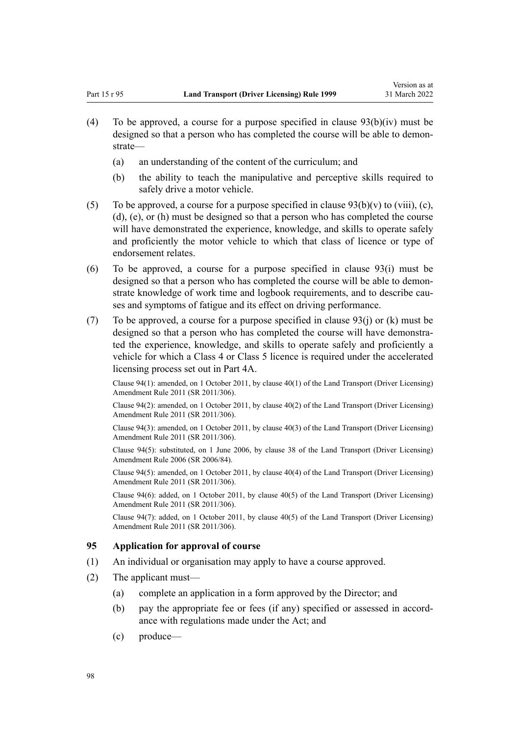(4) To be approved, a course for a purpose specified in clause 93(b)(iv) must be designed so that a person who has completed the course will be able to demonstrate—

(a) an understanding of the content of the curriculum; and

(b) the ability to teach the manipulative and perceptive skills required to safely drive a motor vehicle.

(5) To be approved, a course for a purpose specified in clause 93(b)(v) to (viii), (c), (d), (e), or (h) must be designed so that a person who has completed the course will have demonstrated the experience, knowledge, and skills to operate safely and proficiently the motor vehicle to which that class of licence or type of endorsement relates.

(6) To be approved, a course for a purpose specified in clause 93(i) must be designed so that a person who has completed the course will be able to demonstrate knowledge of work time and logbook requirements, and to describe causes and symptoms of fatigue and its effect on driving performance.

(7) To be approved, a course for a purpose specified in clause 93(j) or (k) must be designed so that a person who has completed the course will have demonstrated the experience, knowledge, and skills to operate safely and proficiently a vehicle for which a Class 4 or Class 5 licence is required under the accelerated licensing process set out in Part 4A.

Clause 94(1): amended, on 1 October 2011, by clause 40(1) of the Land Transport (Driver Licensing) Amendment Rule 2011 (SR 2011/306).

Clause 94(2): amended, on 1 October 2011, by clause 40(2) of the Land Transport (Driver Licensing) Amendment Rule 2011 (SR 2011/306).

Clause 94(3): amended, on 1 October 2011, by clause 40(3) of the Land Transport (Driver Licensing) Amendment Rule 2011 (SR 2011/306).

Clause 94(5): substituted, on 1 June 2006, by clause 38 of the Land Transport (Driver Licensing) Amendment Rule 2006 (SR 2006/84).

Clause 94(5): amended, on 1 October 2011, by clause 40(4) of the Land Transport (Driver Licensing) Amendment Rule 2011 (SR 2011/306).

Clause 94(6): added, on 1 October 2011, by clause 40(5) of the Land Transport (Driver Licensing) Amendment Rule 2011 (SR 2011/306).

Clause 94(7): added, on 1 October 2011, by clause 40(5) of the Land Transport (Driver Licensing) Amendment Rule 2011 (SR 2011/306).

### 95 Application for approval of course

(1) An individual or organisation may apply to have a course approved.

(2) The applicant must—

(a) complete an application in a form approved by the Director; and

(b) pay the appropriate fee or fees (if any) specified or assessed in accordance with regulations made under the Act; and

(c) produce—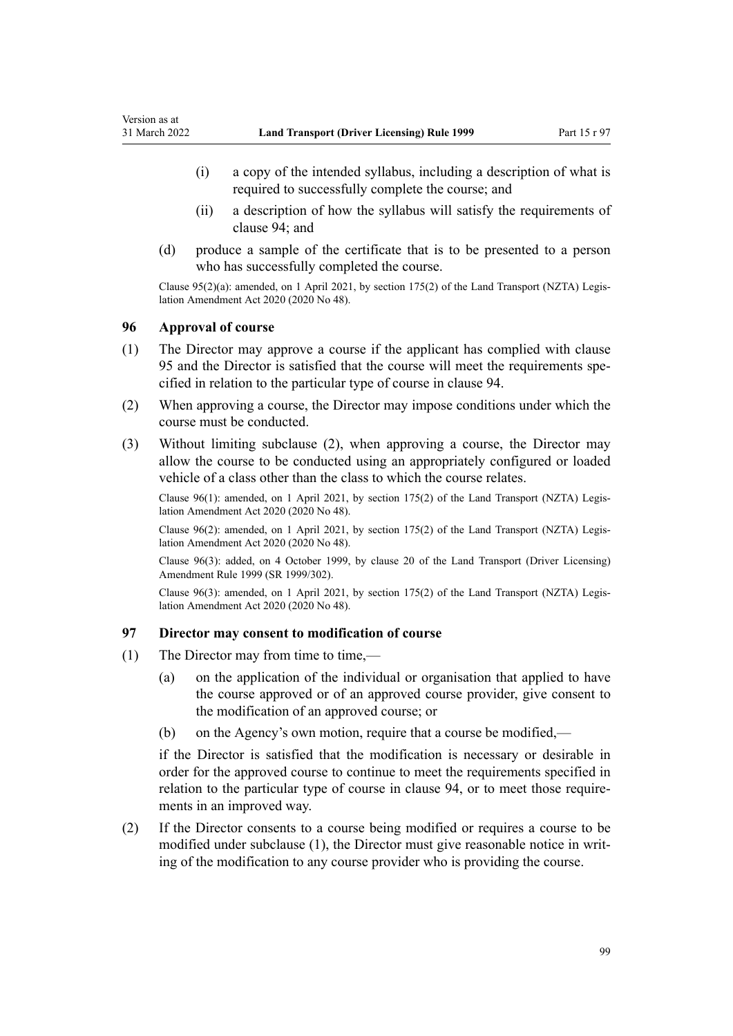(i) a copy of the intended syllabus, including a description of what is required to successfully complete the course; and

(ii) a description of how the syllabus will satisfy the requirements of clause 94; and

(d) produce a sample of the certificate that is to be presented to a person who has successfully completed the course.

Clause 95(2)(a): amended, on 1 April 2021, by section 175(2) of the Land Transport (NZTA) Legislation Amendment Act 2020 (2020 No 48).

### 96 Approval of course

(1) The Director may approve a course if the applicant has complied with clause 95 and the Director is satisfied that the course will meet the requirements specified in relation to the particular type of course in clause 94.

(2) When approving a course, the Director may impose conditions under which the course must be conducted.

(3) Without limiting subclause (2), when approving a course, the Director may allow the course to be conducted using an appropriately configured or loaded vehicle of a class other than the class to which the course relates.

Clause 96(1): amended, on 1 April 2021, by section 175(2) of the Land Transport (NZTA) Legislation Amendment Act 2020 (2020 No 48).

Clause 96(2): amended, on 1 April 2021, by section 175(2) of the Land Transport (NZTA) Legislation Amendment Act 2020 (2020 No 48).

Clause 96(3): added, on 4 October 1999, by clause 20 of the Land Transport (Driver Licensing) Amendment Rule 1999 (SR 1999/302).

Clause 96(3): amended, on 1 April 2021, by section 175(2) of the Land Transport (NZTA) Legislation Amendment Act 2020 (2020 No 48).

### 97 Director may consent to modification of course

(1) The Director may from time to time,—

(a) on the application of the individual or organisation that applied to have the course approved or of an approved course provider, give consent to the modification of an approved course; or

(b) on the Agency's own motion, require that a course be modified,—

if the Director is satisfied that the modification is necessary or desirable in order for the approved course to continue to meet the requirements specified in relation to the particular type of course in clause 94, or to meet those requirements in an improved way.

(2) If the Director consents to a course being modified or requires a course to be modified under subclause (1), the Director must give reasonable notice in writing of the modification to any course provider who is providing the course.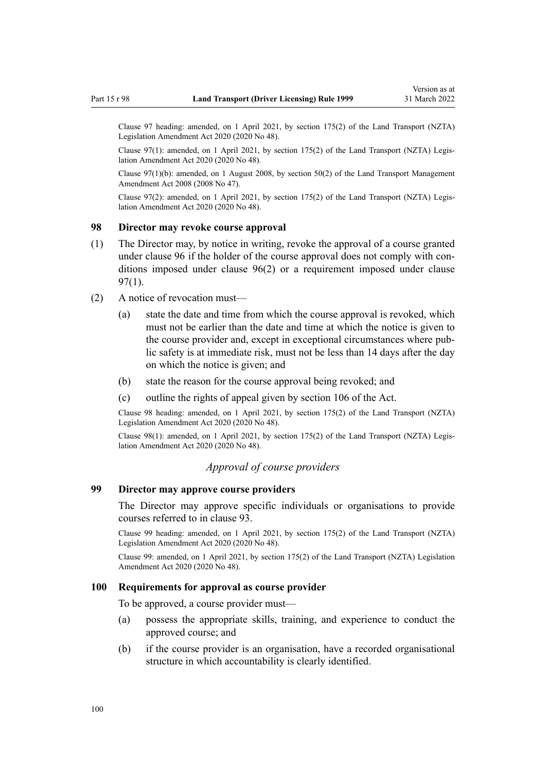Clause 97 heading: amended, on 1 April 2021, by section 175(2) of the Land Transport (NZTA) Legislation Amendment Act 2020 (2020 No 48).

Clause 97(1): amended, on 1 April 2021, by section 175(2) of the Land Transport (NZTA) Legislation Amendment Act 2020 (2020 No 48).

Clause 97(1)(b): amended, on 1 August 2008, by section 50(2) of the Land Transport Management Amendment Act 2008 (2008 No 47).

Clause 97(2): amended, on 1 April 2021, by section 175(2) of the Land Transport (NZTA) Legislation Amendment Act 2020 (2020 No 48).

### 98 Director may revoke course approval

(1) The Director may, by notice in writing, revoke the approval of a course granted under clause 96 if the holder of the course approval does not comply with conditions imposed under clause 96(2) or a requirement imposed under clause 97(1).

(2) A notice of revocation must—

- (a) state the date and time from which the course approval is revoked, which must not be earlier than the date and time at which the notice is given to the course provider and, except in exceptional circumstances where public safety is at immediate risk, must not be less than 14 days after the day on which the notice is given; and
- (b) state the reason for the course approval being revoked; and
- (c) outline the rights of appeal given by section 106 of the Act.

Clause 98 heading: amended, on 1 April 2021, by section 175(2) of the Land Transport (NZTA) Legislation Amendment Act 2020 (2020 No 48).

Clause 98(1): amended, on 1 April 2021, by section 175(2) of the Land Transport (NZTA) Legislation Amendment Act 2020 (2020 No 48).

*Approval of course providers*

### 99 Director may approve course providers

The Director may approve specific individuals or organisations to provide courses referred to in clause 93.

Clause 99 heading: amended, on 1 April 2021, by section 175(2) of the Land Transport (NZTA) Legislation Amendment Act 2020 (2020 No 48).

Clause 99: amended, on 1 April 2021, by section 175(2) of the Land Transport (NZTA) Legislation Amendment Act 2020 (2020 No 48).

### 100 Requirements for approval as course provider

To be approved, a course provider must—

- (a) possess the appropriate skills, training, and experience to conduct the approved course; and
- (b) if the course provider is an organisation, have a recorded organisational structure in which accountability is clearly identified.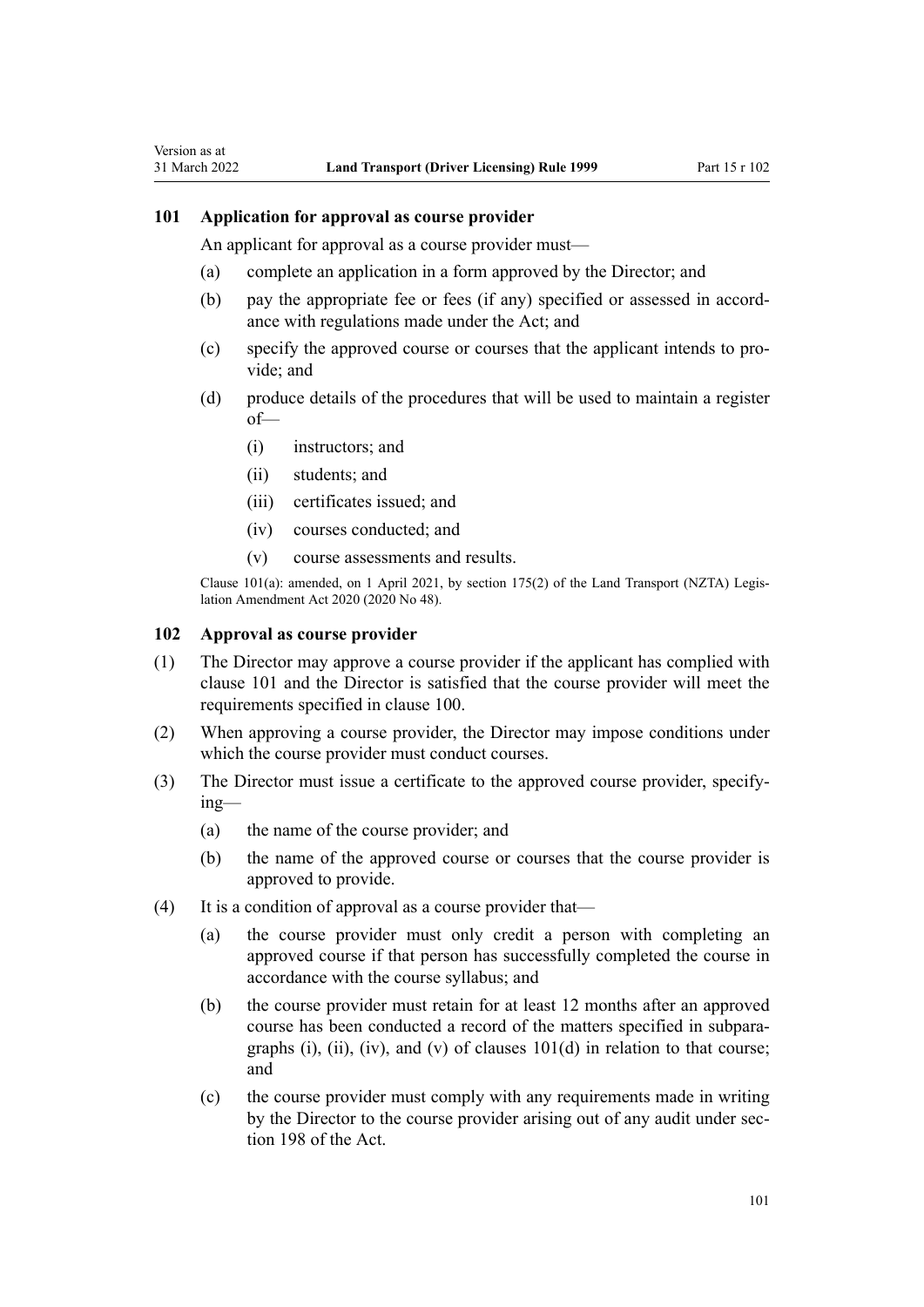## 101 Application for approval as course provider

An applicant for approval as a course provider must—

(a) complete an application in a form approved by the Director; and

(b) pay the appropriate fee or fees (if any) specified or assessed in accordance with regulations made under the Act; and

(c) specify the approved course or courses that the applicant intends to provide; and

(d) produce details of the procedures that will be used to maintain a register of—

  (i) instructors; and

  (ii) students; and

  (iii) certificates issued; and

  (iv) courses conducted; and

  (v) course assessments and results.

Clause 101(a): amended, on 1 April 2021, by section 175(2) of the Land Transport (NZTA) Legislation Amendment Act 2020 (2020 No 48).

## 102 Approval as course provider

(1) The Director may approve a course provider if the applicant has complied with clause 101 and the Director is satisfied that the course provider will meet the requirements specified in clause 100.

(2) When approving a course provider, the Director may impose conditions under which the course provider must conduct courses.

(3) The Director must issue a certificate to the approved course provider, specifying—

  (a) the name of the course provider; and

  (b) the name of the approved course or courses that the course provider is approved to provide.

(4) It is a condition of approval as a course provider that—

  (a) the course provider must only credit a person with completing an approved course if that person has successfully completed the course in accordance with the course syllabus; and

  (b) the course provider must retain for at least 12 months after an approved course has been conducted a record of the matters specified in subparagraphs (i), (ii), (iv), and (v) of clauses 101(d) in relation to that course; and

  (c) the course provider must comply with any requirements made in writing by the Director to the course provider arising out of any audit under section 198 of the Act.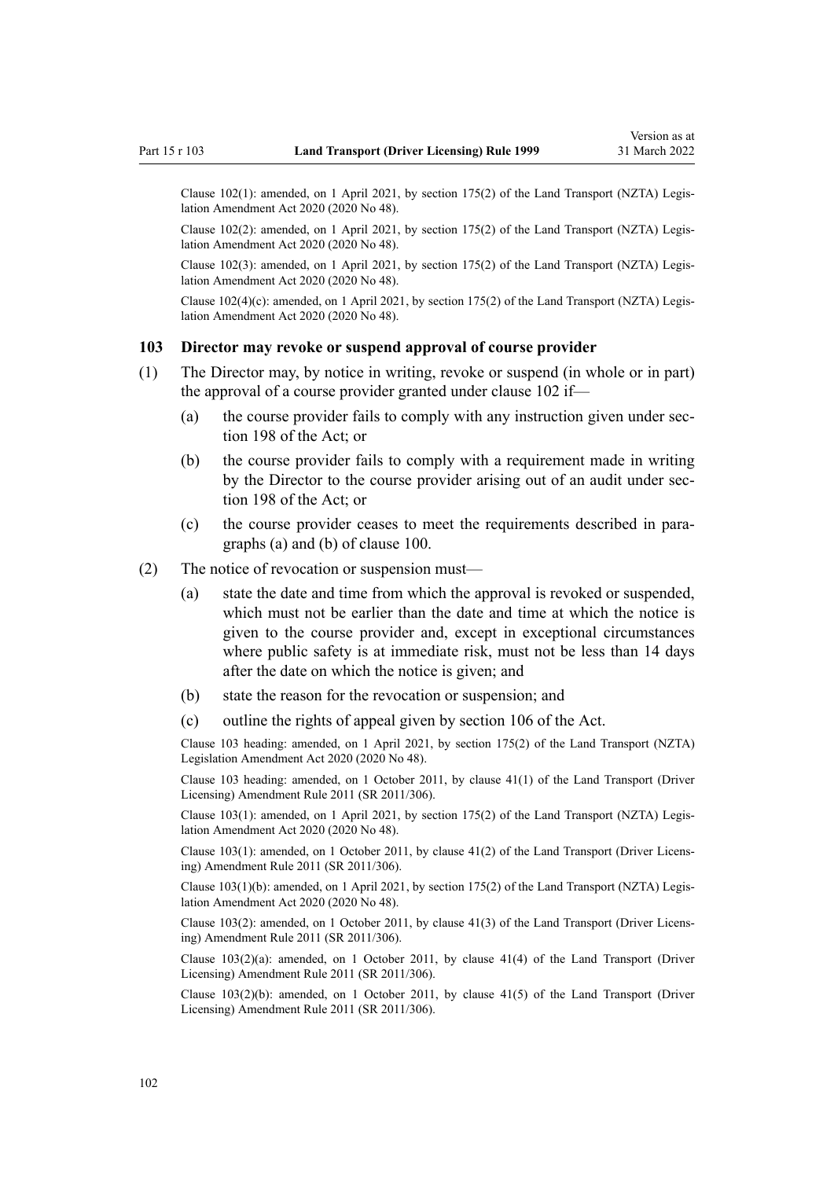Clause 102(1): amended, on 1 April 2021, by section 175(2) of the Land Transport (NZTA) Legislation Amendment Act 2020 (2020 No 48).

Clause 102(2): amended, on 1 April 2021, by section 175(2) of the Land Transport (NZTA) Legislation Amendment Act 2020 (2020 No 48).

Clause 102(3): amended, on 1 April 2021, by section 175(2) of the Land Transport (NZTA) Legislation Amendment Act 2020 (2020 No 48).

Clause 102(4)(c): amended, on 1 April 2021, by section 175(2) of the Land Transport (NZTA) Legislation Amendment Act 2020 (2020 No 48).

### 103 Director may revoke or suspend approval of course provider

(1) The Director may, by notice in writing, revoke or suspend (in whole or in part) the approval of a course provider granted under clause 102 if—

- (a) the course provider fails to comply with any instruction given under section 198 of the Act; or
- (b) the course provider fails to comply with a requirement made in writing by the Director to the course provider arising out of an audit under section 198 of the Act; or
- (c) the course provider ceases to meet the requirements described in paragraphs (a) and (b) of clause 100.

(2) The notice of revocation or suspension must—

- (a) state the date and time from which the approval is revoked or suspended, which must not be earlier than the date and time at which the notice is given to the course provider and, except in exceptional circumstances where public safety is at immediate risk, must not be less than 14 days after the date on which the notice is given; and
- (b) state the reason for the revocation or suspension; and
- (c) outline the rights of appeal given by section 106 of the Act.

Clause 103 heading: amended, on 1 April 2021, by section 175(2) of the Land Transport (NZTA) Legislation Amendment Act 2020 (2020 No 48).

Clause 103 heading: amended, on 1 October 2011, by clause 41(1) of the Land Transport (Driver Licensing) Amendment Rule 2011 (SR 2011/306).

Clause 103(1): amended, on 1 April 2021, by section 175(2) of the Land Transport (NZTA) Legislation Amendment Act 2020 (2020 No 48).

Clause 103(1): amended, on 1 October 2011, by clause 41(2) of the Land Transport (Driver Licensing) Amendment Rule 2011 (SR 2011/306).

Clause 103(1)(b): amended, on 1 April 2021, by section 175(2) of the Land Transport (NZTA) Legislation Amendment Act 2020 (2020 No 48).

Clause 103(2): amended, on 1 October 2011, by clause 41(3) of the Land Transport (Driver Licensing) Amendment Rule 2011 (SR 2011/306).

Clause 103(2)(a): amended, on 1 October 2011, by clause 41(4) of the Land Transport (Driver Licensing) Amendment Rule 2011 (SR 2011/306).

Clause 103(2)(b): amended, on 1 October 2011, by clause 41(5) of the Land Transport (Driver Licensing) Amendment Rule 2011 (SR 2011/306).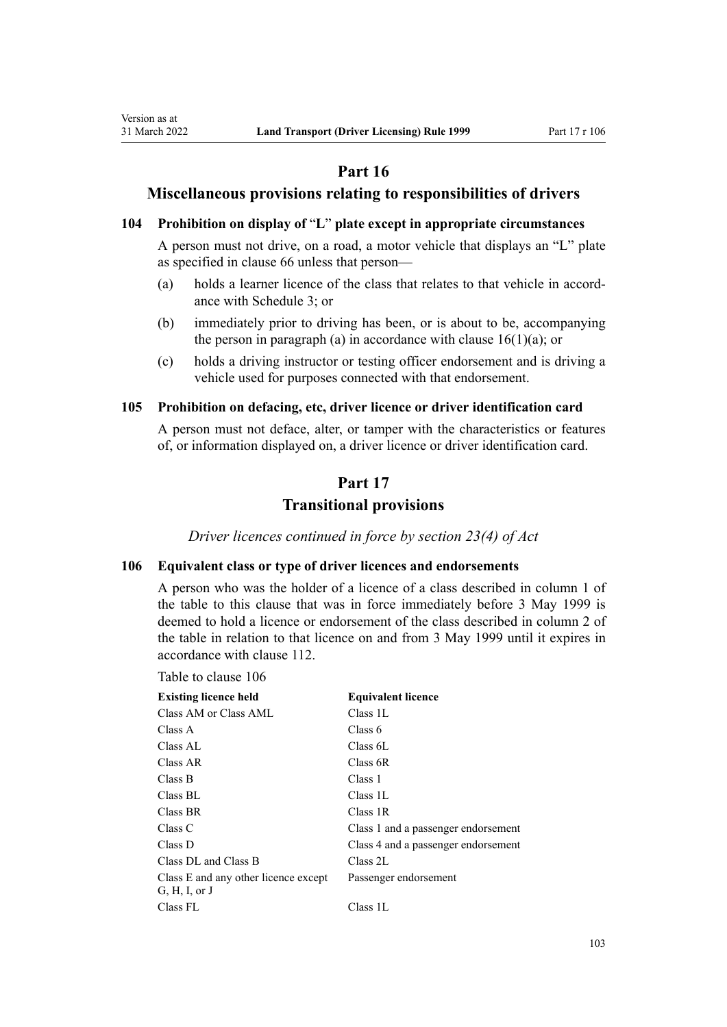## Part 16

## Miscellaneous provisions relating to responsibilities of drivers

### 104 Prohibition on display of "L" plate except in appropriate circumstances

A person must not drive, on a road, a motor vehicle that displays an "L" plate as specified in clause 66 unless that person—

(a) holds a learner licence of the class that relates to that vehicle in accordance with Schedule 3; or

(b) immediately prior to driving has been, or is about to be, accompanying the person in paragraph (a) in accordance with clause 16(1)(a); or

(c) holds a driving instructor or testing officer endorsement and is driving a vehicle used for purposes connected with that endorsement.

### 105 Prohibition on defacing, etc, driver licence or driver identification card

A person must not deface, alter, or tamper with the characteristics or features of, or information displayed on, a driver licence or driver identification card.

## Part 17

## Transitional provisions

*Driver licences continued in force by section 23(4) of Act*

### 106 Equivalent class or type of driver licences and endorsements

A person who was the holder of a licence of a class described in column 1 of the table to this clause that was in force immediately before 3 May 1999 is deemed to hold a licence or endorsement of the class described in column 2 of the table in relation to that licence on and from 3 May 1999 until it expires in accordance with clause 112.

Table to clause 106

| Existing licence held | Equivalent licence |
|---|---|
| Class AM or Class AML | Class 1L |
| Class A | Class 6 |
| Class AL | Class 6L |
| Class AR | Class 6R |
| Class B | Class 1 |
| Class BL | Class 1L |
| Class BR | Class 1R |
| Class C | Class 1 and a passenger endorsement |
| Class D | Class 4 and a passenger endorsement |
| Class DL and Class B | Class 2L |
| Class E and any other licence except G, H, I, or J | Passenger endorsement |
| Class FL | Class 1L |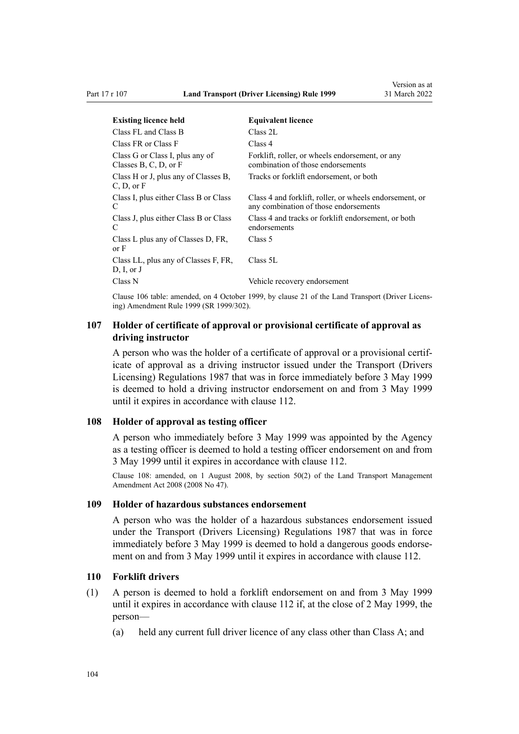| Existing licence held | Equivalent licence |
|---|---|
| Class FL and Class B | Class 2L |
| Class FR or Class F | Class 4 |
| Class G or Class I, plus any of Classes B, C, D, or F | Forklift, roller, or wheels endorsement, or any combination of those endorsements |
| Class H or J, plus any of Classes B, C, D, or F | Tracks or forklift endorsement, or both |
| Class I, plus either Class B or Class C | Class 4 and forklift, roller, or wheels endorsement, or any combination of those endorsements |
| Class J, plus either Class B or Class C | Class 4 and tracks or forklift endorsement, or both endorsements |
| Class L plus any of Classes D, FR, or F | Class 5 |
| Class LL, plus any of Classes F, FR, D, I, or J | Class 5L |
| Class N | Vehicle recovery endorsement |

Clause 106 table: amended, on 4 October 1999, by clause 21 of the Land Transport (Driver Licensing) Amendment Rule 1999 (SR 1999/302).

### 107 Holder of certificate of approval or provisional certificate of approval as driving instructor

A person who was the holder of a certificate of approval or a provisional certificate of approval as a driving instructor issued under the Transport (Drivers Licensing) Regulations 1987 that was in force immediately before 3 May 1999 is deemed to hold a driving instructor endorsement on and from 3 May 1999 until it expires in accordance with clause 112.

### 108 Holder of approval as testing officer

A person who immediately before 3 May 1999 was appointed by the Agency as a testing officer is deemed to hold a testing officer endorsement on and from 3 May 1999 until it expires in accordance with clause 112.

Clause 108: amended, on 1 August 2008, by section 50(2) of the Land Transport Management Amendment Act 2008 (2008 No 47).

### 109 Holder of hazardous substances endorsement

A person who was the holder of a hazardous substances endorsement issued under the Transport (Drivers Licensing) Regulations 1987 that was in force immediately before 3 May 1999 is deemed to hold a dangerous goods endorsement on and from 3 May 1999 until it expires in accordance with clause 112.

### 110 Forklift drivers

(1) A person is deemed to hold a forklift endorsement on and from 3 May 1999 until it expires in accordance with clause 112 if, at the close of 2 May 1999, the person—

(a) held any current full driver licence of any class other than Class A; and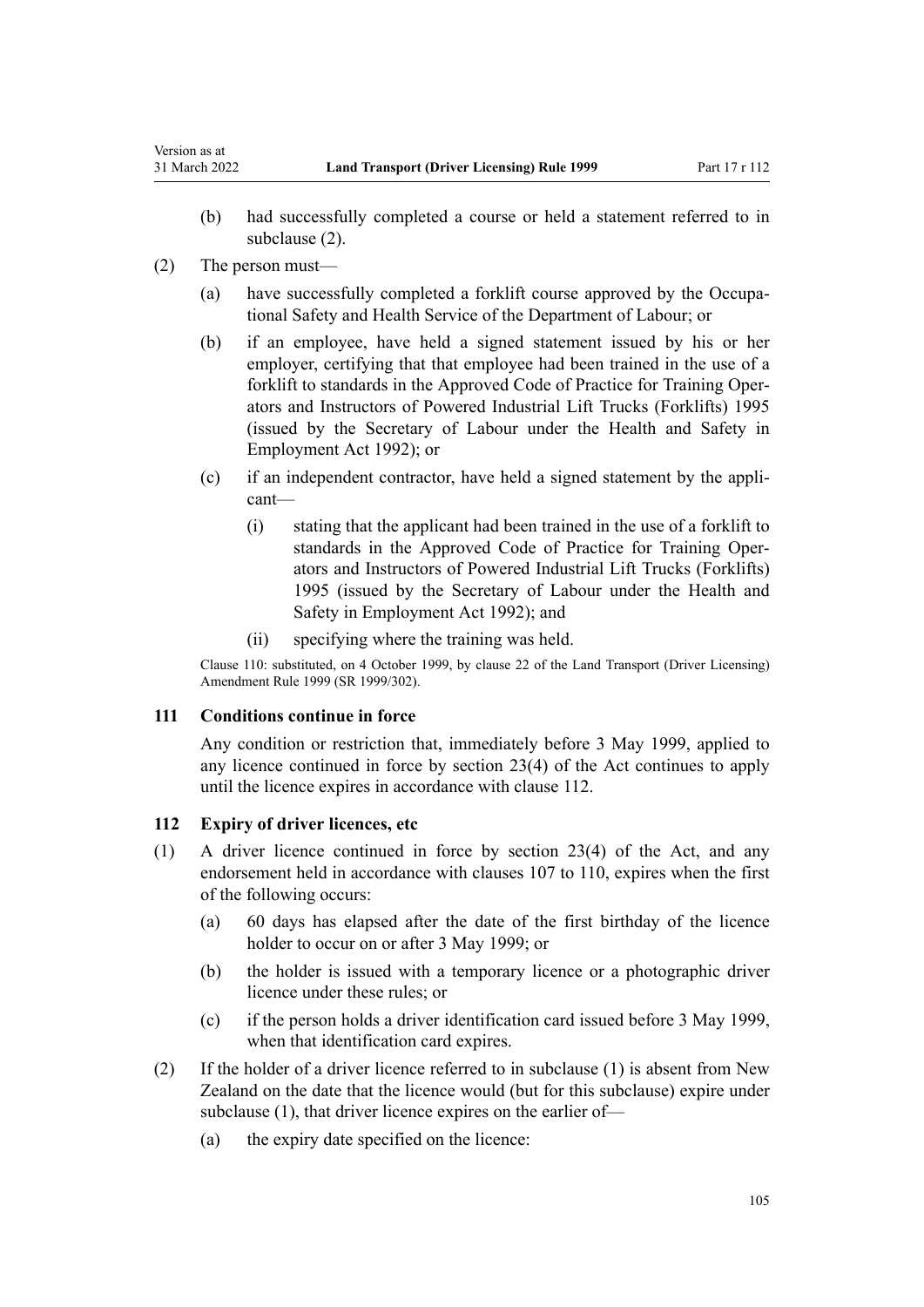(b) had successfully completed a course or held a statement referred to in subclause (2).

(2) The person must—

(a) have successfully completed a forklift course approved by the Occupational Safety and Health Service of the Department of Labour; or

(b) if an employee, have held a signed statement issued by his or her employer, certifying that that employee had been trained in the use of a forklift to standards in the Approved Code of Practice for Training Operators and Instructors of Powered Industrial Lift Trucks (Forklifts) 1995 (issued by the Secretary of Labour under the Health and Safety in Employment Act 1992); or

(c) if an independent contractor, have held a signed statement by the applicant—

(i) stating that the applicant had been trained in the use of a forklift to standards in the Approved Code of Practice for Training Operators and Instructors of Powered Industrial Lift Trucks (Forklifts) 1995 (issued by the Secretary of Labour under the Health and Safety in Employment Act 1992); and

(ii) specifying where the training was held.

Clause 110: substituted, on 4 October 1999, by clause 22 of the Land Transport (Driver Licensing) Amendment Rule 1999 (SR 1999/302).

### 111 Conditions continue in force

Any condition or restriction that, immediately before 3 May 1999, applied to any licence continued in force by section 23(4) of the Act continues to apply until the licence expires in accordance with clause 112.

### 112 Expiry of driver licences, etc

(1) A driver licence continued in force by section 23(4) of the Act, and any endorsement held in accordance with clauses 107 to 110, expires when the first of the following occurs:

(a) 60 days has elapsed after the date of the first birthday of the licence holder to occur on or after 3 May 1999; or

(b) the holder is issued with a temporary licence or a photographic driver licence under these rules; or

(c) if the person holds a driver identification card issued before 3 May 1999, when that identification card expires.

(2) If the holder of a driver licence referred to in subclause (1) is absent from New Zealand on the date that the licence would (but for this subclause) expire under subclause (1), that driver licence expires on the earlier of—

(a) the expiry date specified on the licence: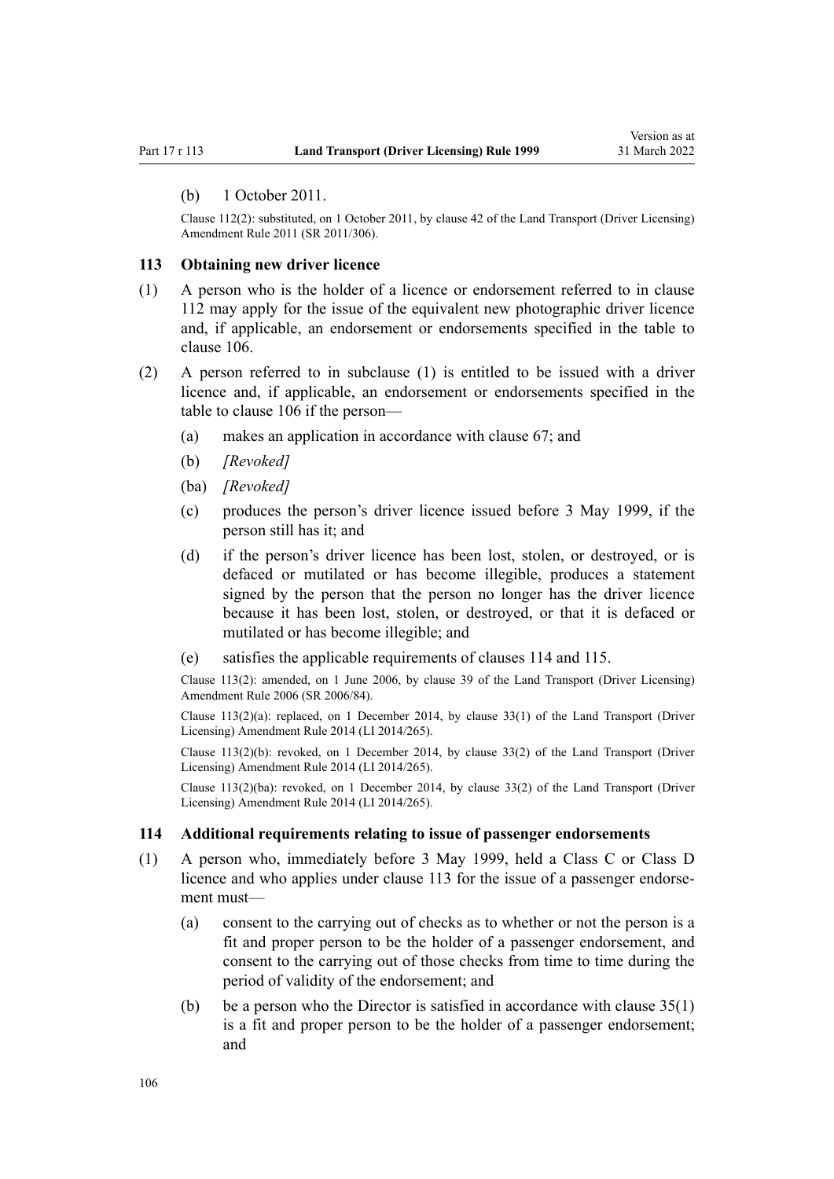(b) 1 October 2011.

Clause 112(2): substituted, on 1 October 2011, by clause 42 of the Land Transport (Driver Licensing) Amendment Rule 2011 (SR 2011/306).

### 113 Obtaining new driver licence

(1) A person who is the holder of a licence or endorsement referred to in clause 112 may apply for the issue of the equivalent new photographic driver licence and, if applicable, an endorsement or endorsements specified in the table to clause 106.

(2) A person referred to in subclause (1) is entitled to be issued with a driver licence and, if applicable, an endorsement or endorsements specified in the table to clause 106 if the person—

- (a) makes an application in accordance with clause 67; and
- (b) *[Revoked]*
- (ba) *[Revoked]*
- (c) produces the person's driver licence issued before 3 May 1999, if the person still has it; and
- (d) if the person's driver licence has been lost, stolen, or destroyed, or is defaced or mutilated or has become illegible, produces a statement signed by the person that the person no longer has the driver licence because it has been lost, stolen, or destroyed, or that it is defaced or mutilated or has become illegible; and
- (e) satisfies the applicable requirements of clauses 114 and 115.

Clause 113(2): amended, on 1 June 2006, by clause 39 of the Land Transport (Driver Licensing) Amendment Rule 2006 (SR 2006/84).

Clause 113(2)(a): replaced, on 1 December 2014, by clause 33(1) of the Land Transport (Driver Licensing) Amendment Rule 2014 (LI 2014/265).

Clause 113(2)(b): revoked, on 1 December 2014, by clause 33(2) of the Land Transport (Driver Licensing) Amendment Rule 2014 (LI 2014/265).

Clause 113(2)(ba): revoked, on 1 December 2014, by clause 33(2) of the Land Transport (Driver Licensing) Amendment Rule 2014 (LI 2014/265).

### 114 Additional requirements relating to issue of passenger endorsements

(1) A person who, immediately before 3 May 1999, held a Class C or Class D licence and who applies under clause 113 for the issue of a passenger endorsement must—

- (a) consent to the carrying out of checks as to whether or not the person is a fit and proper person to be the holder of a passenger endorsement, and consent to the carrying out of those checks from time to time during the period of validity of the endorsement; and
- (b) be a person who the Director is satisfied in accordance with clause 35(1) is a fit and proper person to be the holder of a passenger endorsement; and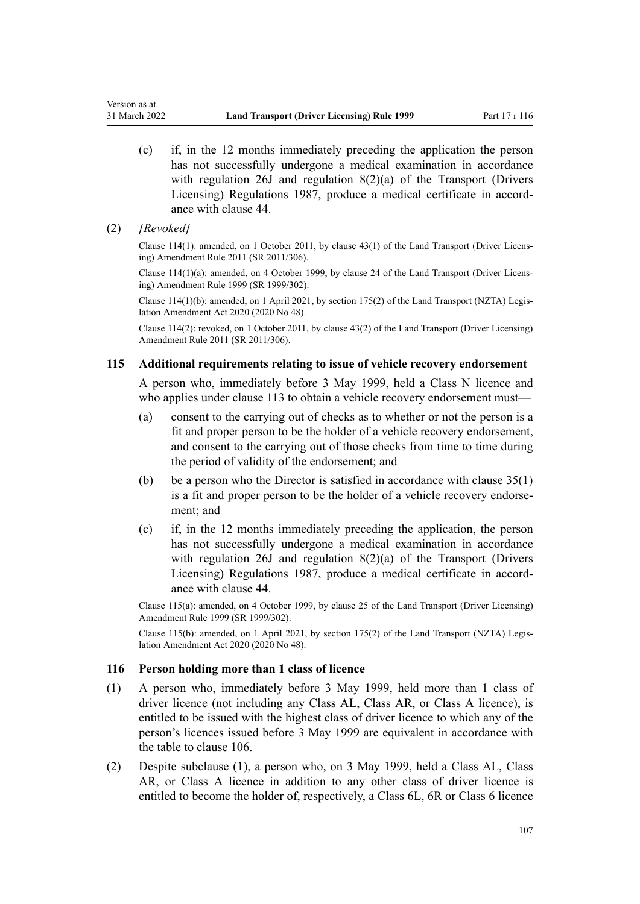(c) if, in the 12 months immediately preceding the application the person has not successfully undergone a medical examination in accordance with regulation 26J and regulation 8(2)(a) of the Transport (Drivers Licensing) Regulations 1987, produce a medical certificate in accordance with clause 44.

(2) *[Revoked]*

Clause 114(1): amended, on 1 October 2011, by clause 43(1) of the Land Transport (Driver Licensing) Amendment Rule 2011 (SR 2011/306).

Clause 114(1)(a): amended, on 4 October 1999, by clause 24 of the Land Transport (Driver Licensing) Amendment Rule 1999 (SR 1999/302).

Clause 114(1)(b): amended, on 1 April 2021, by section 175(2) of the Land Transport (NZTA) Legislation Amendment Act 2020 (2020 No 48).

Clause 114(2): revoked, on 1 October 2011, by clause 43(2) of the Land Transport (Driver Licensing) Amendment Rule 2011 (SR 2011/306).

### 115 Additional requirements relating to issue of vehicle recovery endorsement

A person who, immediately before 3 May 1999, held a Class N licence and who applies under clause 113 to obtain a vehicle recovery endorsement must—

(a) consent to the carrying out of checks as to whether or not the person is a fit and proper person to be the holder of a vehicle recovery endorsement, and consent to the carrying out of those checks from time to time during the period of validity of the endorsement; and

(b) be a person who the Director is satisfied in accordance with clause 35(1) is a fit and proper person to be the holder of a vehicle recovery endorsement; and

(c) if, in the 12 months immediately preceding the application, the person has not successfully undergone a medical examination in accordance with regulation 26J and regulation 8(2)(a) of the Transport (Drivers Licensing) Regulations 1987, produce a medical certificate in accordance with clause 44.

Clause 115(a): amended, on 4 October 1999, by clause 25 of the Land Transport (Driver Licensing) Amendment Rule 1999 (SR 1999/302).

Clause 115(b): amended, on 1 April 2021, by section 175(2) of the Land Transport (NZTA) Legislation Amendment Act 2020 (2020 No 48).

### 116 Person holding more than 1 class of licence

(1) A person who, immediately before 3 May 1999, held more than 1 class of driver licence (not including any Class AL, Class AR, or Class A licence), is entitled to be issued with the highest class of driver licence to which any of the person's licences issued before 3 May 1999 are equivalent in accordance with the table to clause 106.

(2) Despite subclause (1), a person who, on 3 May 1999, held a Class AL, Class AR, or Class A licence in addition to any other class of driver licence is entitled to become the holder of, respectively, a Class 6L, 6R or Class 6 licence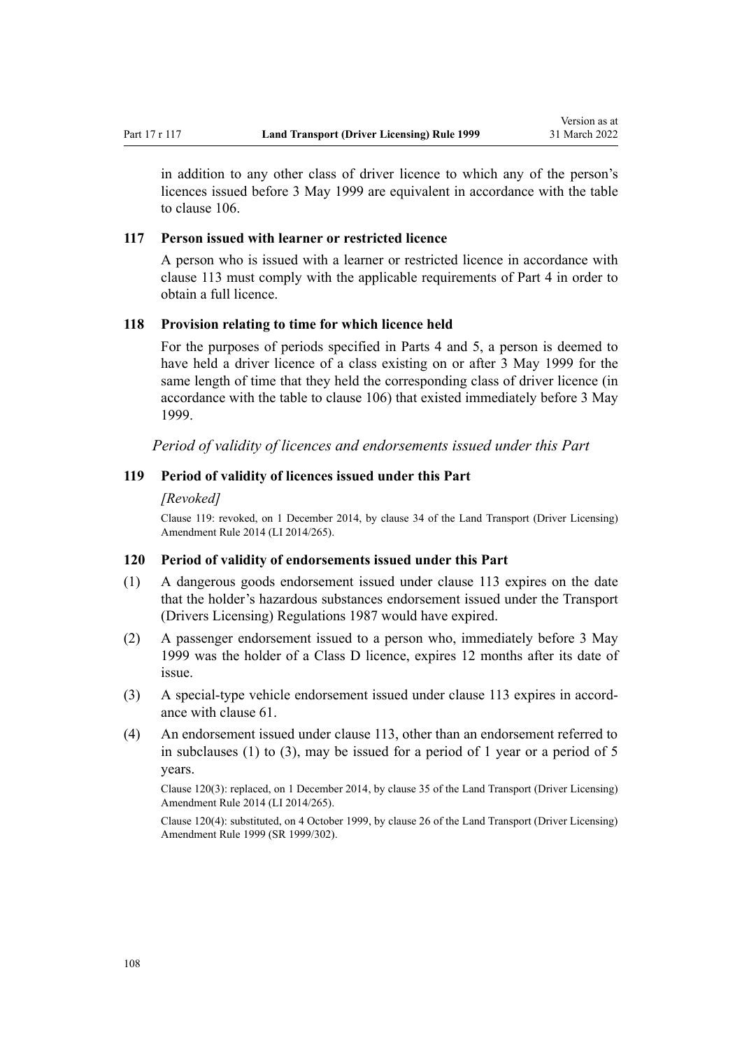in addition to any other class of driver licence to which any of the person's licences issued before 3 May 1999 are equivalent in accordance with the table to clause 106.

### 117 Person issued with learner or restricted licence

A person who is issued with a learner or restricted licence in accordance with clause 113 must comply with the applicable requirements of Part 4 in order to obtain a full licence.

### 118 Provision relating to time for which licence held

For the purposes of periods specified in Parts 4 and 5, a person is deemed to have held a driver licence of a class existing on or after 3 May 1999 for the same length of time that they held the corresponding class of driver licence (in accordance with the table to clause 106) that existed immediately before 3 May 1999.

*Period of validity of licences and endorsements issued under this Part*

### 119 Period of validity of licences issued under this Part

*[Revoked]*

Clause 119: revoked, on 1 December 2014, by clause 34 of the Land Transport (Driver Licensing) Amendment Rule 2014 (LI 2014/265).

### 120 Period of validity of endorsements issued under this Part

(1) A dangerous goods endorsement issued under clause 113 expires on the date that the holder's hazardous substances endorsement issued under the Transport (Drivers Licensing) Regulations 1987 would have expired.

(2) A passenger endorsement issued to a person who, immediately before 3 May 1999 was the holder of a Class D licence, expires 12 months after its date of issue.

(3) A special-type vehicle endorsement issued under clause 113 expires in accordance with clause 61.

(4) An endorsement issued under clause 113, other than an endorsement referred to in subclauses (1) to (3), may be issued for a period of 1 year or a period of 5 years.

Clause 120(3): replaced, on 1 December 2014, by clause 35 of the Land Transport (Driver Licensing) Amendment Rule 2014 (LI 2014/265).

Clause 120(4): substituted, on 4 October 1999, by clause 26 of the Land Transport (Driver Licensing) Amendment Rule 1999 (SR 1999/302).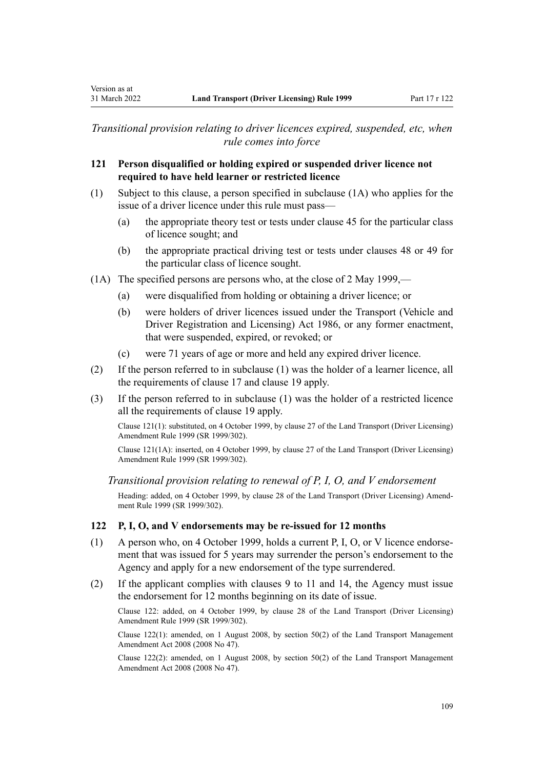*Transitional provision relating to driver licences expired, suspended, etc, when rule comes into force*

### 121 Person disqualified or holding expired or suspended driver licence not required to have held learner or restricted licence

(1) Subject to this clause, a person specified in subclause (1A) who applies for the issue of a driver licence under this rule must pass—

- (a) the appropriate theory test or tests under clause 45 for the particular class of licence sought; and
- (b) the appropriate practical driving test or tests under clauses 48 or 49 for the particular class of licence sought.

(1A) The specified persons are persons who, at the close of 2 May 1999,—

- (a) were disqualified from holding or obtaining a driver licence; or
- (b) were holders of driver licences issued under the Transport (Vehicle and Driver Registration and Licensing) Act 1986, or any former enactment, that were suspended, expired, or revoked; or
- (c) were 71 years of age or more and held any expired driver licence.

(2) If the person referred to in subclause (1) was the holder of a learner licence, all the requirements of clause 17 and clause 19 apply.

(3) If the person referred to in subclause (1) was the holder of a restricted licence all the requirements of clause 19 apply.

Clause 121(1): substituted, on 4 October 1999, by clause 27 of the Land Transport (Driver Licensing) Amendment Rule 1999 (SR 1999/302).

Clause 121(1A): inserted, on 4 October 1999, by clause 27 of the Land Transport (Driver Licensing) Amendment Rule 1999 (SR 1999/302).

*Transitional provision relating to renewal of P, I, O, and V endorsement*

Heading: added, on 4 October 1999, by clause 28 of the Land Transport (Driver Licensing) Amendment Rule 1999 (SR 1999/302).

### 122 P, I, O, and V endorsements may be re-issued for 12 months

(1) A person who, on 4 October 1999, holds a current P, I, O, or V licence endorsement that was issued for 5 years may surrender the person's endorsement to the Agency and apply for a new endorsement of the type surrendered.

(2) If the applicant complies with clauses 9 to 11 and 14, the Agency must issue the endorsement for 12 months beginning on its date of issue.

Clause 122: added, on 4 October 1999, by clause 28 of the Land Transport (Driver Licensing) Amendment Rule 1999 (SR 1999/302).

Clause 122(1): amended, on 1 August 2008, by section 50(2) of the Land Transport Management Amendment Act 2008 (2008 No 47).

Clause 122(2): amended, on 1 August 2008, by section 50(2) of the Land Transport Management Amendment Act 2008 (2008 No 47).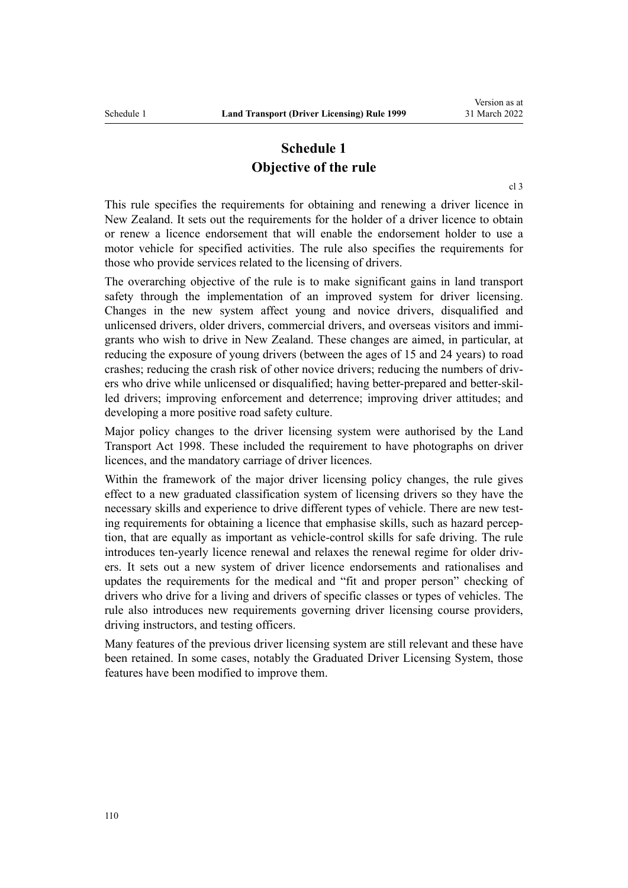# Schedule 1
# Objective of the rule

cl 3

This rule specifies the requirements for obtaining and renewing a driver licence in New Zealand. It sets out the requirements for the holder of a driver licence to obtain or renew a licence endorsement that will enable the endorsement holder to use a motor vehicle for specified activities. The rule also specifies the requirements for those who provide services related to the licensing of drivers.

The overarching objective of the rule is to make significant gains in land transport safety through the implementation of an improved system for driver licensing. Changes in the new system affect young and novice drivers, disqualified and unlicensed drivers, older drivers, commercial drivers, and overseas visitors and immigrants who wish to drive in New Zealand. These changes are aimed, in particular, at reducing the exposure of young drivers (between the ages of 15 and 24 years) to road crashes; reducing the crash risk of other novice drivers; reducing the numbers of drivers who drive while unlicensed or disqualified; having better-prepared and better-skilled drivers; improving enforcement and deterrence; improving driver attitudes; and developing a more positive road safety culture.

Major policy changes to the driver licensing system were authorised by the Land Transport Act 1998. These included the requirement to have photographs on driver licences, and the mandatory carriage of driver licences.

Within the framework of the major driver licensing policy changes, the rule gives effect to a new graduated classification system of licensing drivers so they have the necessary skills and experience to drive different types of vehicle. There are new testing requirements for obtaining a licence that emphasise skills, such as hazard perception, that are equally as important as vehicle-control skills for safe driving. The rule introduces ten-yearly licence renewal and relaxes the renewal regime for older drivers. It sets out a new system of driver licence endorsements and rationalises and updates the requirements for the medical and "fit and proper person" checking of drivers who drive for a living and drivers of specific classes or types of vehicles. The rule also introduces new requirements governing driver licensing course providers, driving instructors, and testing officers.

Many features of the previous driver licensing system are still relevant and these have been retained. In some cases, notably the Graduated Driver Licensing System, those features have been modified to improve them.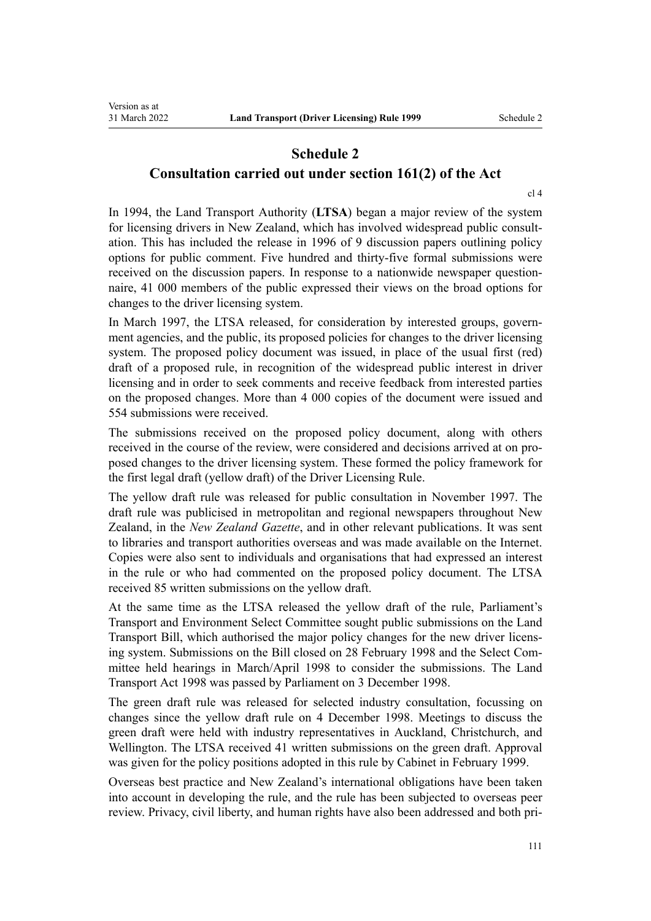# Schedule 2

## Consultation carried out under section 161(2) of the Act

cl 4

In 1994, the Land Transport Authority (**LTSA**) began a major review of the system for licensing drivers in New Zealand, which has involved widespread public consultation. This has included the release in 1996 of 9 discussion papers outlining policy options for public comment. Five hundred and thirty-five formal submissions were received on the discussion papers. In response to a nationwide newspaper questionnaire, 41 000 members of the public expressed their views on the broad options for changes to the driver licensing system.

In March 1997, the LTSA released, for consideration by interested groups, government agencies, and the public, its proposed policies for changes to the driver licensing system. The proposed policy document was issued, in place of the usual first (red) draft of a proposed rule, in recognition of the widespread public interest in driver licensing and in order to seek comments and receive feedback from interested parties on the proposed changes. More than 4 000 copies of the document were issued and 554 submissions were received.

The submissions received on the proposed policy document, along with others received in the course of the review, were considered and decisions arrived at on proposed changes to the driver licensing system. These formed the policy framework for the first legal draft (yellow draft) of the Driver Licensing Rule.

The yellow draft rule was released for public consultation in November 1997. The draft rule was publicised in metropolitan and regional newspapers throughout New Zealand, in the *New Zealand Gazette*, and in other relevant publications. It was sent to libraries and transport authorities overseas and was made available on the Internet. Copies were also sent to individuals and organisations that had expressed an interest in the rule or who had commented on the proposed policy document. The LTSA received 85 written submissions on the yellow draft.

At the same time as the LTSA released the yellow draft of the rule, Parliament's Transport and Environment Select Committee sought public submissions on the Land Transport Bill, which authorised the major policy changes for the new driver licensing system. Submissions on the Bill closed on 28 February 1998 and the Select Committee held hearings in March/April 1998 to consider the submissions. The Land Transport Act 1998 was passed by Parliament on 3 December 1998.

The green draft rule was released for selected industry consultation, focussing on changes since the yellow draft rule on 4 December 1998. Meetings to discuss the green draft were held with industry representatives in Auckland, Christchurch, and Wellington. The LTSA received 41 written submissions on the green draft. Approval was given for the policy positions adopted in this rule by Cabinet in February 1999.

Overseas best practice and New Zealand's international obligations have been taken into account in developing the rule, and the rule has been subjected to overseas peer review. Privacy, civil liberty, and human rights have also been addressed and both pri-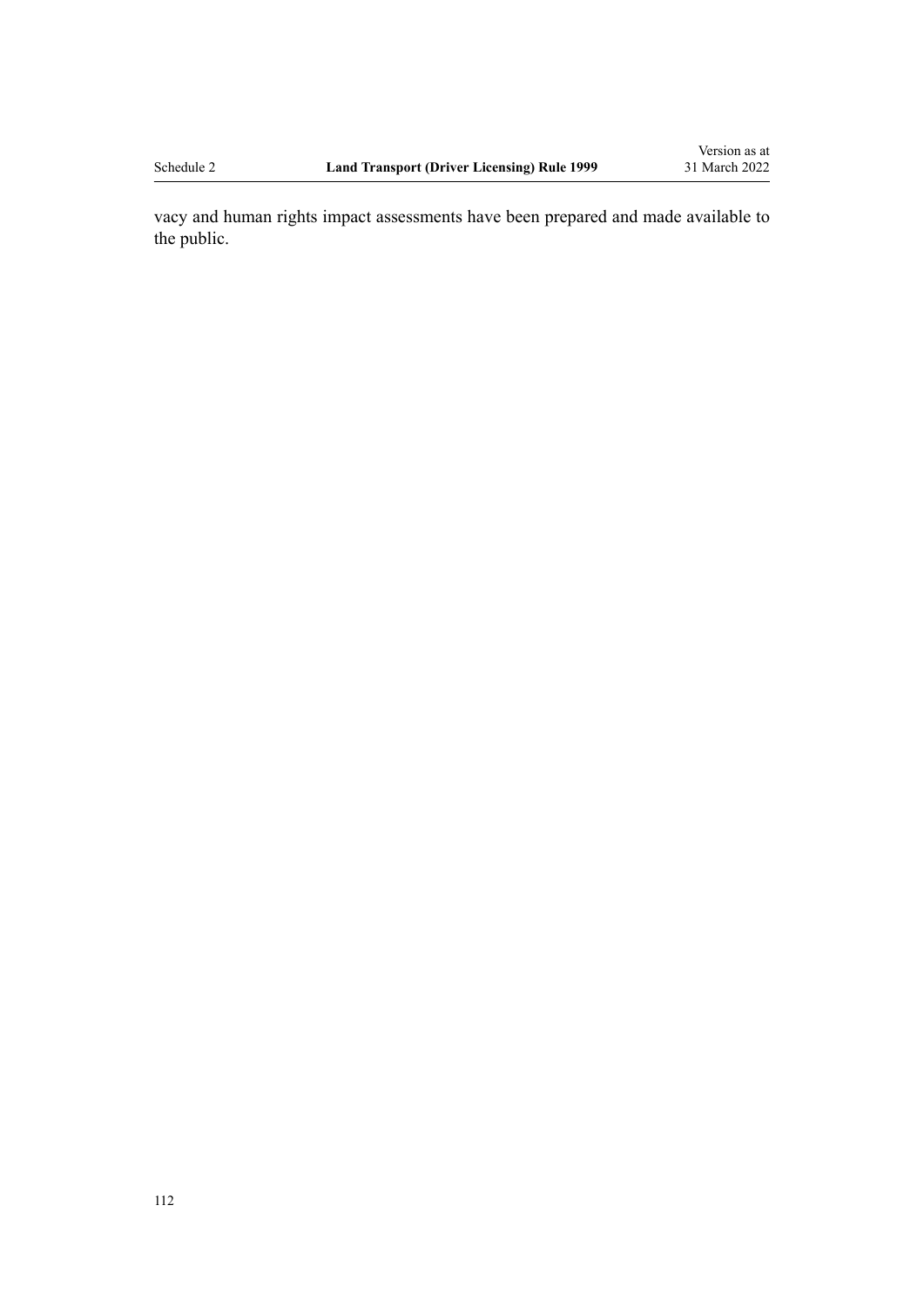vacy and human rights impact assessments have been prepared and made available to the public.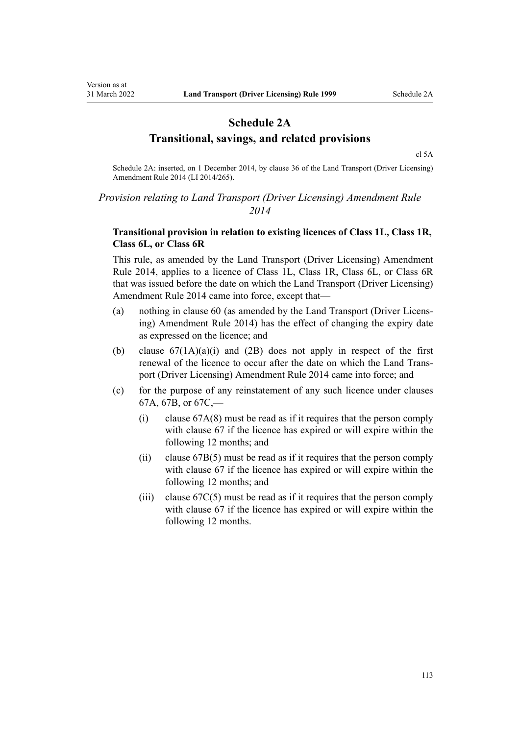# Schedule 2A
## Transitional, savings, and related provisions

cl 5A

Schedule 2A: inserted, on 1 December 2014, by clause 36 of the Land Transport (Driver Licensing) Amendment Rule 2014 (LI 2014/265).

*Provision relating to Land Transport (Driver Licensing) Amendment Rule 2014*

**Transitional provision in relation to existing licences of Class 1L, Class 1R, Class 6L, or Class 6R**

This rule, as amended by the Land Transport (Driver Licensing) Amendment Rule 2014, applies to a licence of Class 1L, Class 1R, Class 6L, or Class 6R that was issued before the date on which the Land Transport (Driver Licensing) Amendment Rule 2014 came into force, except that—

- (a) nothing in clause 60 (as amended by the Land Transport (Driver Licensing) Amendment Rule 2014) has the effect of changing the expiry date as expressed on the licence; and
- (b) clause 67(1A)(a)(i) and (2B) does not apply in respect of the first renewal of the licence to occur after the date on which the Land Transport (Driver Licensing) Amendment Rule 2014 came into force; and
- (c) for the purpose of any reinstatement of any such licence under clauses 67A, 67B, or 67C,—
  - (i) clause 67A(8) must be read as if it requires that the person comply with clause 67 if the licence has expired or will expire within the following 12 months; and
  - (ii) clause 67B(5) must be read as if it requires that the person comply with clause 67 if the licence has expired or will expire within the following 12 months; and
  - (iii) clause 67C(5) must be read as if it requires that the person comply with clause 67 if the licence has expired or will expire within the following 12 months.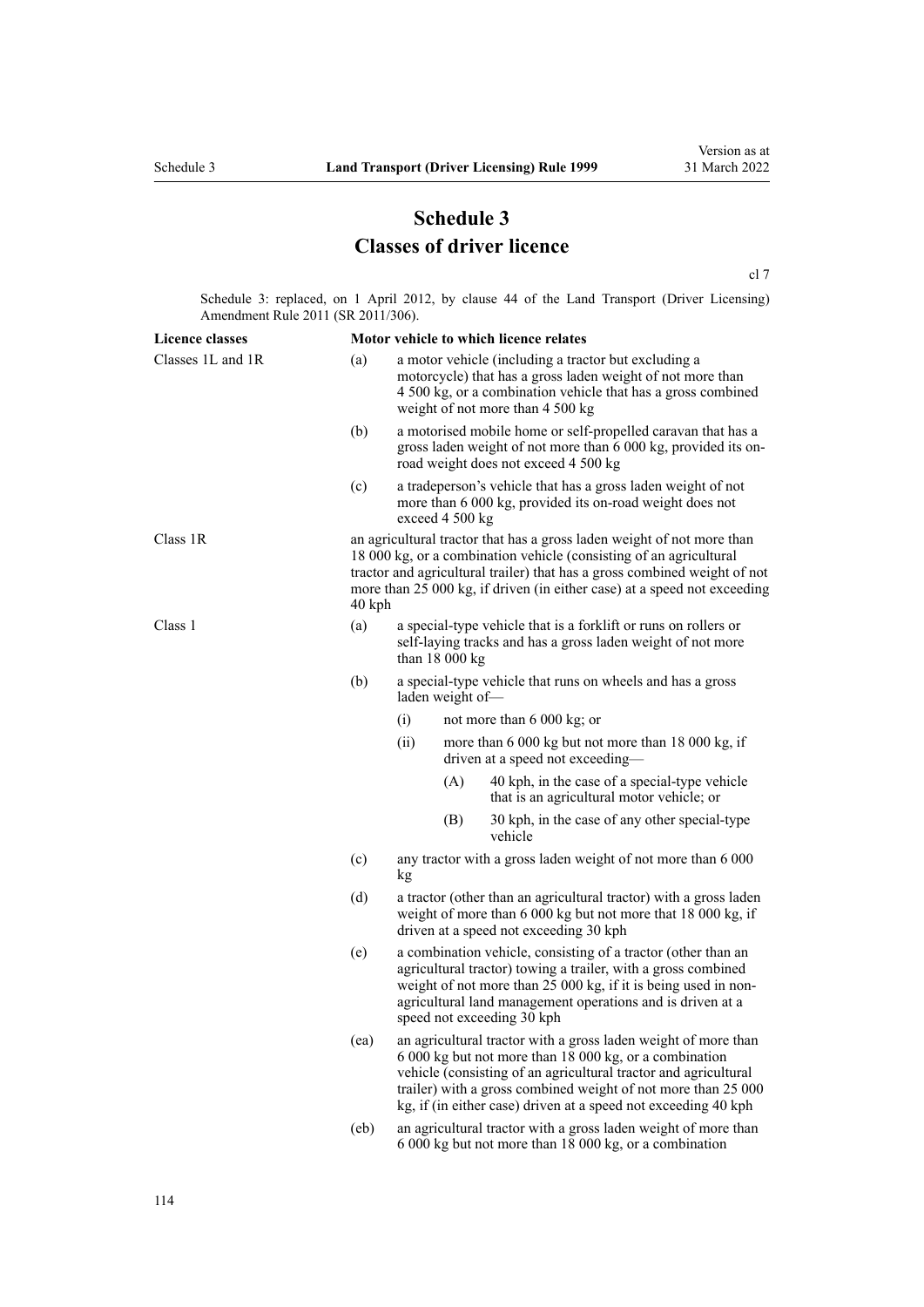# Schedule 3
## Classes of driver licence

cl 7

Schedule 3: replaced, on 1 April 2012, by clause 44 of the Land Transport (Driver Licensing) Amendment Rule 2011 (SR 2011/306).

| Licence classes | Motor vehicle to which licence relates |
|---|---|
| Classes 1L and 1R | (a) a motor vehicle (including a tractor but excluding a motorcycle) that has a gross laden weight of not more than 4 500 kg, or a combination vehicle that has a gross combined weight of not more than 4 500 kg |
| | (b) a motorised mobile home or self-propelled caravan that has a gross laden weight of not more than 6 000 kg, provided its on-road weight does not exceed 4 500 kg |
| | (c) a tradeperson's vehicle that has a gross laden weight of not more than 6 000 kg, provided its on-road weight does not exceed 4 500 kg |
| Class 1R | an agricultural tractor that has a gross laden weight of not more than 18 000 kg, or a combination vehicle (consisting of an agricultural tractor and agricultural trailer) that has a gross combined weight of not more than 25 000 kg, if driven (in either case) at a speed not exceeding 40 kph |
| Class 1 | (a) a special-type vehicle that is a forklift or runs on rollers or self-laying tracks and has a gross laden weight of not more than 18 000 kg |
| | (b) a special-type vehicle that runs on wheels and has a gross laden weight of—<br>(i) not more than 6 000 kg; or<br>(ii) more than 6 000 kg but not more than 18 000 kg, if driven at a speed not exceeding—<br>(A) 40 kph, in the case of a special-type vehicle that is an agricultural motor vehicle; or<br>(B) 30 kph, in the case of any other special-type vehicle |
| | (c) any tractor with a gross laden weight of not more than 6 000 kg |
| | (d) a tractor (other than an agricultural tractor) with a gross laden weight of more than 6 000 kg but not more that 18 000 kg, if driven at a speed not exceeding 30 kph |
| | (e) a combination vehicle, consisting of a tractor (other than an agricultural tractor) towing a trailer, with a gross combined weight of not more than 25 000 kg, if it is being used in non-agricultural land management operations and is driven at a speed not exceeding 30 kph |
| | (ea) an agricultural tractor with a gross laden weight of more than 6 000 kg but not more than 18 000 kg, or a combination vehicle (consisting of an agricultural tractor and agricultural trailer) with a gross combined weight of not more than 25 000 kg, if (in either case) driven at a speed not exceeding 40 kph |
| | (eb) an agricultural tractor with a gross laden weight of more than 6 000 kg but not more than 18 000 kg, or a combination |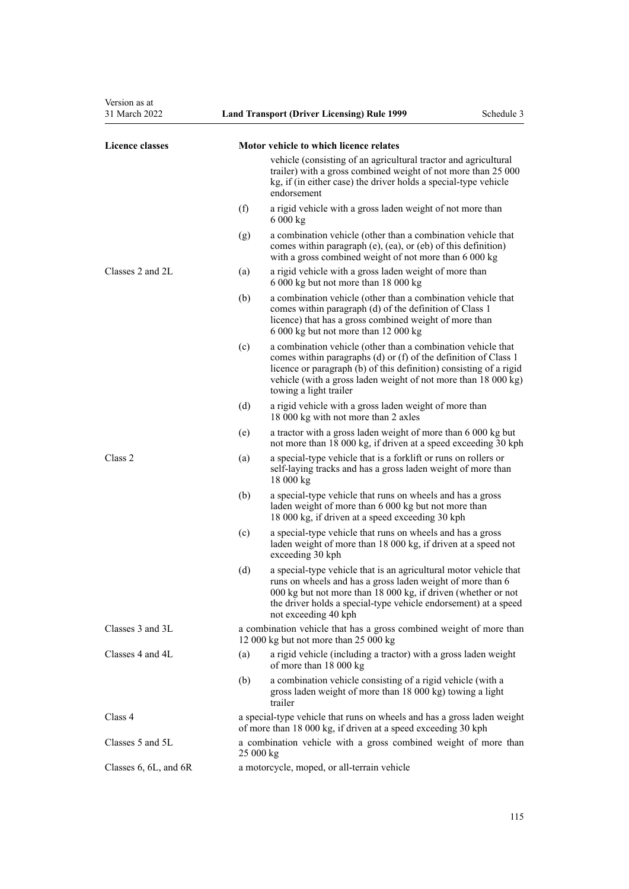| Licence classes | Motor vehicle to which licence relates |
|---|---|
| | vehicle (consisting of an agricultural tractor and agricultural trailer) with a gross combined weight of not more than 25 000 kg, if (in either case) the driver holds a special-type vehicle endorsement |
| | (f) a rigid vehicle with a gross laden weight of not more than 6 000 kg |
| | (g) a combination vehicle (other than a combination vehicle that comes within paragraph (e), (ea), or (eb) of this definition) with a gross combined weight of not more than 6 000 kg |
| Classes 2 and 2L | (a) a rigid vehicle with a gross laden weight of more than 6 000 kg but not more than 18 000 kg |
| | (b) a combination vehicle (other than a combination vehicle that comes within paragraph (d) of the definition of Class 1 licence) that has a gross combined weight of more than 6 000 kg but not more than 12 000 kg |
| | (c) a combination vehicle (other than a combination vehicle that comes within paragraphs (d) or (f) of the definition of Class 1 licence or paragraph (b) of this definition) consisting of a rigid vehicle (with a gross laden weight of not more than 18 000 kg) towing a light trailer |
| | (d) a rigid vehicle with a gross laden weight of more than 18 000 kg with not more than 2 axles |
| | (e) a tractor with a gross laden weight of more than 6 000 kg but not more than 18 000 kg, if driven at a speed exceeding 30 kph |
| Class 2 | (a) a special-type vehicle that is a forklift or runs on rollers or self-laying tracks and has a gross laden weight of more than 18 000 kg |
| | (b) a special-type vehicle that runs on wheels and has a gross laden weight of more than 6 000 kg but not more than 18 000 kg, if driven at a speed exceeding 30 kph |
| | (c) a special-type vehicle that runs on wheels and has a gross laden weight of more than 18 000 kg, if driven at a speed not exceeding 30 kph |
| | (d) a special-type vehicle that is an agricultural motor vehicle that runs on wheels and has a gross laden weight of more than 6 000 kg but not more than 18 000 kg, if driven (whether or not the driver holds a special-type vehicle endorsement) at a speed not exceeding 40 kph |
| Classes 3 and 3L | a combination vehicle that has a gross combined weight of more than 12 000 kg but not more than 25 000 kg |
| Classes 4 and 4L | (a) a rigid vehicle (including a tractor) with a gross laden weight of more than 18 000 kg |
| | (b) a combination vehicle consisting of a rigid vehicle (with a gross laden weight of more than 18 000 kg) towing a light trailer |
| Class 4 | a special-type vehicle that runs on wheels and has a gross laden weight of more than 18 000 kg, if driven at a speed exceeding 30 kph |
| Classes 5 and 5L | a combination vehicle with a gross combined weight of more than 25 000 kg |
| Classes 6, 6L, and 6R | a motorcycle, moped, or all-terrain vehicle |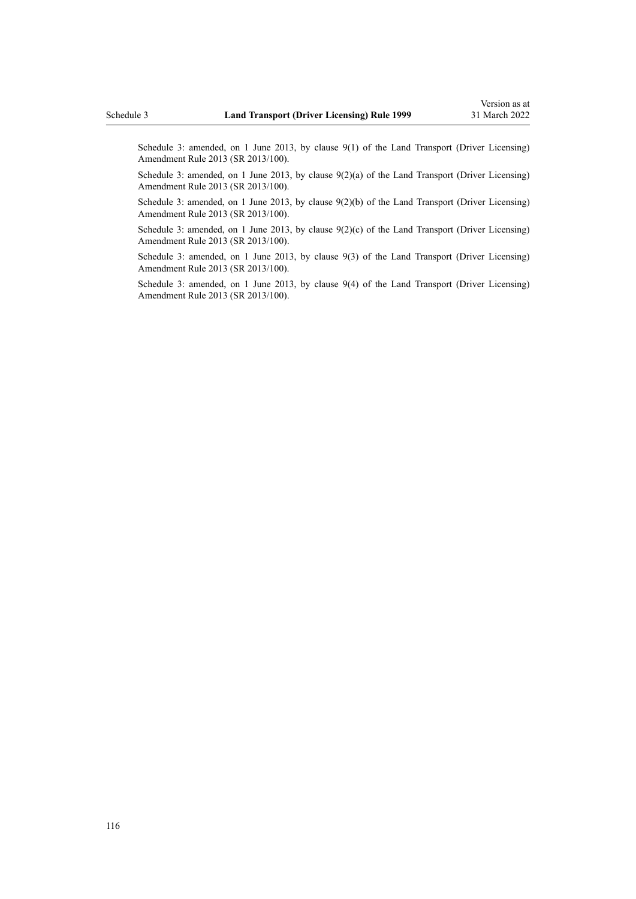Schedule 3: amended, on 1 June 2013, by clause 9(1) of the Land Transport (Driver Licensing) Amendment Rule 2013 (SR 2013/100).

Schedule 3: amended, on 1 June 2013, by clause 9(2)(a) of the Land Transport (Driver Licensing) Amendment Rule 2013 (SR 2013/100).

Schedule 3: amended, on 1 June 2013, by clause 9(2)(b) of the Land Transport (Driver Licensing) Amendment Rule 2013 (SR 2013/100).

Schedule 3: amended, on 1 June 2013, by clause 9(2)(c) of the Land Transport (Driver Licensing) Amendment Rule 2013 (SR 2013/100).

Schedule 3: amended, on 1 June 2013, by clause 9(3) of the Land Transport (Driver Licensing) Amendment Rule 2013 (SR 2013/100).

Schedule 3: amended, on 1 June 2013, by clause 9(4) of the Land Transport (Driver Licensing) Amendment Rule 2013 (SR 2013/100).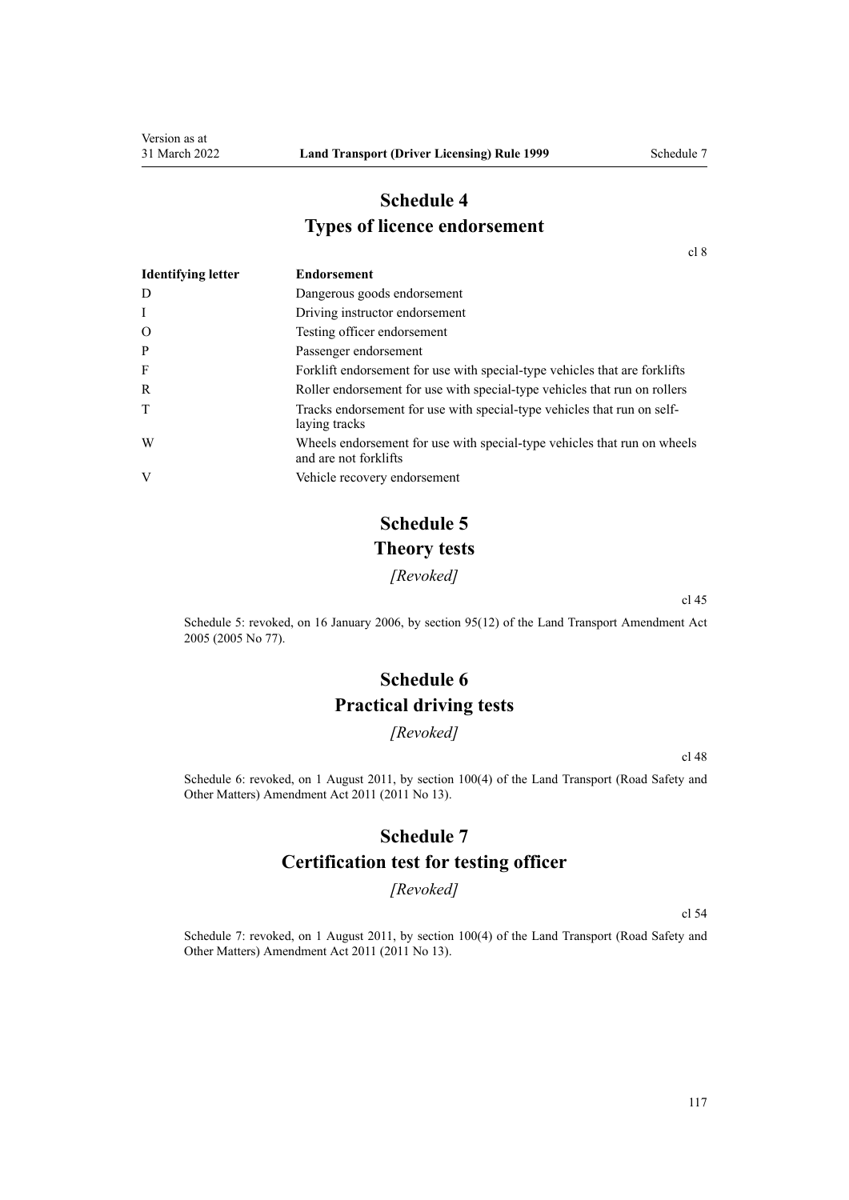# Schedule 4
# Types of licence endorsement

cl 8

| Identifying letter | Endorsement |
| --- | --- |
| D | Dangerous goods endorsement |
| I | Driving instructor endorsement |
| O | Testing officer endorsement |
| P | Passenger endorsement |
| F | Forklift endorsement for use with special-type vehicles that are forklifts |
| R | Roller endorsement for use with special-type vehicles that run on rollers |
| T | Tracks endorsement for use with special-type vehicles that run on self-laying tracks |
| W | Wheels endorsement for use with special-type vehicles that run on wheels and are not forklifts |
| V | Vehicle recovery endorsement |

# Schedule 5
# Theory tests

*[Revoked]*

cl 45

Schedule 5: revoked, on 16 January 2006, by section 95(12) of the Land Transport Amendment Act 2005 (2005 No 77).

# Schedule 6
# Practical driving tests

*[Revoked]*

cl 48

Schedule 6: revoked, on 1 August 2011, by section 100(4) of the Land Transport (Road Safety and Other Matters) Amendment Act 2011 (2011 No 13).

# Schedule 7
# Certification test for testing officer

*[Revoked]*

cl 54

Schedule 7: revoked, on 1 August 2011, by section 100(4) of the Land Transport (Road Safety and Other Matters) Amendment Act 2011 (2011 No 13).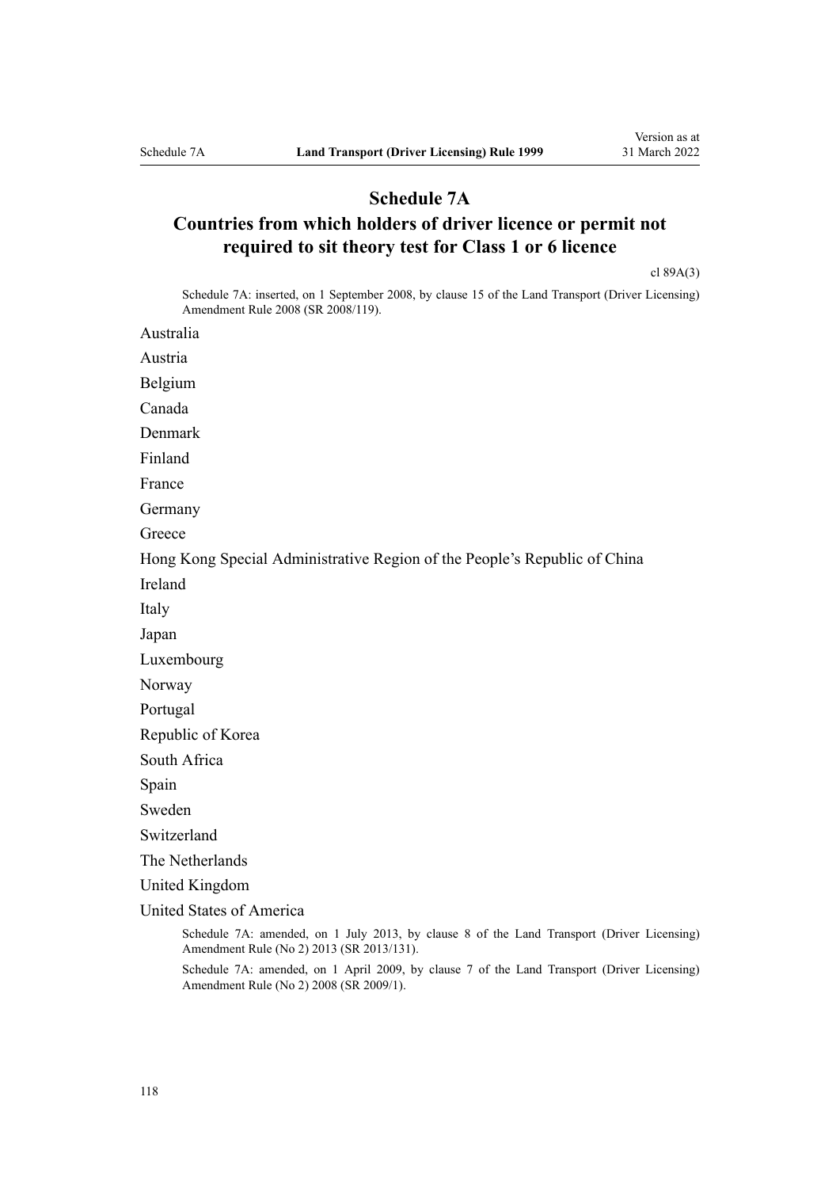# Schedule 7A

## Countries from which holders of driver licence or permit not required to sit theory test for Class 1 or 6 licence

cl 89A(3)

Schedule 7A: inserted, on 1 September 2008, by clause 15 of the Land Transport (Driver Licensing) Amendment Rule 2008 (SR 2008/119).

Australia

Austria

Belgium

Canada

Denmark

Finland

France

Germany

Greece

Hong Kong Special Administrative Region of the People's Republic of China

Ireland

Italy

Japan

Luxembourg

Norway

Portugal

Republic of Korea

South Africa

Spain

Sweden

Switzerland

The Netherlands

United Kingdom

United States of America

Schedule 7A: amended, on 1 July 2013, by clause 8 of the Land Transport (Driver Licensing) Amendment Rule (No 2) 2013 (SR 2013/131).

Schedule 7A: amended, on 1 April 2009, by clause 7 of the Land Transport (Driver Licensing) Amendment Rule (No 2) 2008 (SR 2009/1).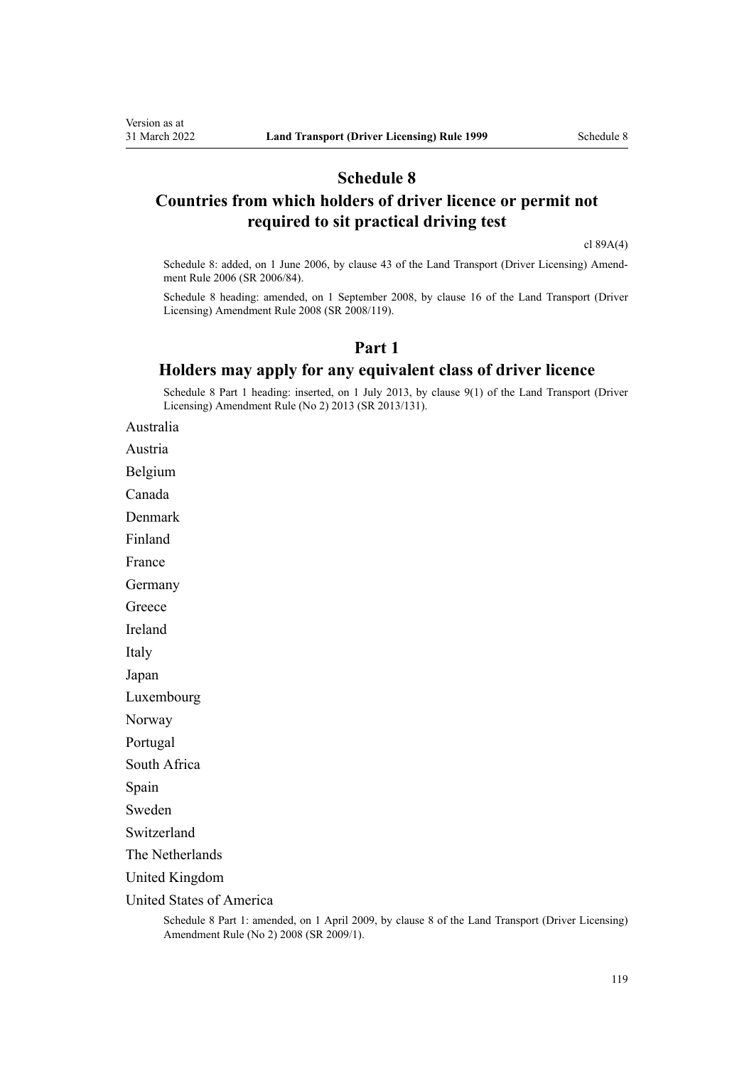# Schedule 8
# Countries from which holders of driver licence or permit not required to sit practical driving test

cl 89A(4)

Schedule 8: added, on 1 June 2006, by clause 43 of the Land Transport (Driver Licensing) Amendment Rule 2006 (SR 2006/84).

Schedule 8 heading: amended, on 1 September 2008, by clause 16 of the Land Transport (Driver Licensing) Amendment Rule 2008 (SR 2008/119).

## Part 1
## Holders may apply for any equivalent class of driver licence

Schedule 8 Part 1 heading: inserted, on 1 July 2013, by clause 9(1) of the Land Transport (Driver Licensing) Amendment Rule (No 2) 2013 (SR 2013/131).

Australia

Austria

Belgium

Canada

Denmark

Finland

France

Germany

Greece

Ireland

Italy

Japan

Luxembourg

Norway

Portugal

South Africa

Spain

Sweden

Switzerland

The Netherlands

United Kingdom

United States of America

Schedule 8 Part 1: amended, on 1 April 2009, by clause 8 of the Land Transport (Driver Licensing) Amendment Rule (No 2) 2008 (SR 2009/1).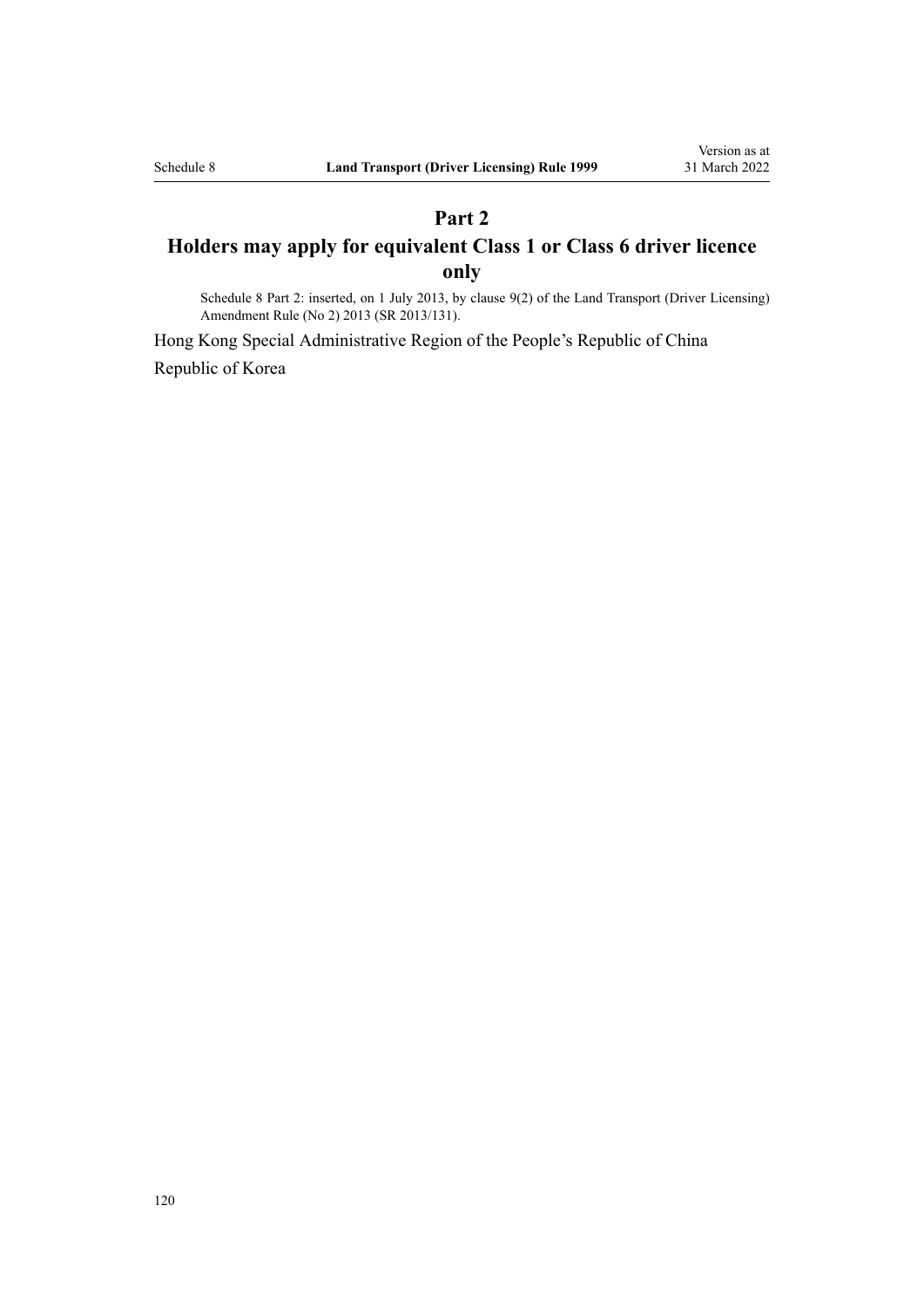## Part 2
## Holders may apply for equivalent Class 1 or Class 6 driver licence only

Schedule 8 Part 2: inserted, on 1 July 2013, by clause 9(2) of the Land Transport (Driver Licensing) Amendment Rule (No 2) 2013 (SR 2013/131).

Hong Kong Special Administrative Region of the People's Republic of China

Republic of Korea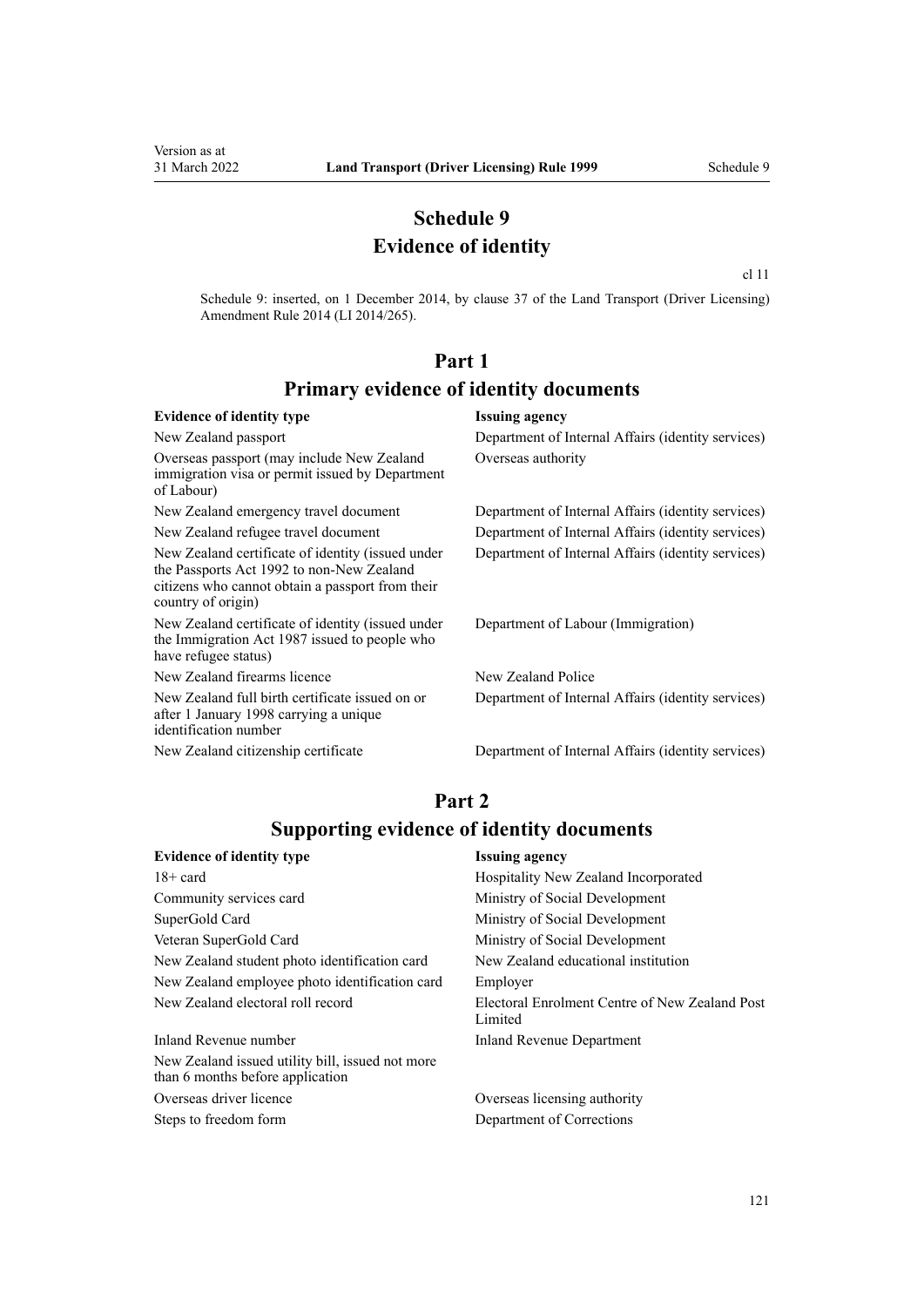# Schedule 9
# Evidence of identity

cl 11

Schedule 9: inserted, on 1 December 2014, by clause 37 of the Land Transport (Driver Licensing) Amendment Rule 2014 (LI 2014/265).

## Part 1
## Primary evidence of identity documents

| Evidence of identity type | Issuing agency |
|---|---|
| New Zealand passport | Department of Internal Affairs (identity services) |
| Overseas passport (may include New Zealand immigration visa or permit issued by Department of Labour) | Overseas authority |
| New Zealand emergency travel document | Department of Internal Affairs (identity services) |
| New Zealand refugee travel document | Department of Internal Affairs (identity services) |
| New Zealand certificate of identity (issued under the Passports Act 1992 to non-New Zealand citizens who cannot obtain a passport from their country of origin) | Department of Internal Affairs (identity services) |
| New Zealand certificate of identity (issued under the Immigration Act 1987 issued to people who have refugee status) | Department of Labour (Immigration) |
| New Zealand firearms licence | New Zealand Police |
| New Zealand full birth certificate issued on or after 1 January 1998 carrying a unique identification number | Department of Internal Affairs (identity services) |
| New Zealand citizenship certificate | Department of Internal Affairs (identity services) |

## Part 2
## Supporting evidence of identity documents

| Evidence of identity type | Issuing agency |
|---|---|
| 18+ card | Hospitality New Zealand Incorporated |
| Community services card | Ministry of Social Development |
| SuperGold Card | Ministry of Social Development |
| Veteran SuperGold Card | Ministry of Social Development |
| New Zealand student photo identification card | New Zealand educational institution |
| New Zealand employee photo identification card | Employer |
| New Zealand electoral roll record | Electoral Enrolment Centre of New Zealand Post Limited |
| Inland Revenue number | Inland Revenue Department |
| New Zealand issued utility bill, issued not more than 6 months before application | |
| Overseas driver licence | Overseas licensing authority |
| Steps to freedom form | Department of Corrections |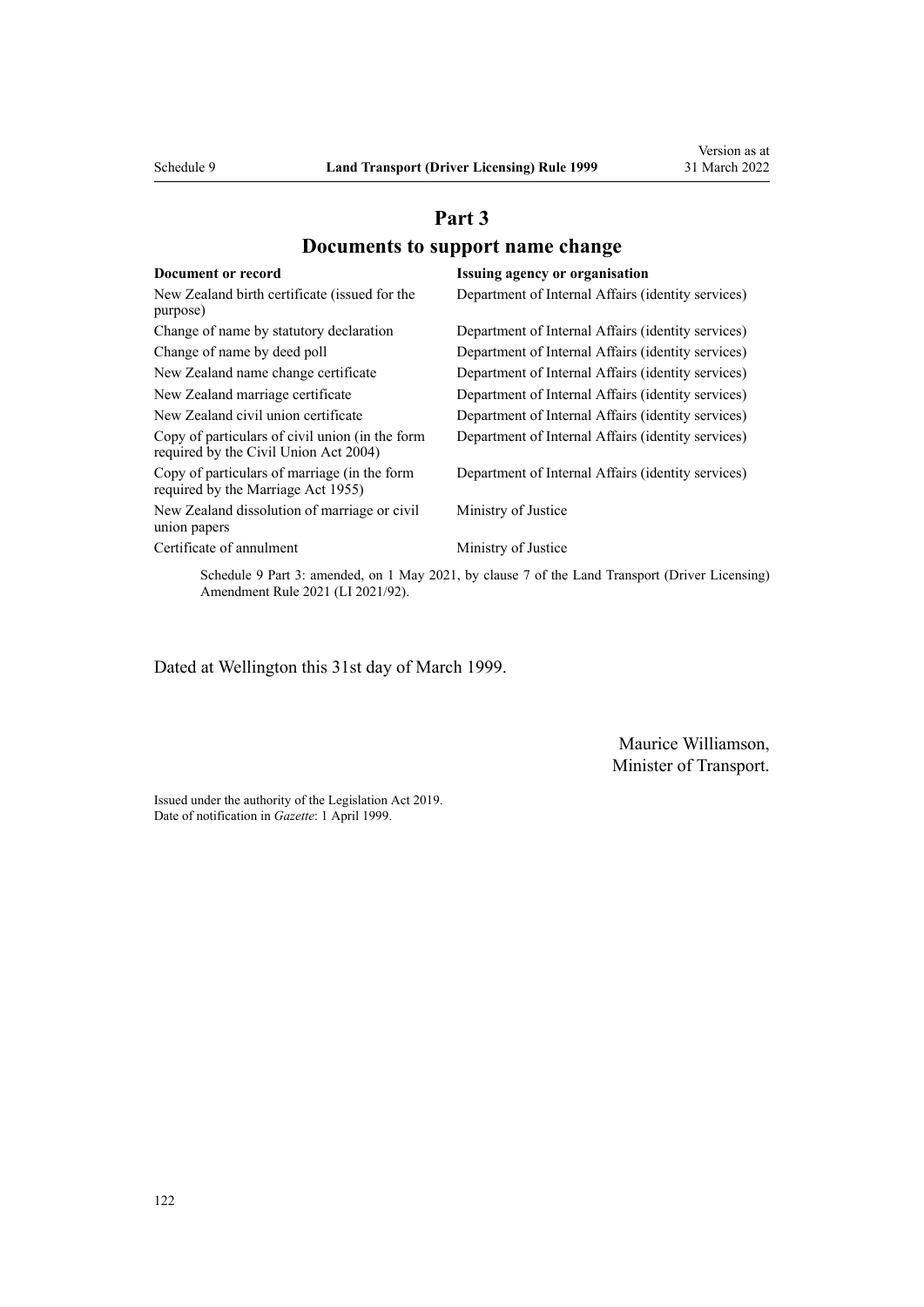# Part 3

## Documents to support name change

| Document or record | Issuing agency or organisation |
|---|---|
| New Zealand birth certificate (issued for the purpose) | Department of Internal Affairs (identity services) |
| Change of name by statutory declaration | Department of Internal Affairs (identity services) |
| Change of name by deed poll | Department of Internal Affairs (identity services) |
| New Zealand name change certificate | Department of Internal Affairs (identity services) |
| New Zealand marriage certificate | Department of Internal Affairs (identity services) |
| New Zealand civil union certificate | Department of Internal Affairs (identity services) |
| Copy of particulars of civil union (in the form required by the Civil Union Act 2004) | Department of Internal Affairs (identity services) |
| Copy of particulars of marriage (in the form required by the Marriage Act 1955) | Department of Internal Affairs (identity services) |
| New Zealand dissolution of marriage or civil union papers | Ministry of Justice |
| Certificate of annulment | Ministry of Justice |

Schedule 9 Part 3: amended, on 1 May 2021, by clause 7 of the Land Transport (Driver Licensing) Amendment Rule 2021 (LI 2021/92).

Dated at Wellington this 31st day of March 1999.

Maurice Williamson,
Minister of Transport.

Issued under the authority of the Legislation Act 2019.
Date of notification in *Gazette*: 1 April 1999.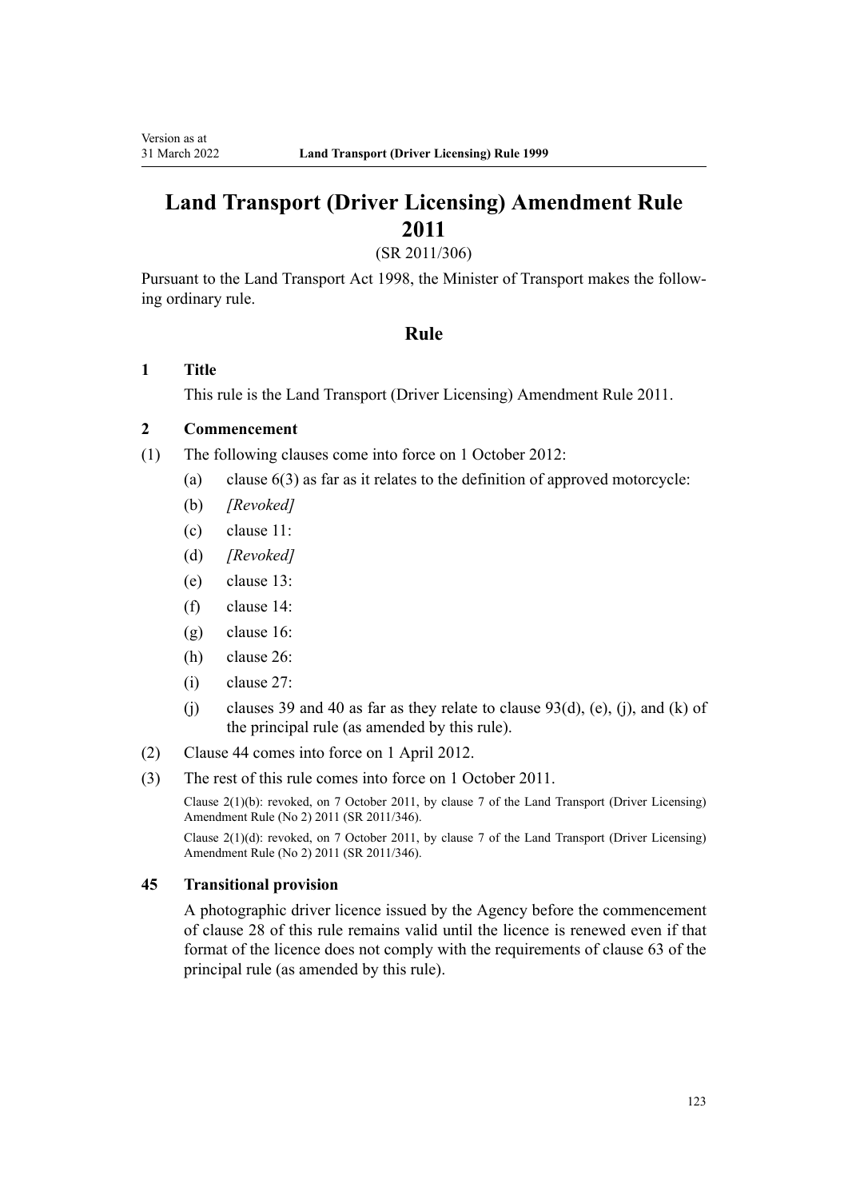# Land Transport (Driver Licensing) Amendment Rule 2011

(SR 2011/306)

Pursuant to the Land Transport Act 1998, the Minister of Transport makes the following ordinary rule.

## Rule

### 1 Title

This rule is the Land Transport (Driver Licensing) Amendment Rule 2011.

### 2 Commencement

(1) The following clauses come into force on 1 October 2012:

- (a) clause 6(3) as far as it relates to the definition of approved motorcycle:
- (b) *[Revoked]*
- (c) clause 11:
- (d) *[Revoked]*
- (e) clause 13:
- (f) clause 14:
- (g) clause 16:
- (h) clause 26:
- (i) clause 27:
- (j) clauses 39 and 40 as far as they relate to clause 93(d), (e), (j), and (k) of the principal rule (as amended by this rule).

(2) Clause 44 comes into force on 1 April 2012.

(3) The rest of this rule comes into force on 1 October 2011.

Clause 2(1)(b): revoked, on 7 October 2011, by clause 7 of the Land Transport (Driver Licensing) Amendment Rule (No 2) 2011 (SR 2011/346).

Clause 2(1)(d): revoked, on 7 October 2011, by clause 7 of the Land Transport (Driver Licensing) Amendment Rule (No 2) 2011 (SR 2011/346).

### 45 Transitional provision

A photographic driver licence issued by the Agency before the commencement of clause 28 of this rule remains valid until the licence is renewed even if that format of the licence does not comply with the requirements of clause 63 of the principal rule (as amended by this rule).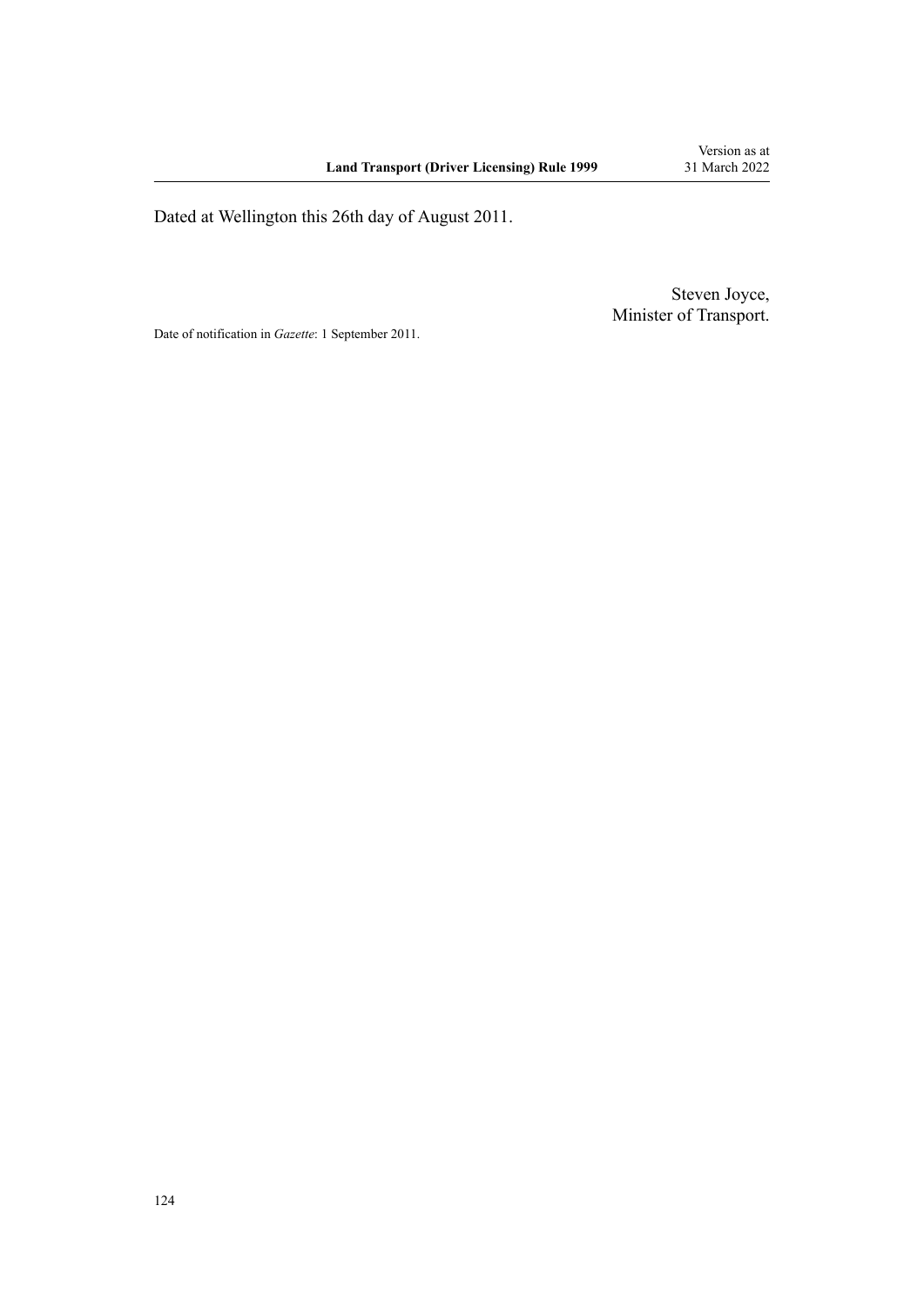Dated at Wellington this 26th day of August 2011.

Steven Joyce,
Minister of Transport.

Date of notification in *Gazette*: 1 September 2011.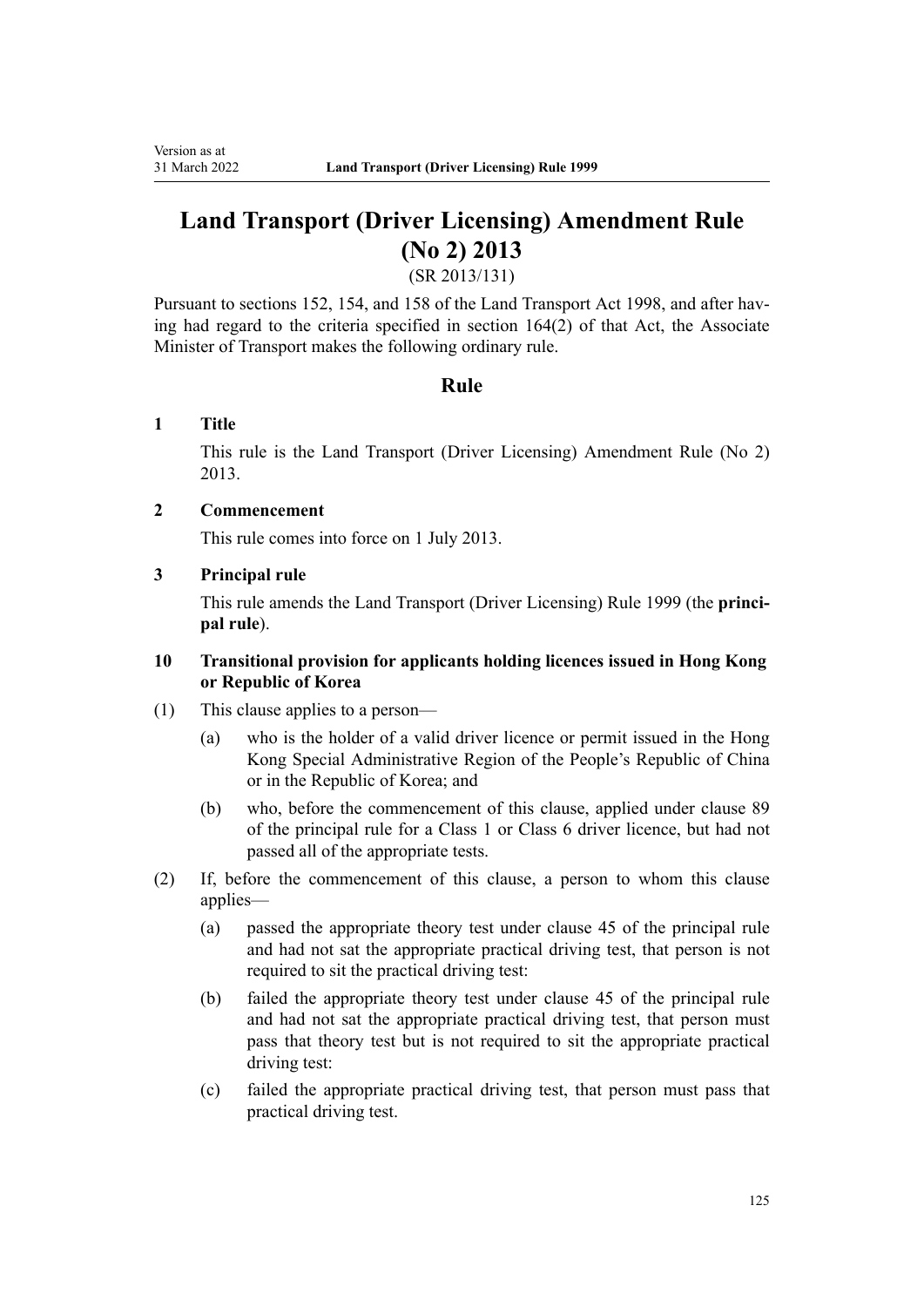# Land Transport (Driver Licensing) Amendment Rule (No 2) 2013

(SR 2013/131)

Pursuant to sections 152, 154, and 158 of the Land Transport Act 1998, and after having had regard to the criteria specified in section 164(2) of that Act, the Associate Minister of Transport makes the following ordinary rule.

## Rule

### 1 Title

This rule is the Land Transport (Driver Licensing) Amendment Rule (No 2) 2013.

### 2 Commencement

This rule comes into force on 1 July 2013.

### 3 Principal rule

This rule amends the Land Transport (Driver Licensing) Rule 1999 (the **principal rule**).

### 10 Transitional provision for applicants holding licences issued in Hong Kong or Republic of Korea

(1) This clause applies to a person—

- (a) who is the holder of a valid driver licence or permit issued in the Hong Kong Special Administrative Region of the People's Republic of China or in the Republic of Korea; and
- (b) who, before the commencement of this clause, applied under clause 89 of the principal rule for a Class 1 or Class 6 driver licence, but had not passed all of the appropriate tests.

(2) If, before the commencement of this clause, a person to whom this clause applies—

- (a) passed the appropriate theory test under clause 45 of the principal rule and had not sat the appropriate practical driving test, that person is not required to sit the practical driving test:
- (b) failed the appropriate theory test under clause 45 of the principal rule and had not sat the appropriate practical driving test, that person must pass that theory test but is not required to sit the appropriate practical driving test:
- (c) failed the appropriate practical driving test, that person must pass that practical driving test.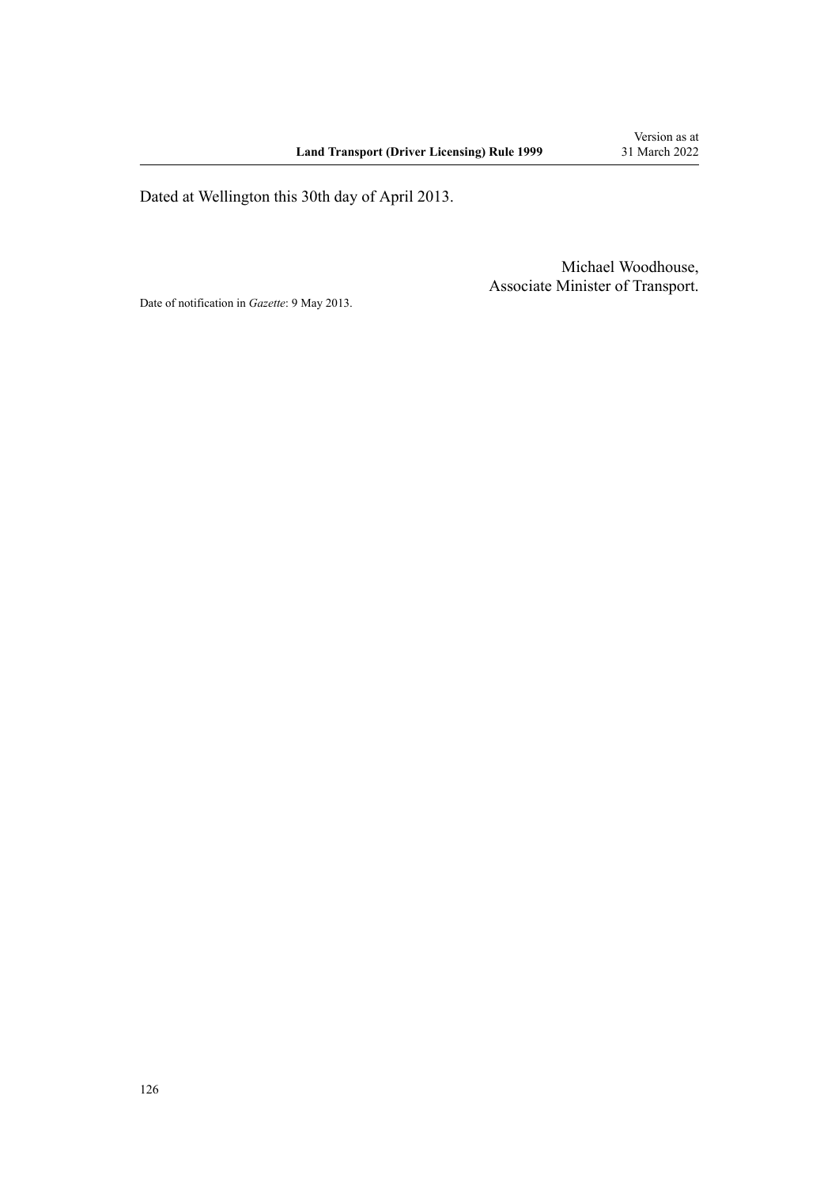Dated at Wellington this 30th day of April 2013.

Michael Woodhouse,
Associate Minister of Transport.

Date of notification in *Gazette*: 9 May 2013.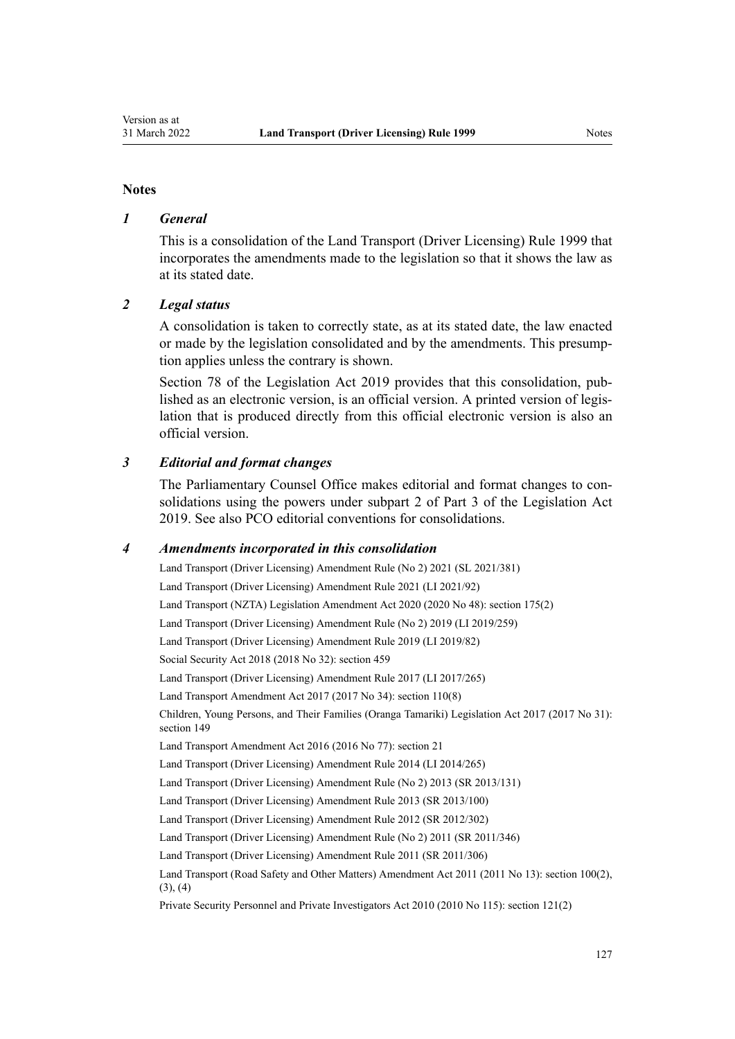## Notes

### *1 General*

This is a consolidation of the Land Transport (Driver Licensing) Rule 1999 that incorporates the amendments made to the legislation so that it shows the law as at its stated date.

### *2 Legal status*

A consolidation is taken to correctly state, as at its stated date, the law enacted or made by the legislation consolidated and by the amendments. This presumption applies unless the contrary is shown.

Section 78 of the Legislation Act 2019 provides that this consolidation, published as an electronic version, is an official version. A printed version of legislation that is produced directly from this official electronic version is also an official version.

### *3 Editorial and format changes*

The Parliamentary Counsel Office makes editorial and format changes to consolidations using the powers under subpart 2 of Part 3 of the Legislation Act 2019. See also PCO editorial conventions for consolidations.

### *4 Amendments incorporated in this consolidation*

Land Transport (Driver Licensing) Amendment Rule (No 2) 2021 (SL 2021/381)

Land Transport (Driver Licensing) Amendment Rule 2021 (LI 2021/92)

Land Transport (NZTA) Legislation Amendment Act 2020 (2020 No 48): section 175(2)

Land Transport (Driver Licensing) Amendment Rule (No 2) 2019 (LI 2019/259)

Land Transport (Driver Licensing) Amendment Rule 2019 (LI 2019/82)

Social Security Act 2018 (2018 No 32): section 459

Land Transport (Driver Licensing) Amendment Rule 2017 (LI 2017/265)

Land Transport Amendment Act 2017 (2017 No 34): section 110(8)

Children, Young Persons, and Their Families (Oranga Tamariki) Legislation Act 2017 (2017 No 31): section 149

Land Transport Amendment Act 2016 (2016 No 77): section 21

Land Transport (Driver Licensing) Amendment Rule 2014 (LI 2014/265)

Land Transport (Driver Licensing) Amendment Rule (No 2) 2013 (SR 2013/131)

Land Transport (Driver Licensing) Amendment Rule 2013 (SR 2013/100)

Land Transport (Driver Licensing) Amendment Rule 2012 (SR 2012/302)

Land Transport (Driver Licensing) Amendment Rule (No 2) 2011 (SR 2011/346)

Land Transport (Driver Licensing) Amendment Rule 2011 (SR 2011/306)

Land Transport (Road Safety and Other Matters) Amendment Act 2011 (2011 No 13): section 100(2), (3), (4)

Private Security Personnel and Private Investigators Act 2010 (2010 No 115): section 121(2)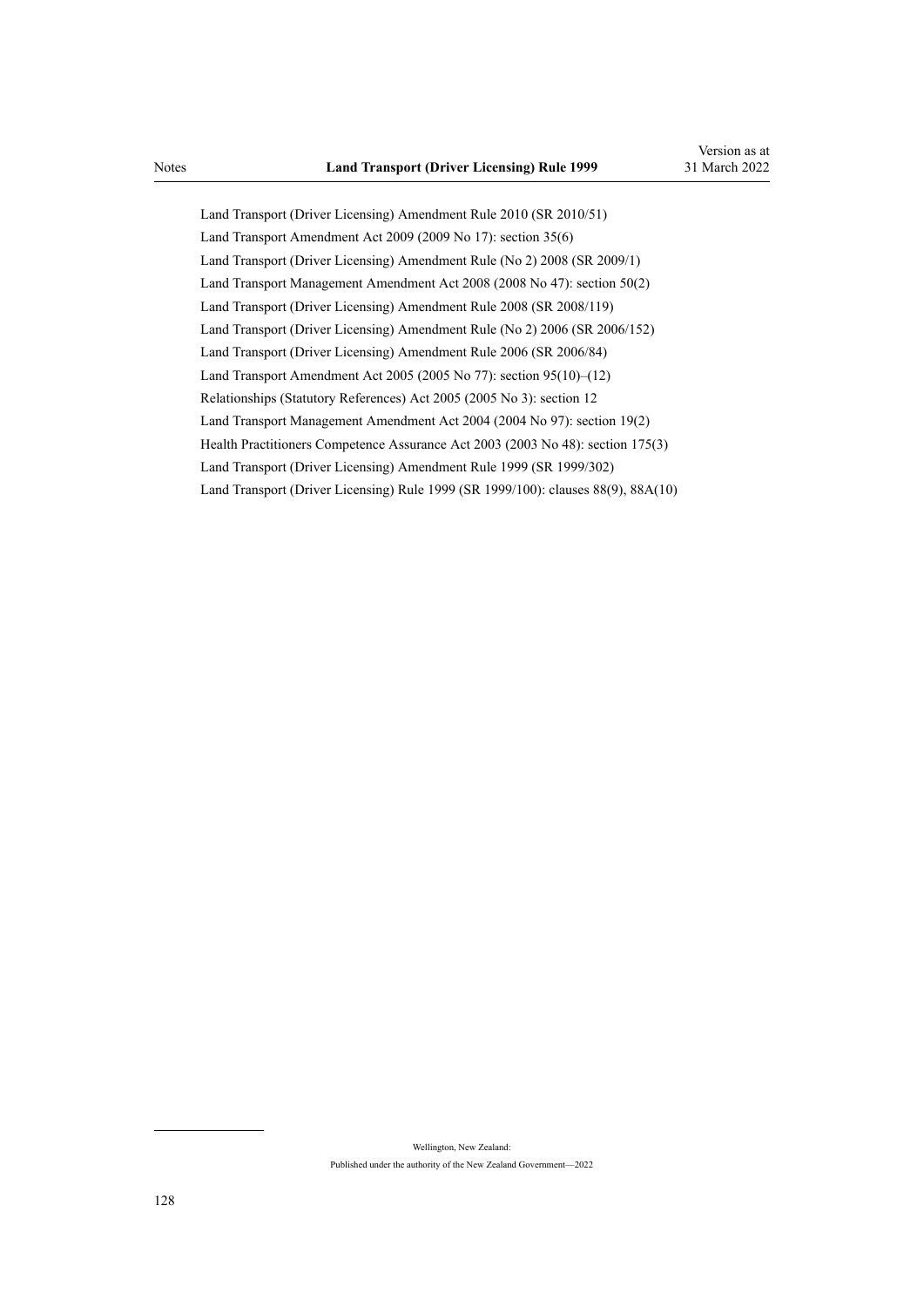Land Transport (Driver Licensing) Amendment Rule 2010 (SR 2010/51)

Land Transport Amendment Act 2009 (2009 No 17): section 35(6)

Land Transport (Driver Licensing) Amendment Rule (No 2) 2008 (SR 2009/1)

Land Transport Management Amendment Act 2008 (2008 No 47): section 50(2)

Land Transport (Driver Licensing) Amendment Rule 2008 (SR 2008/119)

Land Transport (Driver Licensing) Amendment Rule (No 2) 2006 (SR 2006/152)

Land Transport (Driver Licensing) Amendment Rule 2006 (SR 2006/84)

Land Transport Amendment Act 2005 (2005 No 77): section 95(10)–(12)

Relationships (Statutory References) Act 2005 (2005 No 3): section 12

Land Transport Management Amendment Act 2004 (2004 No 97): section 19(2)

Health Practitioners Competence Assurance Act 2003 (2003 No 48): section 175(3)

Land Transport (Driver Licensing) Amendment Rule 1999 (SR 1999/302)

Land Transport (Driver Licensing) Rule 1999 (SR 1999/100): clauses 88(9), 88A(10)

Wellington, New Zealand:

Published under the authority of the New Zealand Government—2022